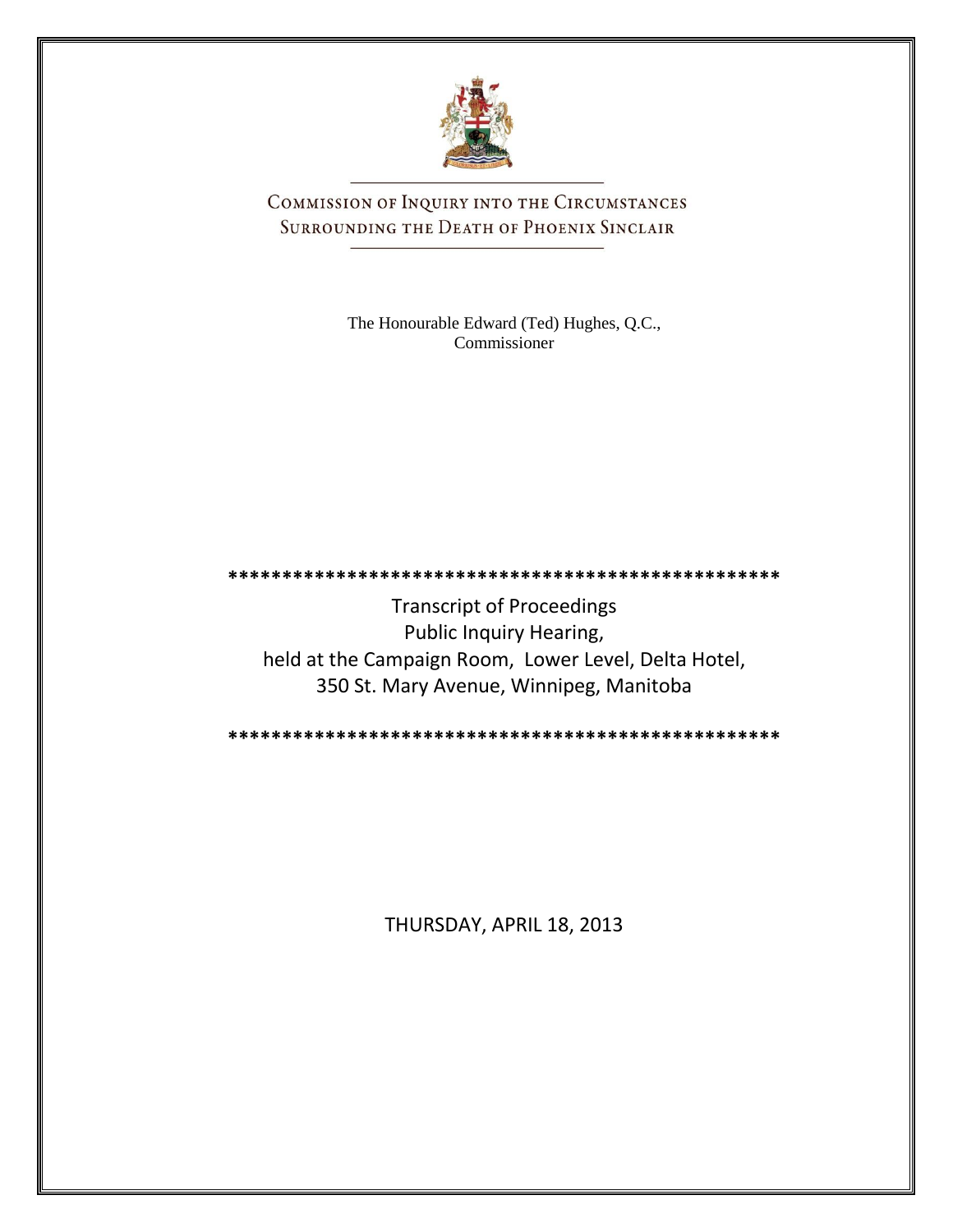# Commission of Inquiry into the Circumstances Surrounding the Death of Phoenix Sinclair

The Honourable Edward (Ted) Hughes, Q.C.,
Commissioner

\*\*\*\*\*\*\*\*\*\*\*\*\*\*\*\*\*\*\*\*\*\*\*\*\*\*\*\*\*\*\*\*\*\*\*\*\*\*\*\*\*\*\*\*\*\*\*\*\*\*\*\*\*

Transcript of Proceedings
Public Inquiry Hearing,
held at the Campaign Room, Lower Level, Delta Hotel,
350 St. Mary Avenue, Winnipeg, Manitoba

\*\*\*\*\*\*\*\*\*\*\*\*\*\*\*\*\*\*\*\*\*\*\*\*\*\*\*\*\*\*\*\*\*\*\*\*\*\*\*\*\*\*\*\*\*\*\*\*\*\*\*\*\*

THURSDAY, APRIL 18, 2013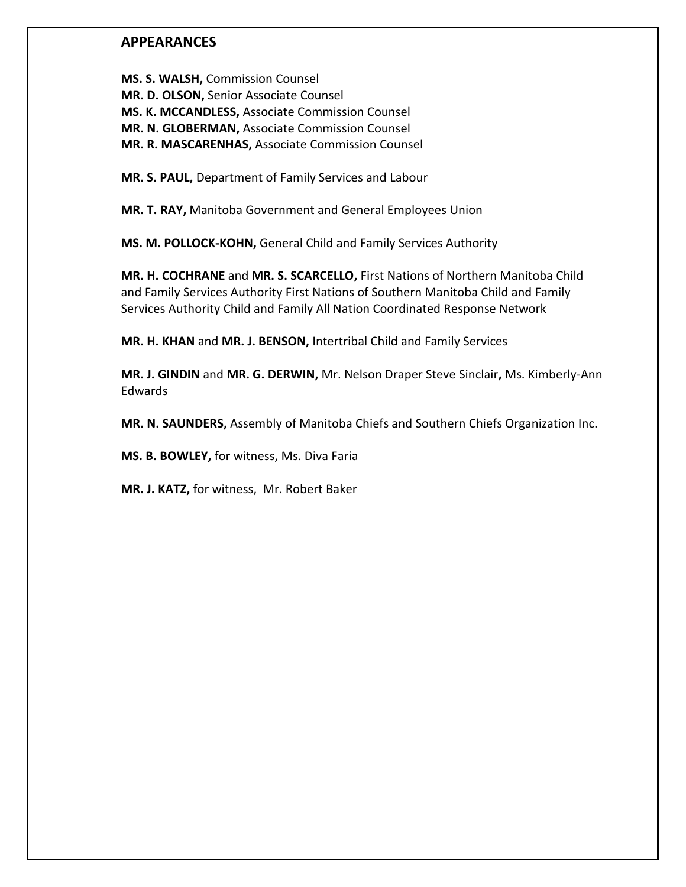## APPEARANCES

**MS. S. WALSH,** Commission Counsel
**MR. D. OLSON,** Senior Associate Counsel
**MS. K. MCCANDLESS,** Associate Commission Counsel
**MR. N. GLOBERMAN,** Associate Commission Counsel
**MR. R. MASCARENHAS,** Associate Commission Counsel

**MR. S. PAUL,** Department of Family Services and Labour

**MR. T. RAY,** Manitoba Government and General Employees Union

**MS. M. POLLOCK-KOHN,** General Child and Family Services Authority

**MR. H. COCHRANE** and **MR. S. SCARCELLO,** First Nations of Northern Manitoba Child and Family Services Authority First Nations of Southern Manitoba Child and Family Services Authority Child and Family All Nation Coordinated Response Network

**MR. H. KHAN** and **MR. J. BENSON,** Intertribal Child and Family Services

**MR. J. GINDIN** and **MR. G. DERWIN,** Mr. Nelson Draper Steve Sinclair**,** Ms. Kimberly-Ann Edwards

**MR. N. SAUNDERS,** Assembly of Manitoba Chiefs and Southern Chiefs Organization Inc.

**MS. B. BOWLEY,** for witness, Ms. Diva Faria

**MR. J. KATZ,** for witness, Mr. Robert Baker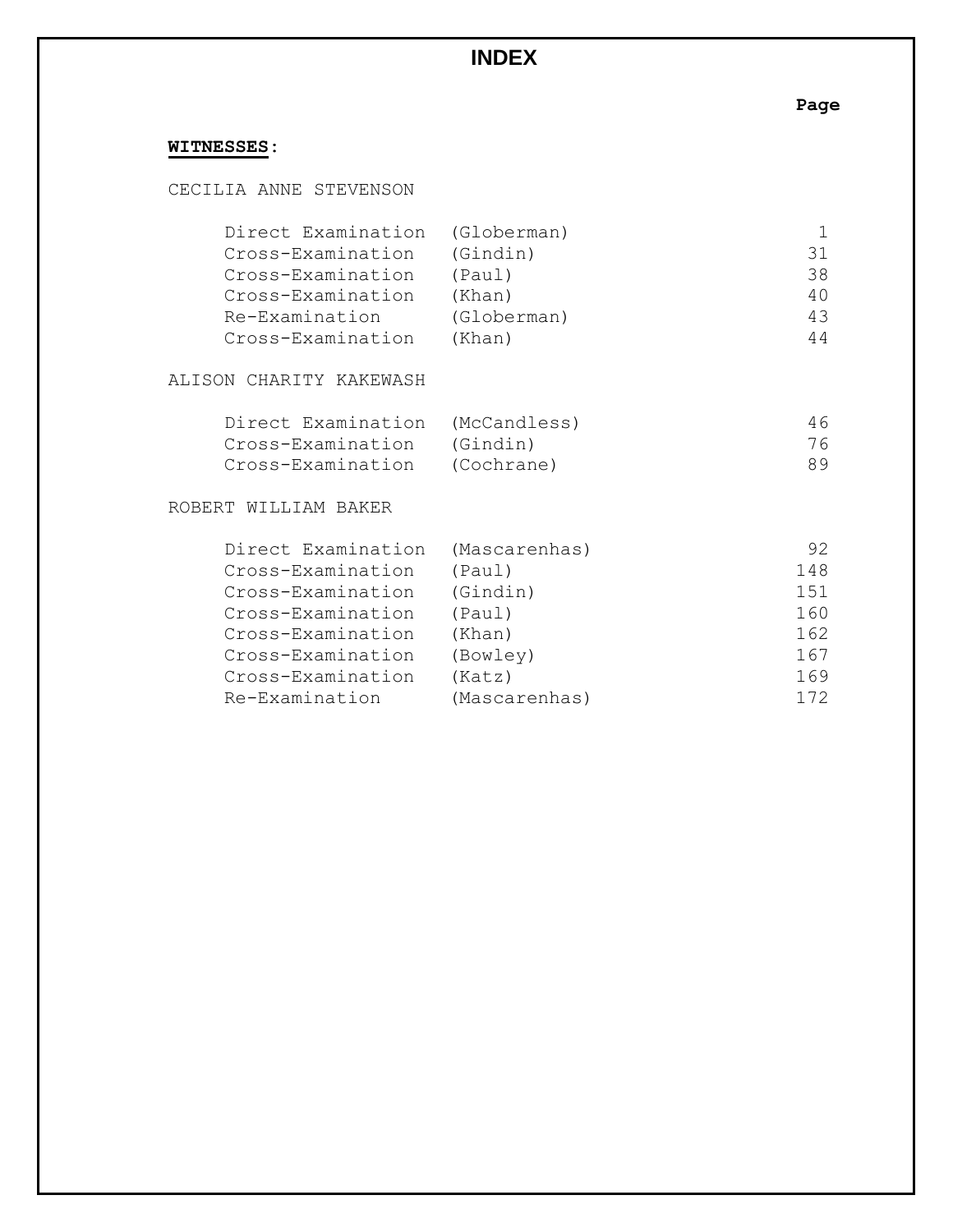# INDEX

**WITNESSES:**

| | | Page |
|---|---|---|
| **CECILIA ANNE STEVENSON** | | |
| Direct Examination | (Globerman) | 1 |
| Cross-Examination | (Gindin) | 31 |
| Cross-Examination | (Paul) | 38 |
| Cross-Examination | (Khan) | 40 |
| Re-Examination | (Globerman) | 43 |
| Cross-Examination | (Khan) | 44 |
| **ALISON CHARITY KAKEWASH** | | |
| Direct Examination | (McCandless) | 46 |
| Cross-Examination | (Gindin) | 76 |
| Cross-Examination | (Cochrane) | 89 |
| **ROBERT WILLIAM BAKER** | | |
| Direct Examination | (Mascarenhas) | 92 |
| Cross-Examination | (Paul) | 148 |
| Cross-Examination | (Gindin) | 151 |
| Cross-Examination | (Paul) | 160 |
| Cross-Examination | (Khan) | 162 |
| Cross-Examination | (Bowley) | 167 |
| Cross-Examination | (Katz) | 169 |
| Re-Examination | (Mascarenhas) | 172 |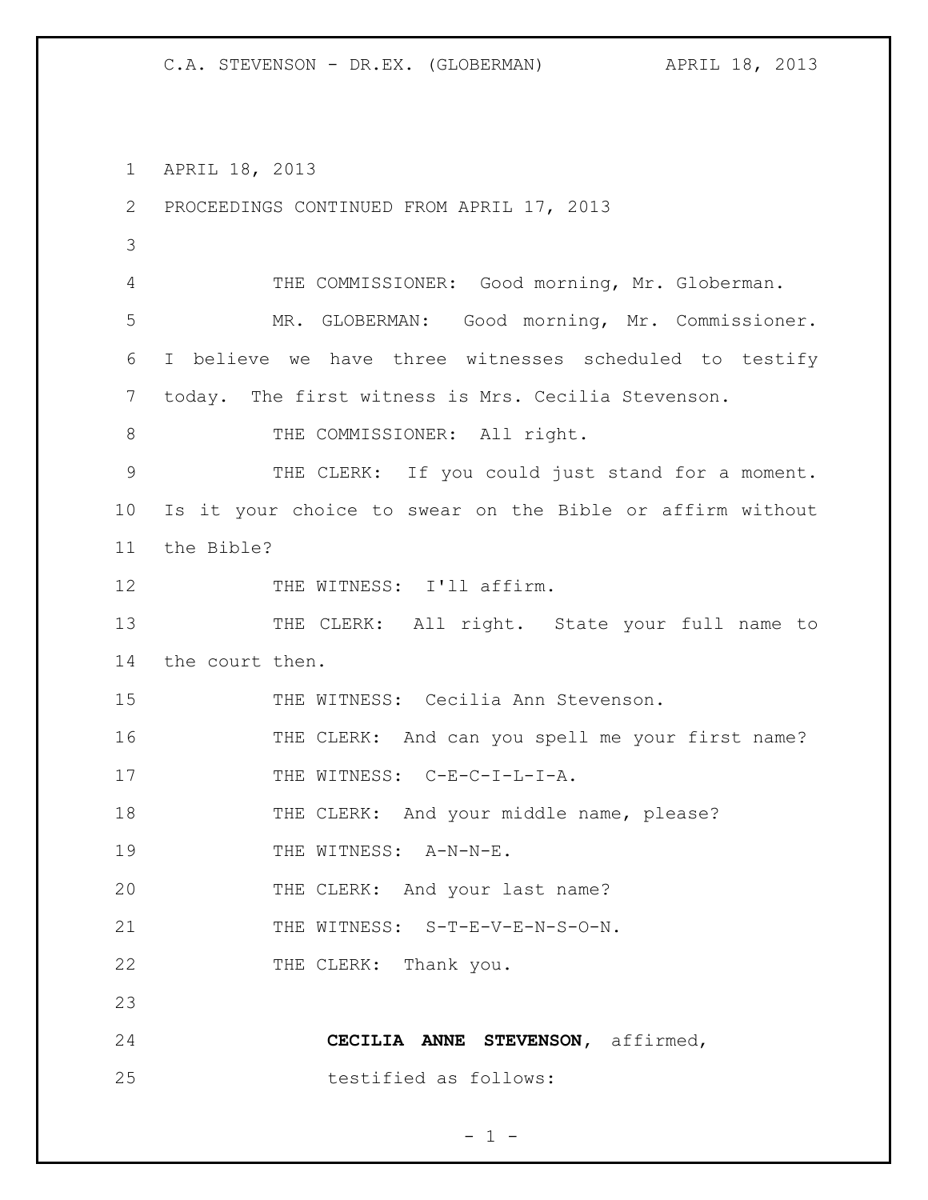APRIL 18, 2013

PROCEEDINGS CONTINUED FROM APRIL 17, 2013

THE COMMISSIONER: Good morning, Mr. Globerman.

MR. GLOBERMAN: Good morning, Mr. Commissioner. I believe we have three witnesses scheduled to testify today. The first witness is Mrs. Cecilia Stevenson.

THE COMMISSIONER: All right.

THE CLERK: If you could just stand for a moment. Is it your choice to swear on the Bible or affirm without the Bible?

THE WITNESS: I'll affirm.

THE CLERK: All right. State your full name to the court then.

THE WITNESS: Cecilia Ann Stevenson.

THE CLERK: And can you spell me your first name?

THE WITNESS: C-E-C-I-L-I-A.

THE CLERK: And your middle name, please?

THE WITNESS: A-N-N-E.

THE CLERK: And your last name?

THE WITNESS: S-T-E-V-E-N-S-O-N.

THE CLERK: Thank you.

**CECILIA ANNE STEVENSON**, affirmed, testified as follows: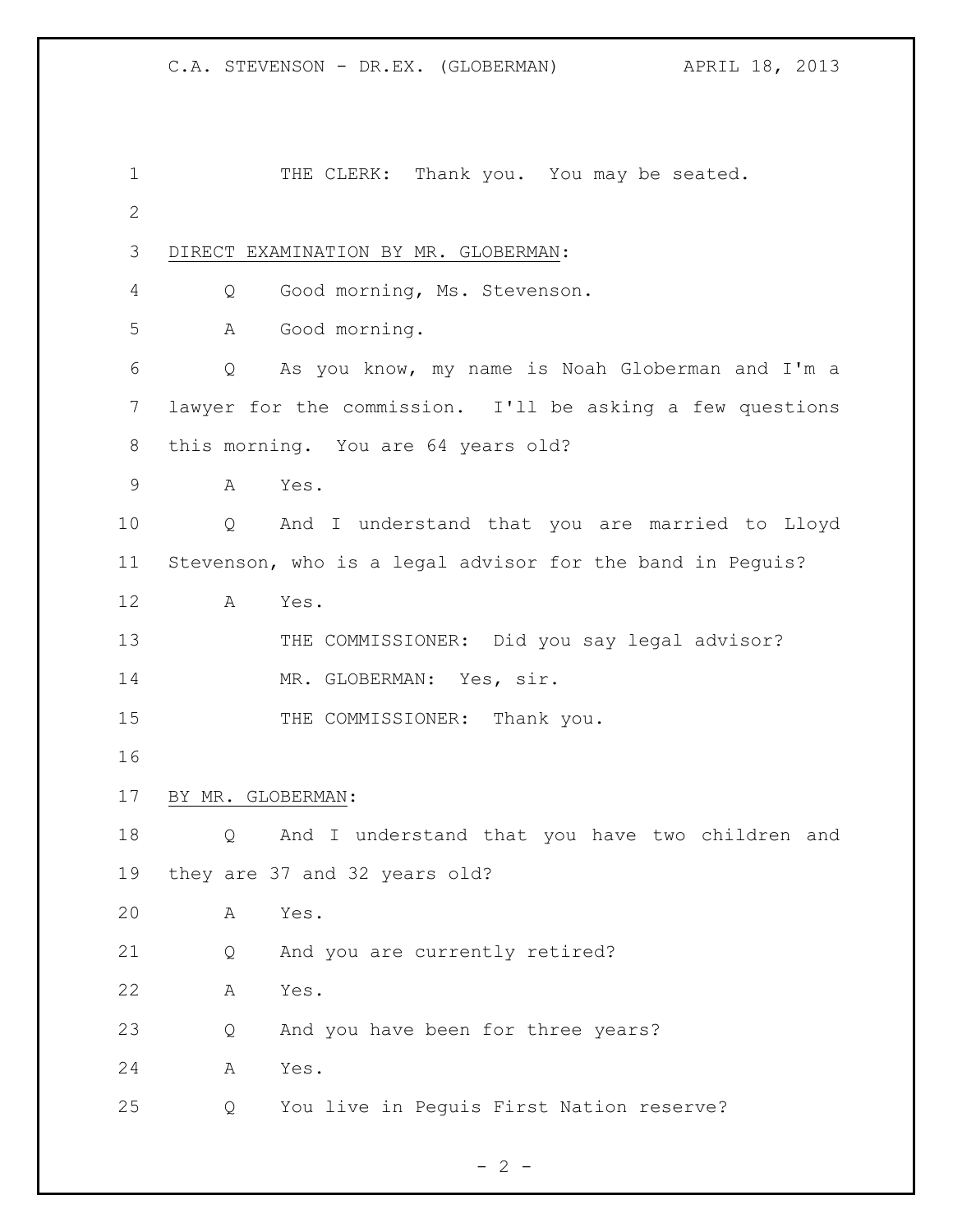THE CLERK: Thank you. You may be seated.

DIRECT EXAMINATION BY MR. GLOBERMAN:

Q Good morning, Ms. Stevenson.

A Good morning.

Q As you know, my name is Noah Globerman and I'm a lawyer for the commission. I'll be asking a few questions this morning. You are 64 years old?

A Yes.

Q And I understand that you are married to Lloyd Stevenson, who is a legal advisor for the band in Peguis?

A Yes.

THE COMMISSIONER: Did you say legal advisor?

MR. GLOBERMAN: Yes, sir.

THE COMMISSIONER: Thank you.

BY MR. GLOBERMAN:

Q And I understand that you have two children and they are 37 and 32 years old?

A Yes.

Q And you are currently retired?

A Yes.

Q And you have been for three years?

A Yes.

Q You live in Peguis First Nation reserve?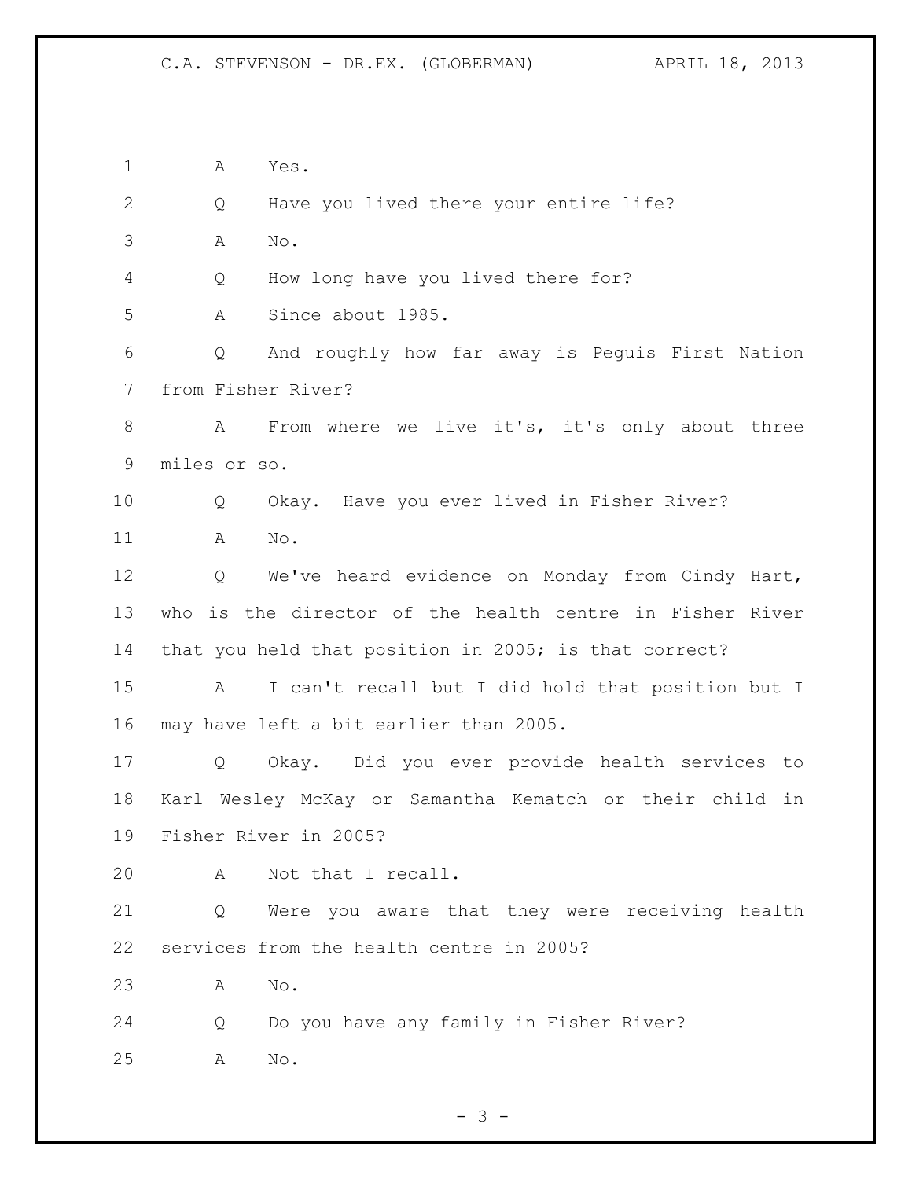1 A Yes.

2 Q Have you lived there your entire life?

3 A No.

4 Q How long have you lived there for?

5 A Since about 1985.

6 Q And roughly how far away is Peguis First Nation

7 from Fisher River?

8 A From where we live it's, it's only about three

9 miles or so.

10 Q Okay. Have you ever lived in Fisher River?

11 A No.

12 Q We've heard evidence on Monday from Cindy Hart,

13 who is the director of the health centre in Fisher River

14 that you held that position in 2005; is that correct?

15 A I can't recall but I did hold that position but I

16 may have left a bit earlier than 2005.

17 Q Okay. Did you ever provide health services to

18 Karl Wesley McKay or Samantha Kematch or their child in

19 Fisher River in 2005?

20 A Not that I recall.

21 Q Were you aware that they were receiving health

22 services from the health centre in 2005?

23 A No.

24 Q Do you have any family in Fisher River?

25 A No.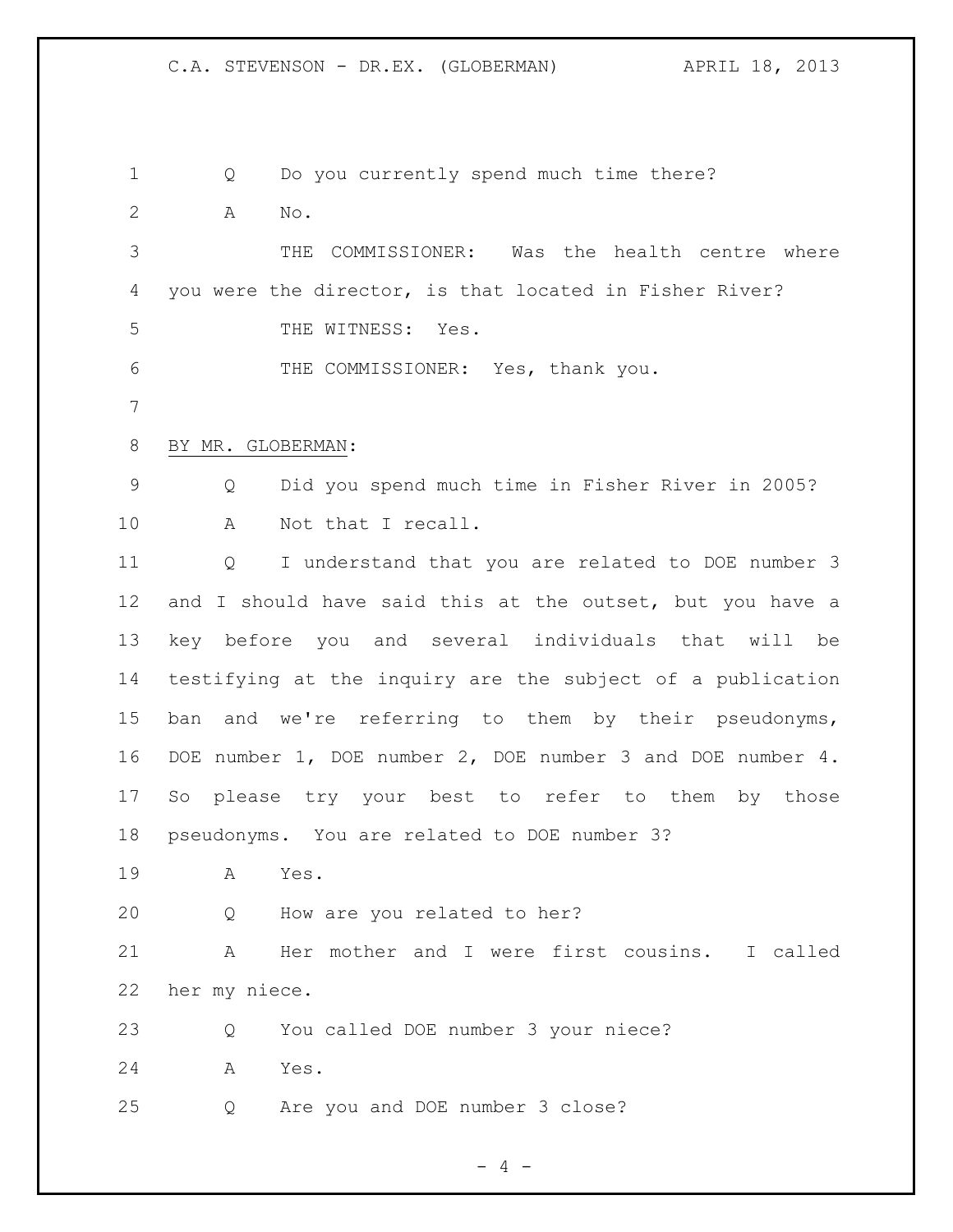Q Do you currently spend much time there?

A No.

THE COMMISSIONER: Was the health centre where you were the director, is that located in Fisher River?

THE WITNESS: Yes.

THE COMMISSIONER: Yes, thank you.

BY MR. GLOBERMAN:

Q Did you spend much time in Fisher River in 2005?

A Not that I recall.

Q I understand that you are related to DOE number 3 and I should have said this at the outset, but you have a key before you and several individuals that will be testifying at the inquiry are the subject of a publication ban and we're referring to them by their pseudonyms, DOE number 1, DOE number 2, DOE number 3 and DOE number 4. So please try your best to refer to them by those pseudonyms. You are related to DOE number 3?

A Yes.

Q How are you related to her?

A Her mother and I were first cousins. I called her my niece.

Q You called DOE number 3 your niece?

A Yes.

Q Are you and DOE number 3 close?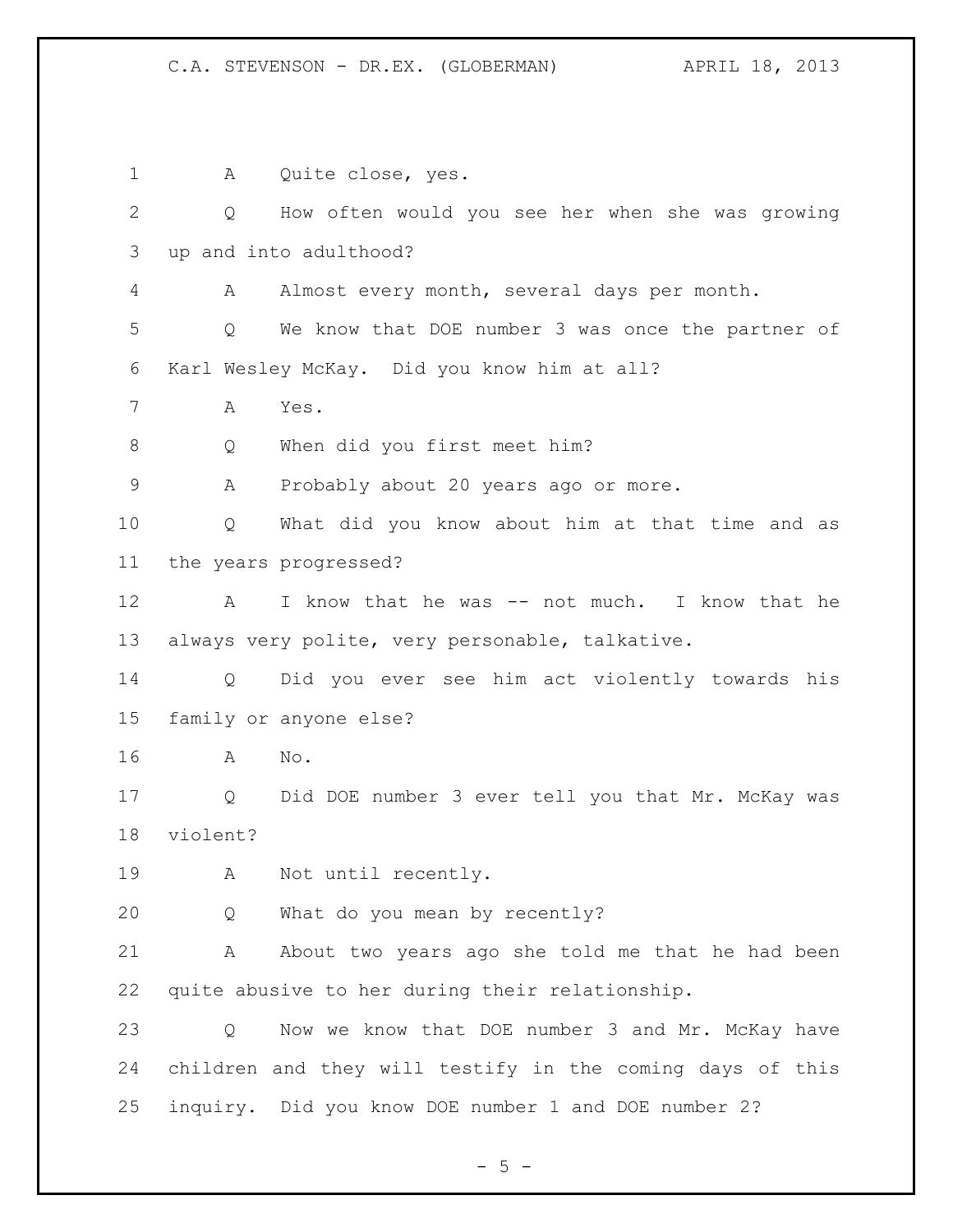A Quite close, yes.

Q How often would you see her when she was growing up and into adulthood?

A Almost every month, several days per month.

Q We know that DOE number 3 was once the partner of Karl Wesley McKay. Did you know him at all?

A Yes.

Q When did you first meet him?

A Probably about 20 years ago or more.

Q What did you know about him at that time and as the years progressed?

A I know that he was -- not much. I know that he always very polite, very personable, talkative.

Q Did you ever see him act violently towards his family or anyone else?

A No.

Q Did DOE number 3 ever tell you that Mr. McKay was violent?

A Not until recently.

Q What do you mean by recently?

A About two years ago she told me that he had been quite abusive to her during their relationship.

Q Now we know that DOE number 3 and Mr. McKay have children and they will testify in the coming days of this inquiry. Did you know DOE number 1 and DOE number 2?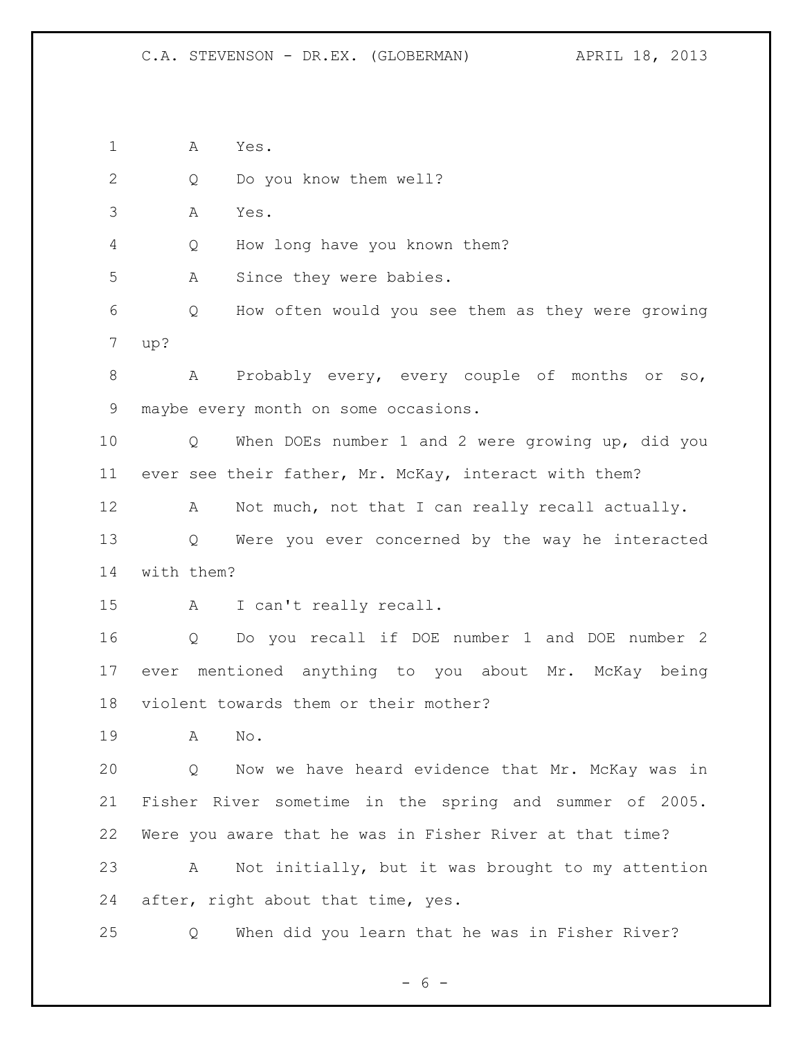A Yes.

Q Do you know them well?

A Yes.

Q How long have you known them?

A Since they were babies.

Q How often would you see them as they were growing up?

A Probably every, every couple of months or so, maybe every month on some occasions.

Q When DOEs number 1 and 2 were growing up, did you ever see their father, Mr. McKay, interact with them?

A Not much, not that I can really recall actually.

Q Were you ever concerned by the way he interacted with them?

A I can't really recall.

Q Do you recall if DOE number 1 and DOE number 2 ever mentioned anything to you about Mr. McKay being violent towards them or their mother?

A No.

Q Now we have heard evidence that Mr. McKay was in Fisher River sometime in the spring and summer of 2005. Were you aware that he was in Fisher River at that time?

A Not initially, but it was brought to my attention after, right about that time, yes.

Q When did you learn that he was in Fisher River?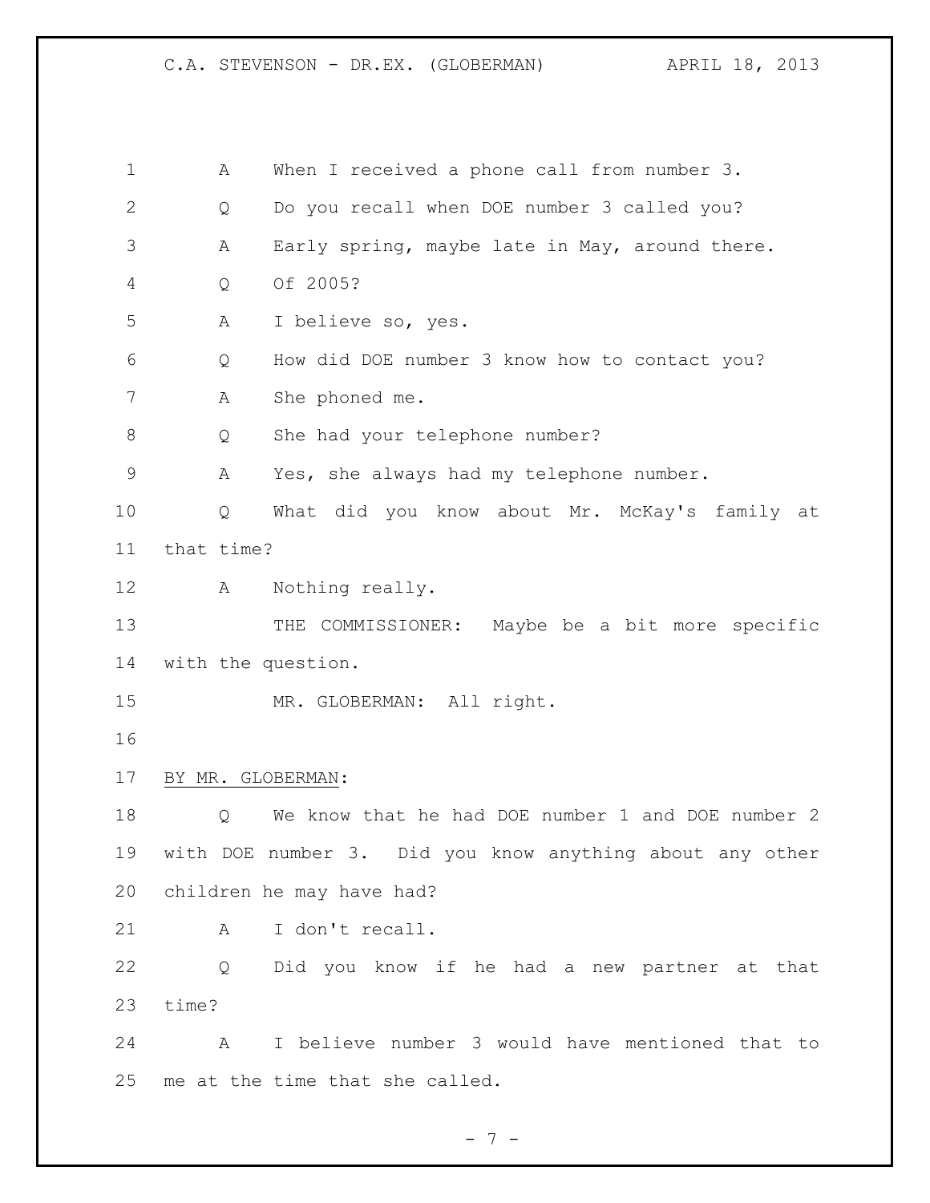A    When I received a phone call from number 3.

Q    Do you recall when DOE number 3 called you?

A    Early spring, maybe late in May, around there.

Q    Of 2005?

A    I believe so, yes.

Q    How did DOE number 3 know how to contact you?

A    She phoned me.

Q    She had your telephone number?

A    Yes, she always had my telephone number.

Q    What did you know about Mr. McKay's family at that time?

A    Nothing really.

THE COMMISSIONER:  Maybe be a bit more specific with the question.

MR. GLOBERMAN:  All right.

BY MR. GLOBERMAN:

Q    We know that he had DOE number 1 and DOE number 2 with DOE number 3.  Did you know anything about any other children he may have had?

A    I don't recall.

Q    Did you know if he had a new partner at that time?

A    I believe number 3 would have mentioned that to me at the time that she called.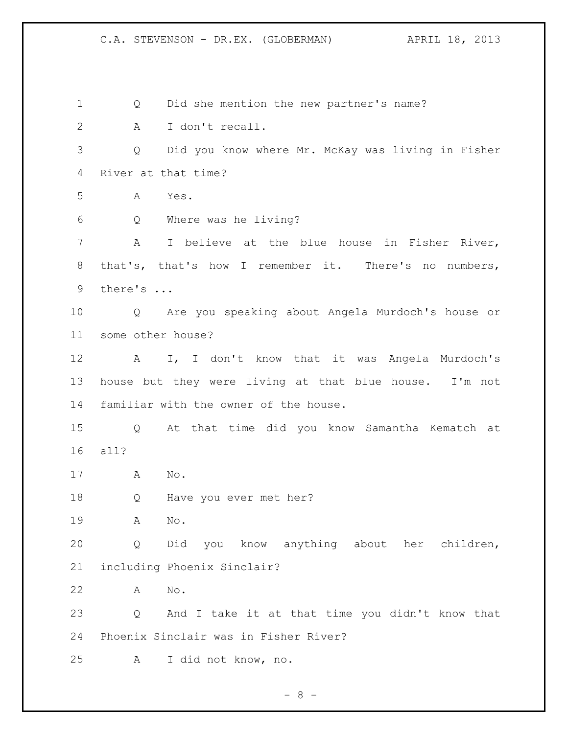Q Did she mention the new partner's name?

A I don't recall.

Q Did you know where Mr. McKay was living in Fisher River at that time?

A Yes.

Q Where was he living?

A I believe at the blue house in Fisher River, that's, that's how I remember it. There's no numbers, there's ...

Q Are you speaking about Angela Murdoch's house or some other house?

A I, I don't know that it was Angela Murdoch's house but they were living at that blue house. I'm not familiar with the owner of the house.

Q At that time did you know Samantha Kematch at all?

A No.

Q Have you ever met her?

A No.

Q Did you know anything about her children, including Phoenix Sinclair?

A No.

Q And I take it at that time you didn't know that Phoenix Sinclair was in Fisher River?

A I did not know, no.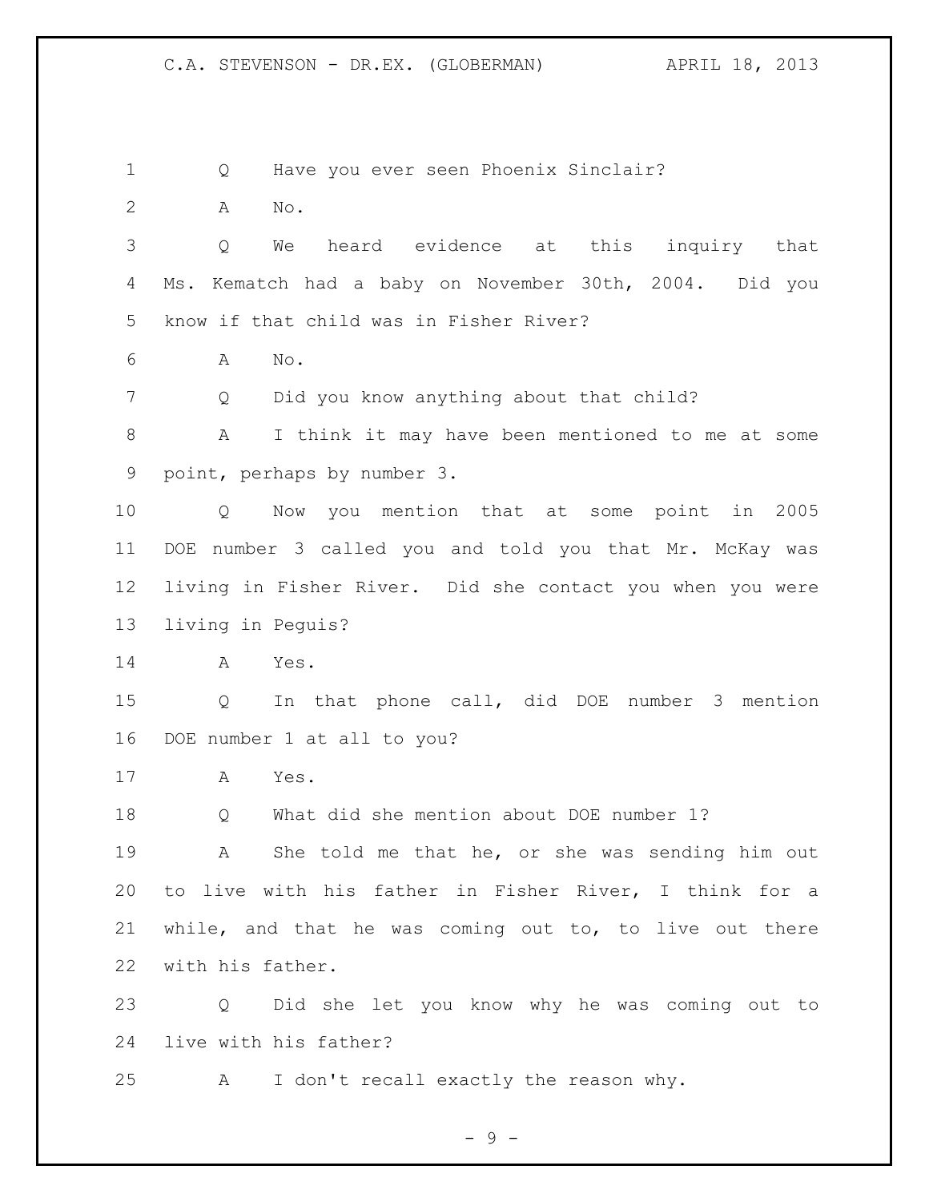Q Have you ever seen Phoenix Sinclair?

A No.

Q We heard evidence at this inquiry that Ms. Kematch had a baby on November 30th, 2004. Did you know if that child was in Fisher River?

A No.

Q Did you know anything about that child?

A I think it may have been mentioned to me at some point, perhaps by number 3.

Q Now you mention that at some point in 2005 DOE number 3 called you and told you that Mr. McKay was living in Fisher River. Did she contact you when you were living in Peguis?

A Yes.

Q In that phone call, did DOE number 3 mention DOE number 1 at all to you?

A Yes.

Q What did she mention about DOE number 1?

A She told me that he, or she was sending him out to live with his father in Fisher River, I think for a while, and that he was coming out to, to live out there with his father.

Q Did she let you know why he was coming out to live with his father?

A I don't recall exactly the reason why.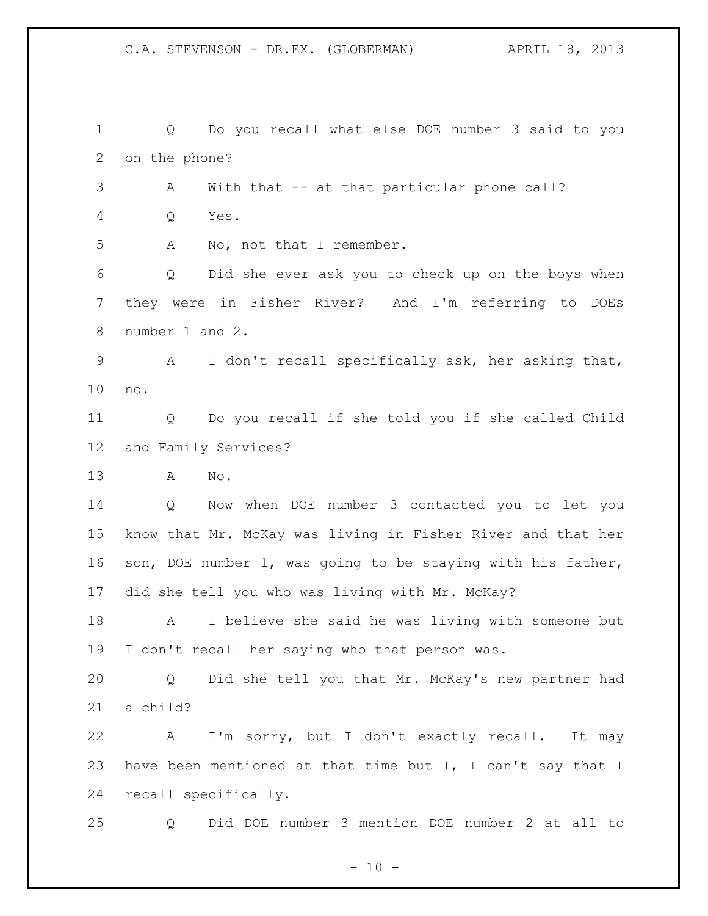Q Do you recall what else DOE number 3 said to you on the phone?

A With that -- at that particular phone call?

Q Yes.

A No, not that I remember.

Q Did she ever ask you to check up on the boys when they were in Fisher River? And I'm referring to DOEs number 1 and 2.

A I don't recall specifically ask, her asking that, no.

Q Do you recall if she told you if she called Child and Family Services?

A No.

Q Now when DOE number 3 contacted you to let you know that Mr. McKay was living in Fisher River and that her son, DOE number 1, was going to be staying with his father, did she tell you who was living with Mr. McKay?

A I believe she said he was living with someone but I don't recall her saying who that person was.

Q Did she tell you that Mr. McKay's new partner had a child?

A I'm sorry, but I don't exactly recall. It may have been mentioned at that time but I, I can't say that I recall specifically.

Q Did DOE number 3 mention DOE number 2 at all to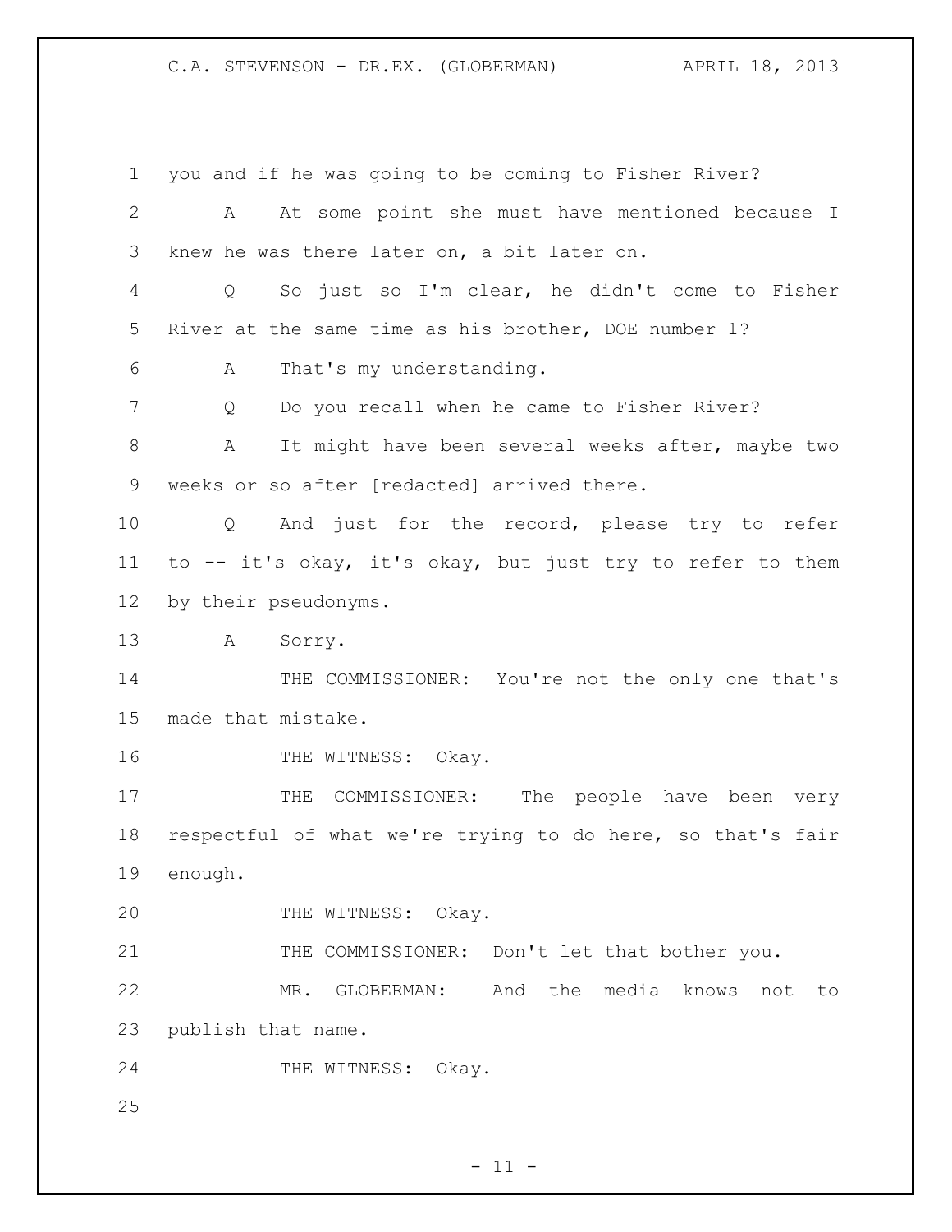you and if he was going to be coming to Fisher River?

A At some point she must have mentioned because I knew he was there later on, a bit later on.

Q So just so I'm clear, he didn't come to Fisher River at the same time as his brother, DOE number 1?

A That's my understanding.

Q Do you recall when he came to Fisher River?

A It might have been several weeks after, maybe two weeks or so after [redacted] arrived there.

Q And just for the record, please try to refer to -- it's okay, it's okay, but just try to refer to them by their pseudonyms.

A Sorry.

THE COMMISSIONER: You're not the only one that's made that mistake.

THE WITNESS: Okay.

THE COMMISSIONER: The people have been very respectful of what we're trying to do here, so that's fair enough.

THE WITNESS: Okay.

THE COMMISSIONER: Don't let that bother you.

MR. GLOBERMAN: And the media knows not to publish that name.

THE WITNESS: Okay.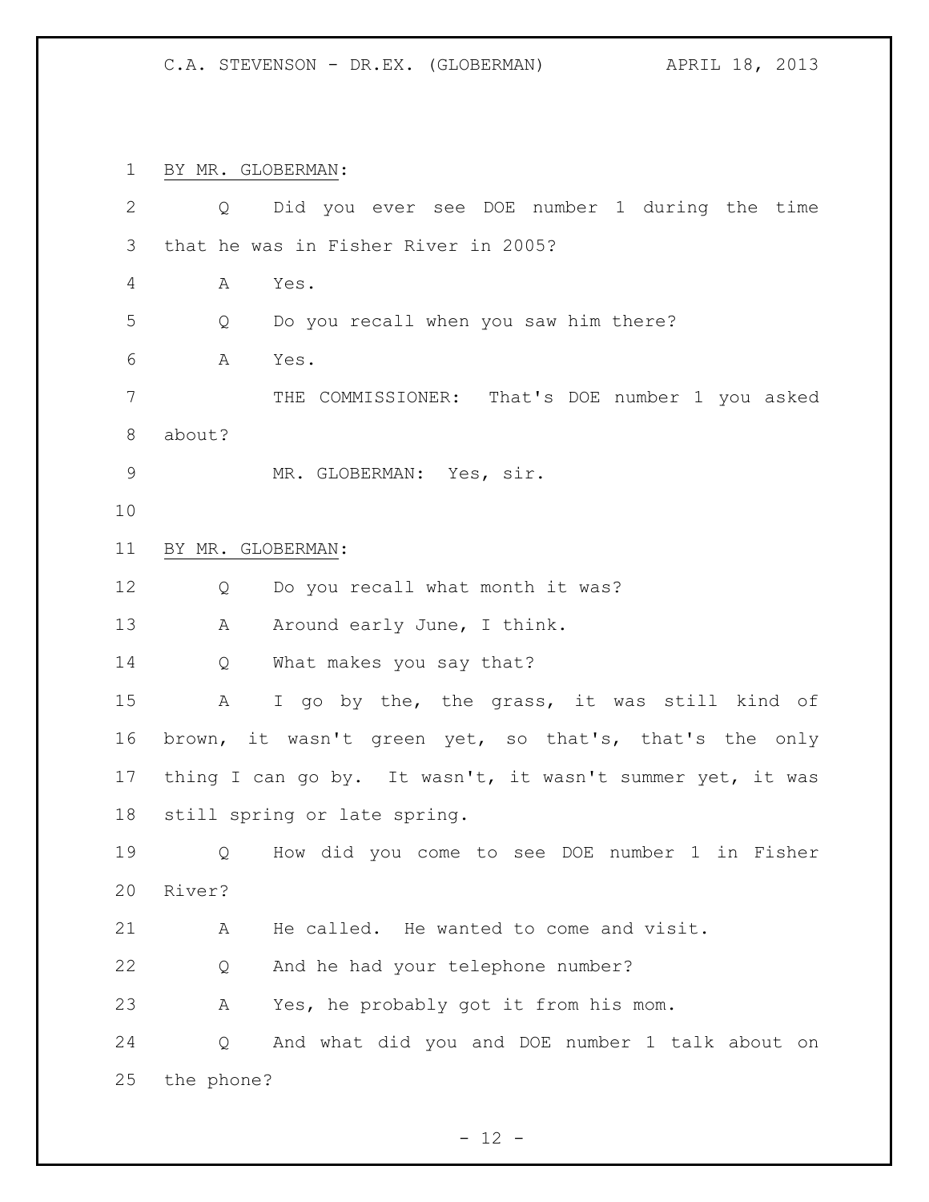BY MR. GLOBERMAN:

Q Did you ever see DOE number 1 during the time that he was in Fisher River in 2005?

A Yes.

Q Do you recall when you saw him there?

A Yes.

THE COMMISSIONER: That's DOE number 1 you asked about?

MR. GLOBERMAN: Yes, sir.

BY MR. GLOBERMAN:

Q Do you recall what month it was?

A Around early June, I think.

Q What makes you say that?

A I go by the, the grass, it was still kind of brown, it wasn't green yet, so that's, that's the only thing I can go by. It wasn't, it wasn't summer yet, it was still spring or late spring.

Q How did you come to see DOE number 1 in Fisher River?

A He called. He wanted to come and visit.

Q And he had your telephone number?

A Yes, he probably got it from his mom.

Q And what did you and DOE number 1 talk about on the phone?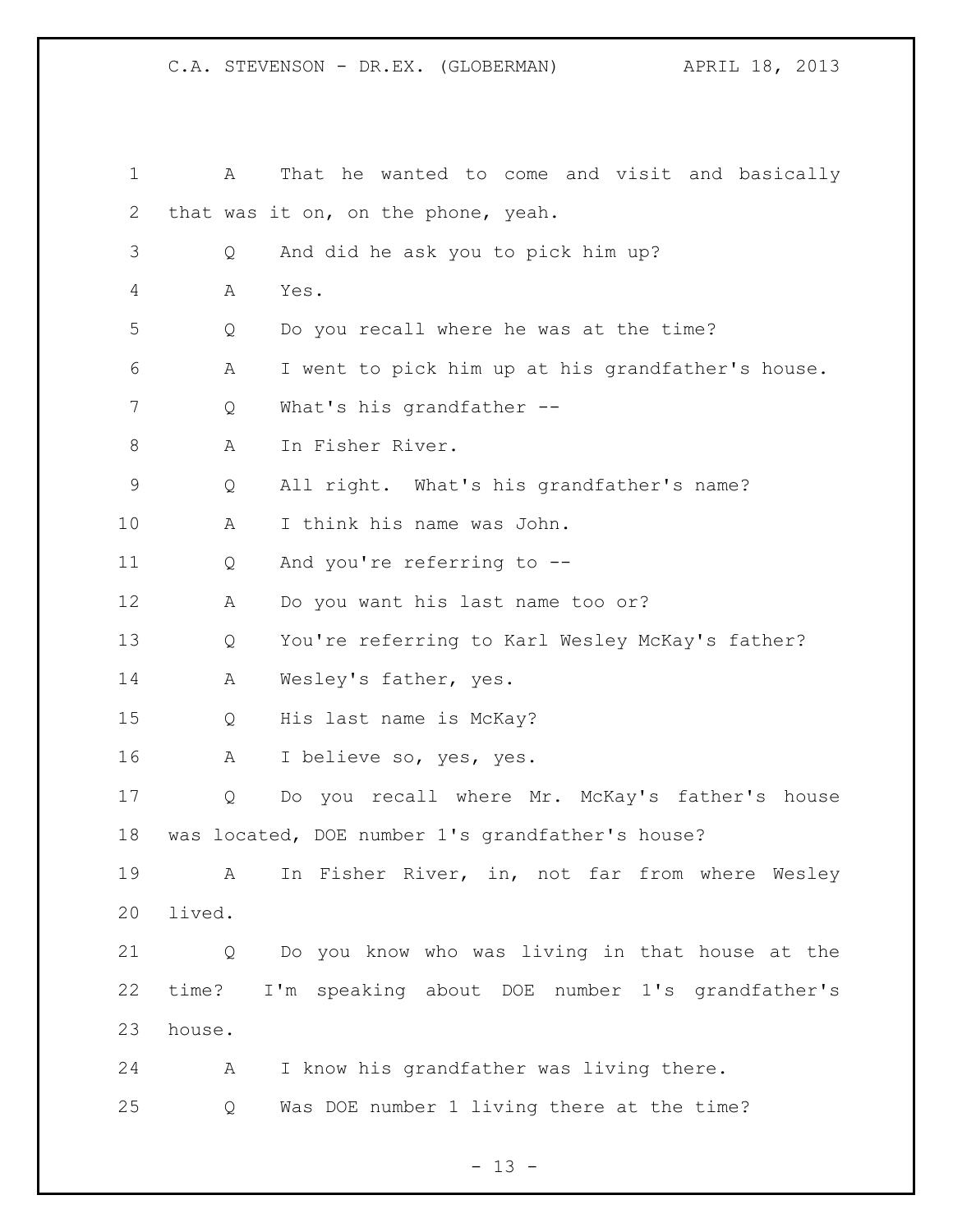1 A That he wanted to come and visit and basically
2 that was it on, on the phone, yeah.
3 Q And did he ask you to pick him up?
4 A Yes.
5 Q Do you recall where he was at the time?
6 A I went to pick him up at his grandfather's house.
7 Q What's his grandfather --
8 A In Fisher River.
9 Q All right. What's his grandfather's name?
10 A I think his name was John.
11 Q And you're referring to --
12 A Do you want his last name too or?
13 Q You're referring to Karl Wesley McKay's father?
14 A Wesley's father, yes.
15 Q His last name is McKay?
16 A I believe so, yes, yes.
17 Q Do you recall where Mr. McKay's father's house
18 was located, DOE number 1's grandfather's house?
19 A In Fisher River, in, not far from where Wesley
20 lived.
21 Q Do you know who was living in that house at the
22 time? I'm speaking about DOE number 1's grandfather's
23 house.
24 A I know his grandfather was living there.
25 Q Was DOE number 1 living there at the time?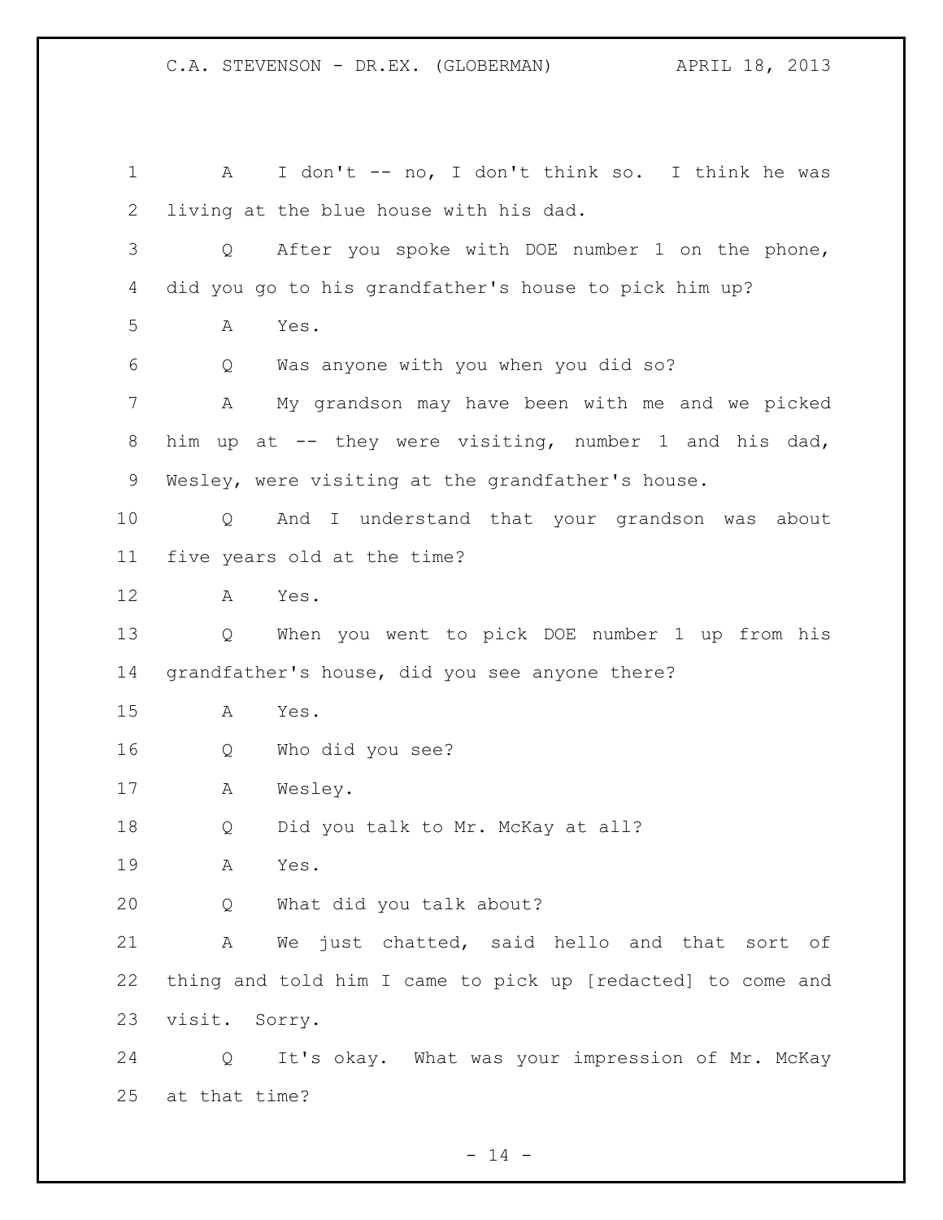A I don't -- no, I don't think so. I think he was living at the blue house with his dad.

Q After you spoke with DOE number 1 on the phone, did you go to his grandfather's house to pick him up?

A Yes.

Q Was anyone with you when you did so?

A My grandson may have been with me and we picked him up at -- they were visiting, number 1 and his dad, Wesley, were visiting at the grandfather's house.

Q And I understand that your grandson was about five years old at the time?

A Yes.

Q When you went to pick DOE number 1 up from his grandfather's house, did you see anyone there?

A Yes.

Q Who did you see?

A Wesley.

Q Did you talk to Mr. McKay at all?

A Yes.

Q What did you talk about?

A We just chatted, said hello and that sort of thing and told him I came to pick up [redacted] to come and visit. Sorry.

Q It's okay. What was your impression of Mr. McKay at that time?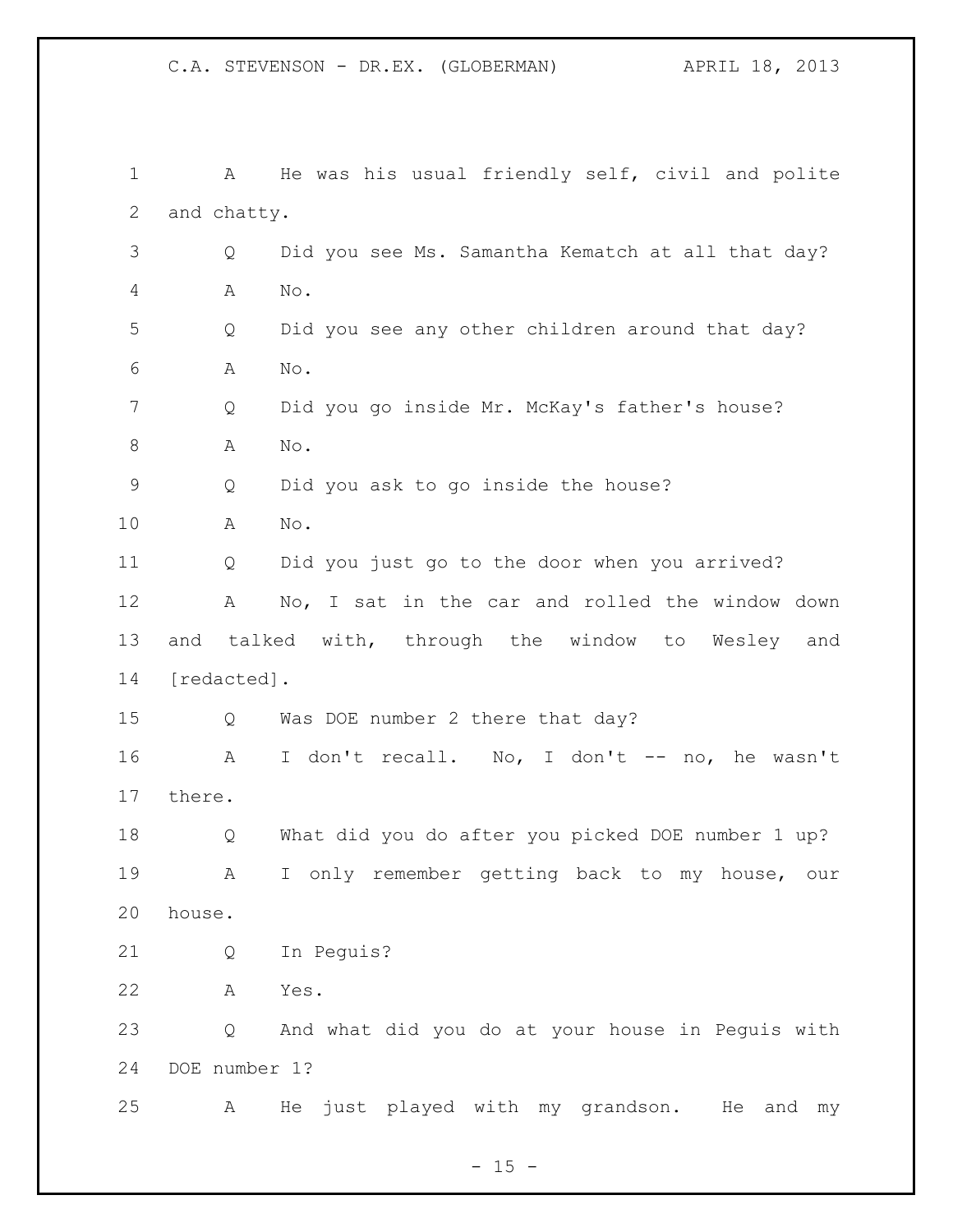A He was his usual friendly self, civil and polite and chatty.

Q Did you see Ms. Samantha Kematch at all that day?

A No.

Q Did you see any other children around that day?

A No.

Q Did you go inside Mr. McKay's father's house?

A No.

Q Did you ask to go inside the house?

A No.

Q Did you just go to the door when you arrived?

A No, I sat in the car and rolled the window down and talked with, through the window to Wesley and [redacted].

Q Was DOE number 2 there that day?

A I don't recall. No, I don't -- no, he wasn't there.

Q What did you do after you picked DOE number 1 up?

A I only remember getting back to my house, our house.

Q In Peguis?

A Yes.

Q And what did you do at your house in Peguis with DOE number 1?

A He just played with my grandson. He and my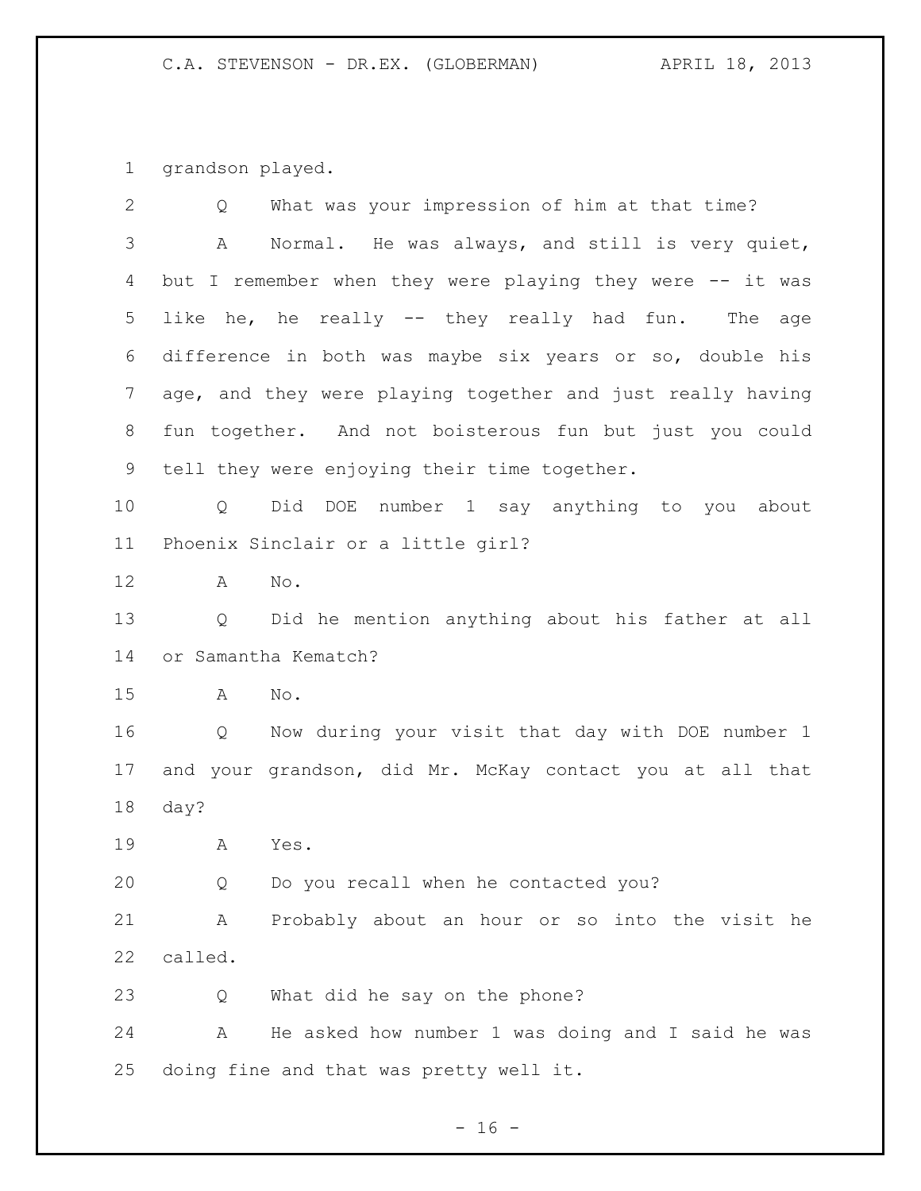grandson played.

Q What was your impression of him at that time?

A Normal. He was always, and still is very quiet, but I remember when they were playing they were -- it was like he, he really -- they really had fun. The age difference in both was maybe six years or so, double his age, and they were playing together and just really having fun together. And not boisterous fun but just you could tell they were enjoying their time together.

Q Did DOE number 1 say anything to you about Phoenix Sinclair or a little girl?

A No.

Q Did he mention anything about his father at all or Samantha Kematch?

A No.

Q Now during your visit that day with DOE number 1 and your grandson, did Mr. McKay contact you at all that day?

A Yes.

Q Do you recall when he contacted you?

A Probably about an hour or so into the visit he called.

Q What did he say on the phone?

A He asked how number 1 was doing and I said he was doing fine and that was pretty well it.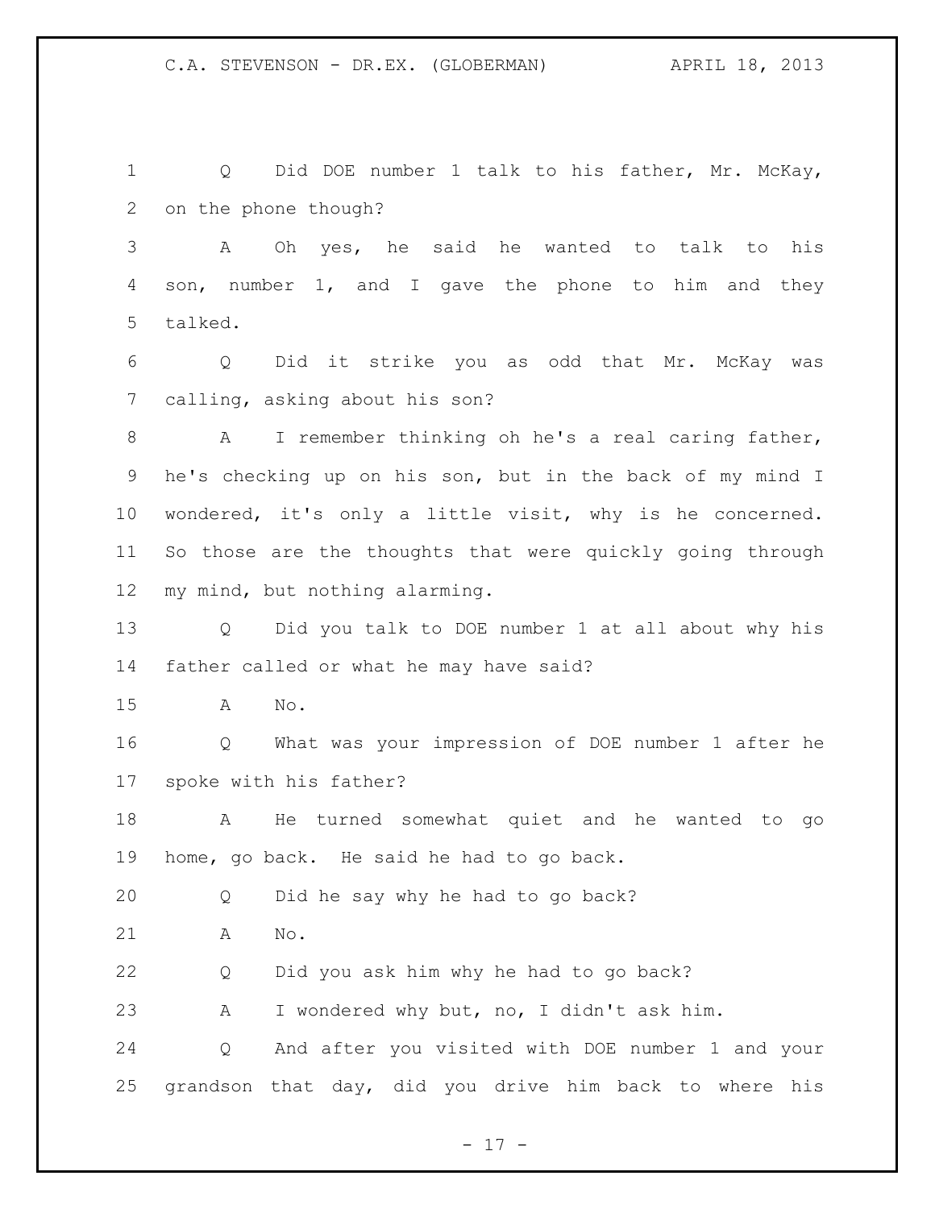Q Did DOE number 1 talk to his father, Mr. McKay, on the phone though?

A Oh yes, he said he wanted to talk to his son, number 1, and I gave the phone to him and they talked.

Q Did it strike you as odd that Mr. McKay was calling, asking about his son?

A I remember thinking oh he's a real caring father, he's checking up on his son, but in the back of my mind I wondered, it's only a little visit, why is he concerned. So those are the thoughts that were quickly going through my mind, but nothing alarming.

Q Did you talk to DOE number 1 at all about why his father called or what he may have said?

A No.

Q What was your impression of DOE number 1 after he spoke with his father?

A He turned somewhat quiet and he wanted to go home, go back. He said he had to go back.

Q Did he say why he had to go back?

A No.

Q Did you ask him why he had to go back?

A I wondered why but, no, I didn't ask him.

Q And after you visited with DOE number 1 and your grandson that day, did you drive him back to where his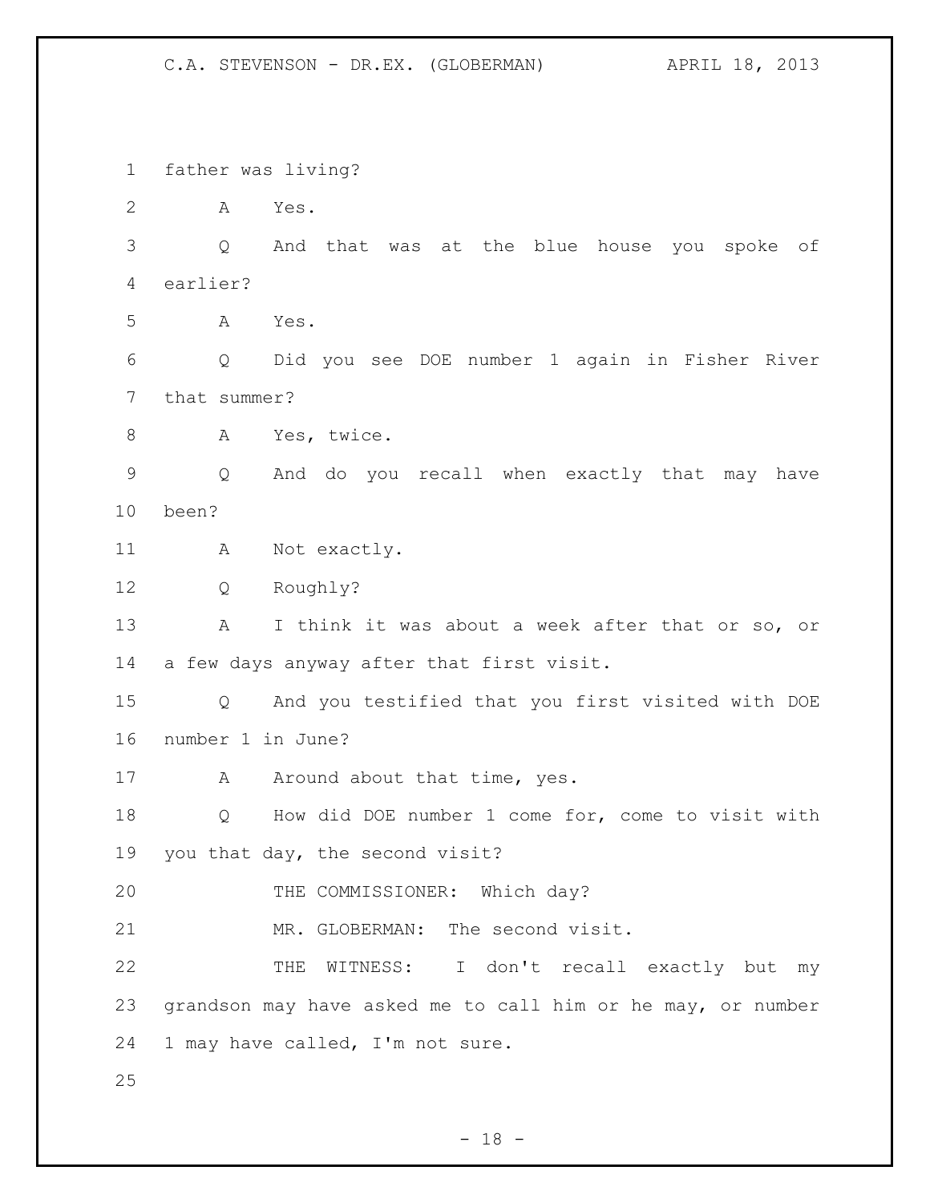father was living?

A Yes.

Q And that was at the blue house you spoke of earlier?

A Yes.

Q Did you see DOE number 1 again in Fisher River that summer?

A Yes, twice.

Q And do you recall when exactly that may have been?

A Not exactly.

Q Roughly?

A I think it was about a week after that or so, or a few days anyway after that first visit.

Q And you testified that you first visited with DOE number 1 in June?

A Around about that time, yes.

Q How did DOE number 1 come for, come to visit with you that day, the second visit?

THE COMMISSIONER: Which day?

MR. GLOBERMAN: The second visit.

THE WITNESS: I don't recall exactly but my grandson may have asked me to call him or he may, or number 1 may have called, I'm not sure.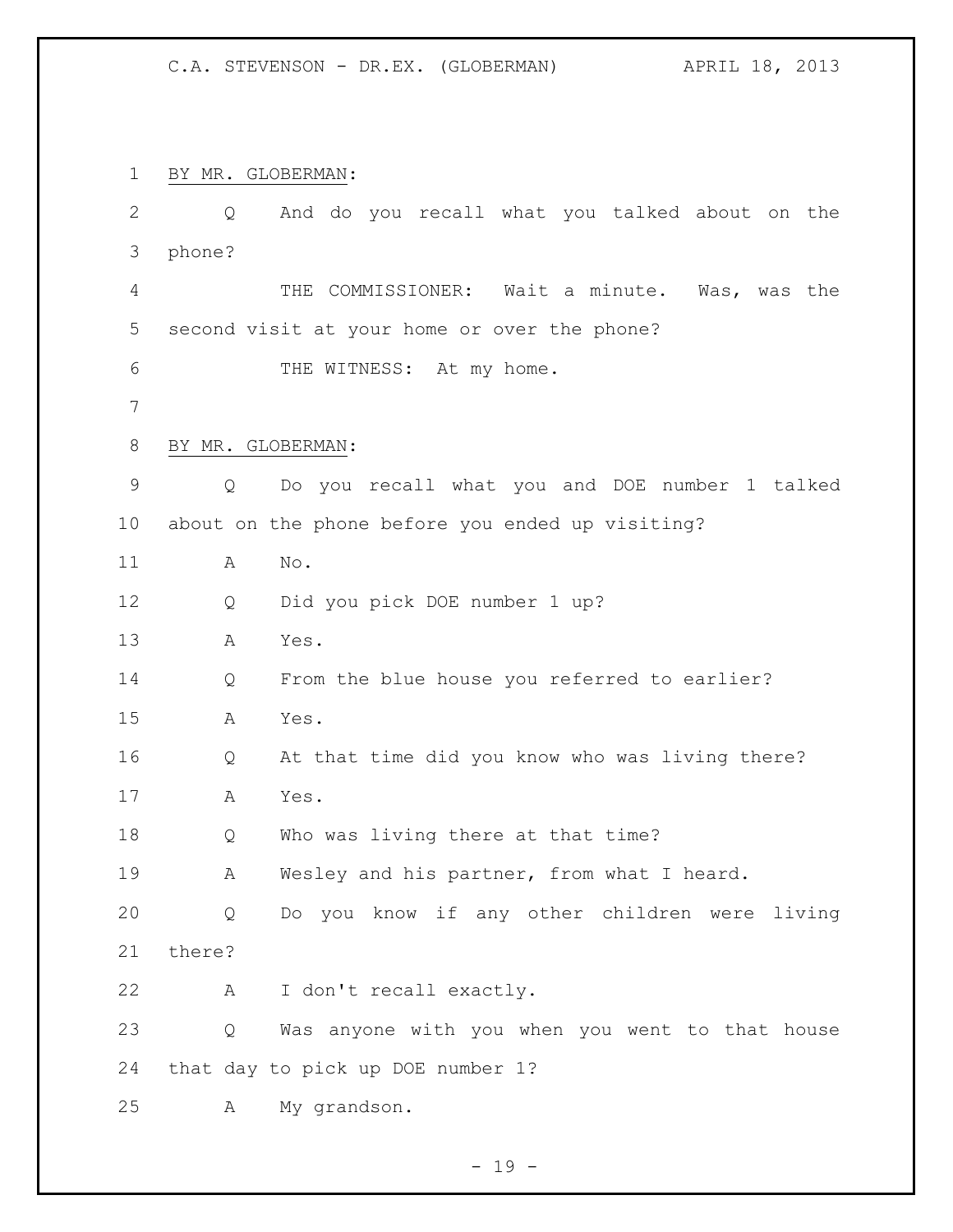BY MR. GLOBERMAN:

Q And do you recall what you talked about on the phone?

THE COMMISSIONER: Wait a minute. Was, was the second visit at your home or over the phone?

THE WITNESS: At my home.

BY MR. GLOBERMAN:

Q Do you recall what you and DOE number 1 talked about on the phone before you ended up visiting?

A No.

Q Did you pick DOE number 1 up?

A Yes.

Q From the blue house you referred to earlier?

A Yes.

Q At that time did you know who was living there?

A Yes.

Q Who was living there at that time?

A Wesley and his partner, from what I heard.

Q Do you know if any other children were living there?

A I don't recall exactly.

Q Was anyone with you when you went to that house that day to pick up DOE number 1?

A My grandson.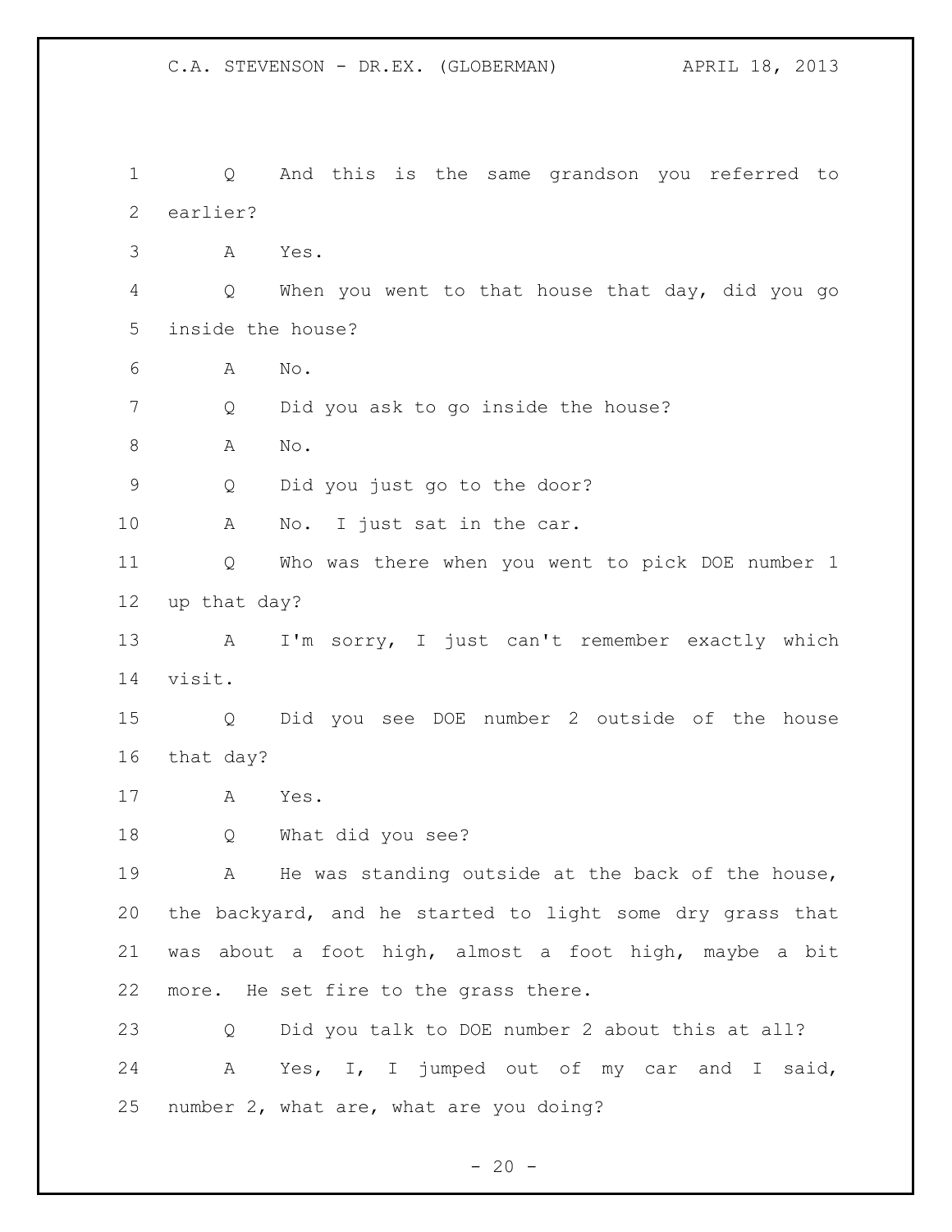Q And this is the same grandson you referred to earlier?

A Yes.

Q When you went to that house that day, did you go inside the house?

A No.

Q Did you ask to go inside the house?

A No.

Q Did you just go to the door?

A No. I just sat in the car.

Q Who was there when you went to pick DOE number 1 up that day?

A I'm sorry, I just can't remember exactly which visit.

Q Did you see DOE number 2 outside of the house that day?

A Yes.

Q What did you see?

A He was standing outside at the back of the house, the backyard, and he started to light some dry grass that was about a foot high, almost a foot high, maybe a bit more. He set fire to the grass there.

Q Did you talk to DOE number 2 about this at all?

A Yes, I, I jumped out of my car and I said, number 2, what are, what are you doing?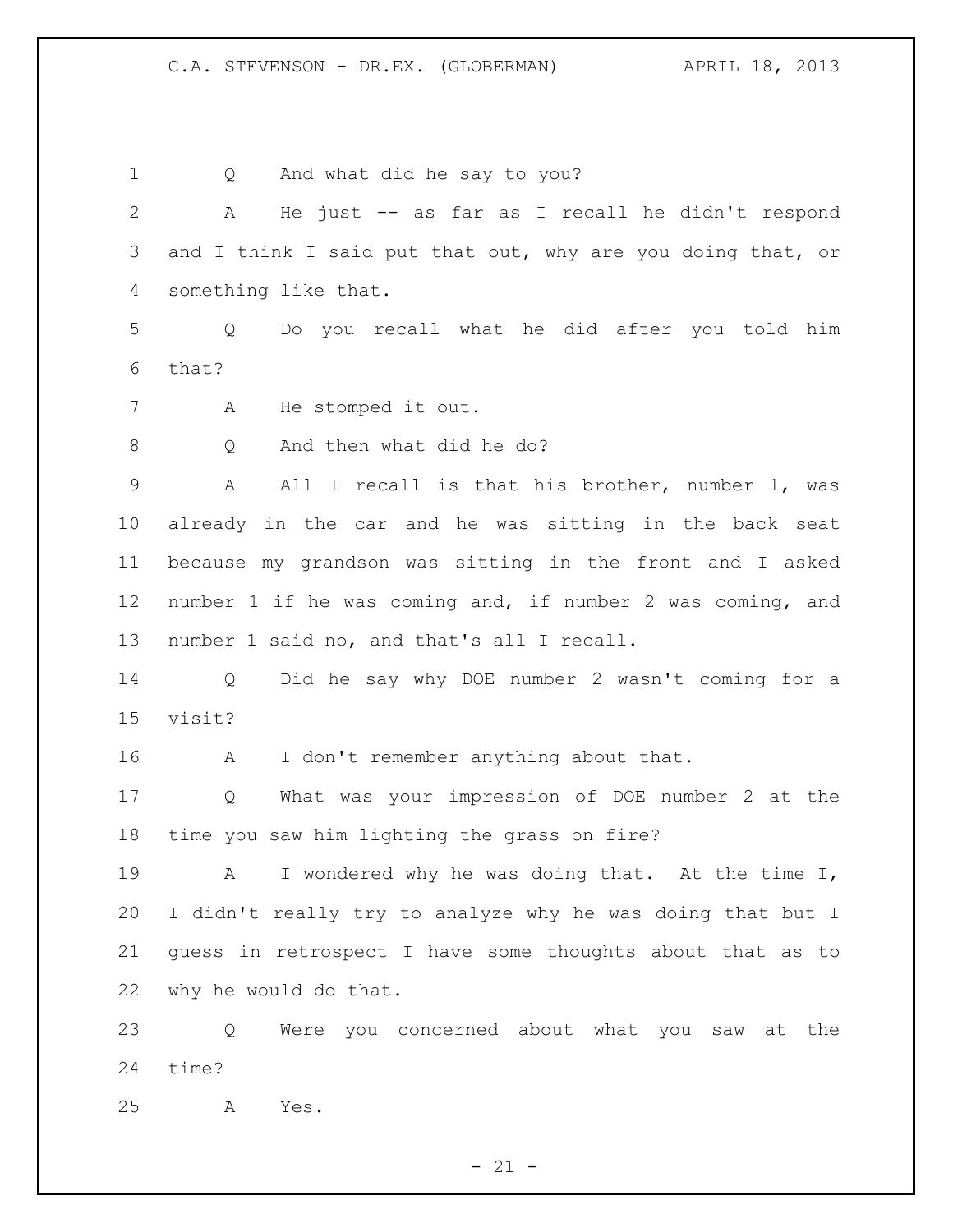Q And what did he say to you?

A He just -- as far as I recall he didn't respond and I think I said put that out, why are you doing that, or something like that.

Q Do you recall what he did after you told him that?

A He stomped it out.

Q And then what did he do?

A All I recall is that his brother, number 1, was already in the car and he was sitting in the back seat because my grandson was sitting in the front and I asked number 1 if he was coming and, if number 2 was coming, and number 1 said no, and that's all I recall.

Q Did he say why DOE number 2 wasn't coming for a visit?

A I don't remember anything about that.

Q What was your impression of DOE number 2 at the time you saw him lighting the grass on fire?

A I wondered why he was doing that. At the time I, I didn't really try to analyze why he was doing that but I guess in retrospect I have some thoughts about that as to why he would do that.

Q Were you concerned about what you saw at the time?

A Yes.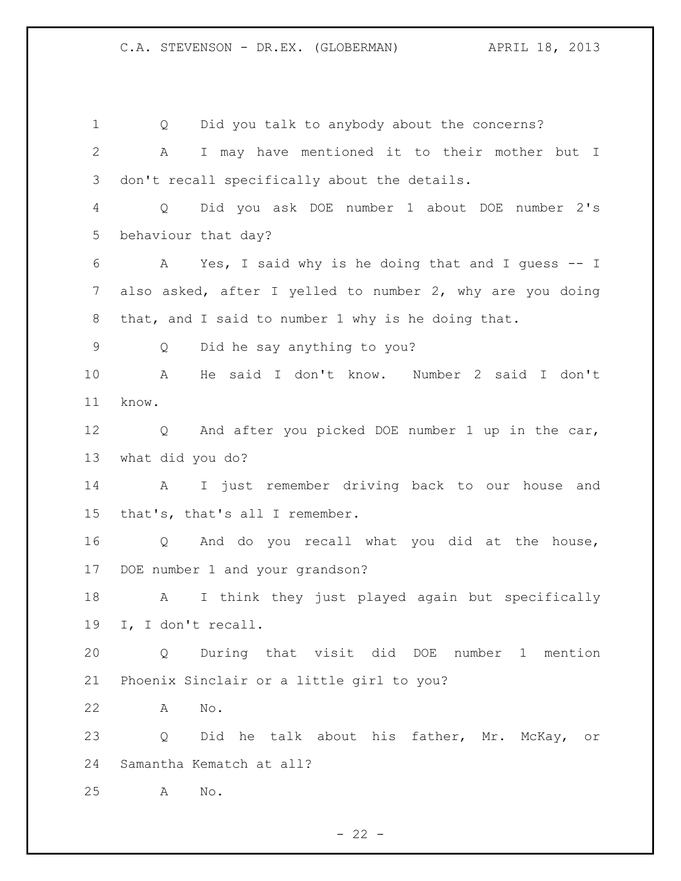Q Did you talk to anybody about the concerns?

A I may have mentioned it to their mother but I don't recall specifically about the details.

Q Did you ask DOE number 1 about DOE number 2's behaviour that day?

A Yes, I said why is he doing that and I guess -- I also asked, after I yelled to number 2, why are you doing that, and I said to number 1 why is he doing that.

Q Did he say anything to you?

A He said I don't know. Number 2 said I don't know.

Q And after you picked DOE number 1 up in the car, what did you do?

A I just remember driving back to our house and that's, that's all I remember.

Q And do you recall what you did at the house, DOE number 1 and your grandson?

A I think they just played again but specifically I, I don't recall.

Q During that visit did DOE number 1 mention Phoenix Sinclair or a little girl to you?

A No.

Q Did he talk about his father, Mr. McKay, or Samantha Kematch at all?

A No.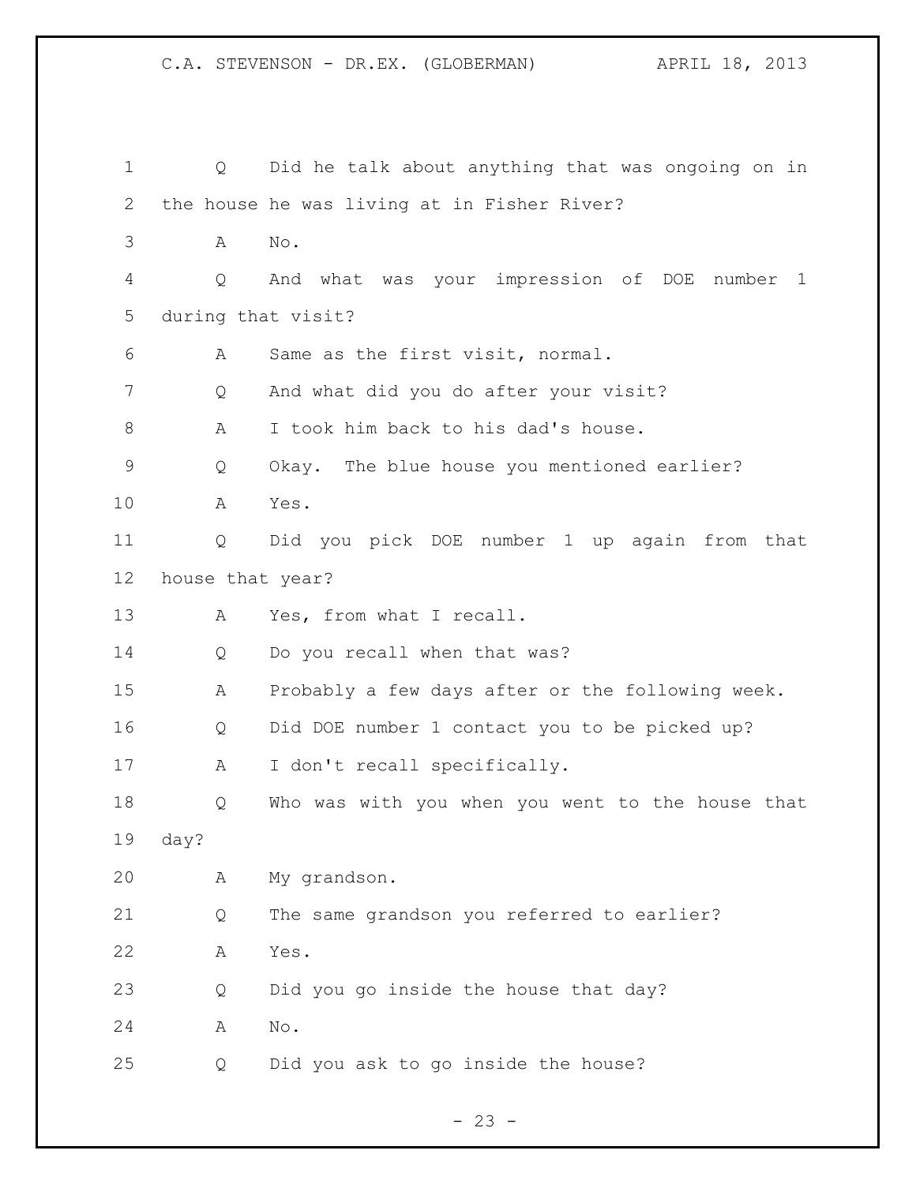Q Did he talk about anything that was ongoing on in the house he was living at in Fisher River?

A No.

Q And what was your impression of DOE number 1 during that visit?

A Same as the first visit, normal.

Q And what did you do after your visit?

A I took him back to his dad's house.

Q Okay. The blue house you mentioned earlier?

A Yes.

Q Did you pick DOE number 1 up again from that house that year?

A Yes, from what I recall.

Q Do you recall when that was?

A Probably a few days after or the following week.

Q Did DOE number 1 contact you to be picked up?

A I don't recall specifically.

Q Who was with you when you went to the house that day?

A My grandson.

Q The same grandson you referred to earlier?

A Yes.

Q Did you go inside the house that day?

A No.

Q Did you ask to go inside the house?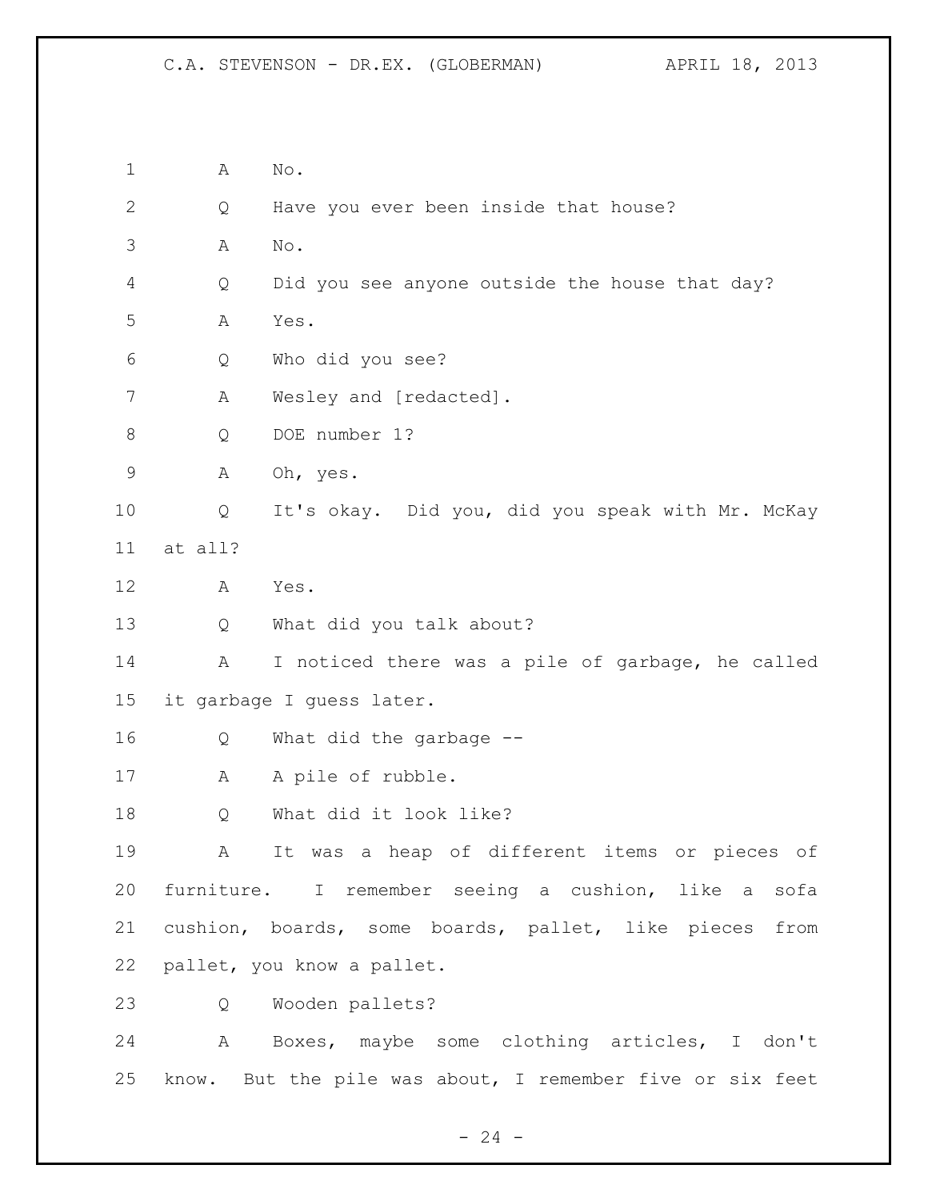1 A No.

2 Q Have you ever been inside that house?

3 A No.

4 Q Did you see anyone outside the house that day?

5 A Yes.

6 Q Who did you see?

7 A Wesley and [redacted].

8 Q DOE number 1?

9 A Oh, yes.

10 Q It's okay. Did you, did you speak with Mr. McKay

11 at all?

12 A Yes.

13 Q What did you talk about?

14 A I noticed there was a pile of garbage, he called

15 it garbage I guess later.

16 Q What did the garbage --

17 A A pile of rubble.

18 Q What did it look like?

19 A It was a heap of different items or pieces of

20 furniture. I remember seeing a cushion, like a sofa

21 cushion, boards, some boards, pallet, like pieces from

22 pallet, you know a pallet.

23 Q Wooden pallets?

24 A Boxes, maybe some clothing articles, I don't

25 know. But the pile was about, I remember five or six feet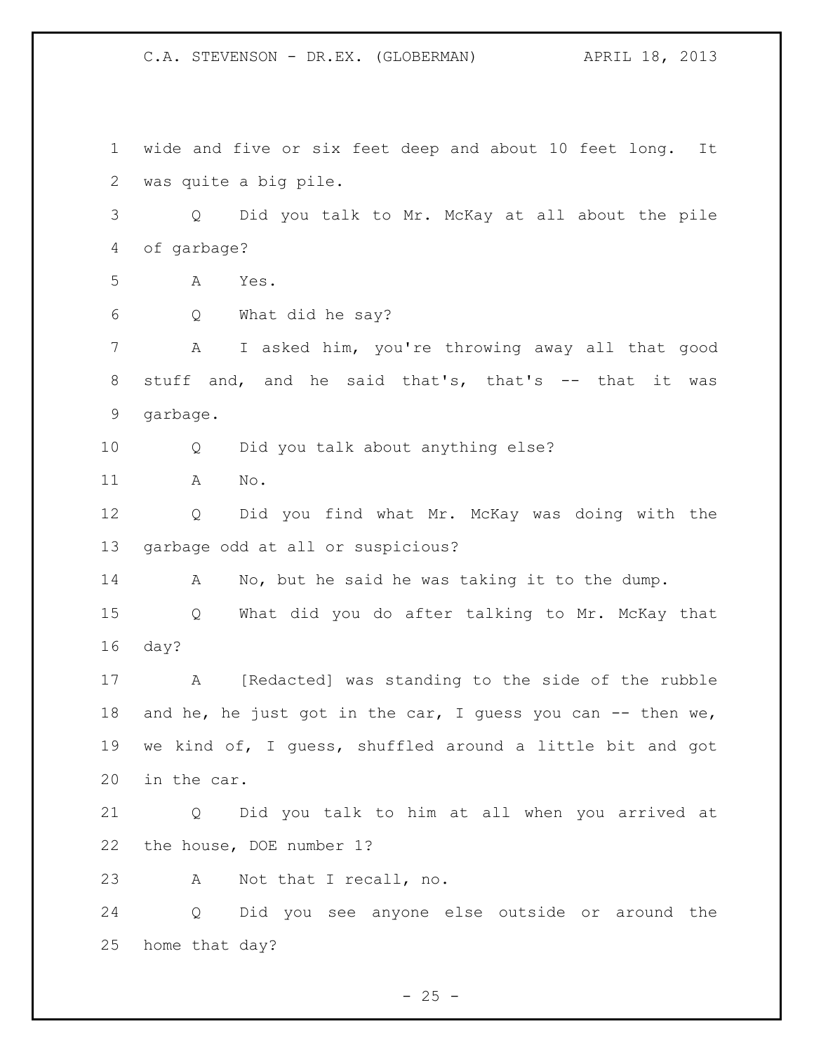wide and five or six feet deep and about 10 feet long. It was quite a big pile.

Q Did you talk to Mr. McKay at all about the pile of garbage?

A Yes.

Q What did he say?

A I asked him, you're throwing away all that good stuff and, and he said that's, that's -- that it was garbage.

Q Did you talk about anything else?

A No.

Q Did you find what Mr. McKay was doing with the garbage odd at all or suspicious?

A No, but he said he was taking it to the dump.

Q What did you do after talking to Mr. McKay that day?

A [Redacted] was standing to the side of the rubble and he, he just got in the car, I guess you can -- then we, we kind of, I guess, shuffled around a little bit and got in the car.

Q Did you talk to him at all when you arrived at the house, DOE number 1?

A Not that I recall, no.

Q Did you see anyone else outside or around the home that day?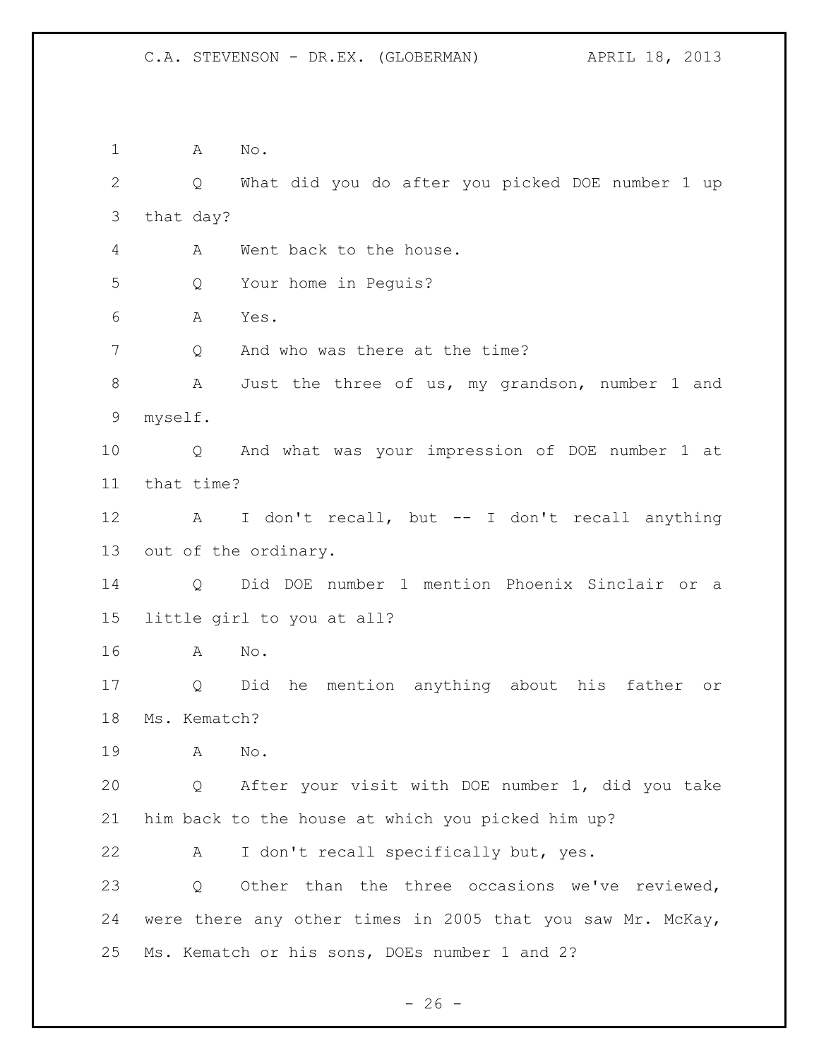A No.

Q What did you do after you picked DOE number 1 up that day?

A Went back to the house.

Q Your home in Peguis?

A Yes.

Q And who was there at the time?

A Just the three of us, my grandson, number 1 and myself.

Q And what was your impression of DOE number 1 at that time?

A I don't recall, but -- I don't recall anything out of the ordinary.

Q Did DOE number 1 mention Phoenix Sinclair or a little girl to you at all?

A No.

Q Did he mention anything about his father or Ms. Kematch?

A No.

Q After your visit with DOE number 1, did you take him back to the house at which you picked him up?

A I don't recall specifically but, yes.

Q Other than the three occasions we've reviewed, were there any other times in 2005 that you saw Mr. McKay, Ms. Kematch or his sons, DOEs number 1 and 2?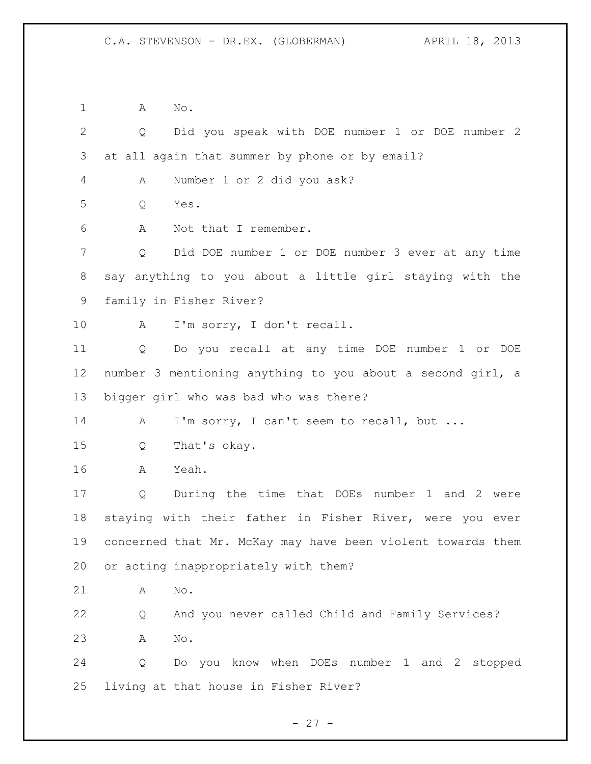1 A No.

2 Q Did you speak with DOE number 1 or DOE number 2

3 at all again that summer by phone or by email?

4 A Number 1 or 2 did you ask?

5 Q Yes.

6 A Not that I remember.

7 Q Did DOE number 1 or DOE number 3 ever at any time

8 say anything to you about a little girl staying with the

9 family in Fisher River?

10 A I'm sorry, I don't recall.

11 Q Do you recall at any time DOE number 1 or DOE

12 number 3 mentioning anything to you about a second girl, a

13 bigger girl who was bad who was there?

14 A I'm sorry, I can't seem to recall, but ...

15 Q That's okay.

16 A Yeah.

17 Q During the time that DOEs number 1 and 2 were

18 staying with their father in Fisher River, were you ever

19 concerned that Mr. McKay may have been violent towards them

20 or acting inappropriately with them?

21 A No.

22 Q And you never called Child and Family Services?

23 A No.

24 Q Do you know when DOEs number 1 and 2 stopped

25 living at that house in Fisher River?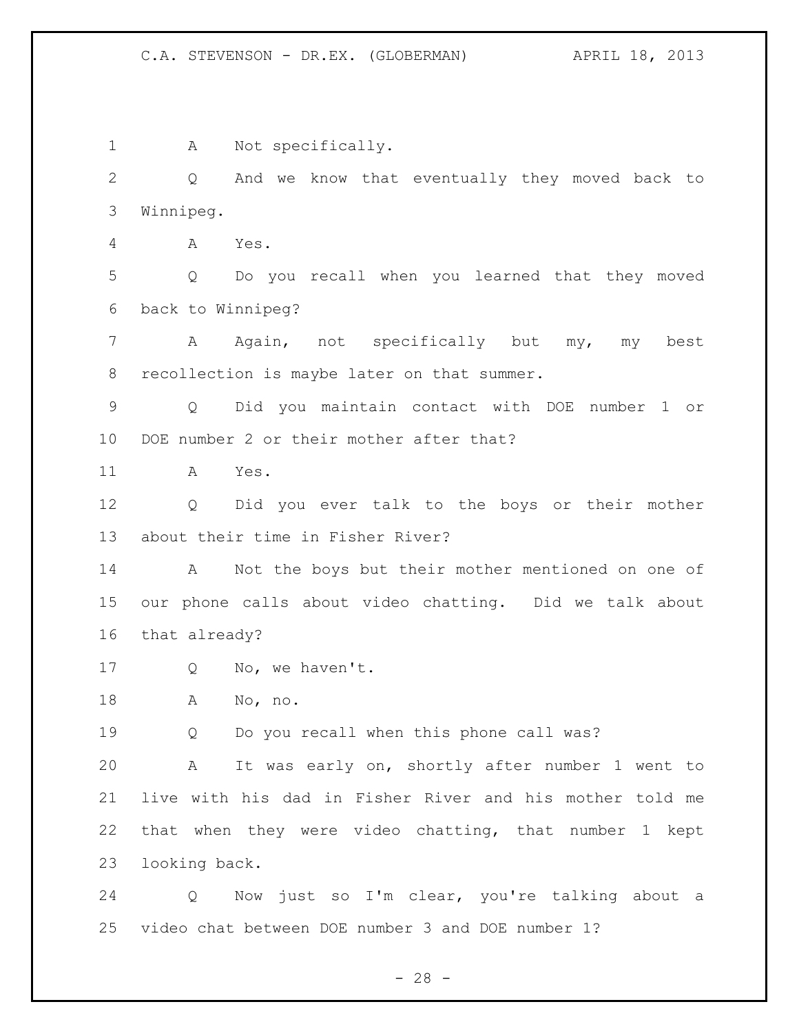1 A Not specifically.

2 Q And we know that eventually they moved back to
3 Winnipeg.

4 A Yes.

5 Q Do you recall when you learned that they moved
6 back to Winnipeg?

7 A Again, not specifically but my, my best
8 recollection is maybe later on that summer.

9 Q Did you maintain contact with DOE number 1 or
10 DOE number 2 or their mother after that?

11 A Yes.

12 Q Did you ever talk to the boys or their mother
13 about their time in Fisher River?

14 A Not the boys but their mother mentioned on one of
15 our phone calls about video chatting. Did we talk about
16 that already?

17 Q No, we haven't.

18 A No, no.

19 Q Do you recall when this phone call was?

20 A It was early on, shortly after number 1 went to
21 live with his dad in Fisher River and his mother told me
22 that when they were video chatting, that number 1 kept
23 looking back.

24 Q Now just so I'm clear, you're talking about a
25 video chat between DOE number 3 and DOE number 1?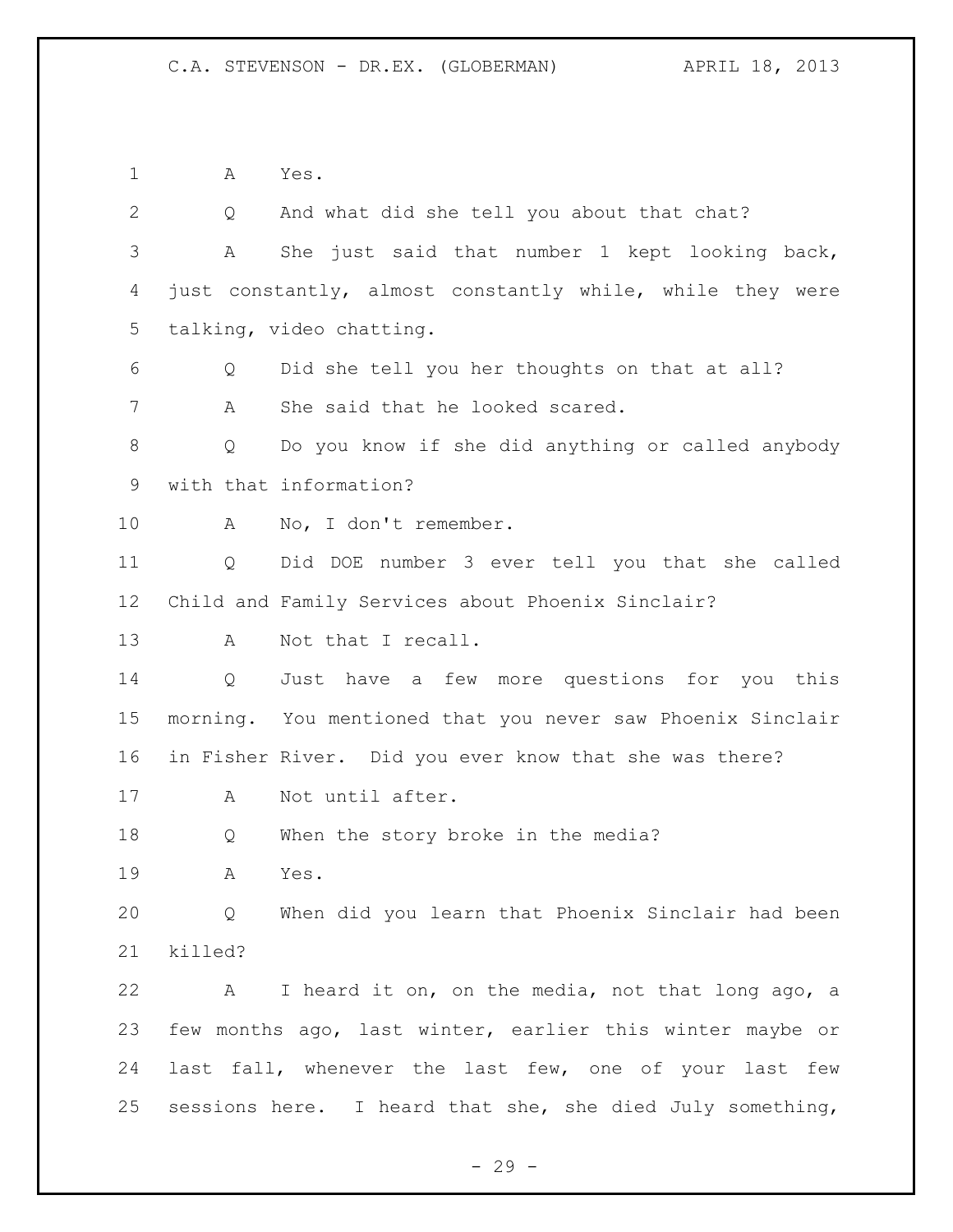A Yes.

Q And what did she tell you about that chat?

A She just said that number 1 kept looking back, just constantly, almost constantly while, while they were talking, video chatting.

Q Did she tell you her thoughts on that at all?

A She said that he looked scared.

Q Do you know if she did anything or called anybody with that information?

A No, I don't remember.

Q Did DOE number 3 ever tell you that she called Child and Family Services about Phoenix Sinclair?

A Not that I recall.

Q Just have a few more questions for you this morning. You mentioned that you never saw Phoenix Sinclair in Fisher River. Did you ever know that she was there?

A Not until after.

Q When the story broke in the media?

A Yes.

Q When did you learn that Phoenix Sinclair had been killed?

A I heard it on, on the media, not that long ago, a few months ago, last winter, earlier this winter maybe or last fall, whenever the last few, one of your last few sessions here. I heard that she, she died July something,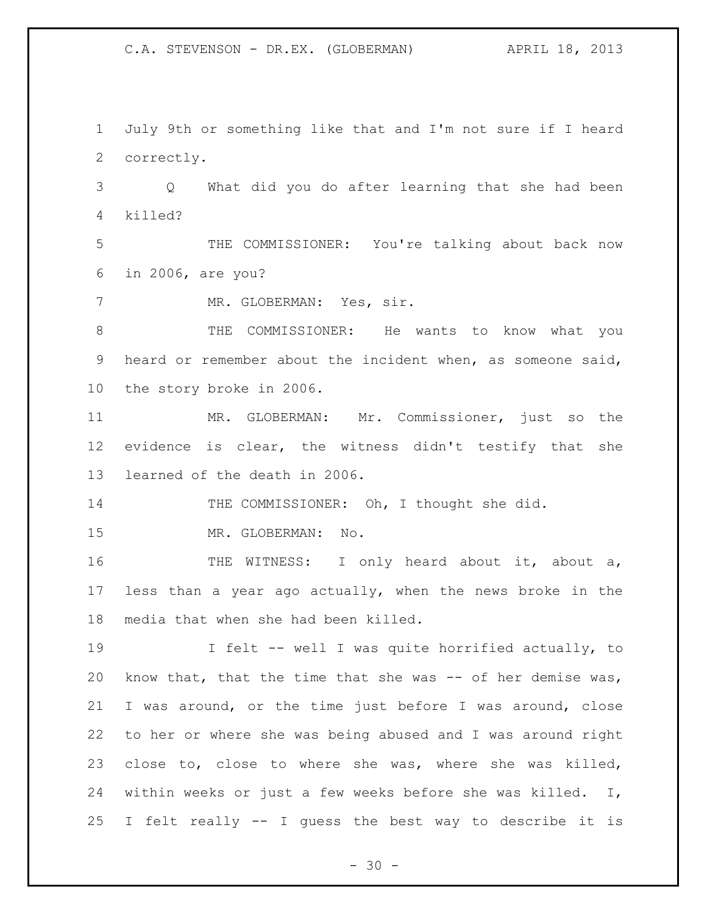July 9th or something like that and I'm not sure if I heard correctly.

Q What did you do after learning that she had been killed?

THE COMMISSIONER: You're talking about back now in 2006, are you?

MR. GLOBERMAN: Yes, sir.

THE COMMISSIONER: He wants to know what you heard or remember about the incident when, as someone said, the story broke in 2006.

MR. GLOBERMAN: Mr. Commissioner, just so the evidence is clear, the witness didn't testify that she learned of the death in 2006.

THE COMMISSIONER: Oh, I thought she did.

MR. GLOBERMAN: No.

THE WITNESS: I only heard about it, about a, less than a year ago actually, when the news broke in the media that when she had been killed.

I felt -- well I was quite horrified actually, to know that, that the time that she was -- of her demise was, I was around, or the time just before I was around, close to her or where she was being abused and I was around right close to, close to where she was, where she was killed, within weeks or just a few weeks before she was killed. I, I felt really -- I guess the best way to describe it is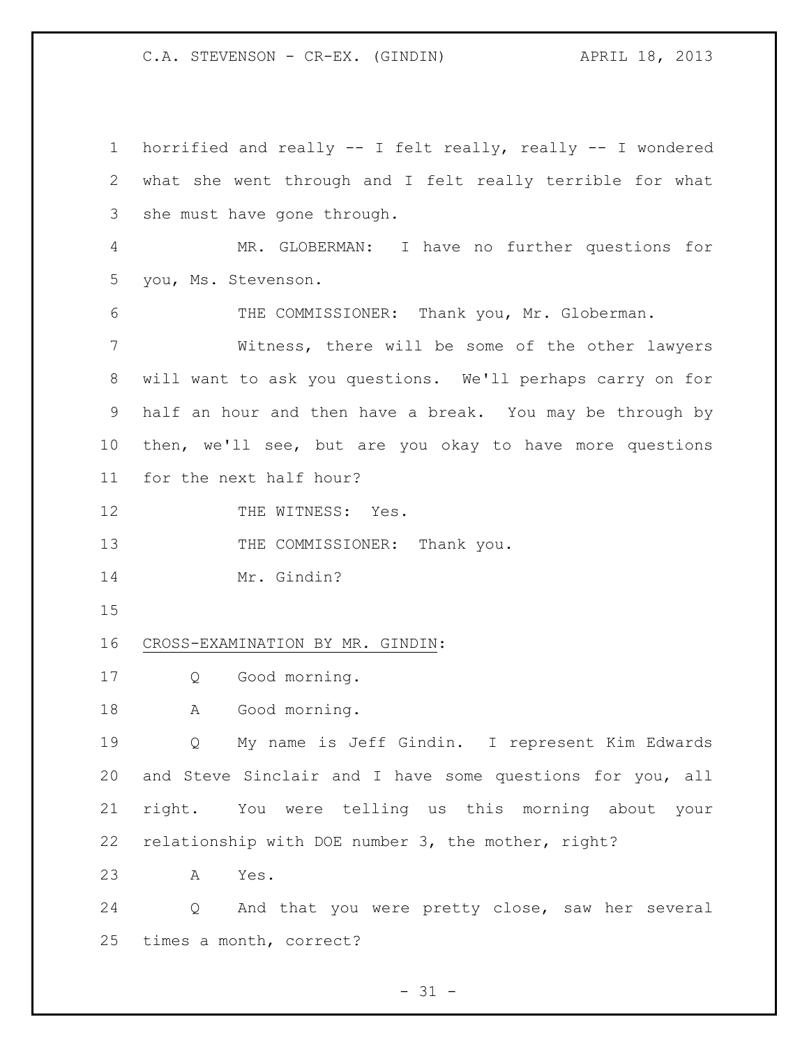horrified and really -- I felt really, really -- I wondered what she went through and I felt really terrible for what she must have gone through.

MR. GLOBERMAN: I have no further questions for you, Ms. Stevenson.

THE COMMISSIONER: Thank you, Mr. Globerman.

Witness, there will be some of the other lawyers will want to ask you questions. We'll perhaps carry on for half an hour and then have a break. You may be through by then, we'll see, but are you okay to have more questions for the next half hour?

THE WITNESS: Yes.

THE COMMISSIONER: Thank you.

Mr. Gindin?

<u>CROSS-EXAMINATION BY MR. GINDIN</u>:

Q Good morning.

A Good morning.

Q My name is Jeff Gindin. I represent Kim Edwards and Steve Sinclair and I have some questions for you, all right. You were telling us this morning about your relationship with DOE number 3, the mother, right?

A Yes.

Q And that you were pretty close, saw her several times a month, correct?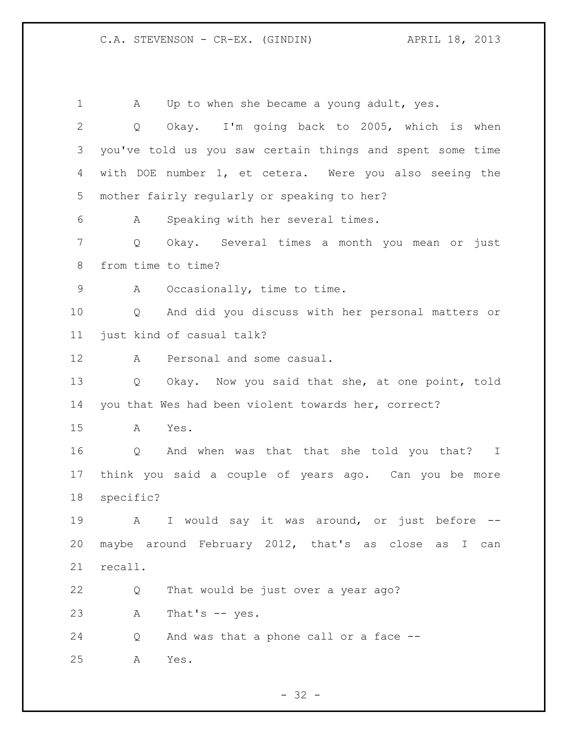A Up to when she became a young adult, yes.

Q Okay. I'm going back to 2005, which is when you've told us you saw certain things and spent some time with DOE number 1, et cetera. Were you also seeing the mother fairly regularly or speaking to her?

A Speaking with her several times.

Q Okay. Several times a month you mean or just from time to time?

A Occasionally, time to time.

Q And did you discuss with her personal matters or just kind of casual talk?

A Personal and some casual.

Q Okay. Now you said that she, at one point, told you that Wes had been violent towards her, correct?

A Yes.

Q And when was that that she told you that? I think you said a couple of years ago. Can you be more specific?

A I would say it was around, or just before -- maybe around February 2012, that's as close as I can recall.

Q That would be just over a year ago?

A That's -- yes.

Q And was that a phone call or a face --

A Yes.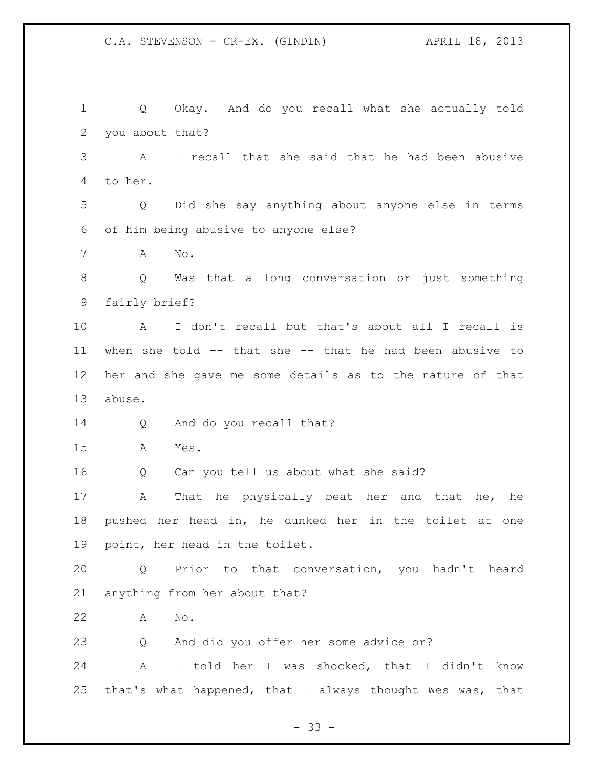Q Okay. And do you recall what she actually told you about that?

A I recall that she said that he had been abusive to her.

Q Did she say anything about anyone else in terms of him being abusive to anyone else?

A No.

Q Was that a long conversation or just something fairly brief?

A I don't recall but that's about all I recall is when she told -- that she -- that he had been abusive to her and she gave me some details as to the nature of that abuse.

Q And do you recall that?

A Yes.

Q Can you tell us about what she said?

A That he physically beat her and that he, he pushed her head in, he dunked her in the toilet at one point, her head in the toilet.

Q Prior to that conversation, you hadn't heard anything from her about that?

A No.

Q And did you offer her some advice or?

A I told her I was shocked, that I didn't know that's what happened, that I always thought Wes was, that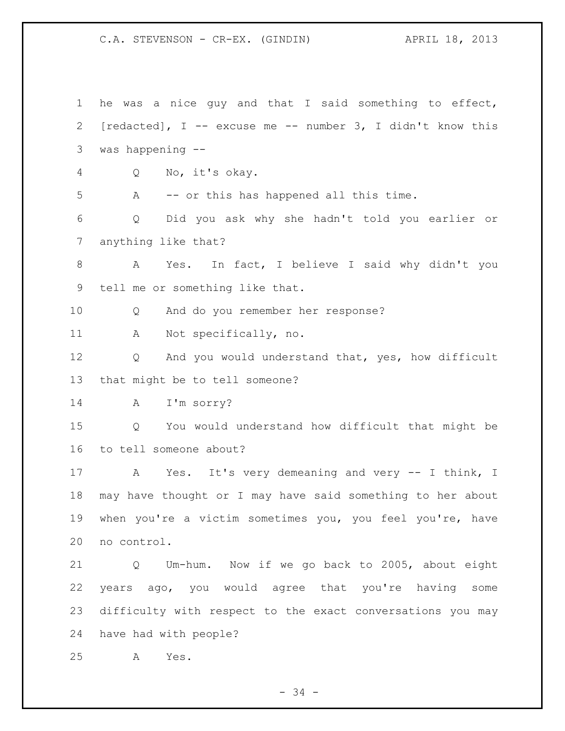1 he was a nice guy and that I said something to effect, [redacted], I -- excuse me -- number 3, I didn't know this was happening --

4 Q No, it's okay.

5 A -- or this has happened all this time.

6 Q Did you ask why she hadn't told you earlier or anything like that?

8 A Yes. In fact, I believe I said why didn't you tell me or something like that.

10 Q And do you remember her response?

11 A Not specifically, no.

12 Q And you would understand that, yes, how difficult that might be to tell someone?

14 A I'm sorry?

15 Q You would understand how difficult that might be to tell someone about?

17 A Yes. It's very demeaning and very -- I think, I may have thought or I may have said something to her about when you're a victim sometimes you, you feel you're, have no control.

21 Q Um-hum. Now if we go back to 2005, about eight years ago, you would agree that you're having some difficulty with respect to the exact conversations you may have had with people?

25 A Yes.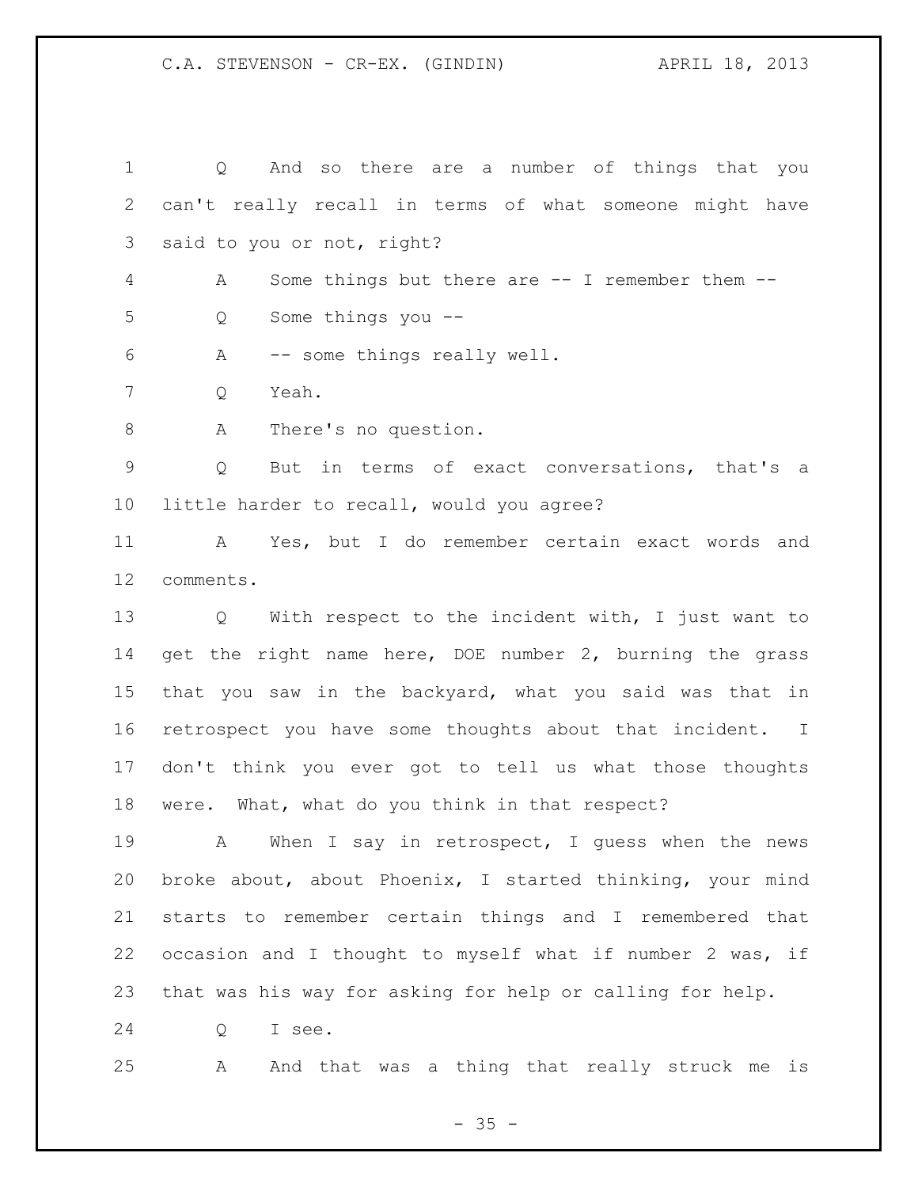Q And so there are a number of things that you can't really recall in terms of what someone might have said to you or not, right?

A Some things but there are -- I remember them --

Q Some things you --

A -- some things really well.

Q Yeah.

A There's no question.

Q But in terms of exact conversations, that's a little harder to recall, would you agree?

A Yes, but I do remember certain exact words and comments.

Q With respect to the incident with, I just want to get the right name here, DOE number 2, burning the grass that you saw in the backyard, what you said was that in retrospect you have some thoughts about that incident. I don't think you ever got to tell us what those thoughts were. What, what do you think in that respect?

A When I say in retrospect, I guess when the news broke about, about Phoenix, I started thinking, your mind starts to remember certain things and I remembered that occasion and I thought to myself what if number 2 was, if that was his way for asking for help or calling for help.

Q I see.

A And that was a thing that really struck me is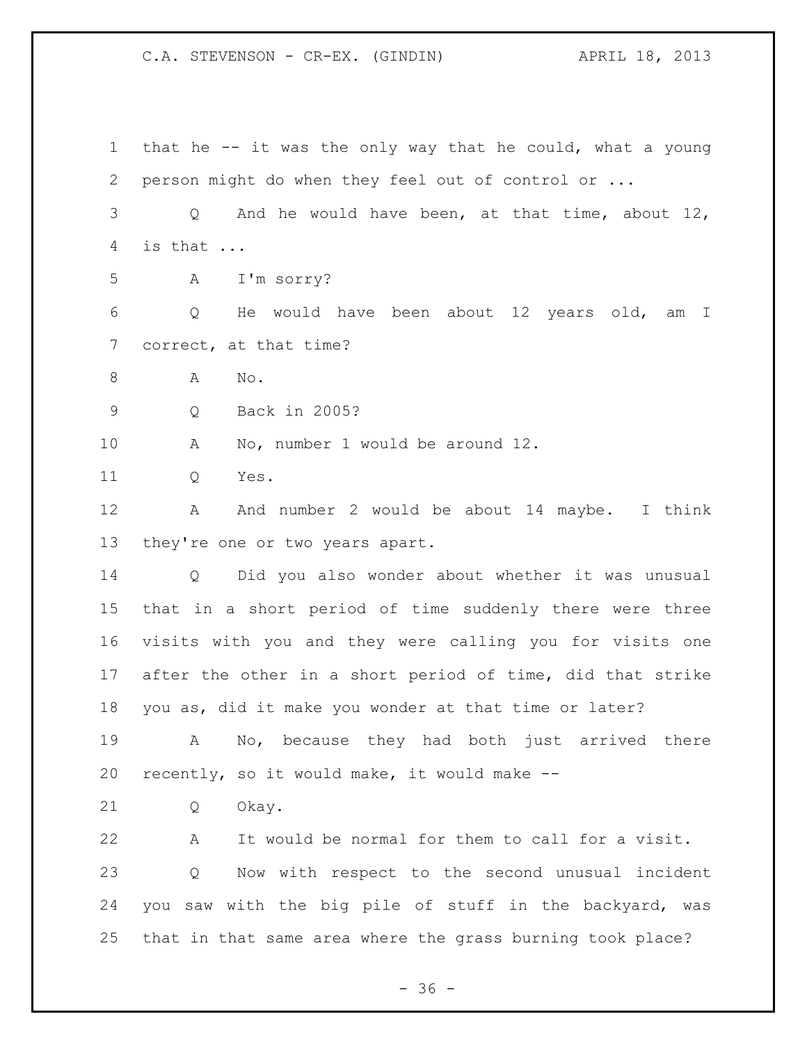1 that he -- it was the only way that he could, what a young
2 person might do when they feel out of control or ...
3 Q And he would have been, at that time, about 12,
4 is that ...
5 A I'm sorry?
6 Q He would have been about 12 years old, am I
7 correct, at that time?
8 A No.
9 Q Back in 2005?
10 A No, number 1 would be around 12.
11 Q Yes.
12 A And number 2 would be about 14 maybe. I think
13 they're one or two years apart.
14 Q Did you also wonder about whether it was unusual
15 that in a short period of time suddenly there were three
16 visits with you and they were calling you for visits one
17 after the other in a short period of time, did that strike
18 you as, did it make you wonder at that time or later?
19 A No, because they had both just arrived there
20 recently, so it would make, it would make --
21 Q Okay.
22 A It would be normal for them to call for a visit.
23 Q Now with respect to the second unusual incident
24 you saw with the big pile of stuff in the backyard, was
25 that in that same area where the grass burning took place?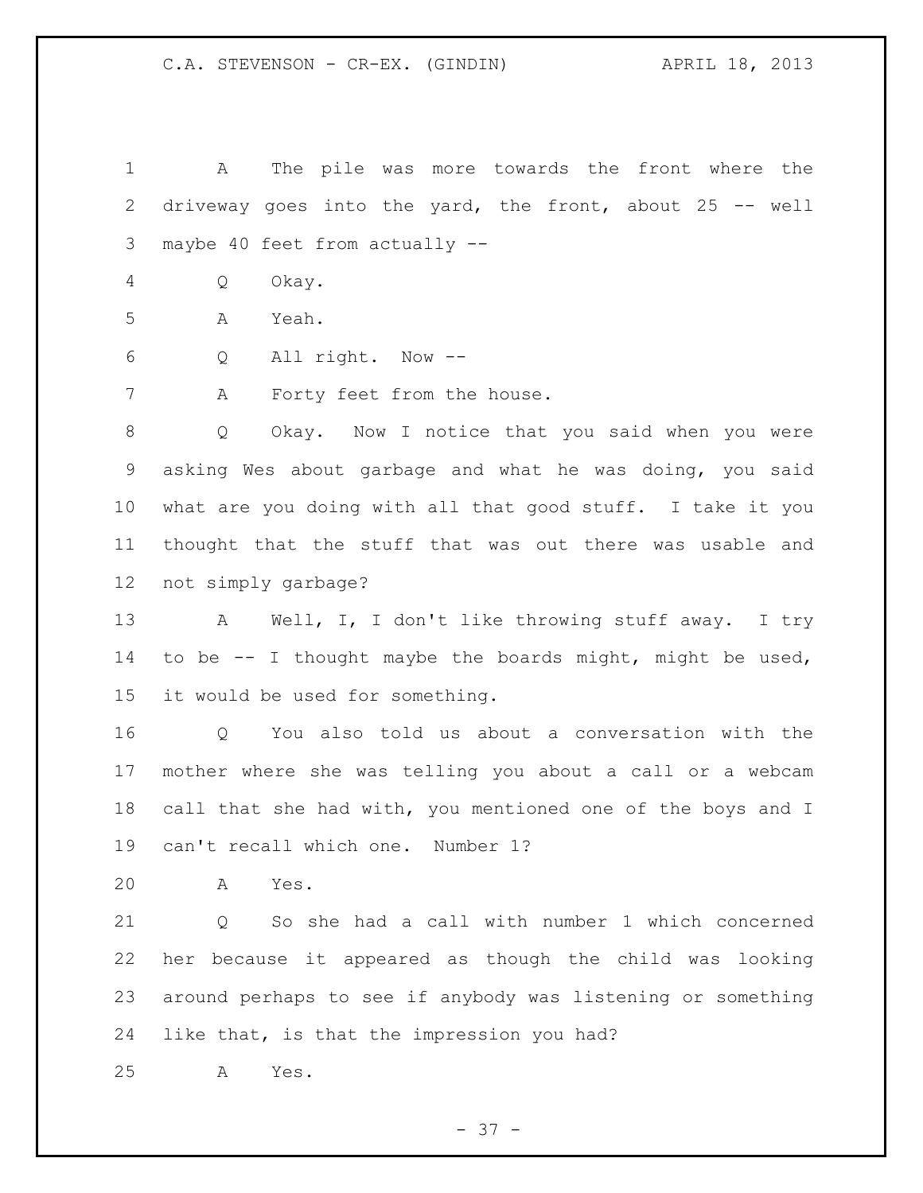1 A The pile was more towards the front where the
2 driveway goes into the yard, the front, about 25 -- well
3 maybe 40 feet from actually --
4 Q Okay.
5 A Yeah.
6 Q All right. Now --
7 A Forty feet from the house.
8 Q Okay. Now I notice that you said when you were
9 asking Wes about garbage and what he was doing, you said
10 what are you doing with all that good stuff. I take it you
11 thought that the stuff that was out there was usable and
12 not simply garbage?
13 A Well, I, I don't like throwing stuff away. I try
14 to be -- I thought maybe the boards might, might be used,
15 it would be used for something.
16 Q You also told us about a conversation with the
17 mother where she was telling you about a call or a webcam
18 call that she had with, you mentioned one of the boys and I
19 can't recall which one. Number 1?
20 A Yes.
21 Q So she had a call with number 1 which concerned
22 her because it appeared as though the child was looking
23 around perhaps to see if anybody was listening or something
24 like that, is that the impression you had?
25 A Yes.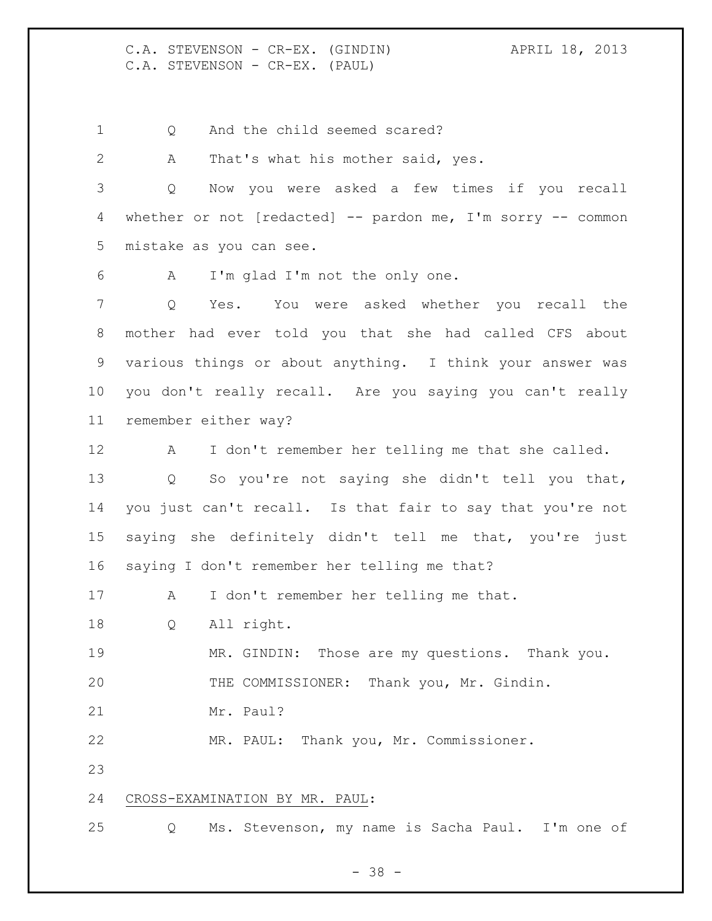Q And the child seemed scared?

A That's what his mother said, yes.

Q Now you were asked a few times if you recall whether or not [redacted] -- pardon me, I'm sorry -- common mistake as you can see.

A I'm glad I'm not the only one.

Q Yes. You were asked whether you recall the mother had ever told you that she had called CFS about various things or about anything. I think your answer was you don't really recall. Are you saying you can't really remember either way?

A I don't remember her telling me that she called.

Q So you're not saying she didn't tell you that, you just can't recall. Is that fair to say that you're not saying she definitely didn't tell me that, you're just saying I don't remember her telling me that?

A I don't remember her telling me that.

Q All right.

MR. GINDIN: Those are my questions. Thank you.

THE COMMISSIONER: Thank you, Mr. Gindin.

Mr. Paul?

MR. PAUL: Thank you, Mr. Commissioner.

<u>CROSS-EXAMINATION BY MR. PAUL</u>:

Q Ms. Stevenson, my name is Sacha Paul. I'm one of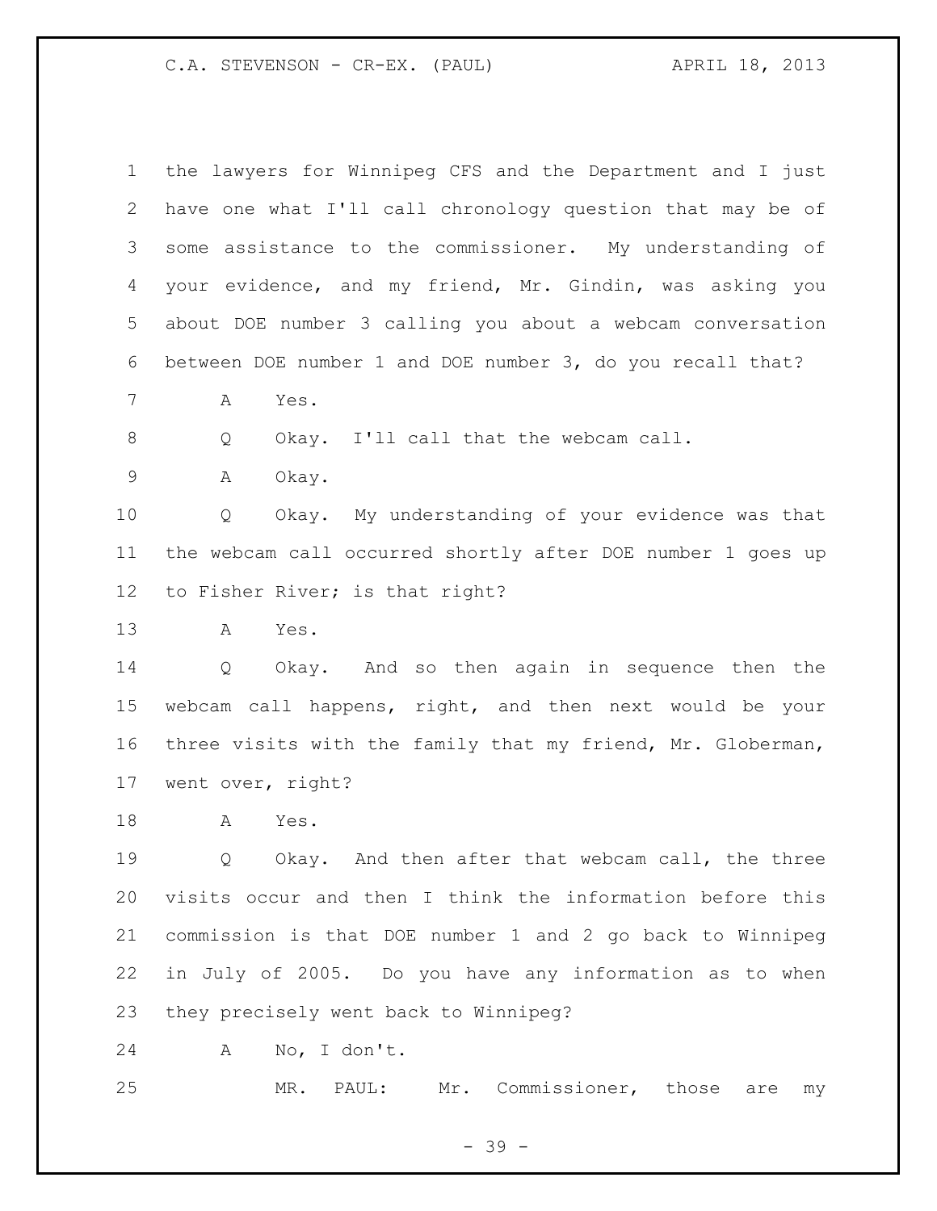1 the lawyers for Winnipeg CFS and the Department and I just
2 have one what I'll call chronology question that may be of
3 some assistance to the commissioner. My understanding of
4 your evidence, and my friend, Mr. Gindin, was asking you
5 about DOE number 3 calling you about a webcam conversation
6 between DOE number 1 and DOE number 3, do you recall that?

7 A Yes.

8 Q Okay. I'll call that the webcam call.

9 A Okay.

10 Q Okay. My understanding of your evidence was that
11 the webcam call occurred shortly after DOE number 1 goes up
12 to Fisher River; is that right?

13 A Yes.

14 Q Okay. And so then again in sequence then the
15 webcam call happens, right, and then next would be your
16 three visits with the family that my friend, Mr. Globerman,
17 went over, right?

18 A Yes.

19 Q Okay. And then after that webcam call, the three
20 visits occur and then I think the information before this
21 commission is that DOE number 1 and 2 go back to Winnipeg
22 in July of 2005. Do you have any information as to when
23 they precisely went back to Winnipeg?

24 A No, I don't.

25 MR. PAUL: Mr. Commissioner, those are my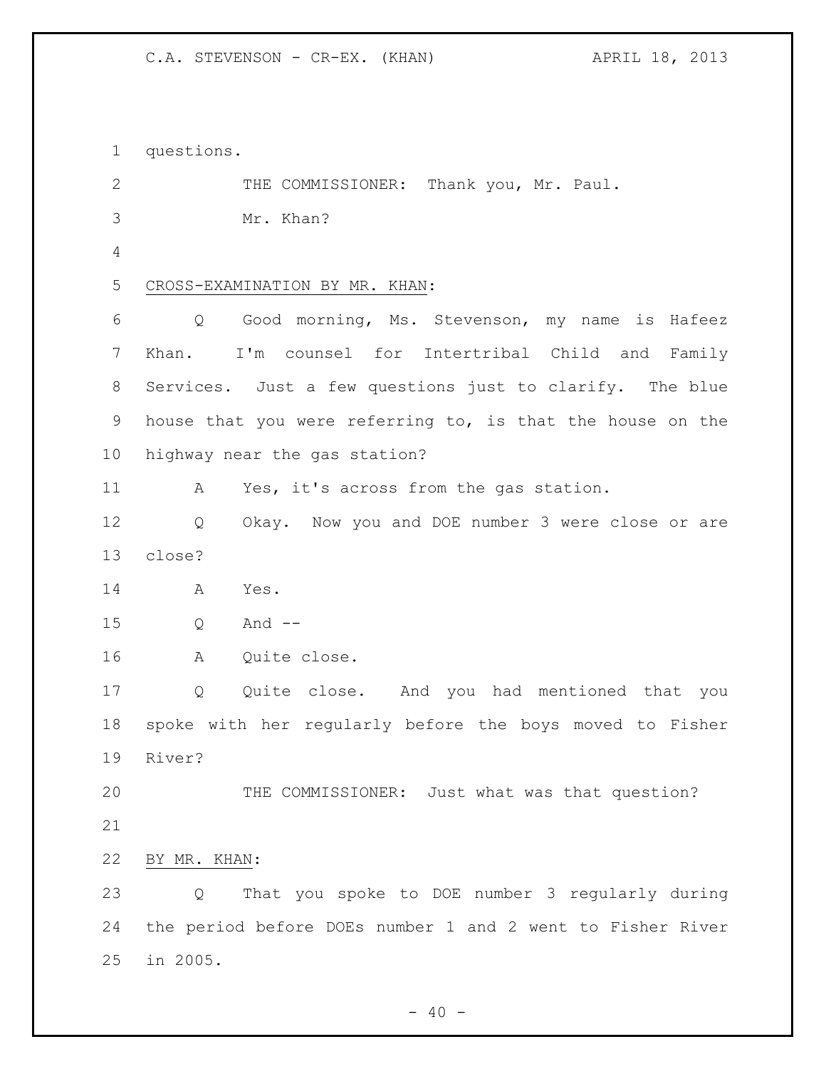questions.

THE COMMISSIONER: Thank you, Mr. Paul.

Mr. Khan?

CROSS-EXAMINATION BY MR. KHAN:

Q Good morning, Ms. Stevenson, my name is Hafeez Khan. I'm counsel for Intertribal Child and Family Services. Just a few questions just to clarify. The blue house that you were referring to, is that the house on the highway near the gas station?

A Yes, it's across from the gas station.

Q Okay. Now you and DOE number 3 were close or are close?

A Yes.

Q And --

A Quite close.

Q Quite close. And you had mentioned that you spoke with her regularly before the boys moved to Fisher River?

THE COMMISSIONER: Just what was that question?

BY MR. KHAN:

Q That you spoke to DOE number 3 regularly during the period before DOEs number 1 and 2 went to Fisher River in 2005.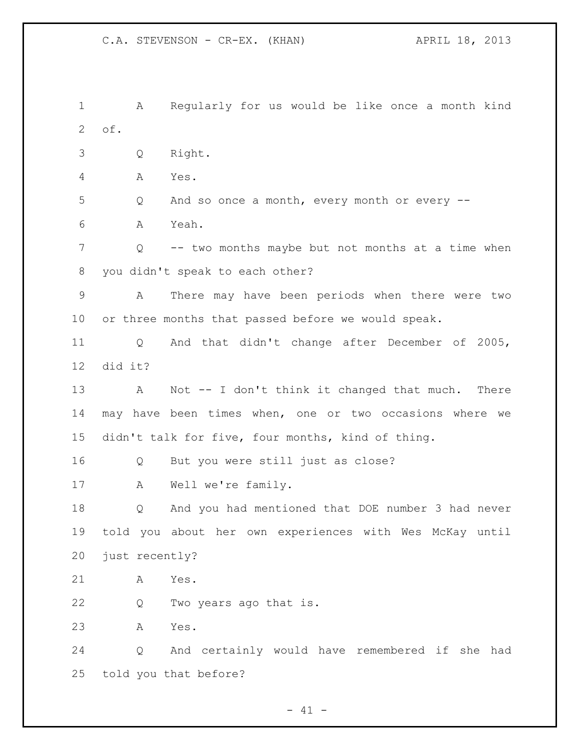A Regularly for us would be like once a month kind of.

Q Right.

A Yes.

Q And so once a month, every month or every --

A Yeah.

Q -- two months maybe but not months at a time when you didn't speak to each other?

A There may have been periods when there were two or three months that passed before we would speak.

Q And that didn't change after December of 2005, did it?

A Not -- I don't think it changed that much. There may have been times when, one or two occasions where we didn't talk for five, four months, kind of thing.

Q But you were still just as close?

A Well we're family.

Q And you had mentioned that DOE number 3 had never told you about her own experiences with Wes McKay until just recently?

A Yes.

Q Two years ago that is.

A Yes.

Q And certainly would have remembered if she had told you that before?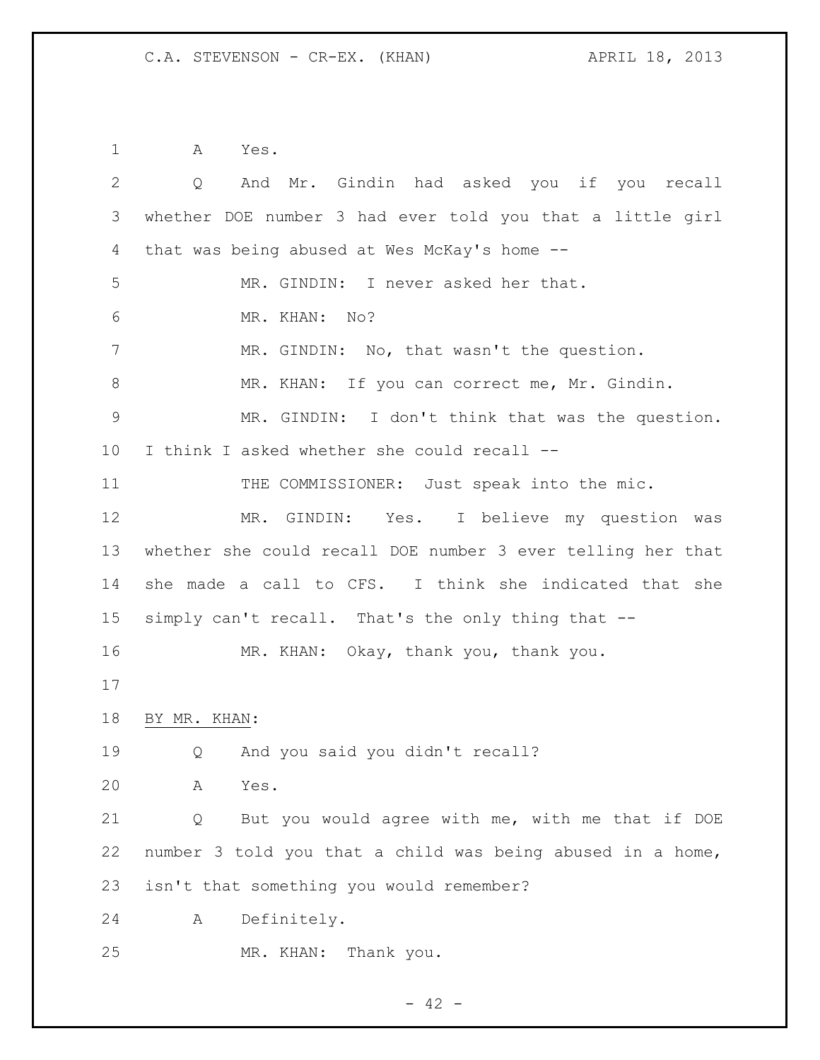A Yes.

Q And Mr. Gindin had asked you if you recall whether DOE number 3 had ever told you that a little girl that was being abused at Wes McKay's home --

MR. GINDIN: I never asked her that.

MR. KHAN: No?

MR. GINDIN: No, that wasn't the question.

MR. KHAN: If you can correct me, Mr. Gindin.

MR. GINDIN: I don't think that was the question. I think I asked whether she could recall --

THE COMMISSIONER: Just speak into the mic.

MR. GINDIN: Yes. I believe my question was whether she could recall DOE number 3 ever telling her that she made a call to CFS. I think she indicated that she simply can't recall. That's the only thing that --

MR. KHAN: Okay, thank you, thank you.

BY MR. KHAN:

Q And you said you didn't recall?

A Yes.

Q But you would agree with me, with me that if DOE number 3 told you that a child was being abused in a home, isn't that something you would remember?

A Definitely.

MR. KHAN: Thank you.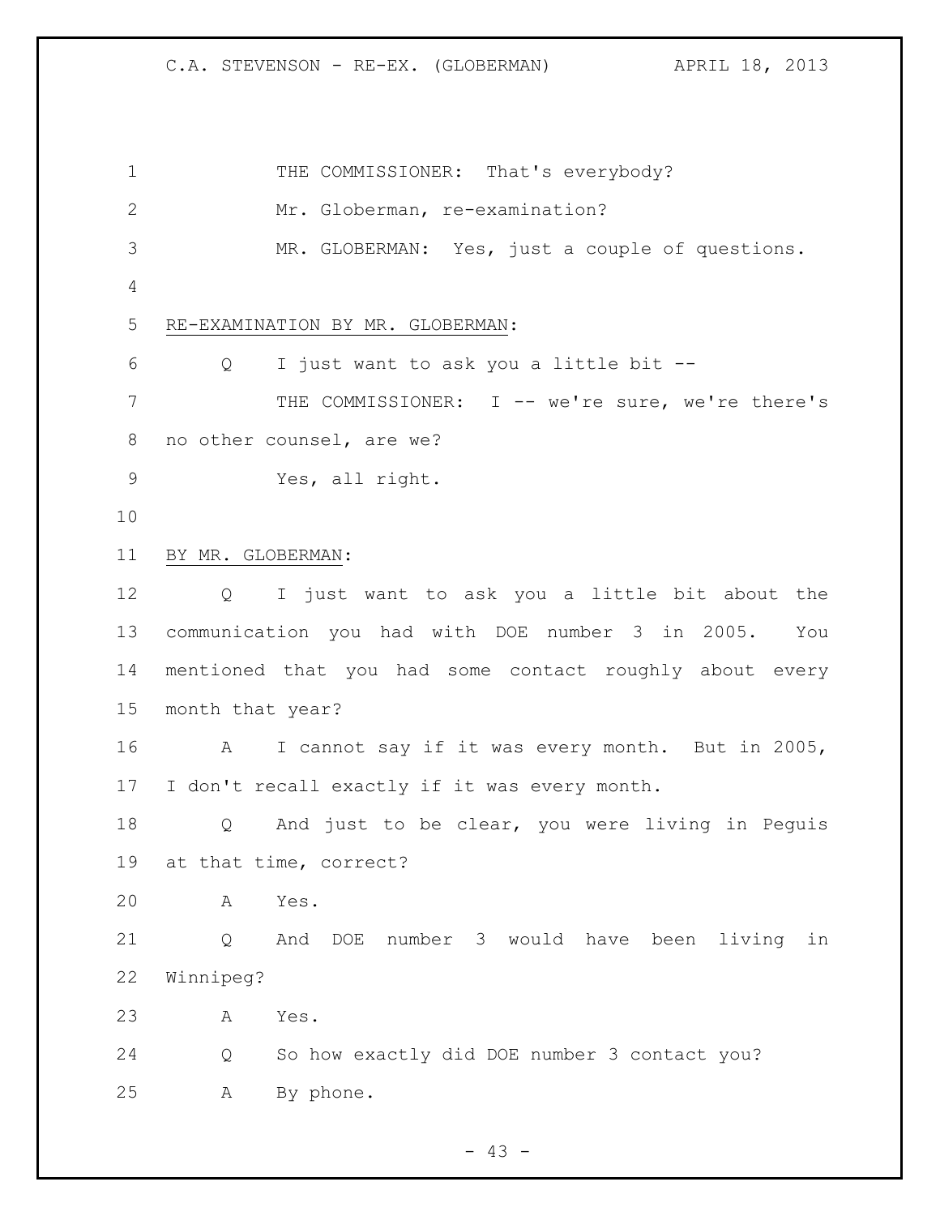THE COMMISSIONER: That's everybody?

Mr. Globerman, re-examination?

MR. GLOBERMAN: Yes, just a couple of questions.

RE-EXAMINATION BY MR. GLOBERMAN:

Q I just want to ask you a little bit --

THE COMMISSIONER: I -- we're sure, we're there's no other counsel, are we?

Yes, all right.

BY MR. GLOBERMAN:

Q I just want to ask you a little bit about the communication you had with DOE number 3 in 2005. You mentioned that you had some contact roughly about every month that year?

A I cannot say if it was every month. But in 2005, I don't recall exactly if it was every month.

Q And just to be clear, you were living in Peguis at that time, correct?

A Yes.

Q And DOE number 3 would have been living in Winnipeg?

A Yes.

Q So how exactly did DOE number 3 contact you?

A By phone.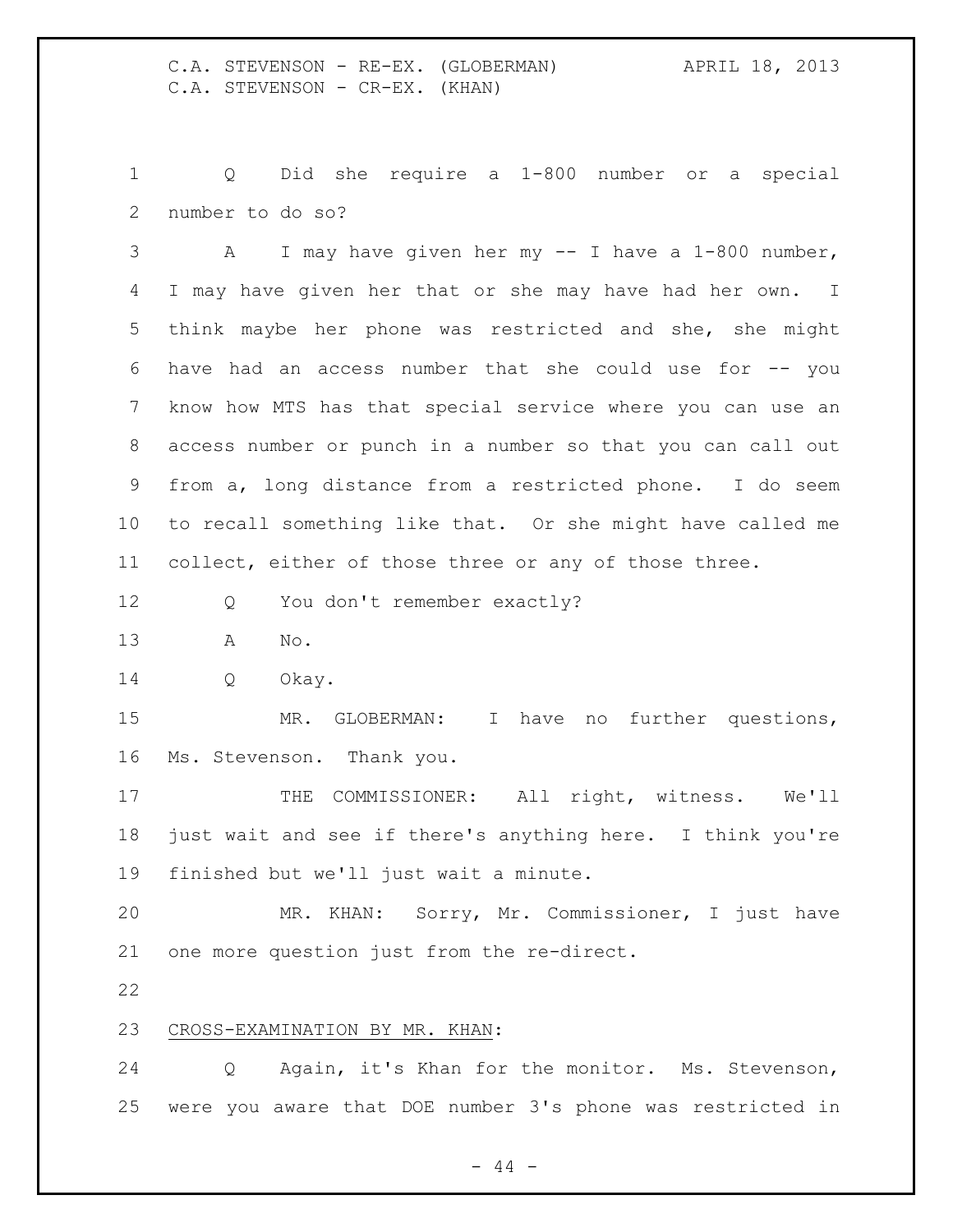Q Did she require a 1-800 number or a special number to do so?

A I may have given her my -- I have a 1-800 number, I may have given her that or she may have had her own. I think maybe her phone was restricted and she, she might have had an access number that she could use for -- you know how MTS has that special service where you can use an access number or punch in a number so that you can call out from a, long distance from a restricted phone. I do seem to recall something like that. Or she might have called me collect, either of those three or any of those three.

Q You don't remember exactly?

A No.

Q Okay.

MR. GLOBERMAN: I have no further questions, Ms. Stevenson. Thank you.

THE COMMISSIONER: All right, witness. We'll just wait and see if there's anything here. I think you're finished but we'll just wait a minute.

MR. KHAN: Sorry, Mr. Commissioner, I just have one more question just from the re-direct.

CROSS-EXAMINATION BY MR. KHAN:

Q Again, it's Khan for the monitor. Ms. Stevenson, were you aware that DOE number 3's phone was restricted in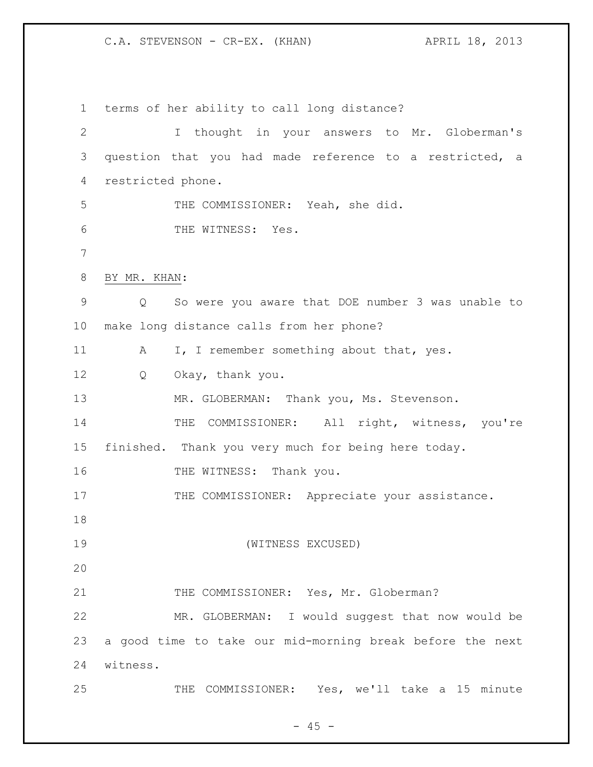terms of her ability to call long distance?

I thought in your answers to Mr. Globerman's question that you had made reference to a restricted, a restricted phone.

THE COMMISSIONER: Yeah, she did.

THE WITNESS: Yes.

BY MR. KHAN:

Q So were you aware that DOE number 3 was unable to make long distance calls from her phone?

A I, I remember something about that, yes.

Q Okay, thank you.

MR. GLOBERMAN: Thank you, Ms. Stevenson.

THE COMMISSIONER: All right, witness, you're finished. Thank you very much for being here today.

THE WITNESS: Thank you.

THE COMMISSIONER: Appreciate your assistance.

(WITNESS EXCUSED)

THE COMMISSIONER: Yes, Mr. Globerman?

MR. GLOBERMAN: I would suggest that now would be a good time to take our mid-morning break before the next witness.

THE COMMISSIONER: Yes, we'll take a 15 minute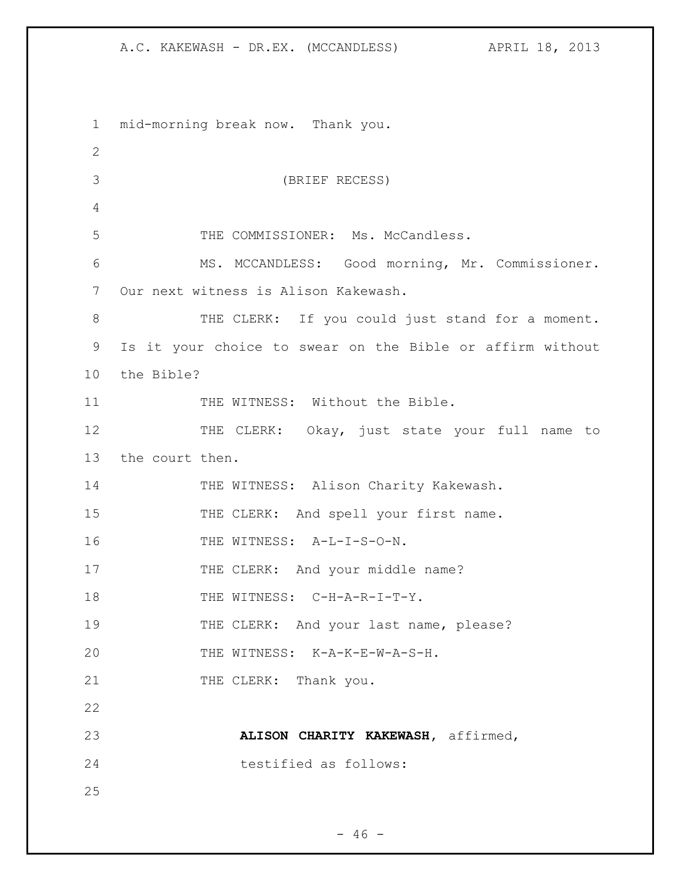mid-morning break now. Thank you.

(BRIEF RECESS)

THE COMMISSIONER: Ms. McCandless.

MS. MCCANDLESS: Good morning, Mr. Commissioner. Our next witness is Alison Kakewash.

THE CLERK: If you could just stand for a moment. Is it your choice to swear on the Bible or affirm without the Bible?

THE WITNESS: Without the Bible.

THE CLERK: Okay, just state your full name to the court then.

THE WITNESS: Alison Charity Kakewash.

THE CLERK: And spell your first name.

THE WITNESS: A-L-I-S-O-N.

THE CLERK: And your middle name?

THE WITNESS: C-H-A-R-I-T-Y.

THE CLERK: And your last name, please?

THE WITNESS: K-A-K-E-W-A-S-H.

THE CLERK: Thank you.

**ALISON CHARITY KAKEWASH**, affirmed, testified as follows: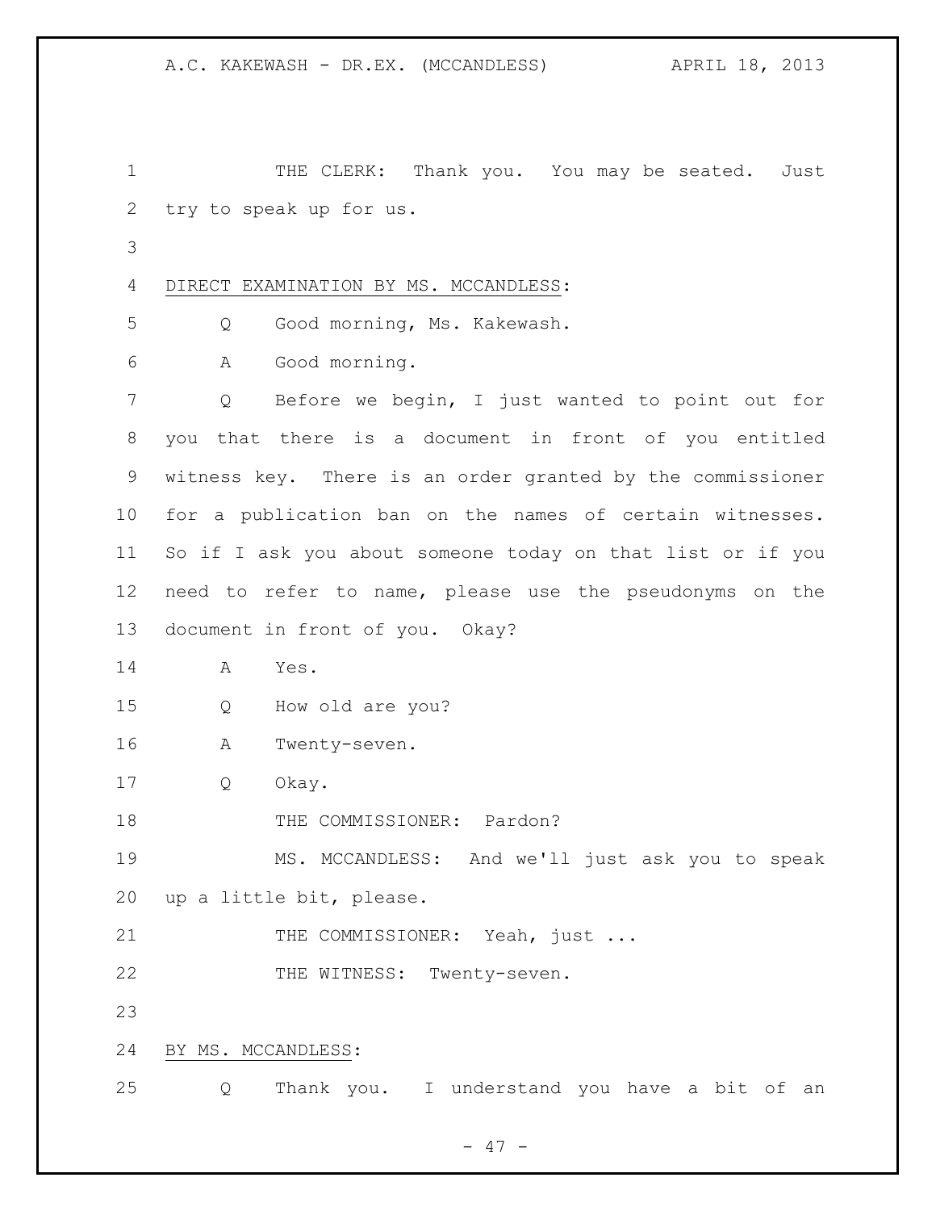THE CLERK: Thank you. You may be seated. Just try to speak up for us.

DIRECT EXAMINATION BY MS. MCCANDLESS:

Q Good morning, Ms. Kakewash.

A Good morning.

Q Before we begin, I just wanted to point out for you that there is a document in front of you entitled witness key. There is an order granted by the commissioner for a publication ban on the names of certain witnesses. So if I ask you about someone today on that list or if you need to refer to name, please use the pseudonyms on the document in front of you. Okay?

A Yes.

Q How old are you?

A Twenty-seven.

Q Okay.

THE COMMISSIONER: Pardon?

MS. MCCANDLESS: And we'll just ask you to speak up a little bit, please.

THE COMMISSIONER: Yeah, just ...

THE WITNESS: Twenty-seven.

BY MS. MCCANDLESS:

Q Thank you. I understand you have a bit of an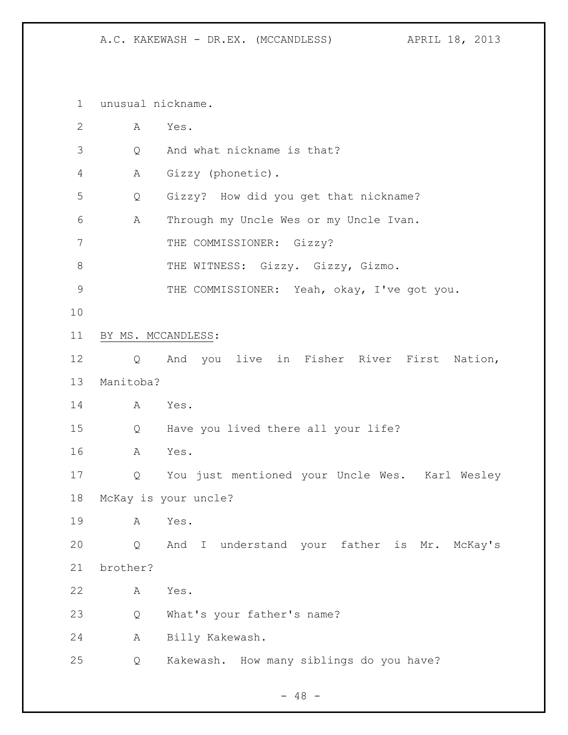unusual nickname.

A Yes.

Q And what nickname is that?

A Gizzy (phonetic).

Q Gizzy? How did you get that nickname?

A Through my Uncle Wes or my Uncle Ivan.

THE COMMISSIONER: Gizzy?

THE WITNESS: Gizzy. Gizzy, Gizmo.

THE COMMISSIONER: Yeah, okay, I've got you.

BY MS. MCCANDLESS:

Q And you live in Fisher River First Nation, Manitoba?

A Yes.

Q Have you lived there all your life?

A Yes.

Q You just mentioned your Uncle Wes. Karl Wesley McKay is your uncle?

A Yes.

Q And I understand your father is Mr. McKay's brother?

A Yes.

Q What's your father's name?

A Billy Kakewash.

Q Kakewash. How many siblings do you have?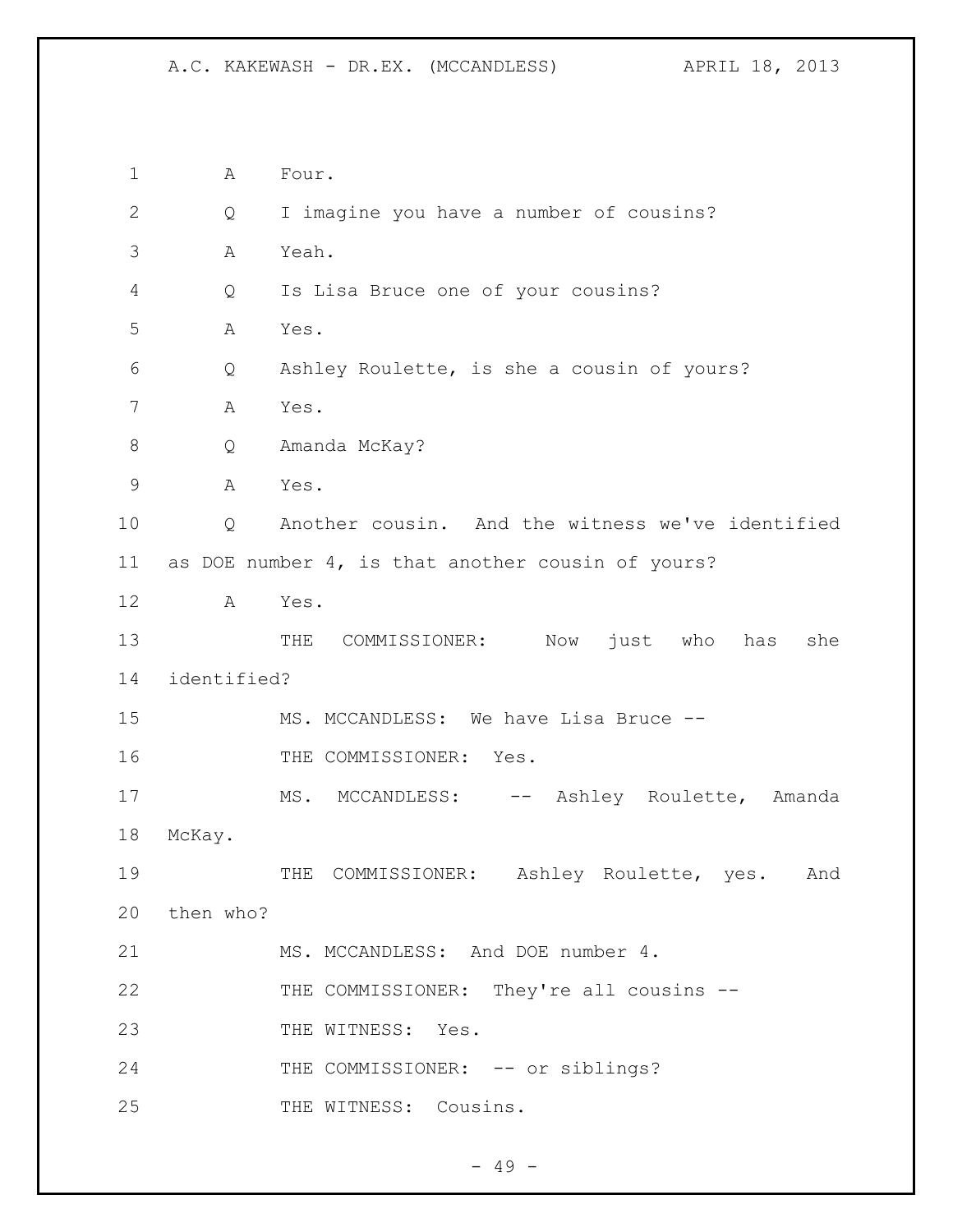A Four.

Q I imagine you have a number of cousins?

A Yeah.

Q Is Lisa Bruce one of your cousins?

A Yes.

Q Ashley Roulette, is she a cousin of yours?

A Yes.

Q Amanda McKay?

A Yes.

Q Another cousin. And the witness we've identified as DOE number 4, is that another cousin of yours?

A Yes.

THE COMMISSIONER: Now just who has she identified?

MS. MCCANDLESS: We have Lisa Bruce --

THE COMMISSIONER: Yes.

MS. MCCANDLESS: -- Ashley Roulette, Amanda McKay.

THE COMMISSIONER: Ashley Roulette, yes. And then who?

MS. MCCANDLESS: And DOE number 4.

THE COMMISSIONER: They're all cousins --

THE WITNESS: Yes.

THE COMMISSIONER: -- or siblings?

THE WITNESS: Cousins.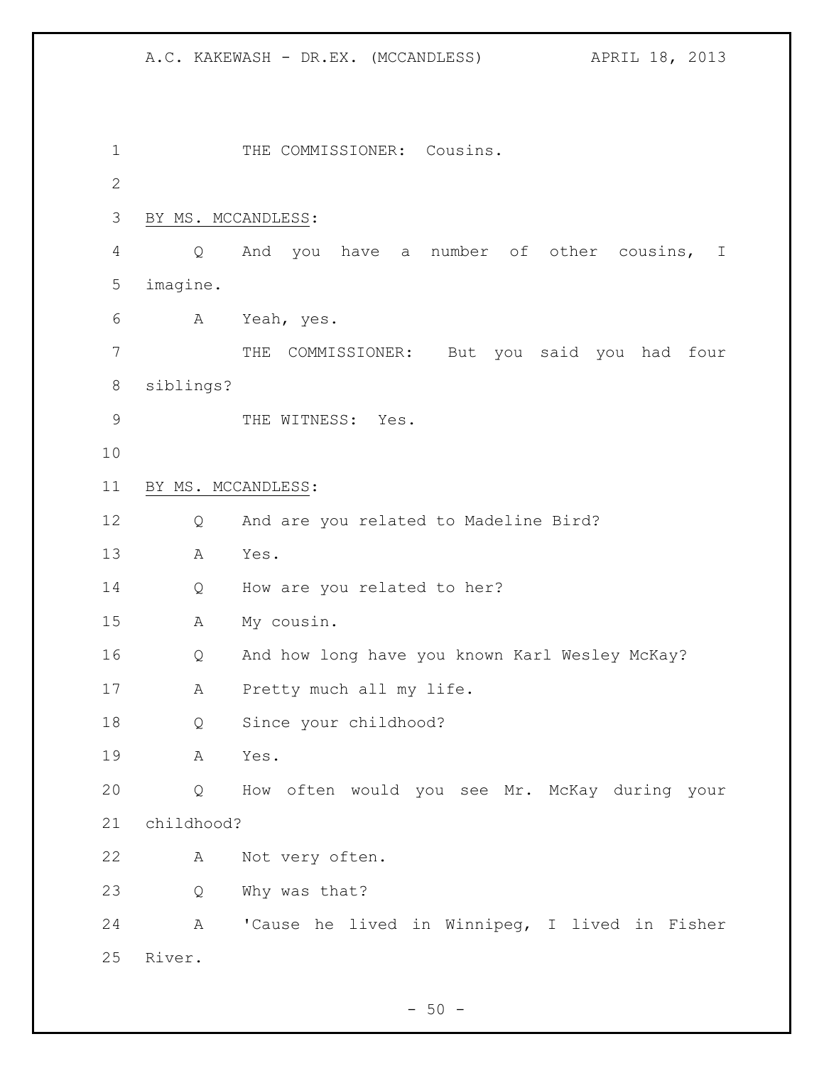THE COMMISSIONER: Cousins.

BY MS. MCCANDLESS:

Q And you have a number of other cousins, I imagine.

A Yeah, yes.

THE COMMISSIONER: But you said you had four siblings?

THE WITNESS: Yes.

BY MS. MCCANDLESS:

Q And are you related to Madeline Bird?

A Yes.

Q How are you related to her?

A My cousin.

Q And how long have you known Karl Wesley McKay?

A Pretty much all my life.

Q Since your childhood?

A Yes.

Q How often would you see Mr. McKay during your childhood?

A Not very often.

Q Why was that?

A 'Cause he lived in Winnipeg, I lived in Fisher River.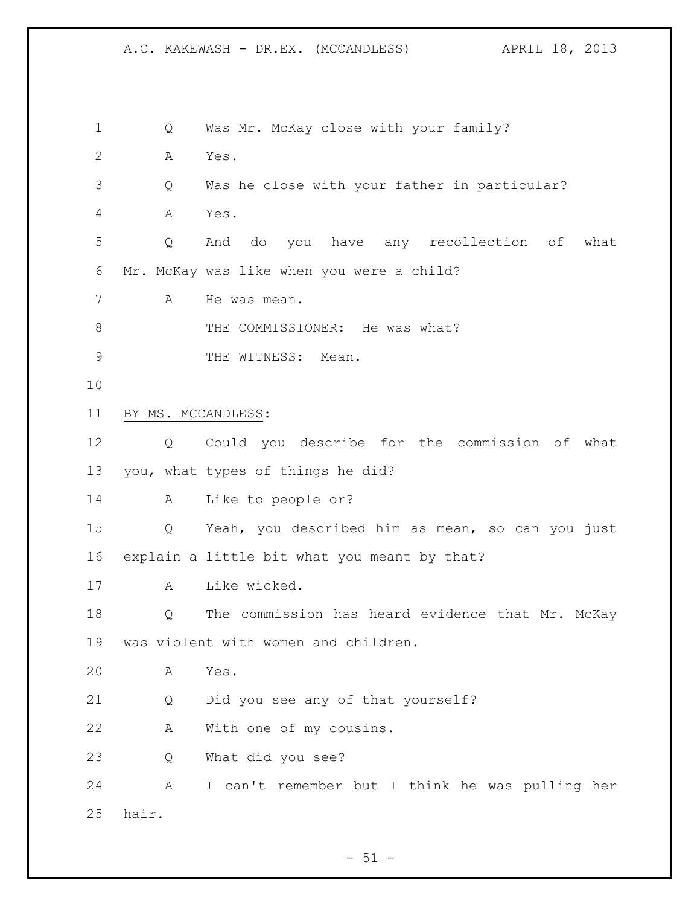Q Was Mr. McKay close with your family?

A Yes.

Q Was he close with your father in particular?

A Yes.

Q And do you have any recollection of what Mr. McKay was like when you were a child?

A He was mean.

THE COMMISSIONER: He was what?

THE WITNESS: Mean.

BY MS. MCCANDLESS:

Q Could you describe for the commission of what you, what types of things he did?

A Like to people or?

Q Yeah, you described him as mean, so can you just explain a little bit what you meant by that?

A Like wicked.

Q The commission has heard evidence that Mr. McKay was violent with women and children.

A Yes.

Q Did you see any of that yourself?

A With one of my cousins.

Q What did you see?

A I can't remember but I think he was pulling her hair.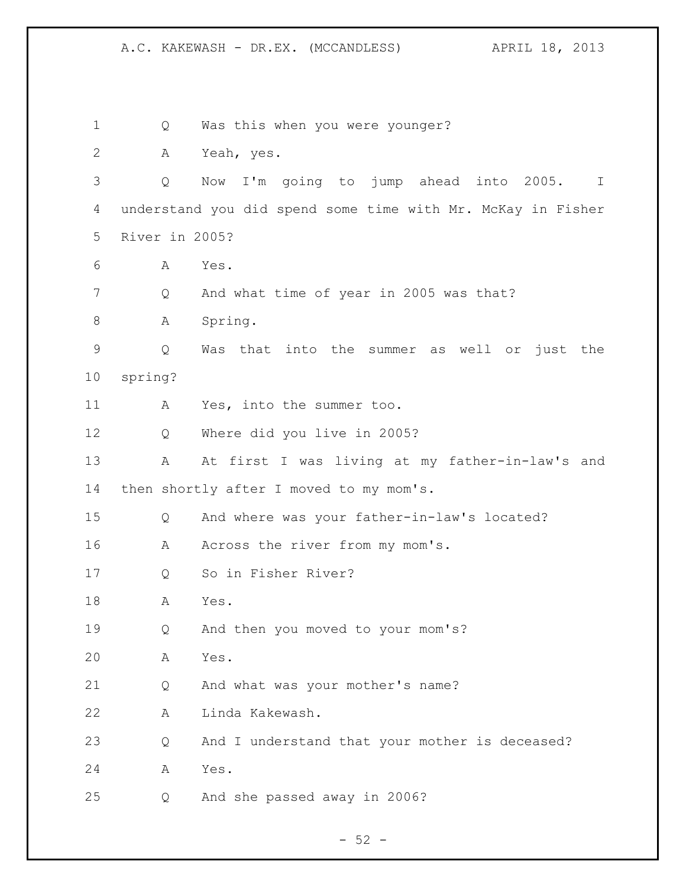Q Was this when you were younger?

A Yeah, yes.

Q Now I'm going to jump ahead into 2005. I understand you did spend some time with Mr. McKay in Fisher River in 2005?

A Yes.

Q And what time of year in 2005 was that?

A Spring.

Q Was that into the summer as well or just the spring?

A Yes, into the summer too.

Q Where did you live in 2005?

A At first I was living at my father-in-law's and then shortly after I moved to my mom's.

Q And where was your father-in-law's located?

A Across the river from my mom's.

Q So in Fisher River?

A Yes.

Q And then you moved to your mom's?

A Yes.

Q And what was your mother's name?

A Linda Kakewash.

Q And I understand that your mother is deceased?

A Yes.

Q And she passed away in 2006?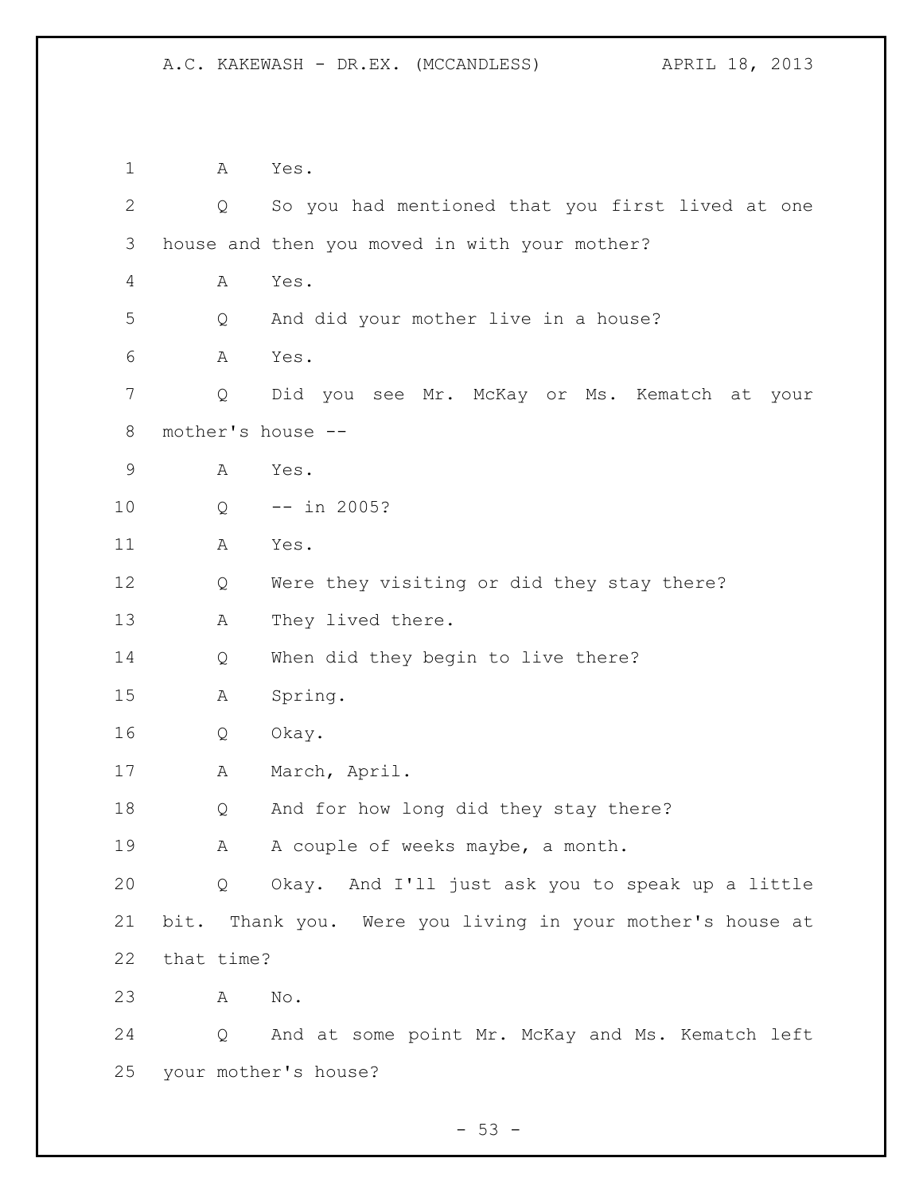A Yes.

Q So you had mentioned that you first lived at one house and then you moved in with your mother?

A Yes.

Q And did your mother live in a house?

A Yes.

Q Did you see Mr. McKay or Ms. Kematch at your mother's house --

A Yes.

Q -- in 2005?

A Yes.

Q Were they visiting or did they stay there?

A They lived there.

Q When did they begin to live there?

A Spring.

Q Okay.

A March, April.

Q And for how long did they stay there?

A A couple of weeks maybe, a month.

Q Okay. And I'll just ask you to speak up a little bit. Thank you. Were you living in your mother's house at that time?

A No.

Q And at some point Mr. McKay and Ms. Kematch left your mother's house?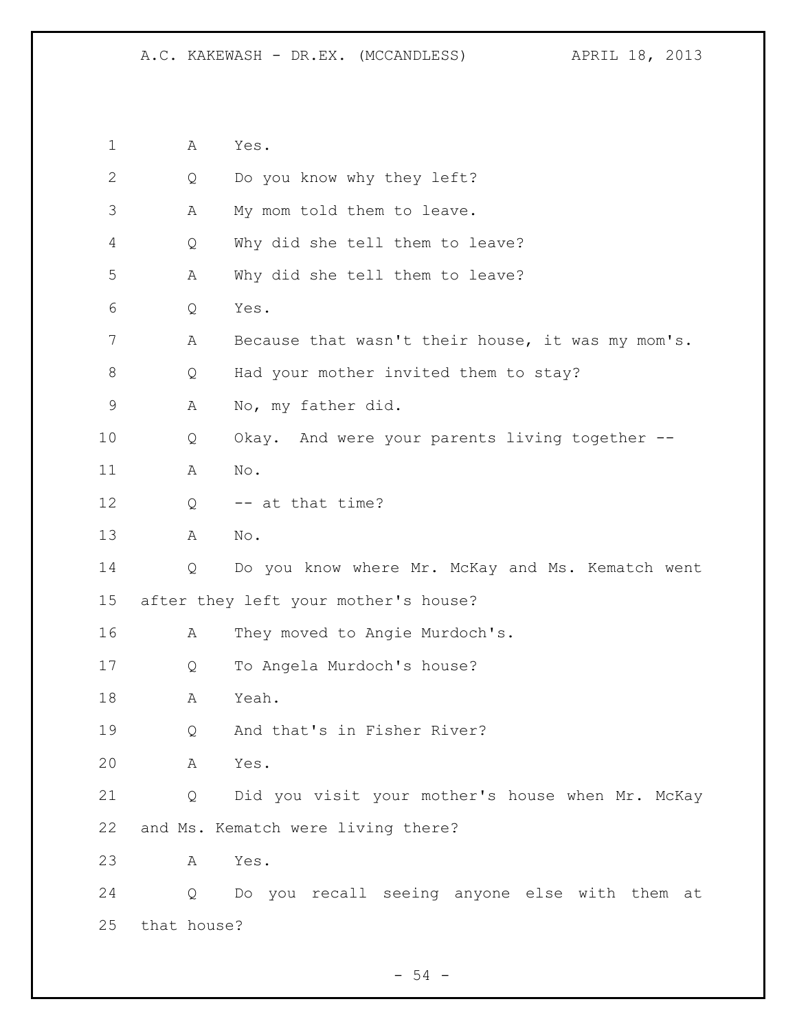1 A Yes.

2 Q Do you know why they left?

3 A My mom told them to leave.

4 Q Why did she tell them to leave?

5 A Why did she tell them to leave?

6 Q Yes.

7 A Because that wasn't their house, it was my mom's.

8 Q Had your mother invited them to stay?

9 A No, my father did.

10 Q Okay. And were your parents living together --

11 A No.

12 Q -- at that time?

13 A No.

14 Q Do you know where Mr. McKay and Ms. Kematch went

15 after they left your mother's house?

16 A They moved to Angie Murdoch's.

17 Q To Angela Murdoch's house?

18 A Yeah.

19 Q And that's in Fisher River?

20 A Yes.

21 Q Did you visit your mother's house when Mr. McKay

22 and Ms. Kematch were living there?

23 A Yes.

24 Q Do you recall seeing anyone else with them at

25 that house?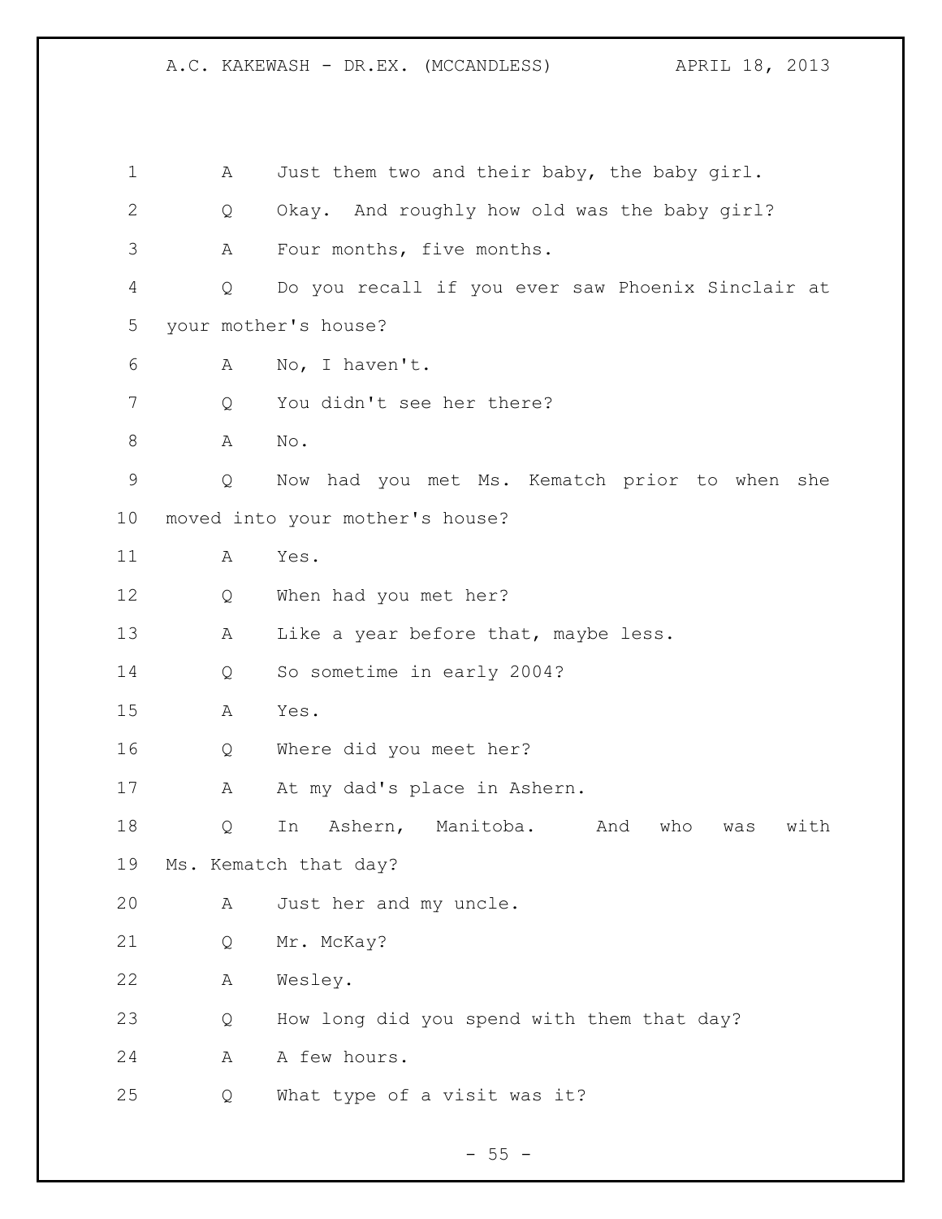1 A Just them two and their baby, the baby girl.

2 Q Okay. And roughly how old was the baby girl?

3 A Four months, five months.

4 Q Do you recall if you ever saw Phoenix Sinclair at

5 your mother's house?

6 A No, I haven't.

7 Q You didn't see her there?

8 A No.

9 Q Now had you met Ms. Kematch prior to when she

10 moved into your mother's house?

11 A Yes.

12 Q When had you met her?

13 A Like a year before that, maybe less.

14 Q So sometime in early 2004?

15 A Yes.

16 Q Where did you meet her?

17 A At my dad's place in Ashern.

18 Q In Ashern, Manitoba. And who was with

19 Ms. Kematch that day?

20 A Just her and my uncle.

21 Q Mr. McKay?

22 A Wesley.

23 Q How long did you spend with them that day?

24 A A few hours.

25 Q What type of a visit was it?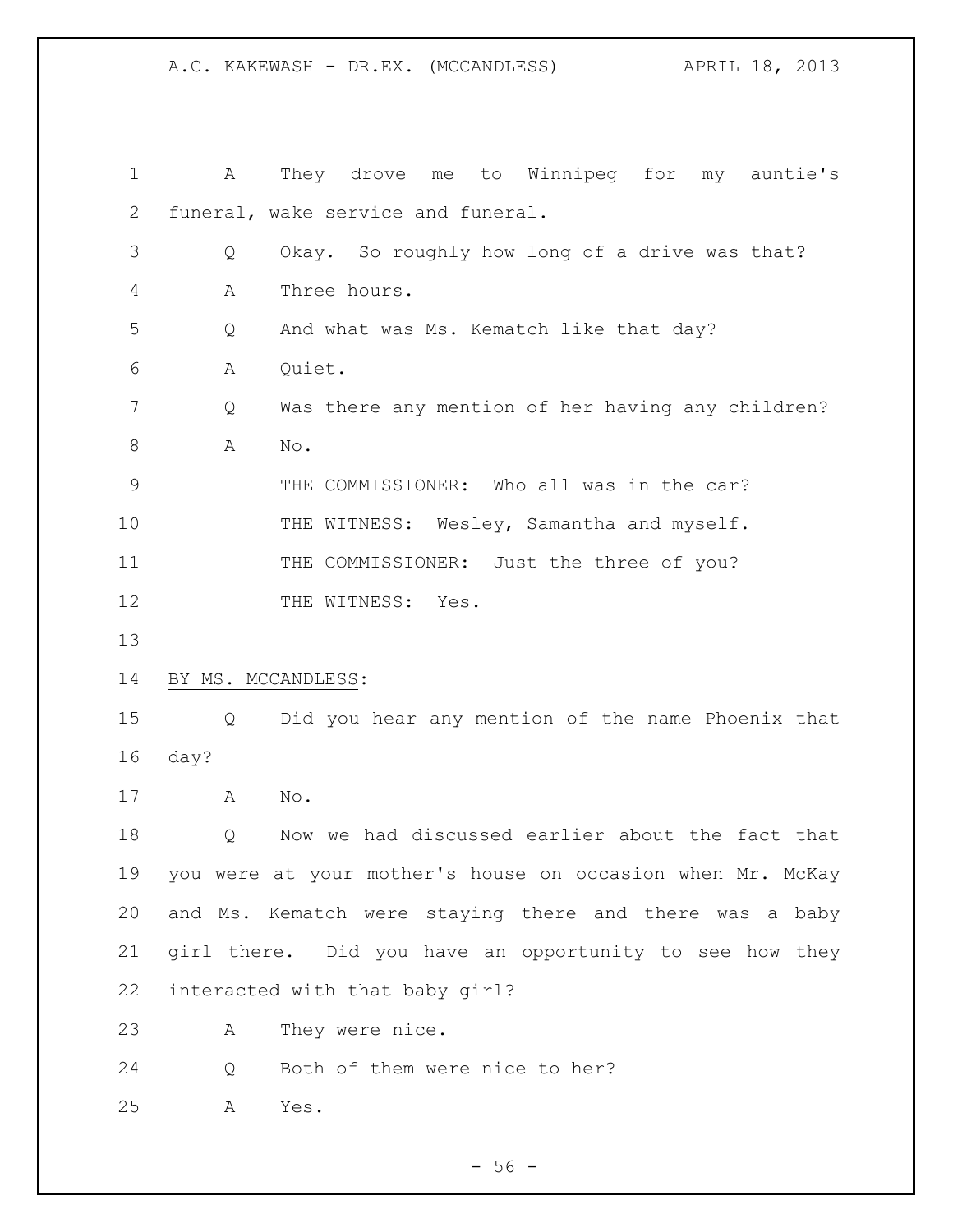A They drove me to Winnipeg for my auntie's funeral, wake service and funeral.

Q Okay. So roughly how long of a drive was that?

A Three hours.

Q And what was Ms. Kematch like that day?

A Quiet.

Q Was there any mention of her having any children?

A No.

THE COMMISSIONER: Who all was in the car?

THE WITNESS: Wesley, Samantha and myself.

THE COMMISSIONER: Just the three of you?

THE WITNESS: Yes.

BY MS. MCCANDLESS:

Q Did you hear any mention of the name Phoenix that day?

A No.

Q Now we had discussed earlier about the fact that you were at your mother's house on occasion when Mr. McKay and Ms. Kematch were staying there and there was a baby girl there. Did you have an opportunity to see how they interacted with that baby girl?

A They were nice.

Q Both of them were nice to her?

A Yes.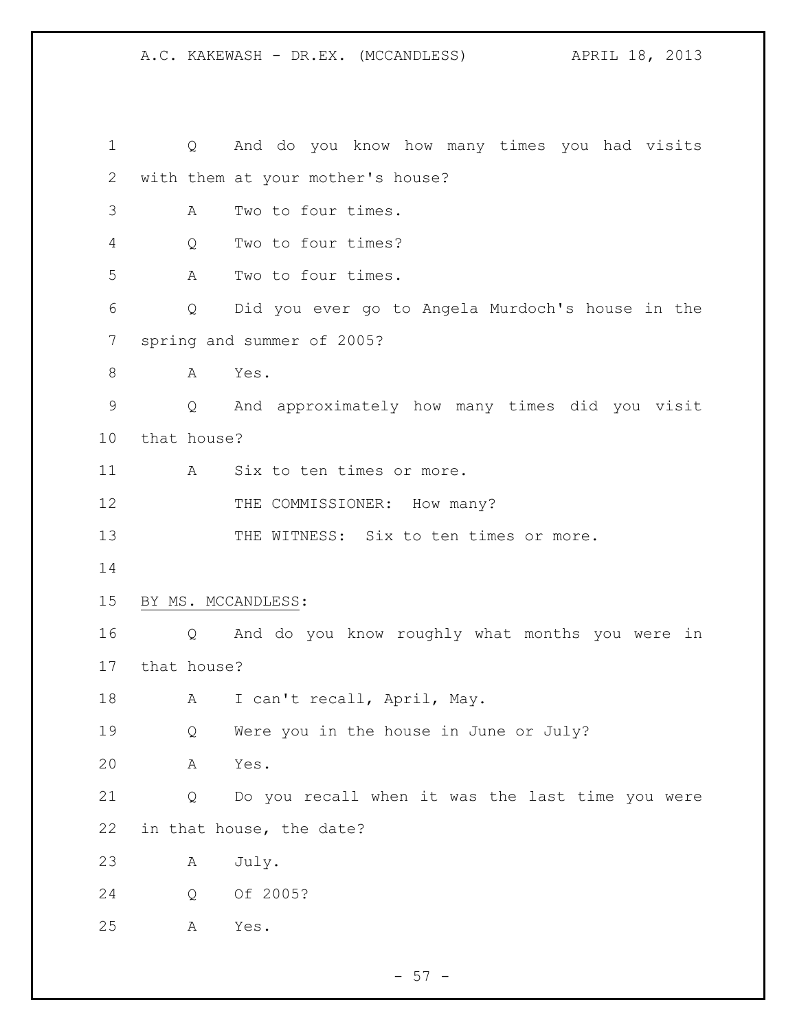Q And do you know how many times you had visits with them at your mother's house?

A Two to four times.

Q Two to four times?

A Two to four times.

Q Did you ever go to Angela Murdoch's house in the spring and summer of 2005?

A Yes.

Q And approximately how many times did you visit that house?

A Six to ten times or more.

THE COMMISSIONER: How many?

THE WITNESS: Six to ten times or more.

BY MS. MCCANDLESS:

Q And do you know roughly what months you were in that house?

A I can't recall, April, May.

Q Were you in the house in June or July?

A Yes.

Q Do you recall when it was the last time you were in that house, the date?

A July.

Q Of 2005?

A Yes.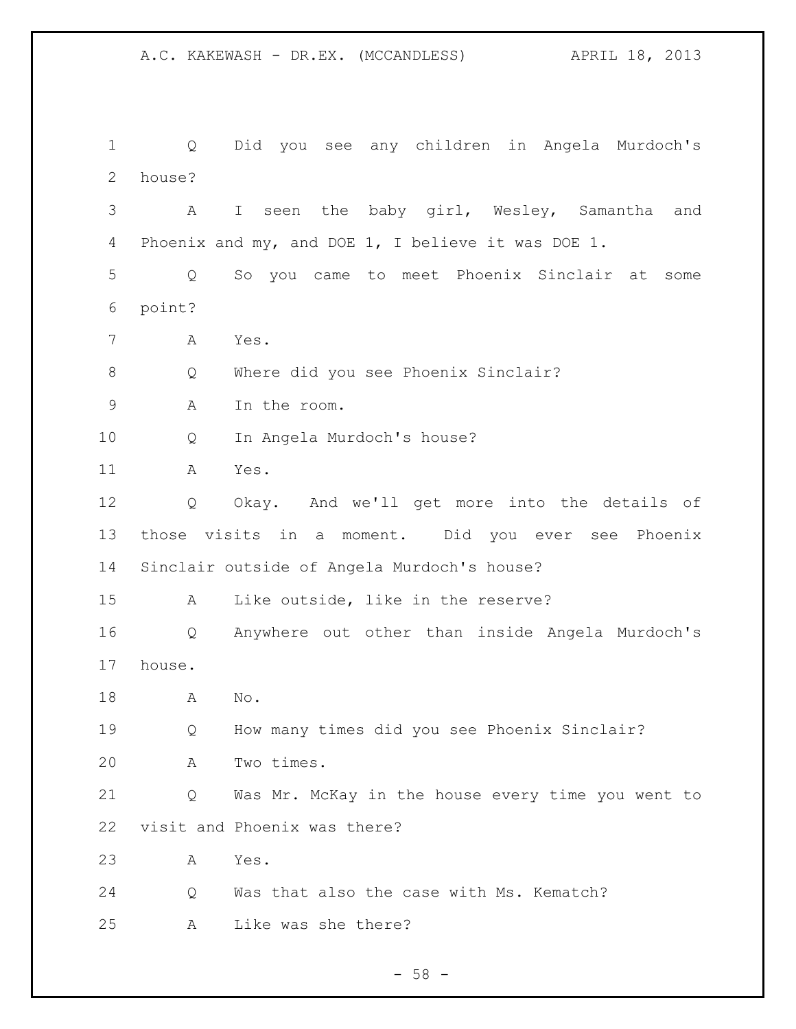Q Did you see any children in Angela Murdoch's house?

A I seen the baby girl, Wesley, Samantha and Phoenix and my, and DOE 1, I believe it was DOE 1.

Q So you came to meet Phoenix Sinclair at some point?

A Yes.

Q Where did you see Phoenix Sinclair?

A In the room.

Q In Angela Murdoch's house?

A Yes.

Q Okay. And we'll get more into the details of those visits in a moment. Did you ever see Phoenix Sinclair outside of Angela Murdoch's house?

A Like outside, like in the reserve?

Q Anywhere out other than inside Angela Murdoch's house.

A No.

Q How many times did you see Phoenix Sinclair?

A Two times.

Q Was Mr. McKay in the house every time you went to visit and Phoenix was there?

A Yes.

Q Was that also the case with Ms. Kematch?

A Like was she there?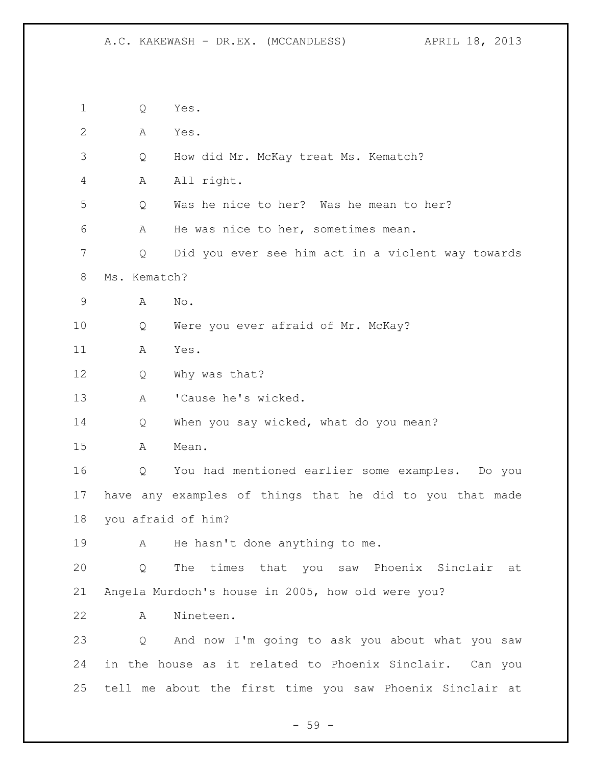Q Yes.

A Yes.

Q How did Mr. McKay treat Ms. Kematch?

A All right.

Q Was he nice to her? Was he mean to her?

A He was nice to her, sometimes mean.

Q Did you ever see him act in a violent way towards Ms. Kematch?

A No.

Q Were you ever afraid of Mr. McKay?

A Yes.

Q Why was that?

A 'Cause he's wicked.

Q When you say wicked, what do you mean?

A Mean.

Q You had mentioned earlier some examples. Do you have any examples of things that he did to you that made you afraid of him?

A He hasn't done anything to me.

Q The times that you saw Phoenix Sinclair at Angela Murdoch's house in 2005, how old were you?

A Nineteen.

Q And now I'm going to ask you about what you saw in the house as it related to Phoenix Sinclair. Can you tell me about the first time you saw Phoenix Sinclair at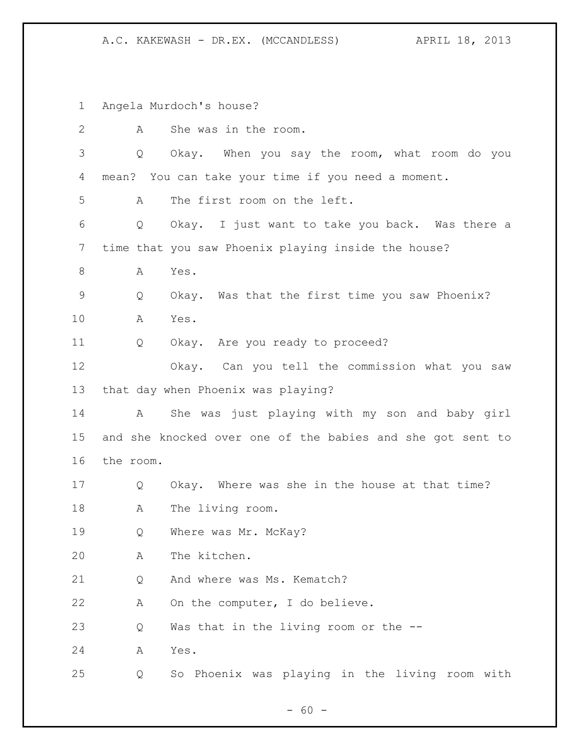Angela Murdoch's house?

A She was in the room.

Q Okay. When you say the room, what room do you mean? You can take your time if you need a moment.

A The first room on the left.

Q Okay. I just want to take you back. Was there a time that you saw Phoenix playing inside the house?

A Yes.

Q Okay. Was that the first time you saw Phoenix?

A Yes.

Q Okay. Are you ready to proceed?

Okay. Can you tell the commission what you saw that day when Phoenix was playing?

A She was just playing with my son and baby girl and she knocked over one of the babies and she got sent to the room.

Q Okay. Where was she in the house at that time?

A The living room.

Q Where was Mr. McKay?

A The kitchen.

Q And where was Ms. Kematch?

A On the computer, I do believe.

Q Was that in the living room or the --

A Yes.

Q So Phoenix was playing in the living room with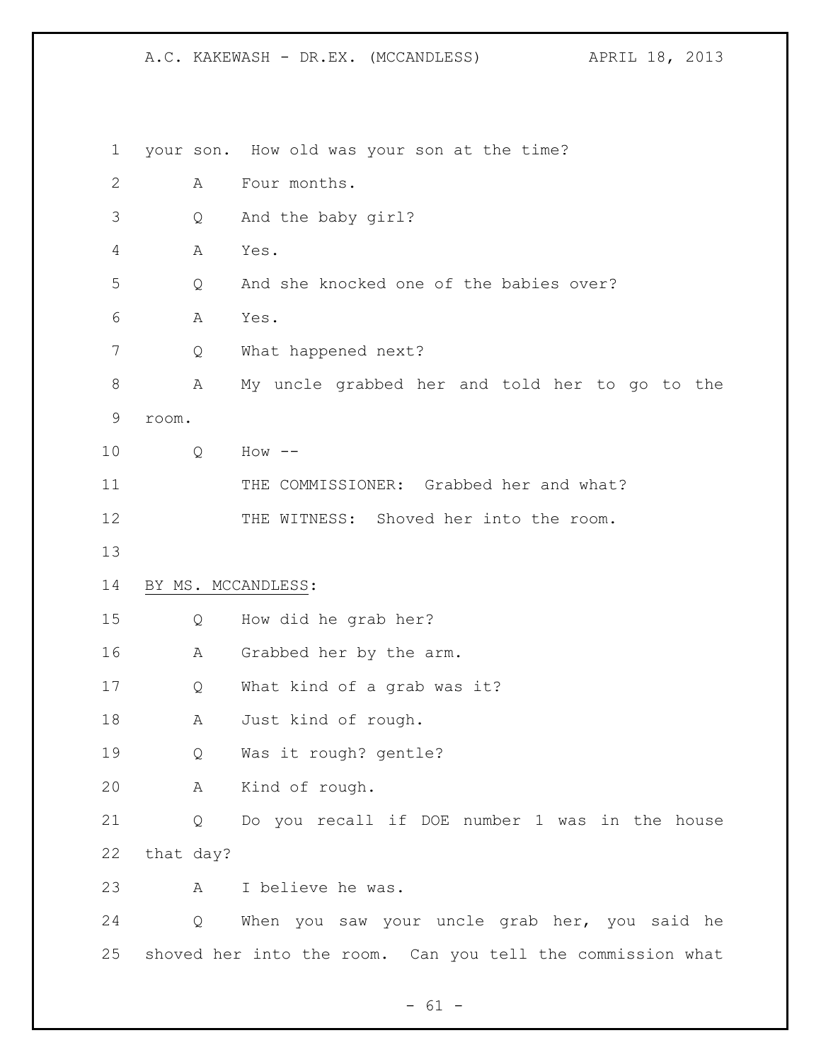your son. How old was your son at the time?

A Four months.

Q And the baby girl?

A Yes.

Q And she knocked one of the babies over?

A Yes.

Q What happened next?

A My uncle grabbed her and told her to go to the room.

Q How --

THE COMMISSIONER: Grabbed her and what?

THE WITNESS: Shoved her into the room.

BY MS. MCCANDLESS:

Q How did he grab her?

A Grabbed her by the arm.

Q What kind of a grab was it?

A Just kind of rough.

Q Was it rough? gentle?

A Kind of rough.

Q Do you recall if DOE number 1 was in the house that day?

A I believe he was.

Q When you saw your uncle grab her, you said he shoved her into the room. Can you tell the commission what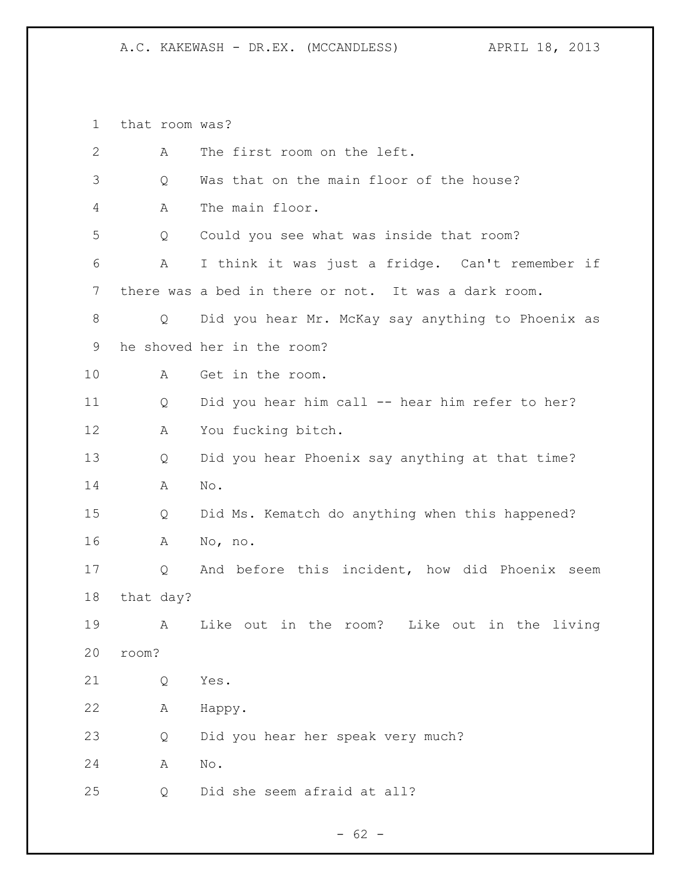that room was?

A The first room on the left.

Q Was that on the main floor of the house?

A The main floor.

Q Could you see what was inside that room?

A I think it was just a fridge. Can't remember if there was a bed in there or not. It was a dark room.

Q Did you hear Mr. McKay say anything to Phoenix as he shoved her in the room?

A Get in the room.

Q Did you hear him call -- hear him refer to her?

A You fucking bitch.

Q Did you hear Phoenix say anything at that time?

A No.

Q Did Ms. Kematch do anything when this happened?

A No, no.

Q And before this incident, how did Phoenix seem that day?

A Like out in the room? Like out in the living room?

Q Yes.

A Happy.

Q Did you hear her speak very much?

A No.

Q Did she seem afraid at all?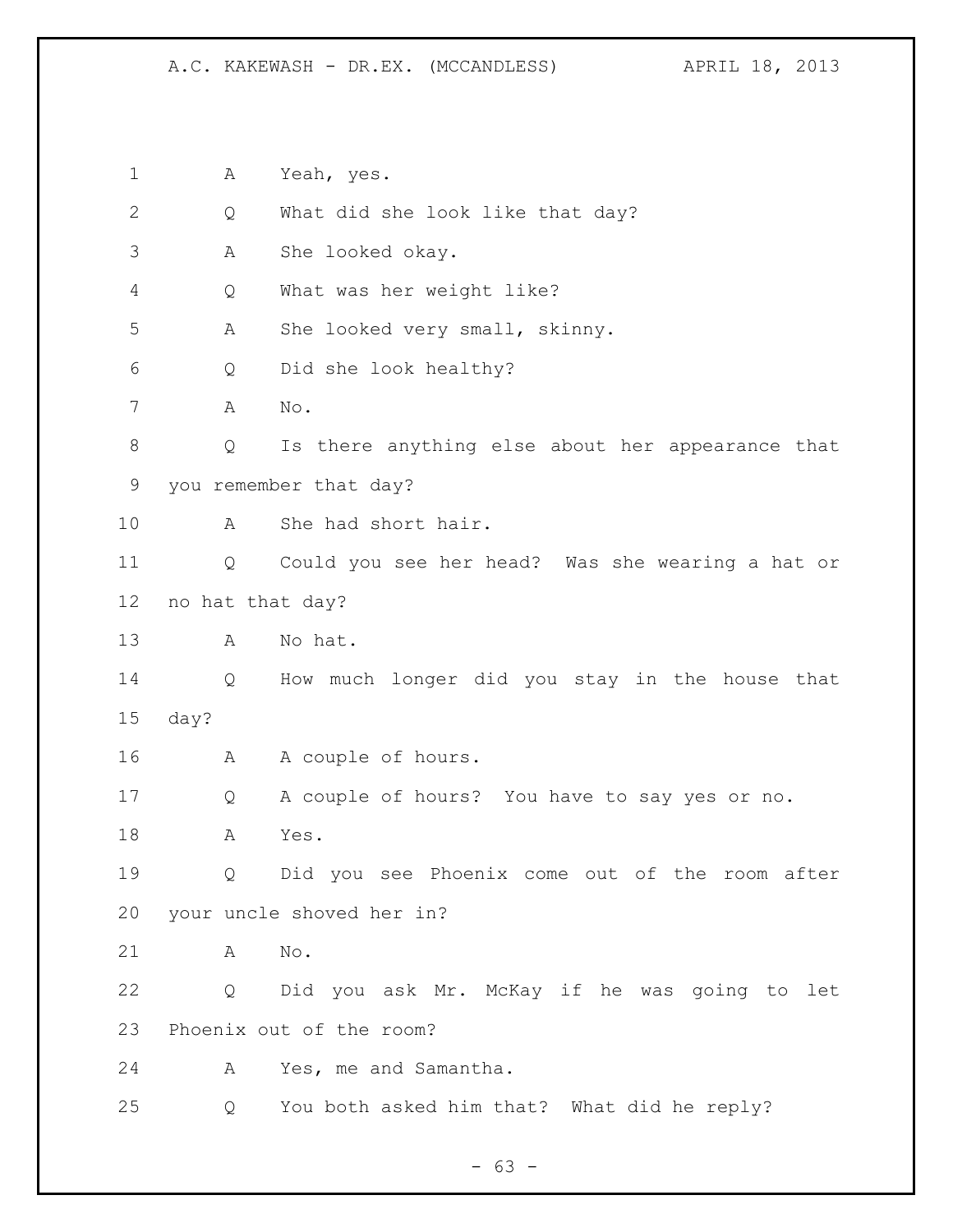1 A Yeah, yes.

2 Q What did she look like that day?

3 A She looked okay.

4 Q What was her weight like?

5 A She looked very small, skinny.

6 Q Did she look healthy?

7 A No.

8 Q Is there anything else about her appearance that

9 you remember that day?

10 A She had short hair.

11 Q Could you see her head? Was she wearing a hat or

12 no hat that day?

13 A No hat.

14 Q How much longer did you stay in the house that

15 day?

16 A A couple of hours.

17 Q A couple of hours? You have to say yes or no.

18 A Yes.

19 Q Did you see Phoenix come out of the room after

20 your uncle shoved her in?

21 A No.

22 Q Did you ask Mr. McKay if he was going to let

23 Phoenix out of the room?

24 A Yes, me and Samantha.

25 Q You both asked him that? What did he reply?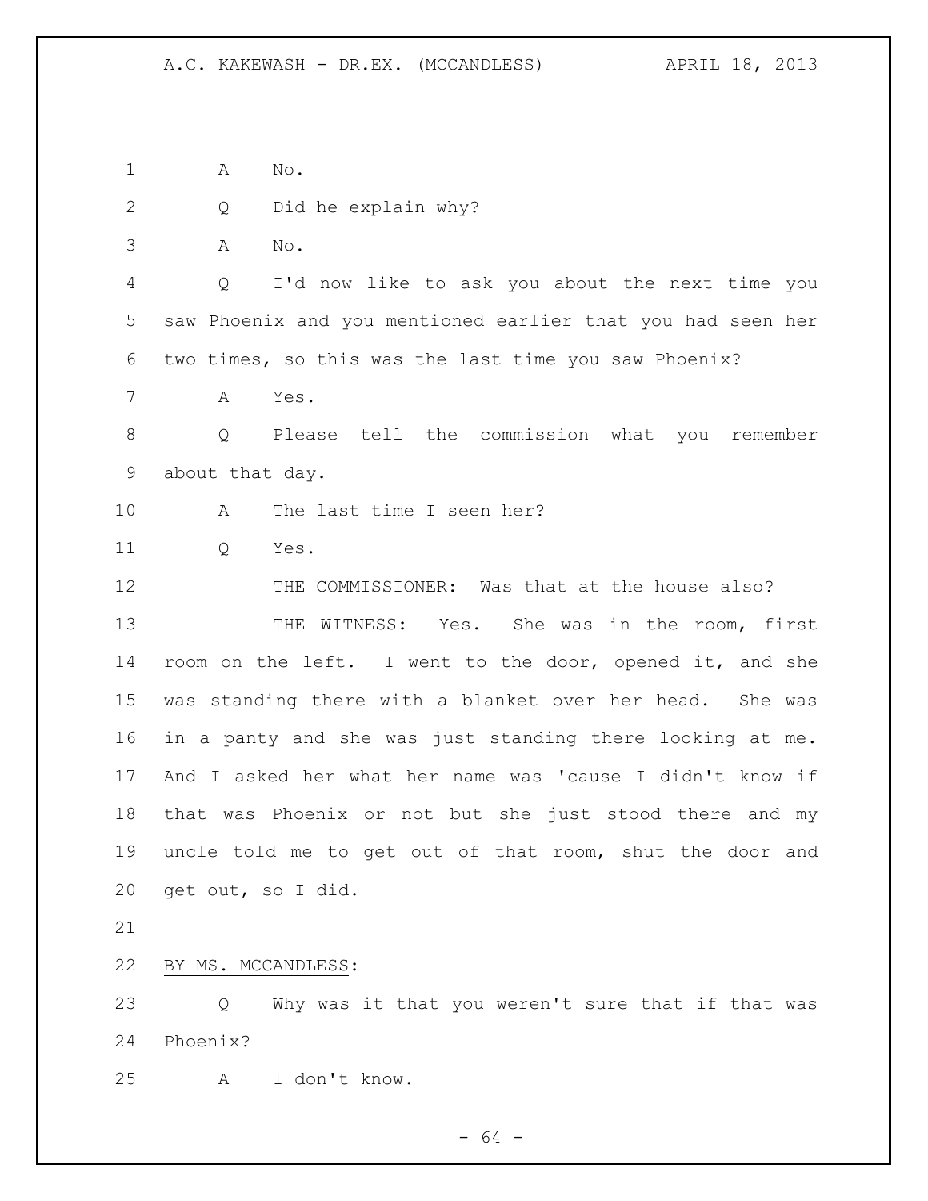A No.

Q Did he explain why?

A No.

Q I'd now like to ask you about the next time you saw Phoenix and you mentioned earlier that you had seen her two times, so this was the last time you saw Phoenix?

A Yes.

Q Please tell the commission what you remember about that day.

A The last time I seen her?

Q Yes.

THE COMMISSIONER: Was that at the house also?

THE WITNESS: Yes. She was in the room, first room on the left. I went to the door, opened it, and she was standing there with a blanket over her head. She was in a panty and she was just standing there looking at me. And I asked her what her name was 'cause I didn't know if that was Phoenix or not but she just stood there and my uncle told me to get out of that room, shut the door and get out, so I did.

BY MS. MCCANDLESS:

Q Why was it that you weren't sure that if that was Phoenix?

A I don't know.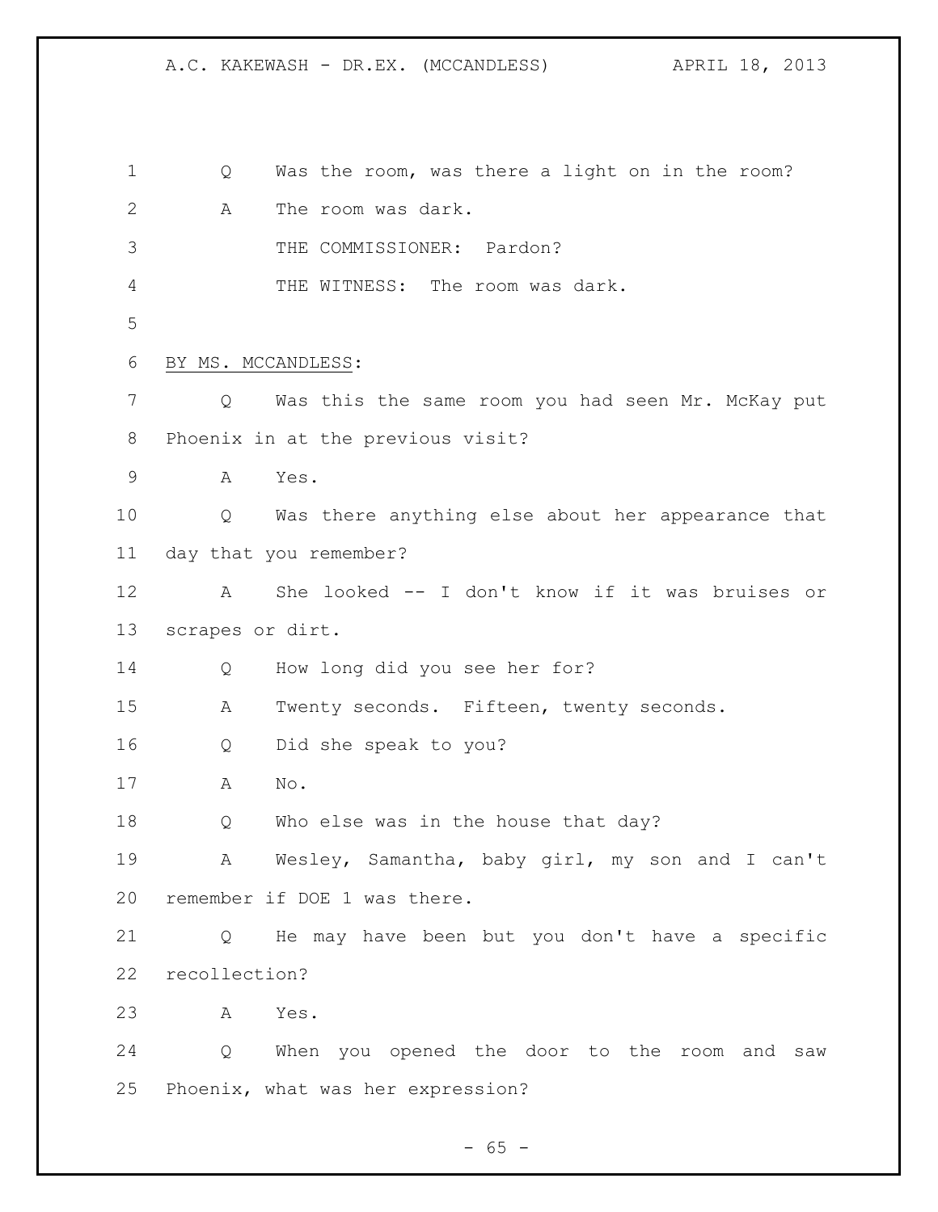Q Was the room, was there a light on in the room?

A The room was dark.

THE COMMISSIONER: Pardon?

THE WITNESS: The room was dark.

BY MS. MCCANDLESS:

Q Was this the same room you had seen Mr. McKay put Phoenix in at the previous visit?

A Yes.

Q Was there anything else about her appearance that day that you remember?

A She looked -- I don't know if it was bruises or scrapes or dirt.

Q How long did you see her for?

A Twenty seconds. Fifteen, twenty seconds.

Q Did she speak to you?

A No.

Q Who else was in the house that day?

A Wesley, Samantha, baby girl, my son and I can't remember if DOE 1 was there.

Q He may have been but you don't have a specific recollection?

A Yes.

Q When you opened the door to the room and saw Phoenix, what was her expression?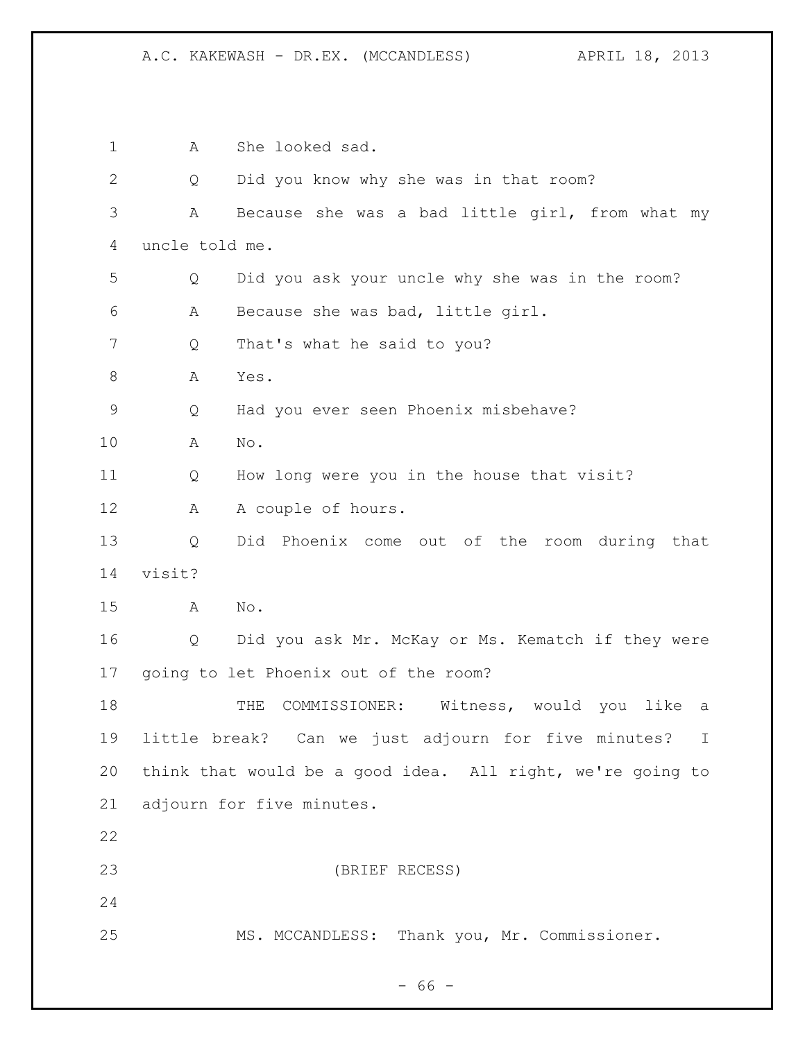A She looked sad.

Q Did you know why she was in that room?

A Because she was a bad little girl, from what my uncle told me.

Q Did you ask your uncle why she was in the room?

A Because she was bad, little girl.

Q That's what he said to you?

A Yes.

Q Had you ever seen Phoenix misbehave?

A No.

Q How long were you in the house that visit?

A A couple of hours.

Q Did Phoenix come out of the room during that visit?

A No.

Q Did you ask Mr. McKay or Ms. Kematch if they were going to let Phoenix out of the room?

THE COMMISSIONER: Witness, would you like a little break? Can we just adjourn for five minutes? I think that would be a good idea. All right, we're going to adjourn for five minutes.

(BRIEF RECESS)

MS. MCCANDLESS: Thank you, Mr. Commissioner.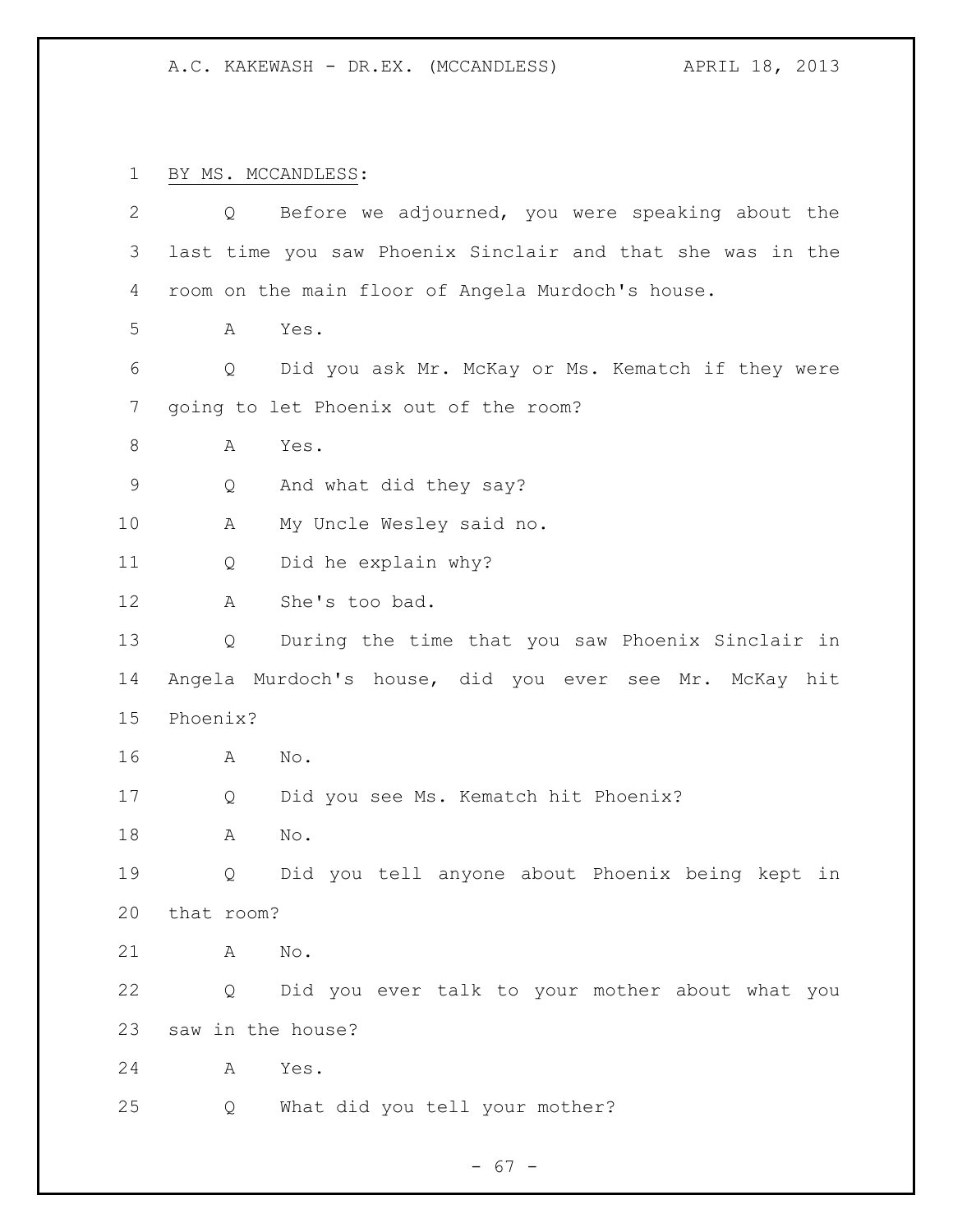BY MS. MCCANDLESS:

Q Before we adjourned, you were speaking about the last time you saw Phoenix Sinclair and that she was in the room on the main floor of Angela Murdoch's house.

A Yes.

Q Did you ask Mr. McKay or Ms. Kematch if they were going to let Phoenix out of the room?

A Yes.

Q And what did they say?

A My Uncle Wesley said no.

Q Did he explain why?

A She's too bad.

Q During the time that you saw Phoenix Sinclair in Angela Murdoch's house, did you ever see Mr. McKay hit Phoenix?

A No.

Q Did you see Ms. Kematch hit Phoenix?

A No.

Q Did you tell anyone about Phoenix being kept in that room?

A No.

Q Did you ever talk to your mother about what you saw in the house?

A Yes.

Q What did you tell your mother?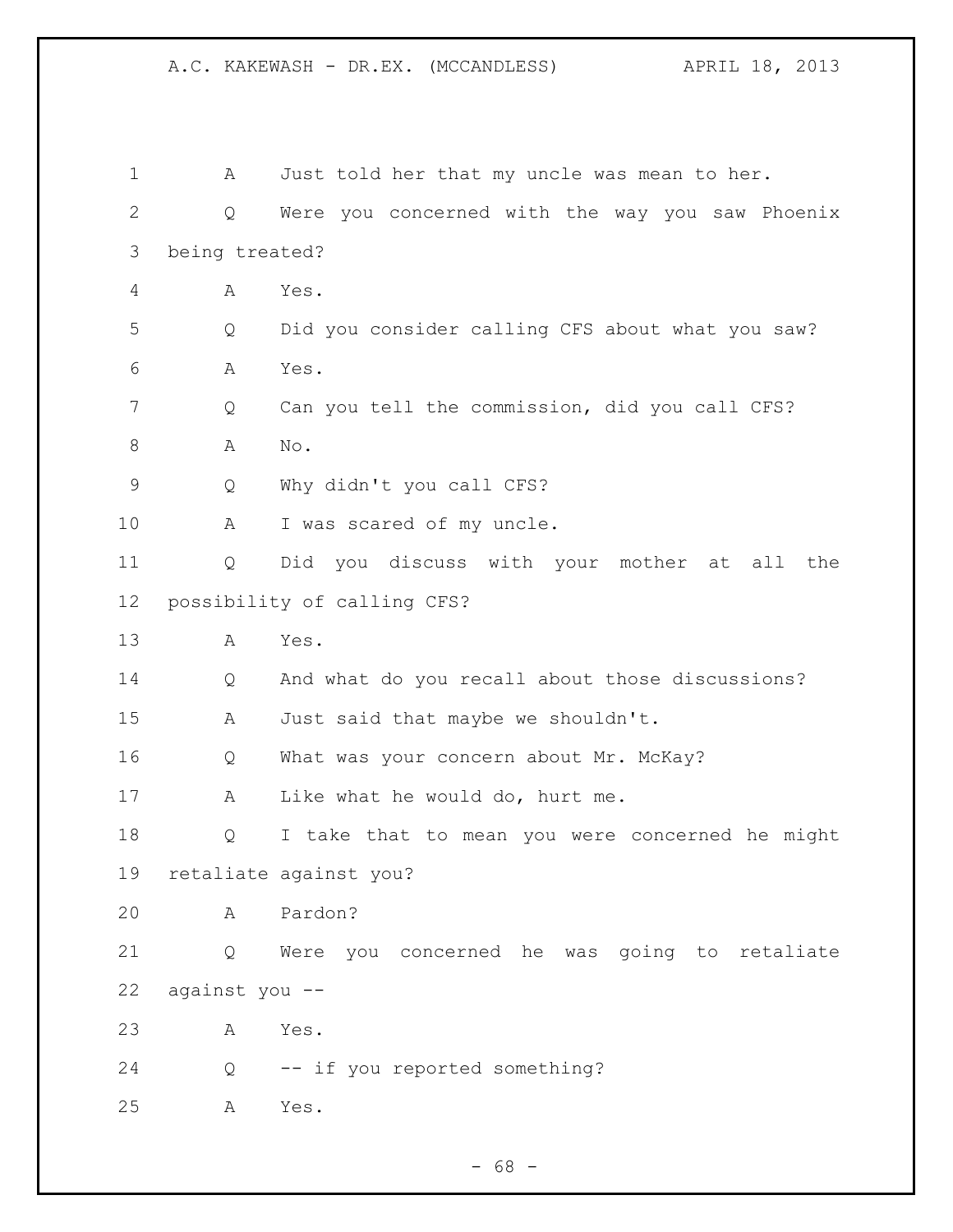A Just told her that my uncle was mean to her.

Q Were you concerned with the way you saw Phoenix being treated?

A Yes.

Q Did you consider calling CFS about what you saw?

A Yes.

Q Can you tell the commission, did you call CFS?

A No.

Q Why didn't you call CFS?

A I was scared of my uncle.

Q Did you discuss with your mother at all the possibility of calling CFS?

A Yes.

Q And what do you recall about those discussions?

A Just said that maybe we shouldn't.

Q What was your concern about Mr. McKay?

A Like what he would do, hurt me.

Q I take that to mean you were concerned he might retaliate against you?

A Pardon?

Q Were you concerned he was going to retaliate against you --

A Yes.

Q -- if you reported something?

A Yes.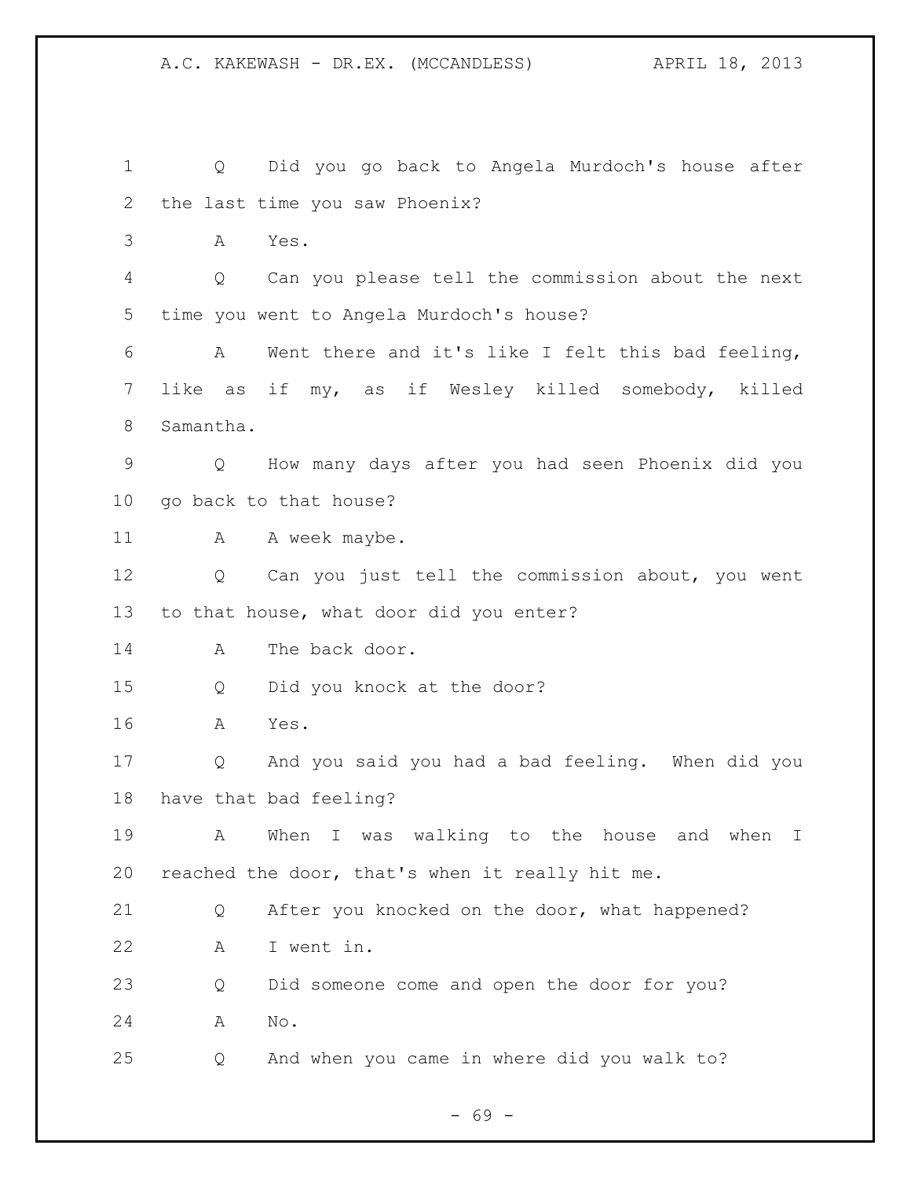1 Q Did you go back to Angela Murdoch's house after
2 the last time you saw Phoenix?
3 A Yes.
4 Q Can you please tell the commission about the next
5 time you went to Angela Murdoch's house?
6 A Went there and it's like I felt this bad feeling,
7 like as if my, as if Wesley killed somebody, killed
8 Samantha.
9 Q How many days after you had seen Phoenix did you
10 go back to that house?
11 A A week maybe.
12 Q Can you just tell the commission about, you went
13 to that house, what door did you enter?
14 A The back door.
15 Q Did you knock at the door?
16 A Yes.
17 Q And you said you had a bad feeling. When did you
18 have that bad feeling?
19 A When I was walking to the house and when I
20 reached the door, that's when it really hit me.
21 Q After you knocked on the door, what happened?
22 A I went in.
23 Q Did someone come and open the door for you?
24 A No.
25 Q And when you came in where did you walk to?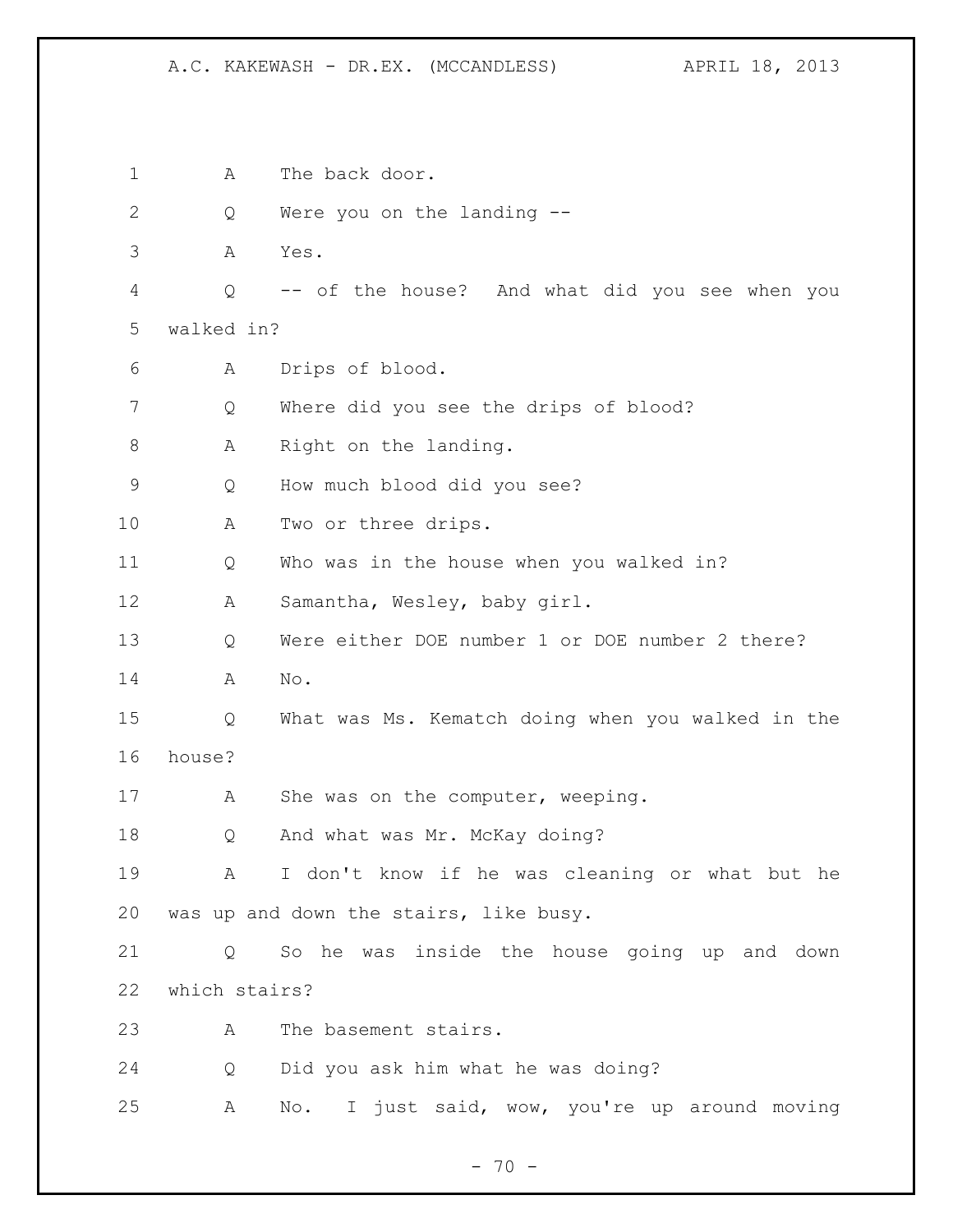A The back door.

Q Were you on the landing --

A Yes.

Q -- of the house? And what did you see when you walked in?

A Drips of blood.

Q Where did you see the drips of blood?

A Right on the landing.

Q How much blood did you see?

A Two or three drips.

Q Who was in the house when you walked in?

A Samantha, Wesley, baby girl.

Q Were either DOE number 1 or DOE number 2 there?

A No.

Q What was Ms. Kematch doing when you walked in the house?

A She was on the computer, weeping.

Q And what was Mr. McKay doing?

A I don't know if he was cleaning or what but he was up and down the stairs, like busy.

Q So he was inside the house going up and down which stairs?

A The basement stairs.

Q Did you ask him what he was doing?

A No. I just said, wow, you're up around moving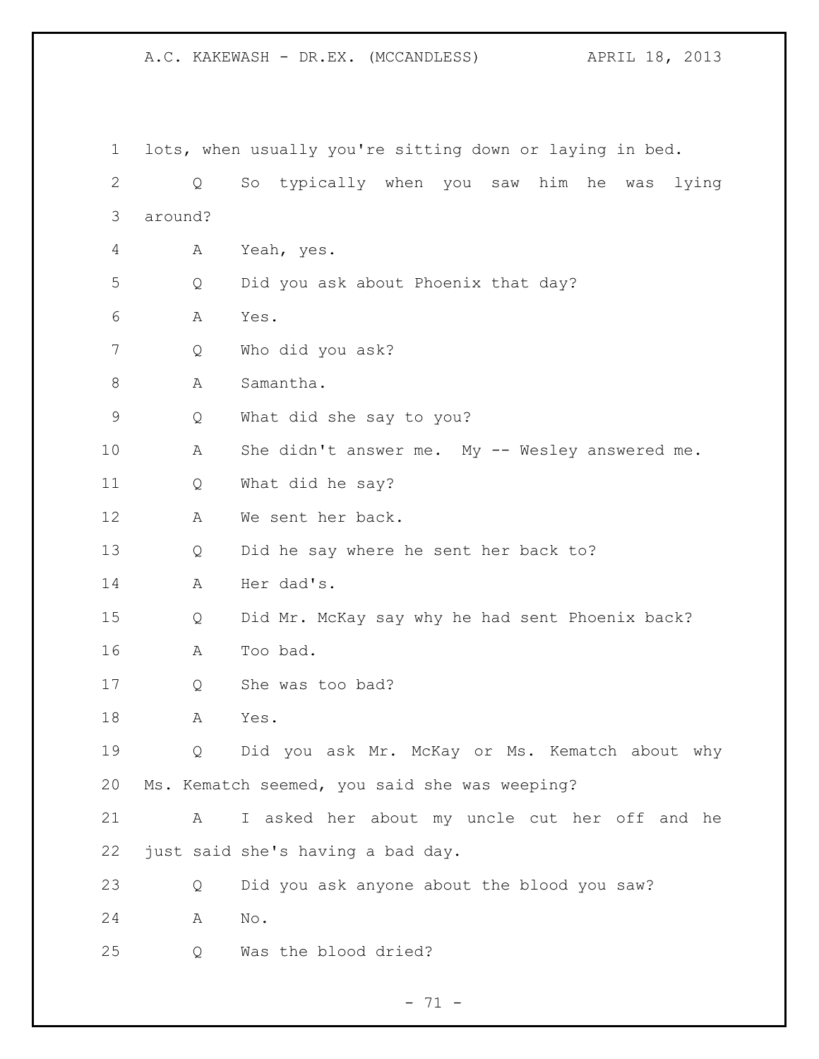lots, when usually you're sitting down or laying in bed.

Q So typically when you saw him he was lying around?

A Yeah, yes.

Q Did you ask about Phoenix that day?

A Yes.

Q Who did you ask?

A Samantha.

Q What did she say to you?

A She didn't answer me. My -- Wesley answered me.

Q What did he say?

A We sent her back.

Q Did he say where he sent her back to?

A Her dad's.

Q Did Mr. McKay say why he had sent Phoenix back?

A Too bad.

Q She was too bad?

A Yes.

Q Did you ask Mr. McKay or Ms. Kematch about why Ms. Kematch seemed, you said she was weeping?

A I asked her about my uncle cut her off and he just said she's having a bad day.

Q Did you ask anyone about the blood you saw?

A No.

Q Was the blood dried?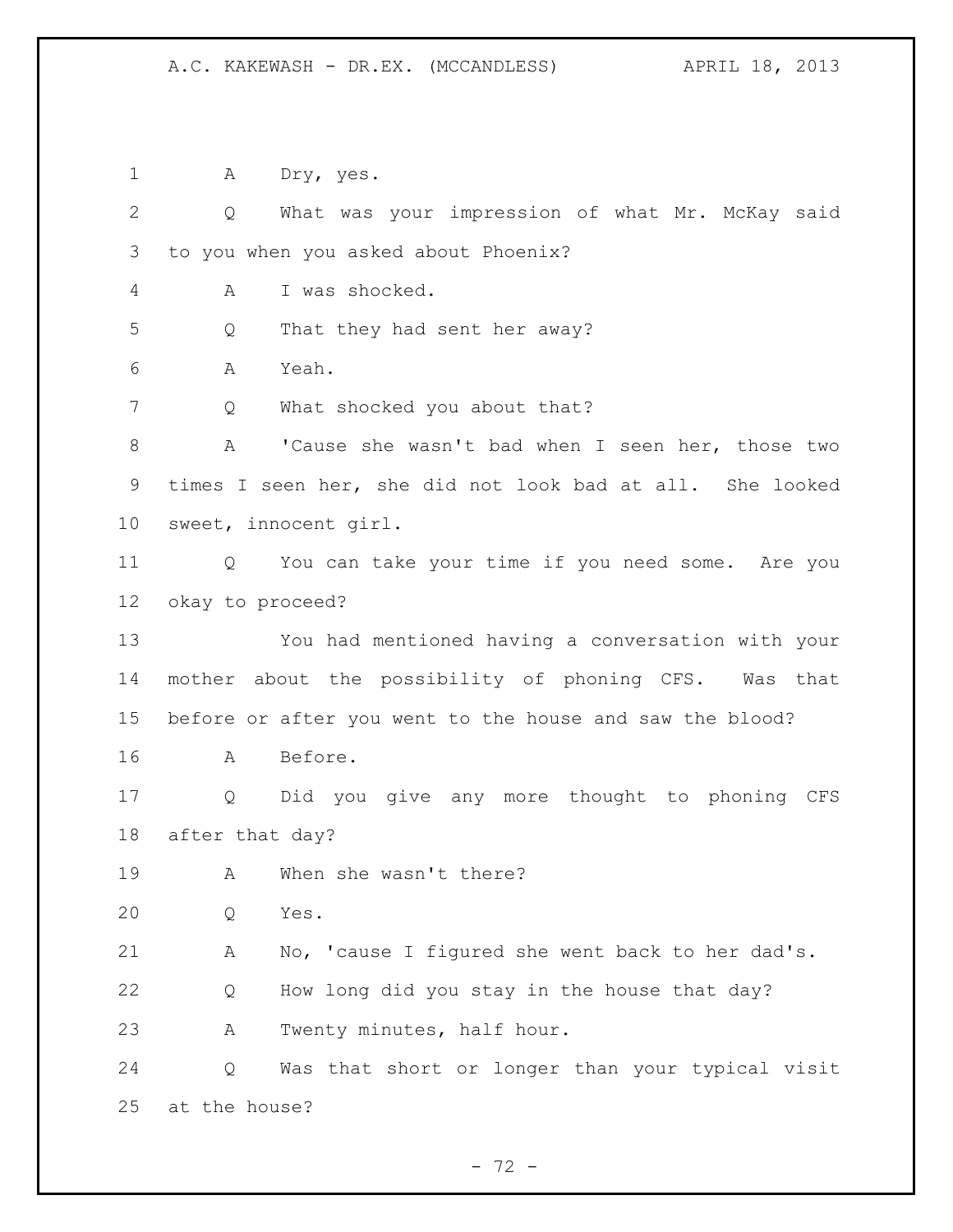1 A Dry, yes.

2 Q What was your impression of what Mr. McKay said

3 to you when you asked about Phoenix?

4 A I was shocked.

5 Q That they had sent her away?

6 A Yeah.

7 Q What shocked you about that?

8 A 'Cause she wasn't bad when I seen her, those two

9 times I seen her, she did not look bad at all. She looked

10 sweet, innocent girl.

11 Q You can take your time if you need some. Are you

12 okay to proceed?

13 You had mentioned having a conversation with your

14 mother about the possibility of phoning CFS. Was that

15 before or after you went to the house and saw the blood?

16 A Before.

17 Q Did you give any more thought to phoning CFS

18 after that day?

19 A When she wasn't there?

20 Q Yes.

21 A No, 'cause I figured she went back to her dad's.

22 Q How long did you stay in the house that day?

23 A Twenty minutes, half hour.

24 Q Was that short or longer than your typical visit

25 at the house?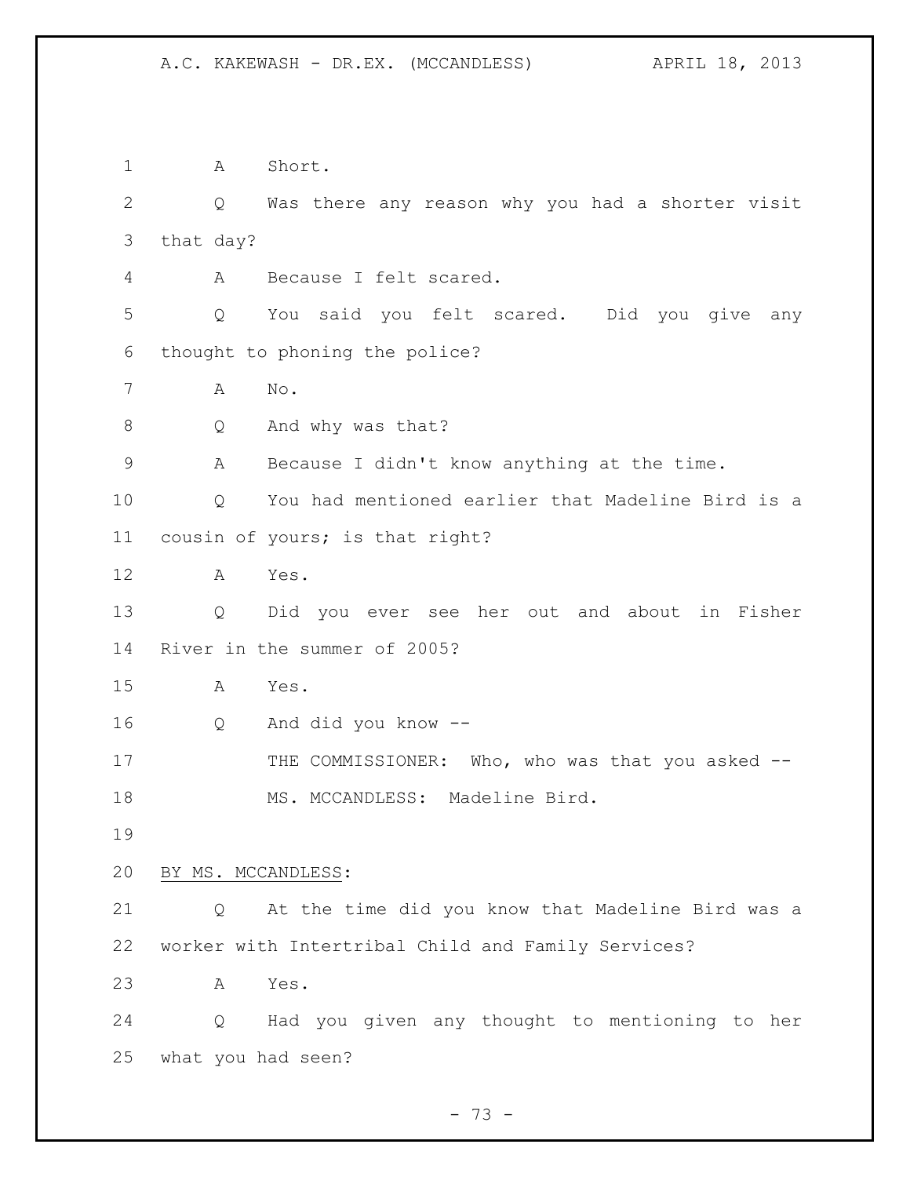A Short.

Q Was there any reason why you had a shorter visit that day?

A Because I felt scared.

Q You said you felt scared. Did you give any thought to phoning the police?

A No.

Q And why was that?

A Because I didn't know anything at the time.

Q You had mentioned earlier that Madeline Bird is a cousin of yours; is that right?

A Yes.

Q Did you ever see her out and about in Fisher River in the summer of 2005?

A Yes.

Q And did you know --

THE COMMISSIONER: Who, who was that you asked --

MS. MCCANDLESS: Madeline Bird.

BY MS. MCCANDLESS:

Q At the time did you know that Madeline Bird was a worker with Intertribal Child and Family Services?

A Yes.

Q Had you given any thought to mentioning to her what you had seen?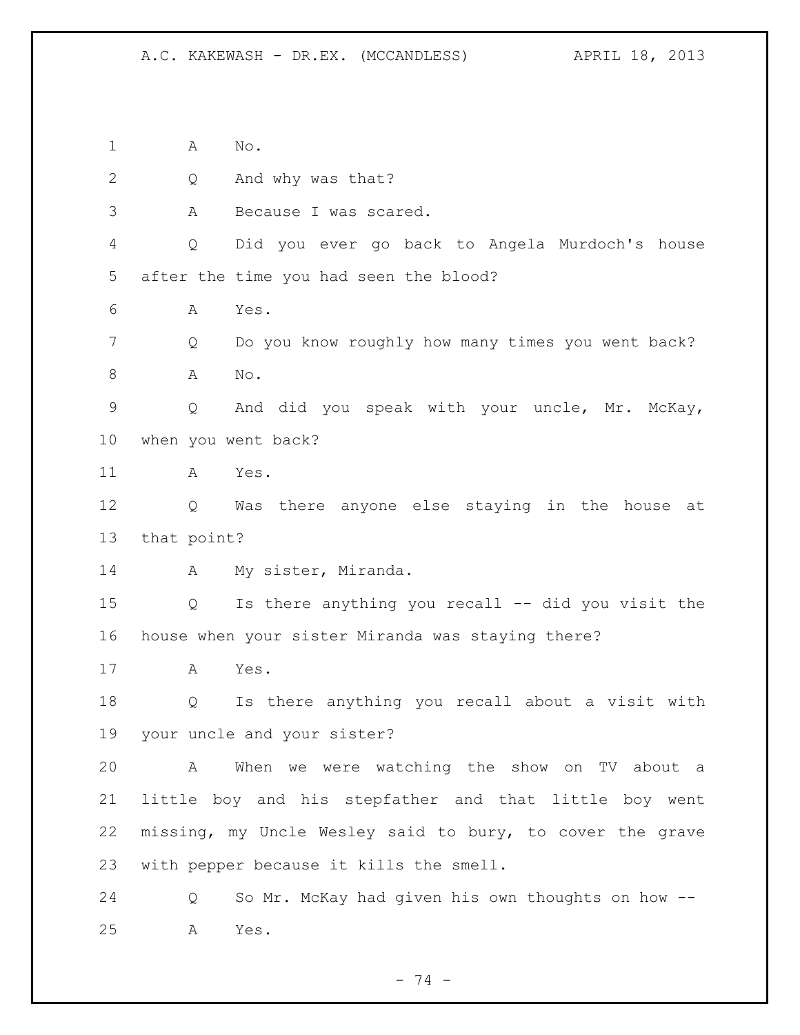A No.

Q And why was that?

A Because I was scared.

Q Did you ever go back to Angela Murdoch's house after the time you had seen the blood?

A Yes.

Q Do you know roughly how many times you went back?

A No.

Q And did you speak with your uncle, Mr. McKay, when you went back?

A Yes.

Q Was there anyone else staying in the house at that point?

A My sister, Miranda.

Q Is there anything you recall -- did you visit the house when your sister Miranda was staying there?

A Yes.

Q Is there anything you recall about a visit with your uncle and your sister?

A When we were watching the show on TV about a little boy and his stepfather and that little boy went missing, my Uncle Wesley said to bury, to cover the grave with pepper because it kills the smell.

Q So Mr. McKay had given his own thoughts on how --

A Yes.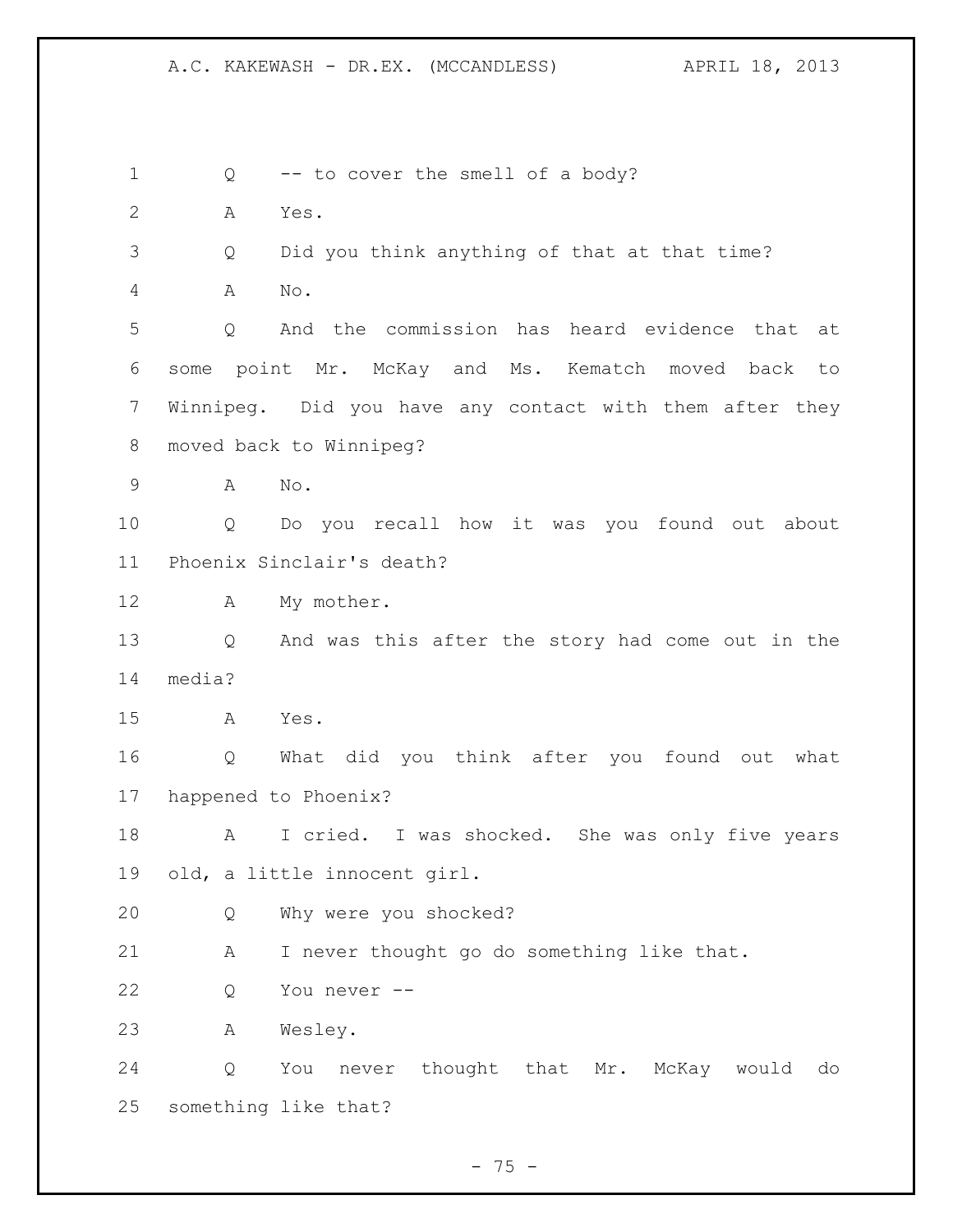Q -- to cover the smell of a body?

A Yes.

Q Did you think anything of that at that time?

A No.

Q And the commission has heard evidence that at some point Mr. McKay and Ms. Kematch moved back to Winnipeg. Did you have any contact with them after they moved back to Winnipeg?

A No.

Q Do you recall how it was you found out about Phoenix Sinclair's death?

A My mother.

Q And was this after the story had come out in the media?

A Yes.

Q What did you think after you found out what happened to Phoenix?

A I cried. I was shocked. She was only five years old, a little innocent girl.

Q Why were you shocked?

A I never thought go do something like that.

Q You never --

A Wesley.

Q You never thought that Mr. McKay would do something like that?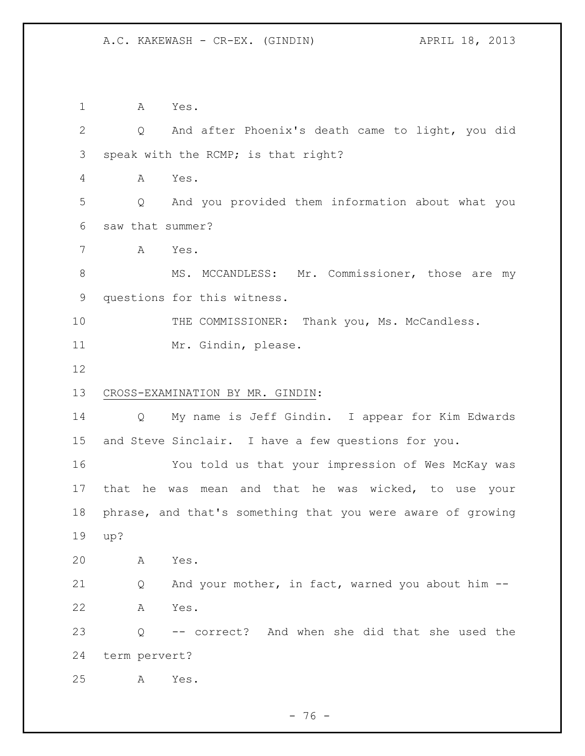A Yes.

Q And after Phoenix's death came to light, you did speak with the RCMP; is that right?

A Yes.

Q And you provided them information about what you saw that summer?

A Yes.

MS. MCCANDLESS: Mr. Commissioner, those are my questions for this witness.

THE COMMISSIONER: Thank you, Ms. McCandless.

Mr. Gindin, please.

CROSS-EXAMINATION BY MR. GINDIN:

Q My name is Jeff Gindin. I appear for Kim Edwards and Steve Sinclair. I have a few questions for you.

You told us that your impression of Wes McKay was that he was mean and that he was wicked, to use your phrase, and that's something that you were aware of growing up?

A Yes.

Q And your mother, in fact, warned you about him --

A Yes.

Q -- correct? And when she did that she used the term pervert?

A Yes.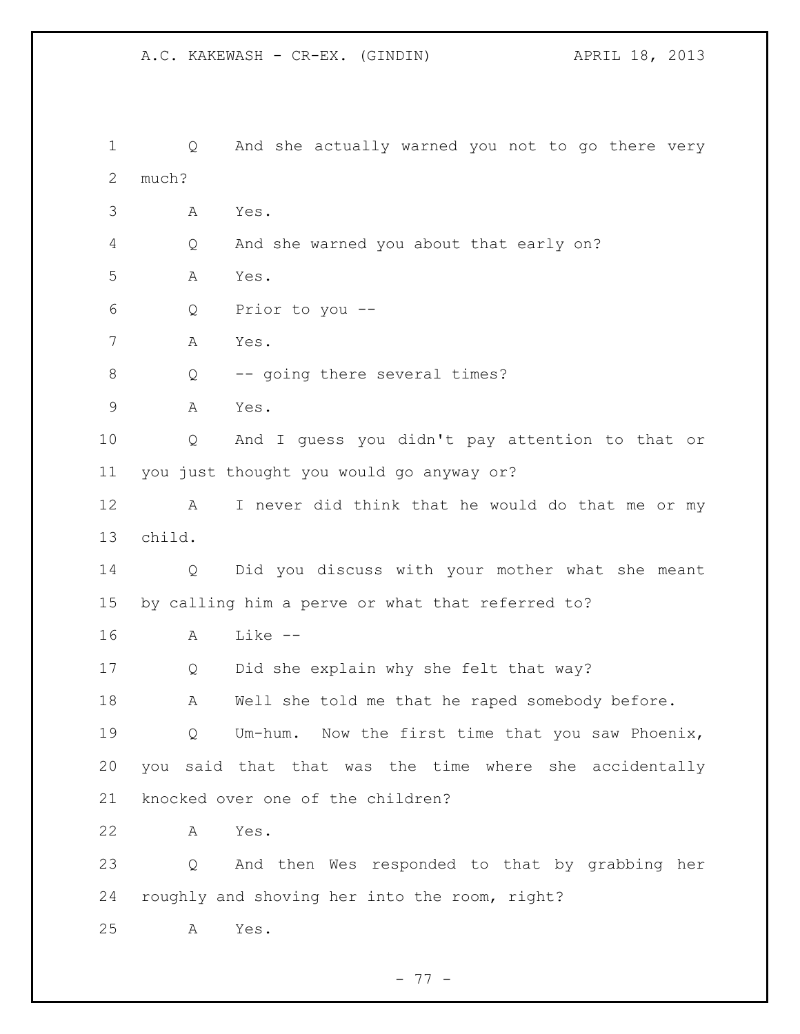Q And she actually warned you not to go there very much?

A Yes.

Q And she warned you about that early on?

A Yes.

Q Prior to you --

A Yes.

Q -- going there several times?

A Yes.

Q And I guess you didn't pay attention to that or you just thought you would go anyway or?

A I never did think that he would do that me or my child.

Q Did you discuss with your mother what she meant by calling him a perve or what that referred to?

A Like --

Q Did she explain why she felt that way?

A Well she told me that he raped somebody before.

Q Um-hum. Now the first time that you saw Phoenix, you said that that was the time where she accidentally knocked over one of the children?

A Yes.

Q And then Wes responded to that by grabbing her roughly and shoving her into the room, right?

A Yes.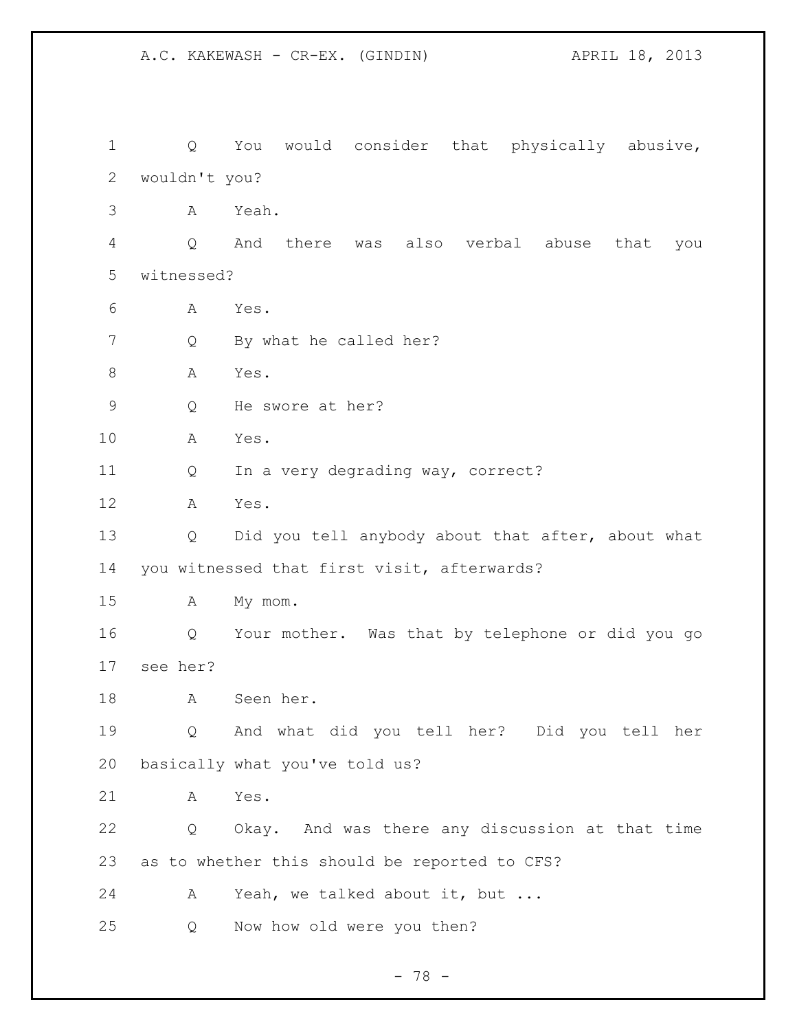Q You would consider that physically abusive, wouldn't you?

A Yeah.

Q And there was also verbal abuse that you witnessed?

A Yes.

Q By what he called her?

A Yes.

Q He swore at her?

A Yes.

Q In a very degrading way, correct?

A Yes.

Q Did you tell anybody about that after, about what you witnessed that first visit, afterwards?

A My mom.

Q Your mother. Was that by telephone or did you go see her?

A Seen her.

Q And what did you tell her? Did you tell her basically what you've told us?

A Yes.

Q Okay. And was there any discussion at that time as to whether this should be reported to CFS?

A Yeah, we talked about it, but ...

Q Now how old were you then?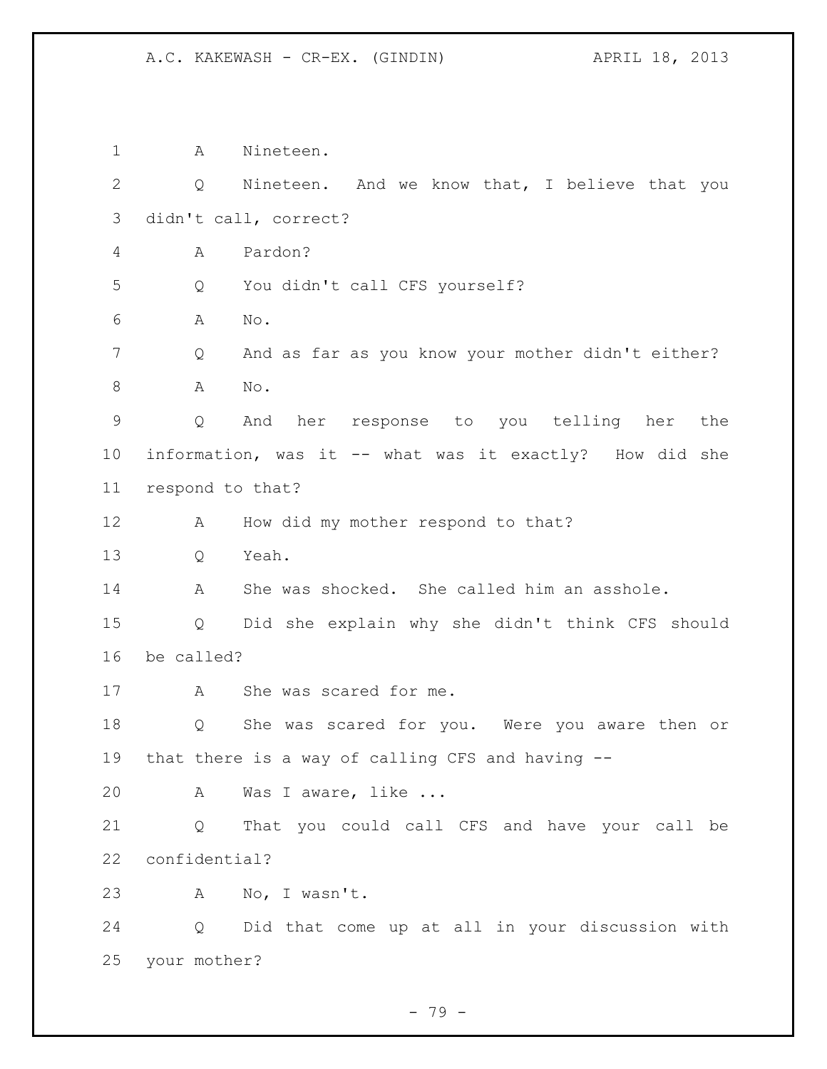1 A Nineteen.

2 Q Nineteen. And we know that, I believe that you

3 didn't call, correct?

4 A Pardon?

5 Q You didn't call CFS yourself?

6 A No.

7 Q And as far as you know your mother didn't either?

8 A No.

9 Q And her response to you telling her the

10 information, was it -- what was it exactly? How did she

11 respond to that?

12 A How did my mother respond to that?

13 Q Yeah.

14 A She was shocked. She called him an asshole.

15 Q Did she explain why she didn't think CFS should

16 be called?

17 A She was scared for me.

18 Q She was scared for you. Were you aware then or

19 that there is a way of calling CFS and having --

20 A Was I aware, like ...

21 Q That you could call CFS and have your call be

22 confidential?

23 A No, I wasn't.

24 Q Did that come up at all in your discussion with

25 your mother?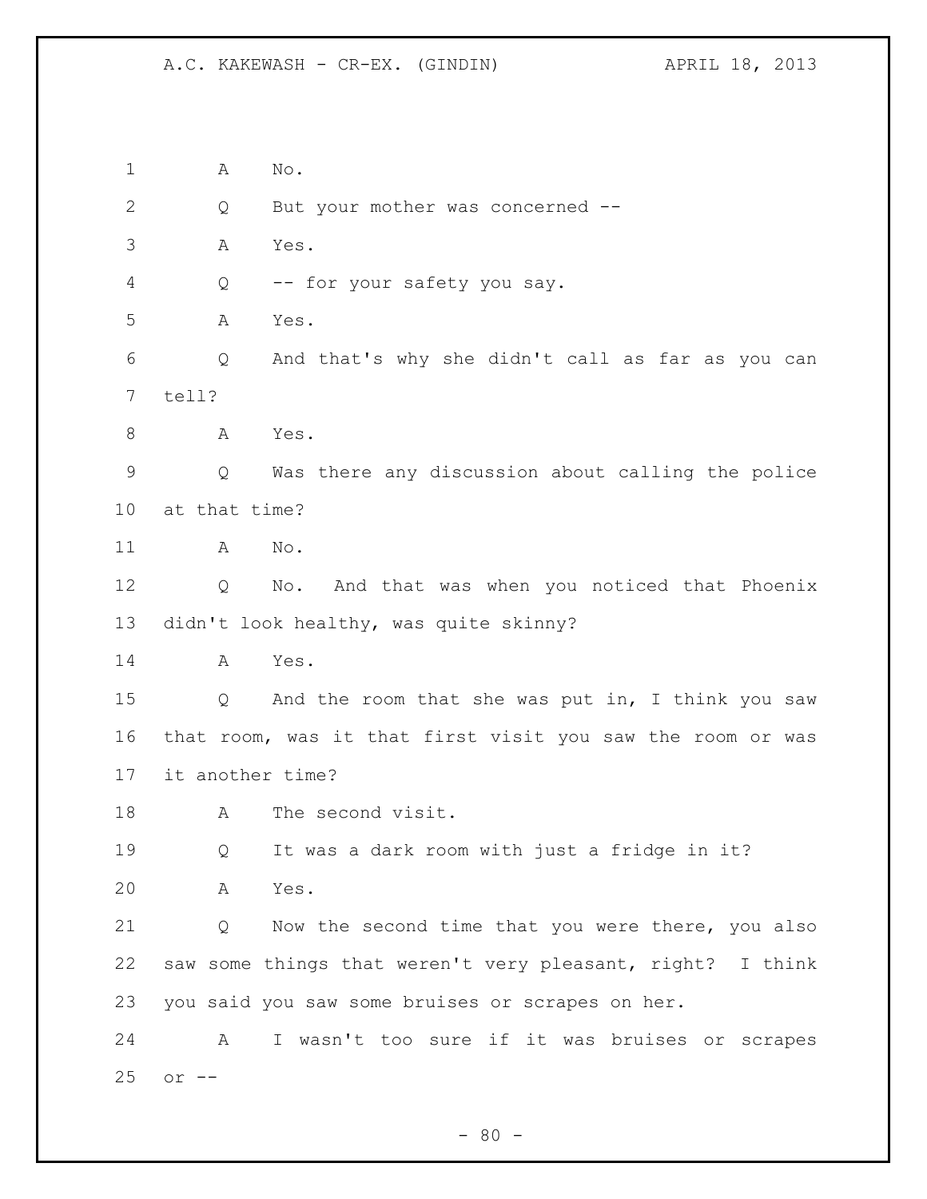A No.

Q But your mother was concerned --

A Yes.

Q -- for your safety you say.

A Yes.

Q And that's why she didn't call as far as you can tell?

A Yes.

Q Was there any discussion about calling the police at that time?

A No.

Q No. And that was when you noticed that Phoenix didn't look healthy, was quite skinny?

A Yes.

Q And the room that she was put in, I think you saw that room, was it that first visit you saw the room or was it another time?

A The second visit.

Q It was a dark room with just a fridge in it?

A Yes.

Q Now the second time that you were there, you also saw some things that weren't very pleasant, right? I think you said you saw some bruises or scrapes on her.

A I wasn't too sure if it was bruises or scrapes or --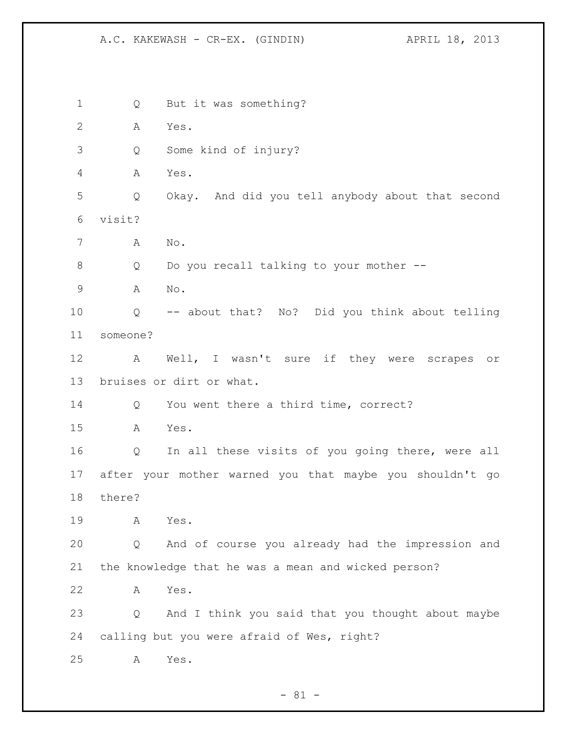Q But it was something?

A Yes.

Q Some kind of injury?

A Yes.

Q Okay. And did you tell anybody about that second visit?

A No.

Q Do you recall talking to your mother --

A No.

Q -- about that? No? Did you think about telling someone?

A Well, I wasn't sure if they were scrapes or bruises or dirt or what.

Q You went there a third time, correct?

A Yes.

Q In all these visits of you going there, were all after your mother warned you that maybe you shouldn't go there?

A Yes.

Q And of course you already had the impression and the knowledge that he was a mean and wicked person?

A Yes.

Q And I think you said that you thought about maybe calling but you were afraid of Wes, right?

A Yes.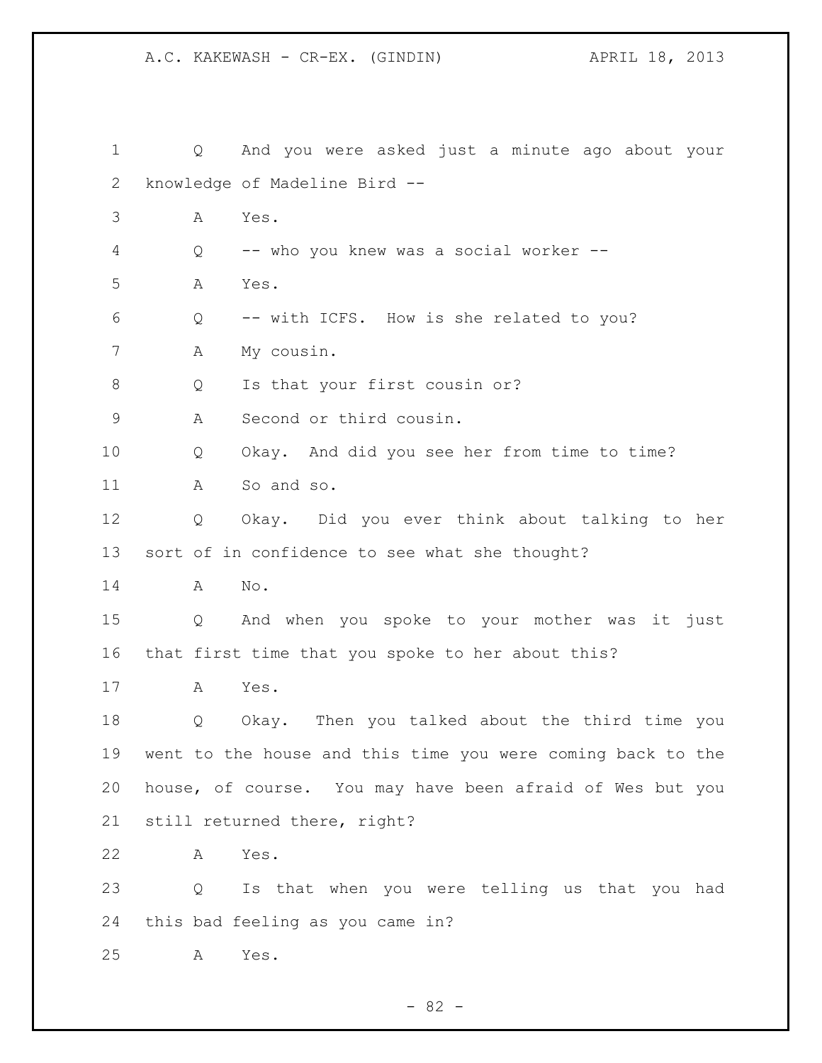1 Q And you were asked just a minute ago about your knowledge of Madeline Bird --

3 A Yes.

4 Q -- who you knew was a social worker --

5 A Yes.

6 Q -- with ICFS. How is she related to you?

7 A My cousin.

8 Q Is that your first cousin or?

9 A Second or third cousin.

10 Q Okay. And did you see her from time to time?

11 A So and so.

12 Q Okay. Did you ever think about talking to her sort of in confidence to see what she thought?

14 A No.

15 Q And when you spoke to your mother was it just that first time that you spoke to her about this?

17 A Yes.

18 Q Okay. Then you talked about the third time you went to the house and this time you were coming back to the house, of course. You may have been afraid of Wes but you still returned there, right?

22 A Yes.

23 Q Is that when you were telling us that you had this bad feeling as you came in?

25 A Yes.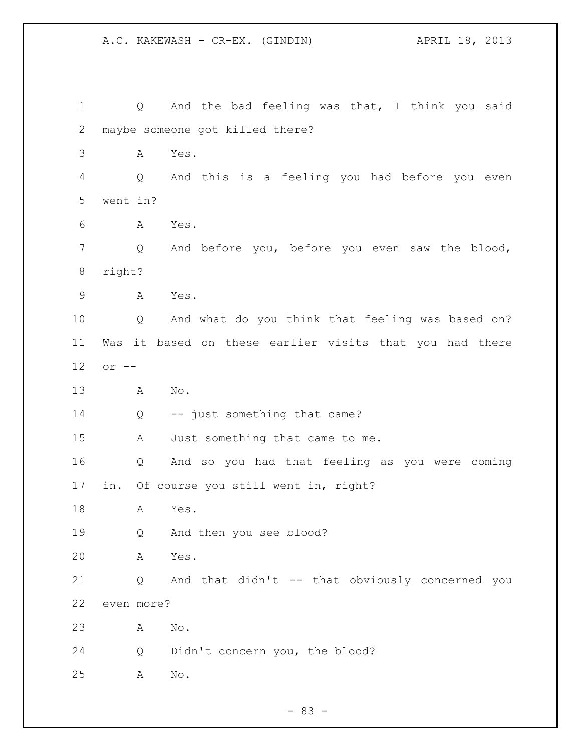Q And the bad feeling was that, I think you said maybe someone got killed there?

A Yes.

Q And this is a feeling you had before you even went in?

A Yes.

Q And before you, before you even saw the blood, right?

A Yes.

Q And what do you think that feeling was based on? Was it based on these earlier visits that you had there or --

A No.

Q -- just something that came?

A Just something that came to me.

Q And so you had that feeling as you were coming in. Of course you still went in, right?

A Yes.

Q And then you see blood?

A Yes.

Q And that didn't -- that obviously concerned you even more?

A No.

Q Didn't concern you, the blood?

A No.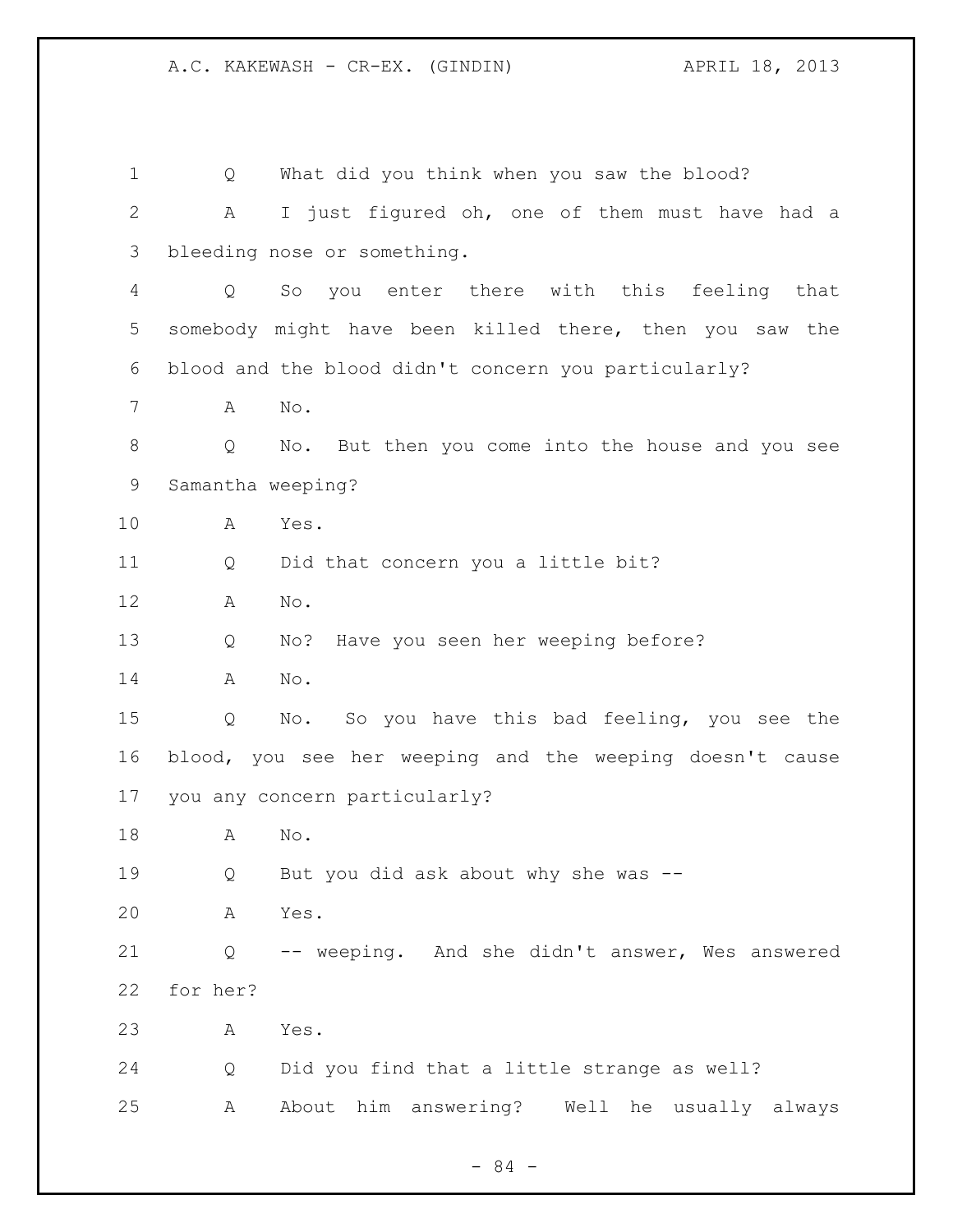Q What did you think when you saw the blood?

A I just figured oh, one of them must have had a bleeding nose or something.

Q So you enter there with this feeling that somebody might have been killed there, then you saw the blood and the blood didn't concern you particularly?

A No.

Q No. But then you come into the house and you see Samantha weeping?

A Yes.

Q Did that concern you a little bit?

A No.

Q No? Have you seen her weeping before?

A No.

Q No. So you have this bad feeling, you see the blood, you see her weeping and the weeping doesn't cause you any concern particularly?

A No.

Q But you did ask about why she was --

A Yes.

Q -- weeping. And she didn't answer, Wes answered for her?

A Yes.

Q Did you find that a little strange as well?

A About him answering? Well he usually always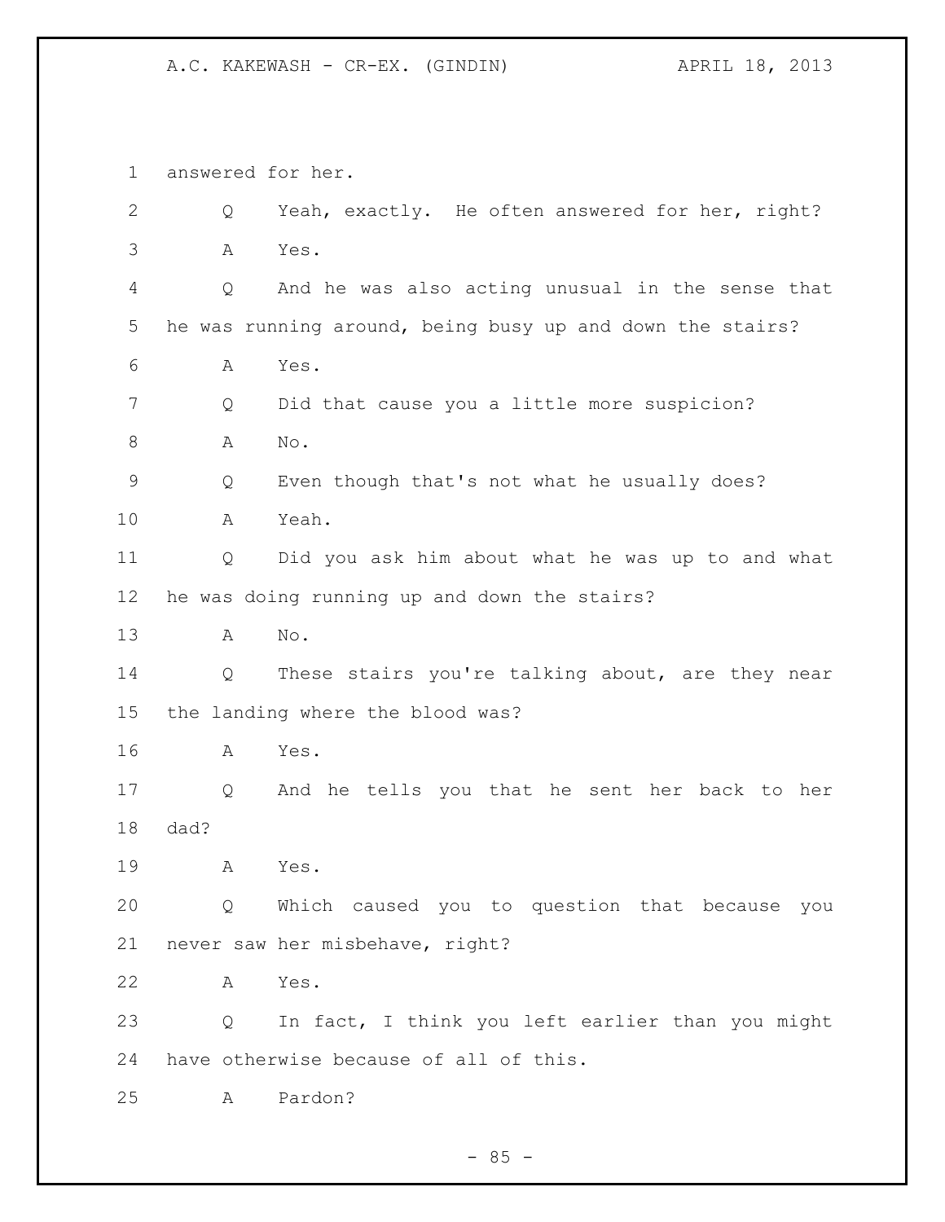answered for her.

Q Yeah, exactly. He often answered for her, right?

A Yes.

Q And he was also acting unusual in the sense that he was running around, being busy up and down the stairs?

A Yes.

Q Did that cause you a little more suspicion?

A No.

Q Even though that's not what he usually does?

A Yeah.

Q Did you ask him about what he was up to and what he was doing running up and down the stairs?

A No.

Q These stairs you're talking about, are they near the landing where the blood was?

A Yes.

Q And he tells you that he sent her back to her dad?

A Yes.

Q Which caused you to question that because you never saw her misbehave, right?

A Yes.

Q In fact, I think you left earlier than you might have otherwise because of all of this.

A Pardon?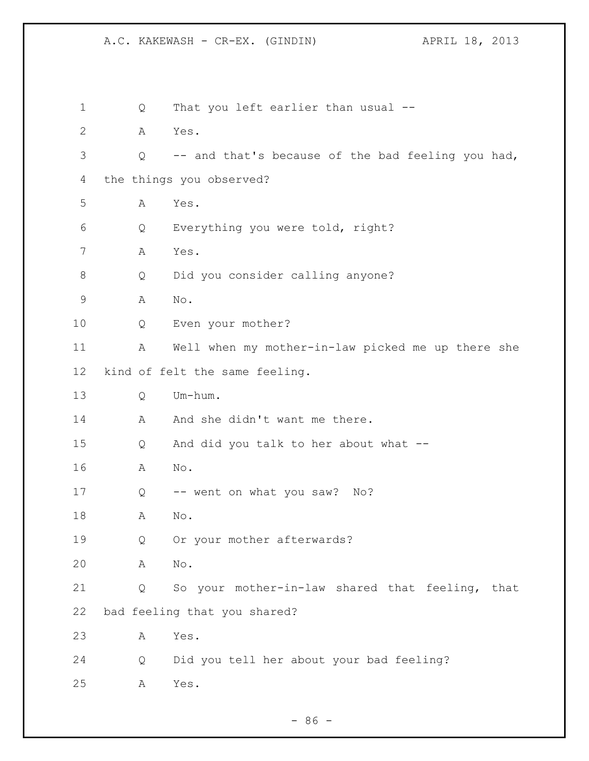1 Q That you left earlier than usual --

2 A Yes.

3 Q -- and that's because of the bad feeling you had,

4 the things you observed?

5 A Yes.

6 Q Everything you were told, right?

7 A Yes.

8 Q Did you consider calling anyone?

9 A No.

10 Q Even your mother?

11 A Well when my mother-in-law picked me up there she

12 kind of felt the same feeling.

13 Q Um-hum.

14 A And she didn't want me there.

15 Q And did you talk to her about what --

16 A No.

17 Q -- went on what you saw? No?

18 A No.

19 Q Or your mother afterwards?

20 A No.

21 Q So your mother-in-law shared that feeling, that

22 bad feeling that you shared?

23 A Yes.

24 Q Did you tell her about your bad feeling?

25 A Yes.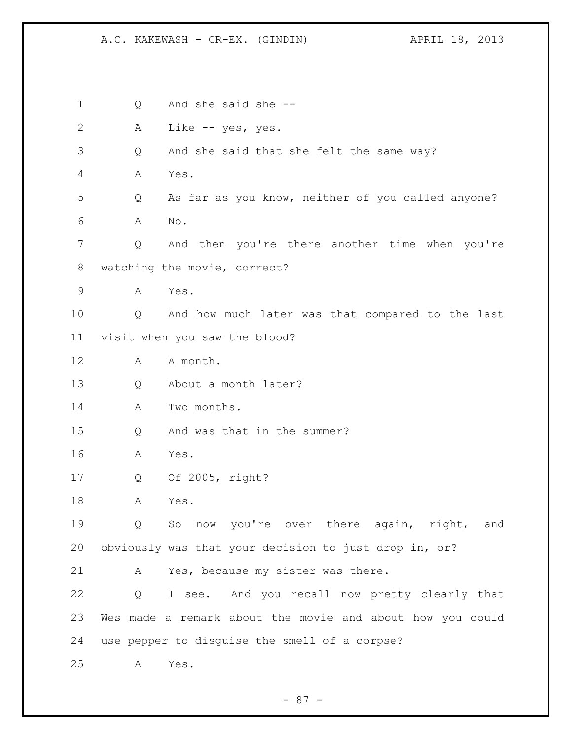1 Q And she said she --

2 A Like -- yes, yes.

3 Q And she said that she felt the same way?

4 A Yes.

5 Q As far as you know, neither of you called anyone?

6 A No.

7 Q And then you're there another time when you're
8 watching the movie, correct?

9 A Yes.

10 Q And how much later was that compared to the last
11 visit when you saw the blood?

12 A A month.

13 Q About a month later?

14 A Two months.

15 Q And was that in the summer?

16 A Yes.

17 Q Of 2005, right?

18 A Yes.

19 Q So now you're over there again, right, and
20 obviously was that your decision to just drop in, or?

21 A Yes, because my sister was there.

22 Q I see. And you recall now pretty clearly that
23 Wes made a remark about the movie and about how you could
24 use pepper to disguise the smell of a corpse?

25 A Yes.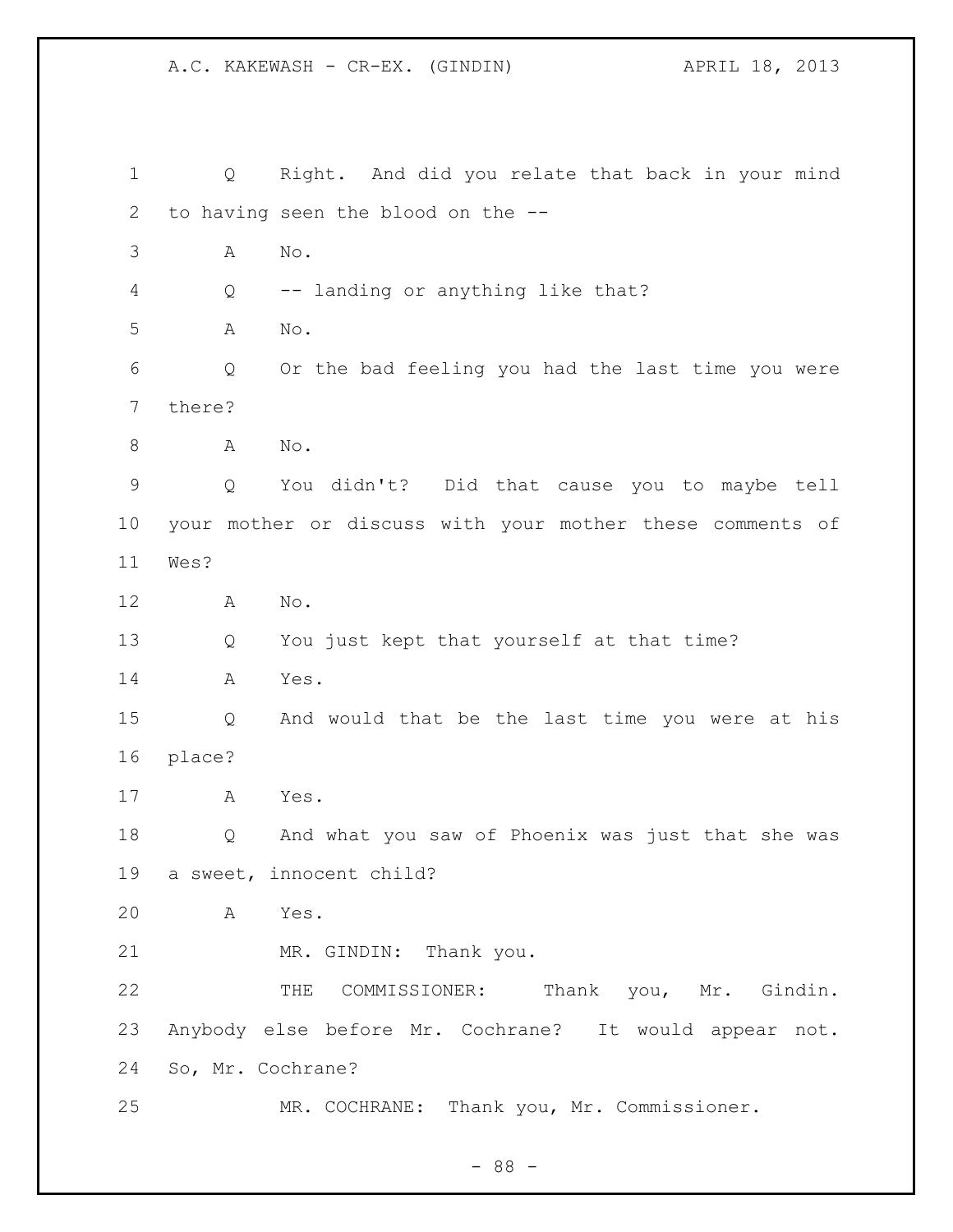Q Right. And did you relate that back in your mind to having seen the blood on the --

A No.

Q -- landing or anything like that?

A No.

Q Or the bad feeling you had the last time you were there?

A No.

Q You didn't? Did that cause you to maybe tell your mother or discuss with your mother these comments of Wes?

A No.

Q You just kept that yourself at that time?

A Yes.

Q And would that be the last time you were at his place?

A Yes.

Q And what you saw of Phoenix was just that she was a sweet, innocent child?

A Yes.

MR. GINDIN: Thank you.

THE COMMISSIONER: Thank you, Mr. Gindin. Anybody else before Mr. Cochrane? It would appear not. So, Mr. Cochrane?

MR. COCHRANE: Thank you, Mr. Commissioner.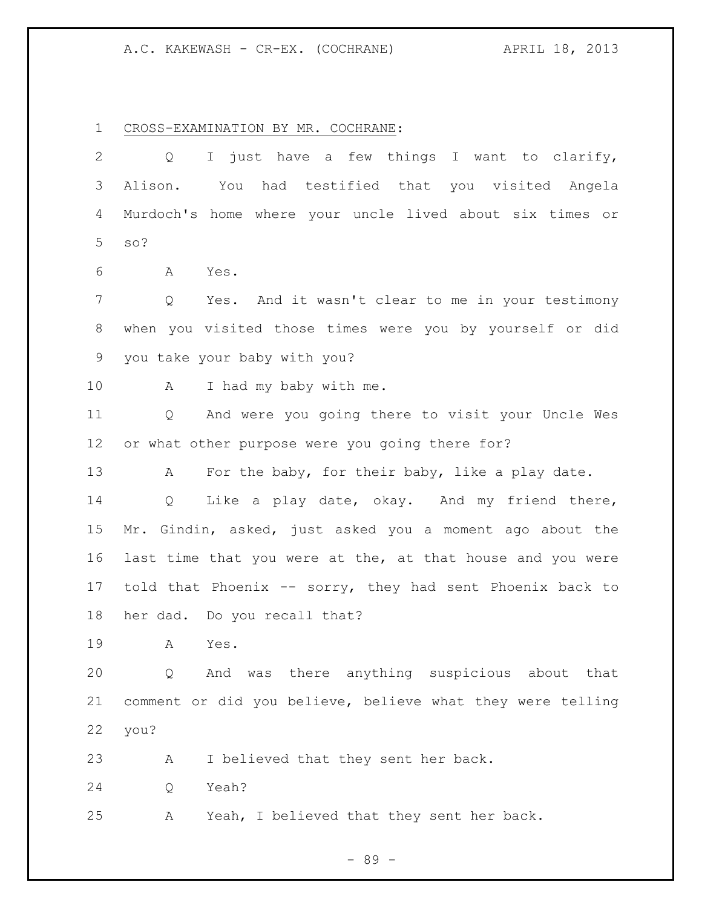CROSS-EXAMINATION BY MR. COCHRANE:

Q I just have a few things I want to clarify, Alison. You had testified that you visited Angela Murdoch's home where your uncle lived about six times or so?

A Yes.

Q Yes. And it wasn't clear to me in your testimony when you visited those times were you by yourself or did you take your baby with you?

A I had my baby with me.

Q And were you going there to visit your Uncle Wes or what other purpose were you going there for?

A For the baby, for their baby, like a play date.

Q Like a play date, okay. And my friend there, Mr. Gindin, asked, just asked you a moment ago about the last time that you were at the, at that house and you were told that Phoenix -- sorry, they had sent Phoenix back to her dad. Do you recall that?

A Yes.

Q And was there anything suspicious about that comment or did you believe, believe what they were telling you?

A I believed that they sent her back.

Q Yeah?

A Yeah, I believed that they sent her back.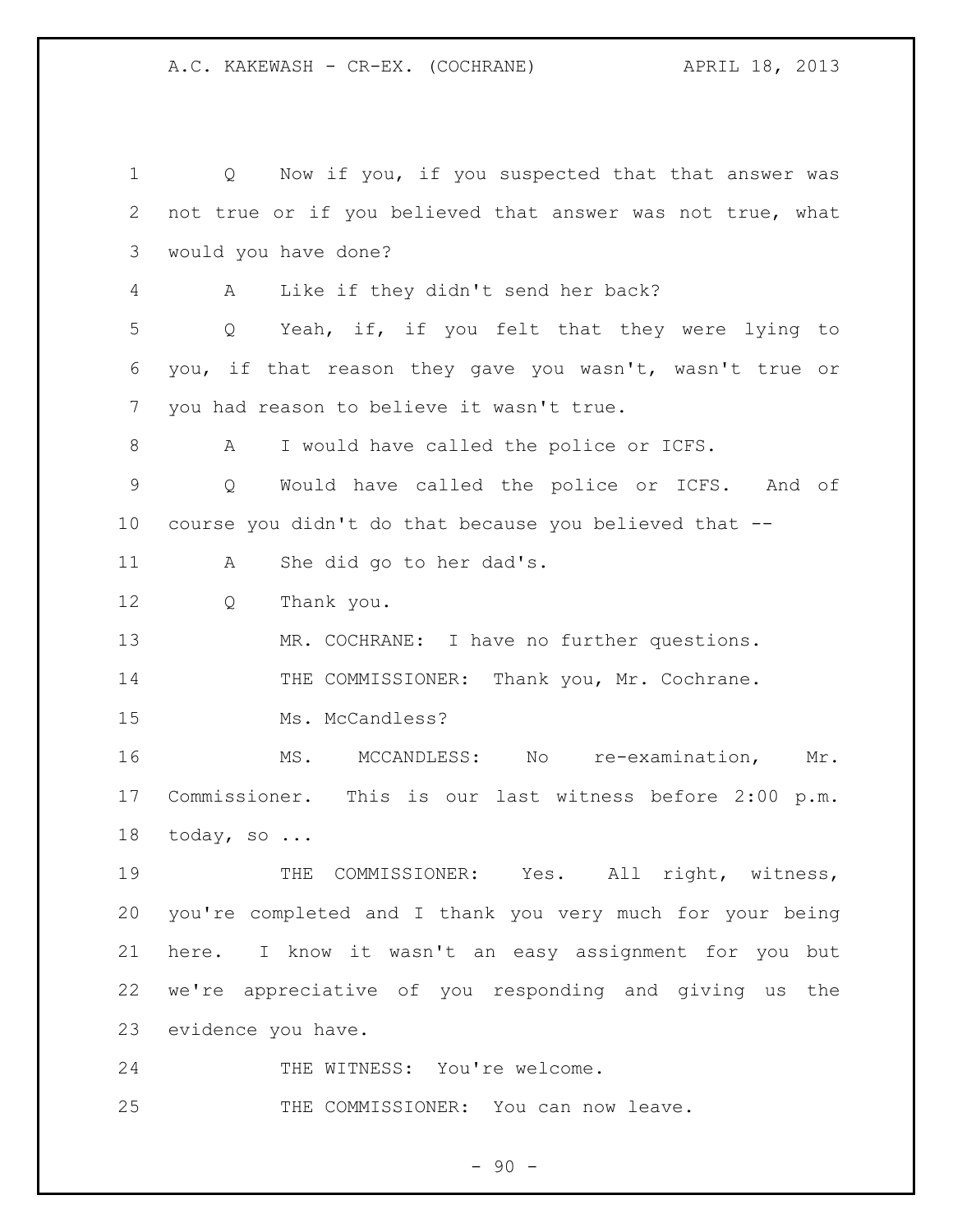Q Now if you, if you suspected that that answer was not true or if you believed that answer was not true, what would you have done?

A Like if they didn't send her back?

Q Yeah, if, if you felt that they were lying to you, if that reason they gave you wasn't, wasn't true or you had reason to believe it wasn't true.

A I would have called the police or ICFS.

Q Would have called the police or ICFS. And of course you didn't do that because you believed that --

A She did go to her dad's.

Q Thank you.

MR. COCHRANE: I have no further questions.

THE COMMISSIONER: Thank you, Mr. Cochrane.

Ms. McCandless?

MS. MCCANDLESS: No re-examination, Mr. Commissioner. This is our last witness before 2:00 p.m. today, so ...

THE COMMISSIONER: Yes. All right, witness, you're completed and I thank you very much for your being here. I know it wasn't an easy assignment for you but we're appreciative of you responding and giving us the evidence you have.

THE WITNESS: You're welcome.

THE COMMISSIONER: You can now leave.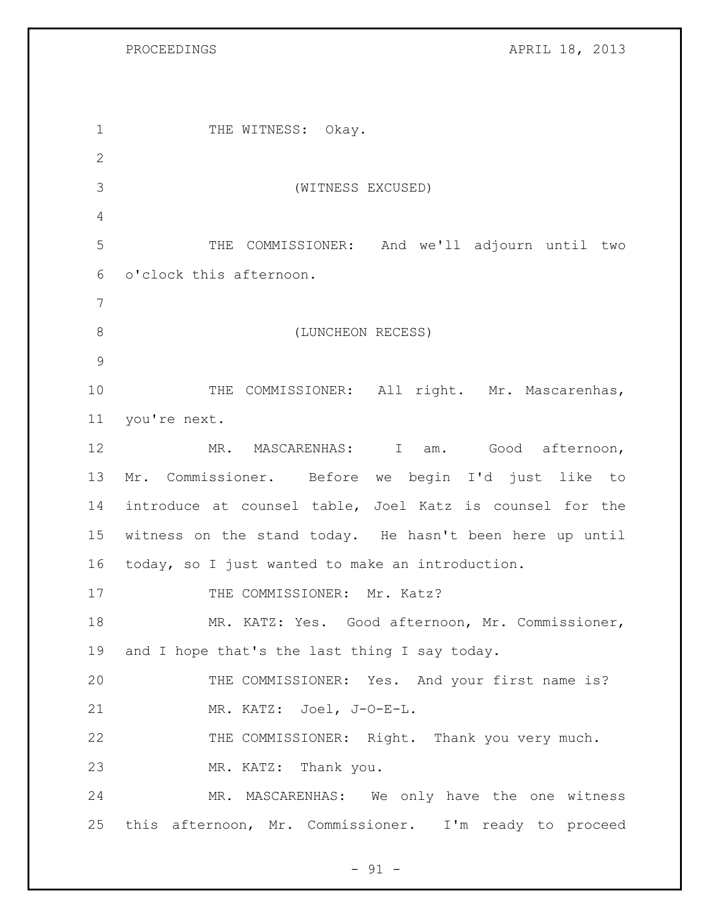THE WITNESS: Okay.

(WITNESS EXCUSED)

THE COMMISSIONER: And we'll adjourn until two o'clock this afternoon.

(LUNCHEON RECESS)

THE COMMISSIONER: All right. Mr. Mascarenhas, you're next.

MR. MASCARENHAS: I am. Good afternoon, Mr. Commissioner. Before we begin I'd just like to introduce at counsel table, Joel Katz is counsel for the witness on the stand today. He hasn't been here up until today, so I just wanted to make an introduction.

THE COMMISSIONER: Mr. Katz?

MR. KATZ: Yes. Good afternoon, Mr. Commissioner, and I hope that's the last thing I say today.

THE COMMISSIONER: Yes. And your first name is?

MR. KATZ: Joel, J-O-E-L.

THE COMMISSIONER: Right. Thank you very much.

MR. KATZ: Thank you.

MR. MASCARENHAS: We only have the one witness this afternoon, Mr. Commissioner. I'm ready to proceed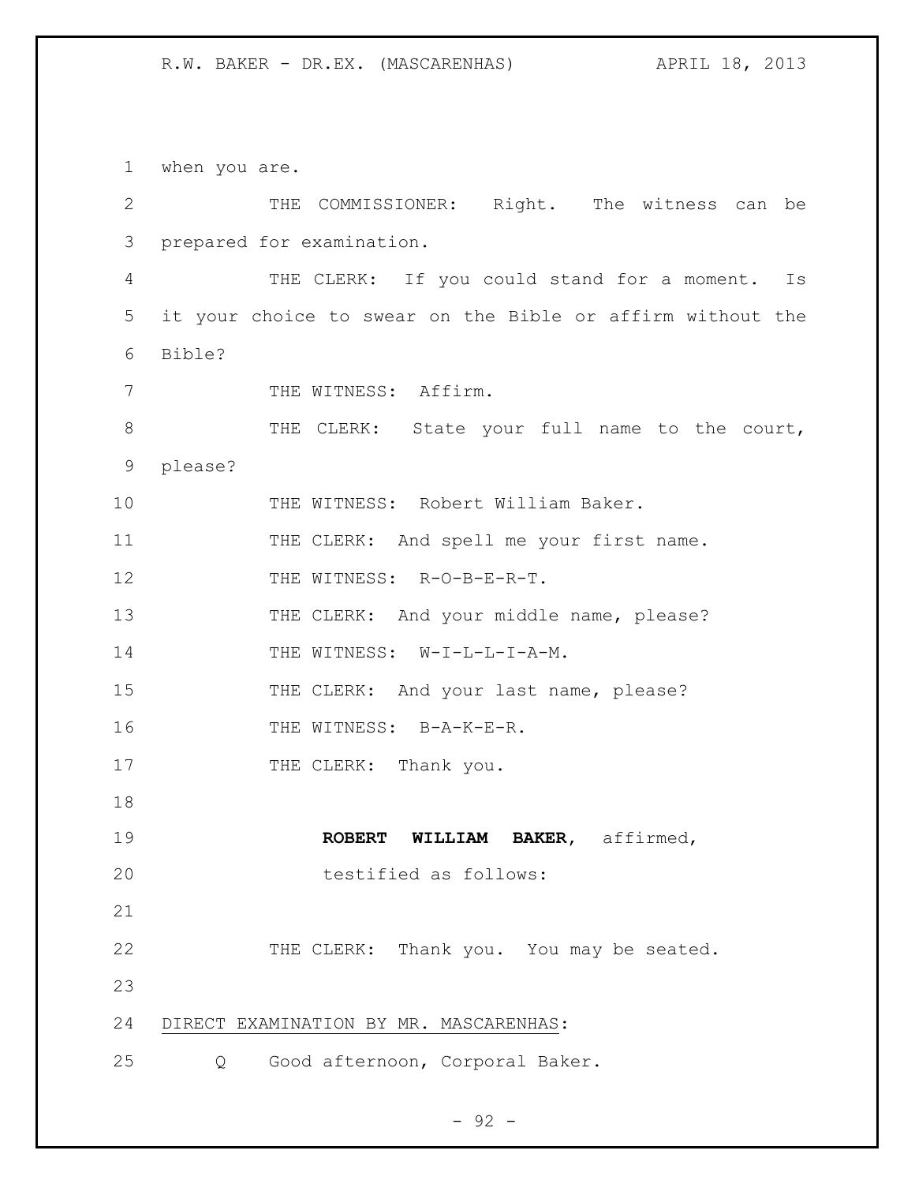when you are.

THE COMMISSIONER: Right. The witness can be prepared for examination.

THE CLERK: If you could stand for a moment. Is it your choice to swear on the Bible or affirm without the Bible?

THE WITNESS: Affirm.

THE CLERK: State your full name to the court, please?

THE WITNESS: Robert William Baker.

THE CLERK: And spell me your first name.

THE WITNESS: R-O-B-E-R-T.

THE CLERK: And your middle name, please?

THE WITNESS: W-I-L-L-I-A-M.

THE CLERK: And your last name, please?

THE WITNESS: B-A-K-E-R.

THE CLERK: Thank you.

**ROBERT WILLIAM BAKER**, affirmed,
testified as follows:

THE CLERK: Thank you. You may be seated.

DIRECT EXAMINATION BY MR. MASCARENHAS:

Q Good afternoon, Corporal Baker.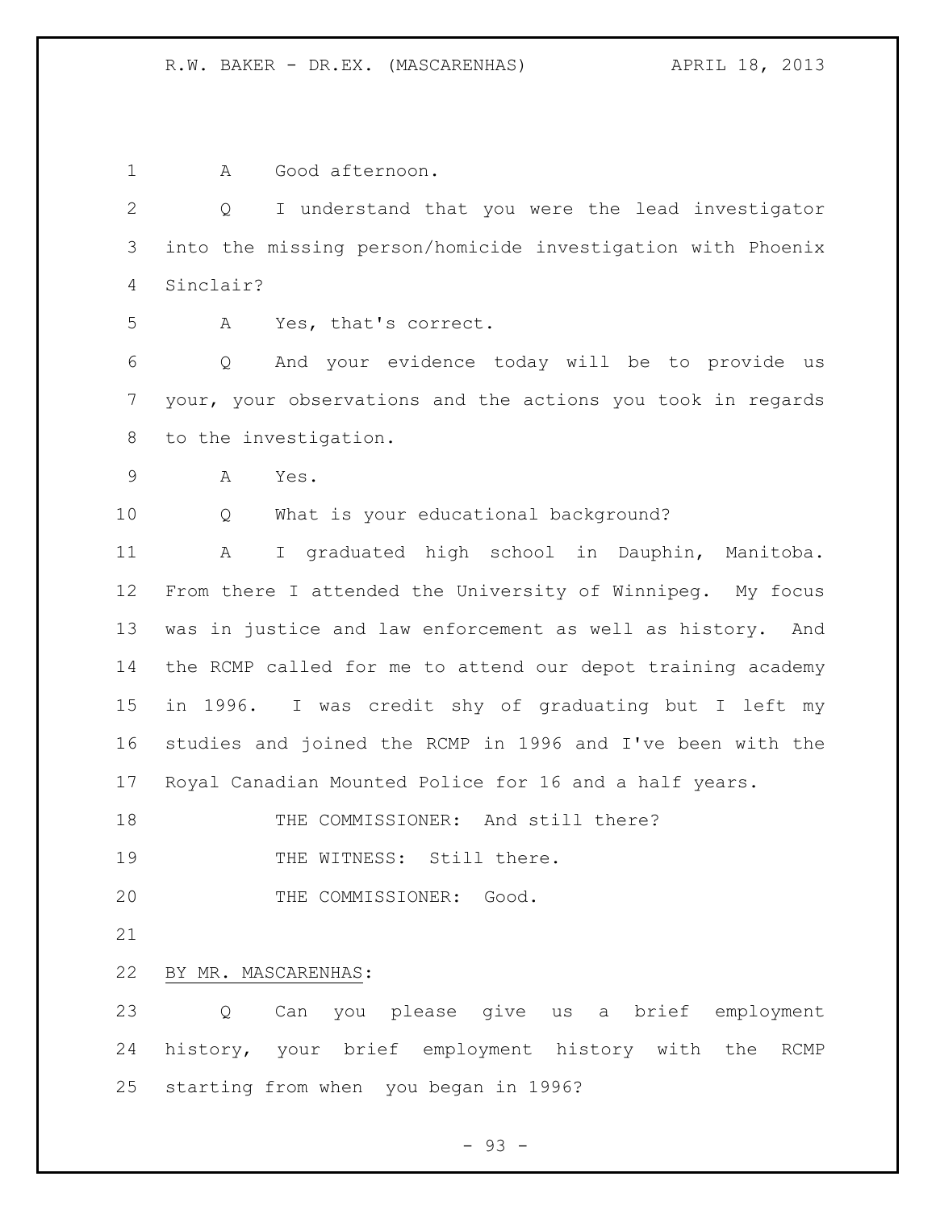A Good afternoon.

Q I understand that you were the lead investigator into the missing person/homicide investigation with Phoenix Sinclair?

A Yes, that's correct.

Q And your evidence today will be to provide us your, your observations and the actions you took in regards to the investigation.

A Yes.

Q What is your educational background?

A I graduated high school in Dauphin, Manitoba. From there I attended the University of Winnipeg. My focus was in justice and law enforcement as well as history. And the RCMP called for me to attend our depot training academy in 1996. I was credit shy of graduating but I left my studies and joined the RCMP in 1996 and I've been with the Royal Canadian Mounted Police for 16 and a half years.

THE COMMISSIONER: And still there?

THE WITNESS: Still there.

THE COMMISSIONER: Good.

BY MR. MASCARENHAS:

Q Can you please give us a brief employment history, your brief employment history with the RCMP starting from when you began in 1996?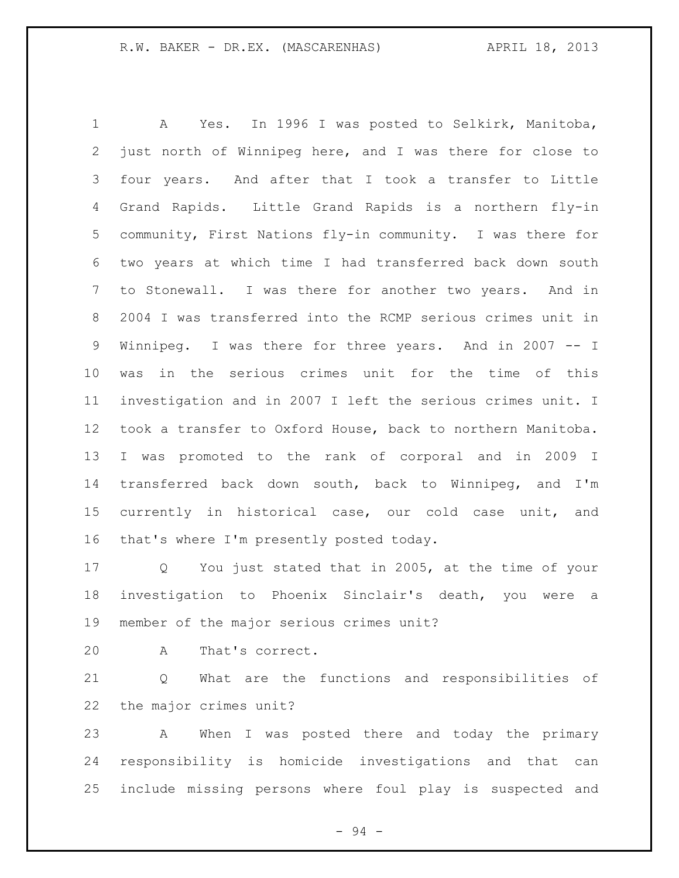A Yes. In 1996 I was posted to Selkirk, Manitoba, just north of Winnipeg here, and I was there for close to four years. And after that I took a transfer to Little Grand Rapids. Little Grand Rapids is a northern fly-in community, First Nations fly-in community. I was there for two years at which time I had transferred back down south to Stonewall. I was there for another two years. And in 2004 I was transferred into the RCMP serious crimes unit in Winnipeg. I was there for three years. And in 2007 -- I was in the serious crimes unit for the time of this investigation and in 2007 I left the serious crimes unit. I took a transfer to Oxford House, back to northern Manitoba. I was promoted to the rank of corporal and in 2009 I transferred back down south, back to Winnipeg, and I'm currently in historical case, our cold case unit, and that's where I'm presently posted today.

Q You just stated that in 2005, at the time of your investigation to Phoenix Sinclair's death, you were a member of the major serious crimes unit?

A That's correct.

Q What are the functions and responsibilities of the major crimes unit?

A When I was posted there and today the primary responsibility is homicide investigations and that can include missing persons where foul play is suspected and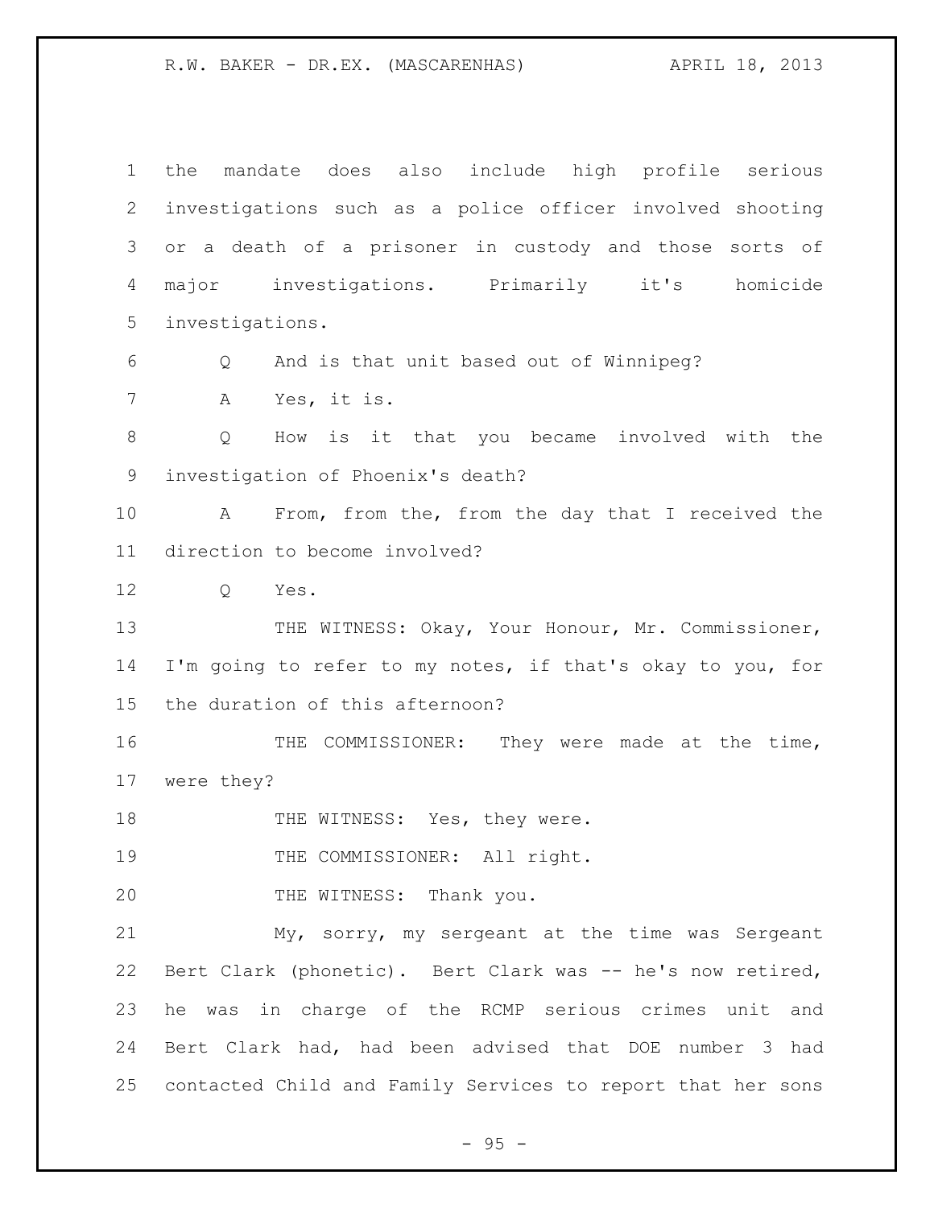the mandate does also include high profile serious investigations such as a police officer involved shooting or a death of a prisoner in custody and those sorts of major investigations. Primarily it's homicide investigations.

Q And is that unit based out of Winnipeg?

A Yes, it is.

Q How is it that you became involved with the investigation of Phoenix's death?

A From, from the, from the day that I received the direction to become involved?

Q Yes.

THE WITNESS: Okay, Your Honour, Mr. Commissioner, I'm going to refer to my notes, if that's okay to you, for the duration of this afternoon?

THE COMMISSIONER: They were made at the time, were they?

THE WITNESS: Yes, they were.

THE COMMISSIONER: All right.

THE WITNESS: Thank you.

My, sorry, my sergeant at the time was Sergeant Bert Clark (phonetic). Bert Clark was -- he's now retired, he was in charge of the RCMP serious crimes unit and Bert Clark had, had been advised that DOE number 3 had contacted Child and Family Services to report that her sons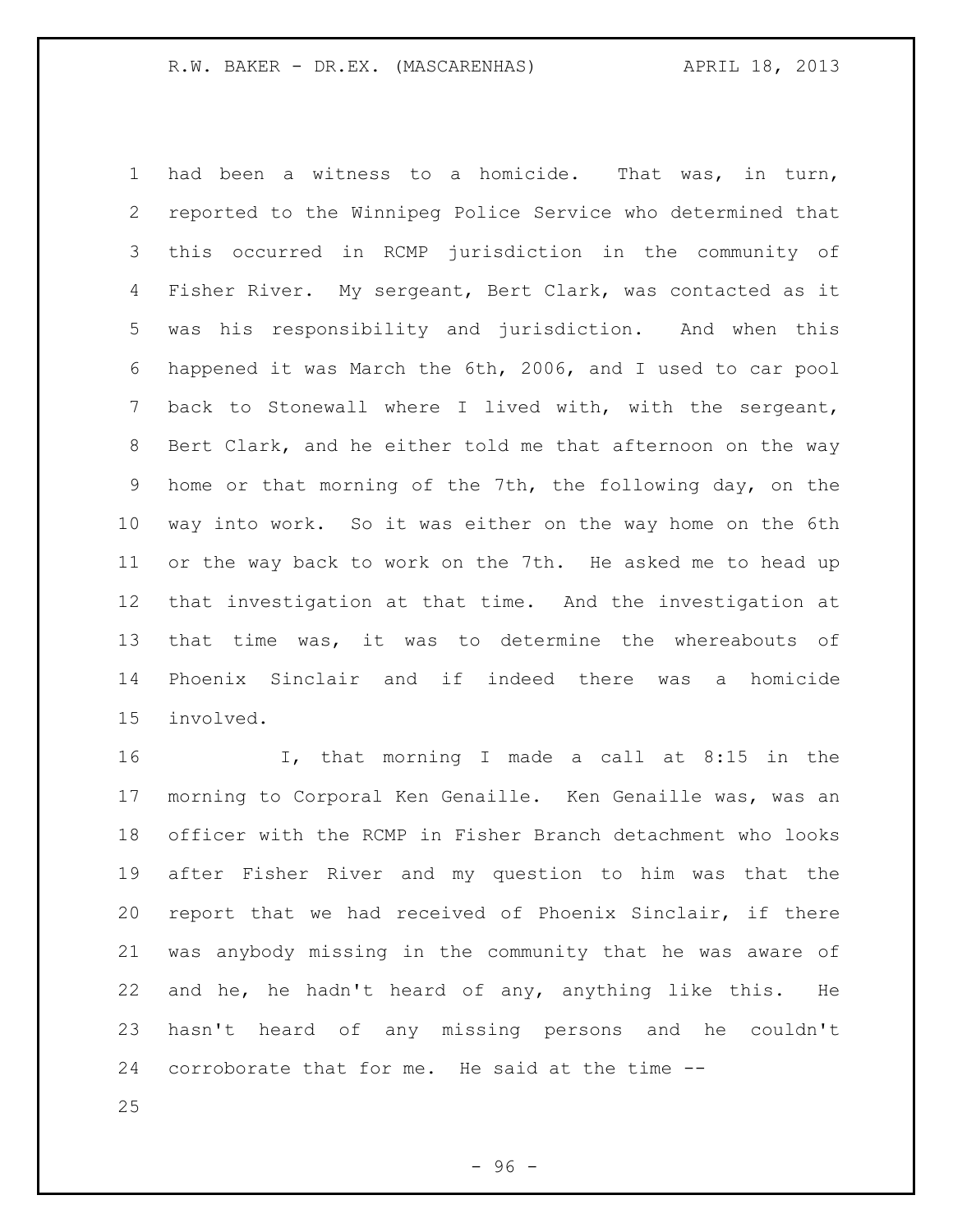had been a witness to a homicide. That was, in turn, reported to the Winnipeg Police Service who determined that this occurred in RCMP jurisdiction in the community of Fisher River. My sergeant, Bert Clark, was contacted as it was his responsibility and jurisdiction. And when this happened it was March the 6th, 2006, and I used to car pool back to Stonewall where I lived with, with the sergeant, Bert Clark, and he either told me that afternoon on the way home or that morning of the 7th, the following day, on the way into work. So it was either on the way home on the 6th or the way back to work on the 7th. He asked me to head up that investigation at that time. And the investigation at that time was, it was to determine the whereabouts of Phoenix Sinclair and if indeed there was a homicide involved.

I, that morning I made a call at 8:15 in the morning to Corporal Ken Genaille. Ken Genaille was, was an officer with the RCMP in Fisher Branch detachment who looks after Fisher River and my question to him was that the report that we had received of Phoenix Sinclair, if there was anybody missing in the community that he was aware of and he, he hadn't heard of any, anything like this. He hasn't heard of any missing persons and he couldn't corroborate that for me. He said at the time --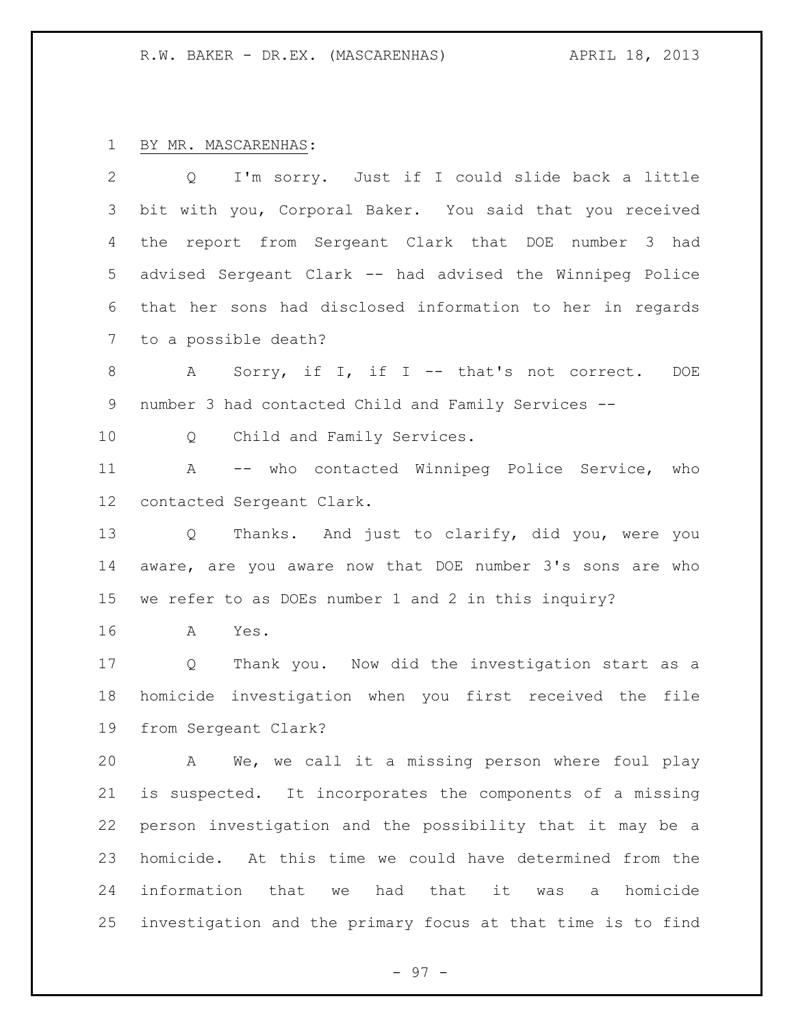BY MR. MASCARENHAS:

Q I'm sorry. Just if I could slide back a little bit with you, Corporal Baker. You said that you received the report from Sergeant Clark that DOE number 3 had advised Sergeant Clark -- had advised the Winnipeg Police that her sons had disclosed information to her in regards to a possible death?

A Sorry, if I, if I -- that's not correct. DOE number 3 had contacted Child and Family Services --

Q Child and Family Services.

A -- who contacted Winnipeg Police Service, who contacted Sergeant Clark.

Q Thanks. And just to clarify, did you, were you aware, are you aware now that DOE number 3's sons are who we refer to as DOEs number 1 and 2 in this inquiry?

A Yes.

Q Thank you. Now did the investigation start as a homicide investigation when you first received the file from Sergeant Clark?

A We, we call it a missing person where foul play is suspected. It incorporates the components of a missing person investigation and the possibility that it may be a homicide. At this time we could have determined from the information that we had that it was a homicide investigation and the primary focus at that time is to find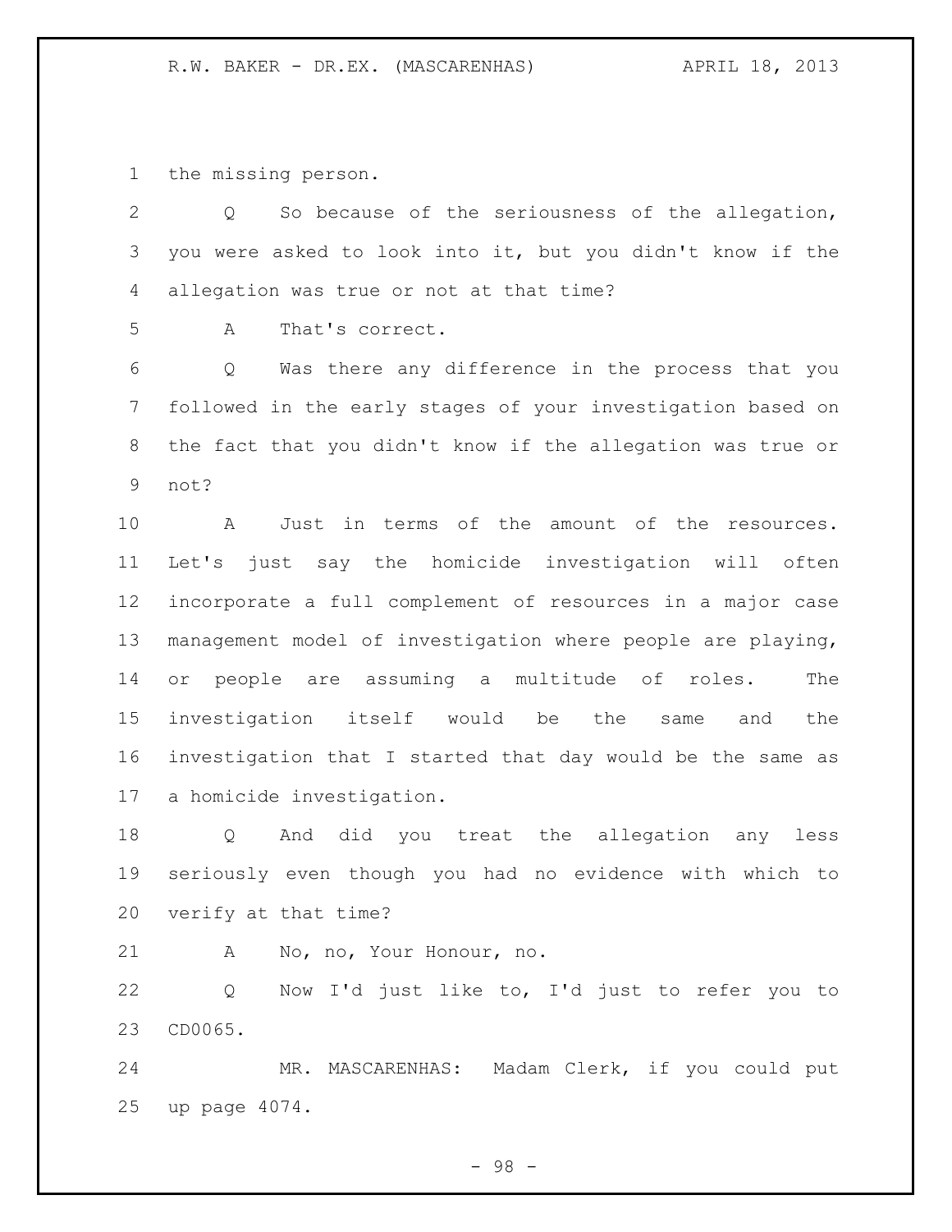the missing person.

Q So because of the seriousness of the allegation, you were asked to look into it, but you didn't know if the allegation was true or not at that time?

A That's correct.

Q Was there any difference in the process that you followed in the early stages of your investigation based on the fact that you didn't know if the allegation was true or not?

A Just in terms of the amount of the resources. Let's just say the homicide investigation will often incorporate a full complement of resources in a major case management model of investigation where people are playing, or people are assuming a multitude of roles. The investigation itself would be the same and the investigation that I started that day would be the same as a homicide investigation.

Q And did you treat the allegation any less seriously even though you had no evidence with which to verify at that time?

A No, no, Your Honour, no.

Q Now I'd just like to, I'd just to refer you to CD0065.

MR. MASCARENHAS: Madam Clerk, if you could put up page 4074.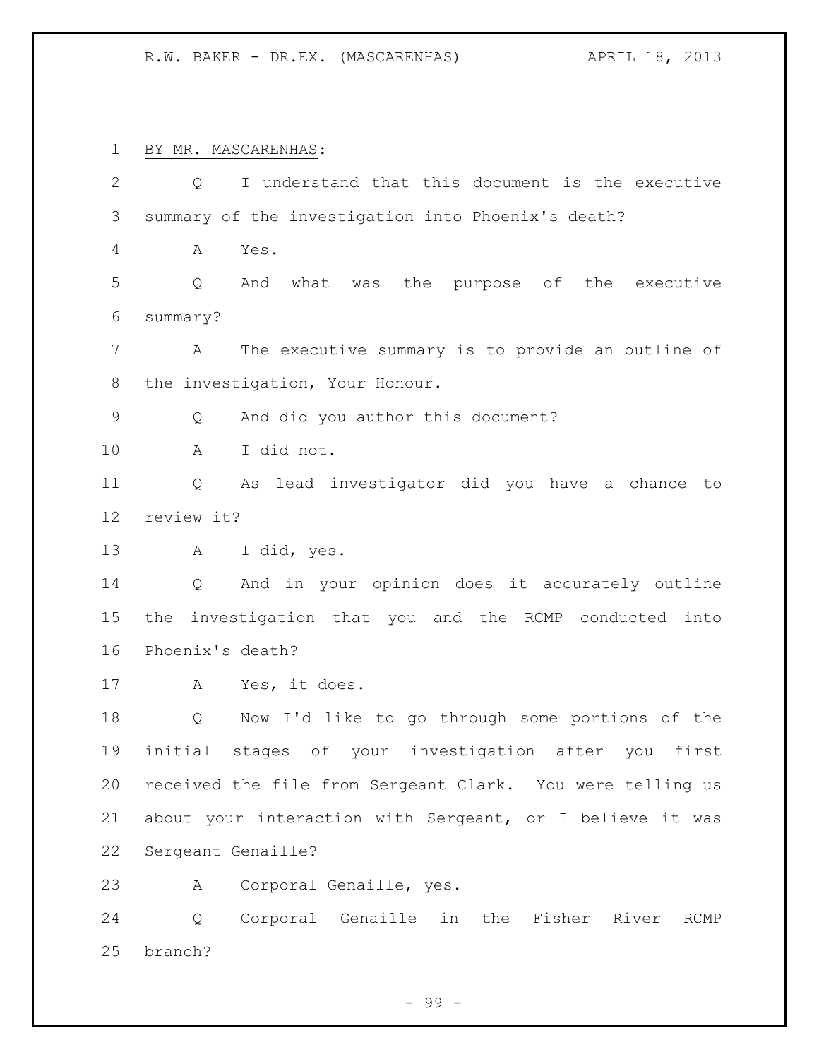BY MR. MASCARENHAS:

Q I understand that this document is the executive summary of the investigation into Phoenix's death?

A Yes.

Q And what was the purpose of the executive summary?

A The executive summary is to provide an outline of the investigation, Your Honour.

Q And did you author this document?

A I did not.

Q As lead investigator did you have a chance to review it?

A I did, yes.

Q And in your opinion does it accurately outline the investigation that you and the RCMP conducted into Phoenix's death?

A Yes, it does.

Q Now I'd like to go through some portions of the initial stages of your investigation after you first received the file from Sergeant Clark. You were telling us about your interaction with Sergeant, or I believe it was Sergeant Genaille?

A Corporal Genaille, yes.

Q Corporal Genaille in the Fisher River RCMP branch?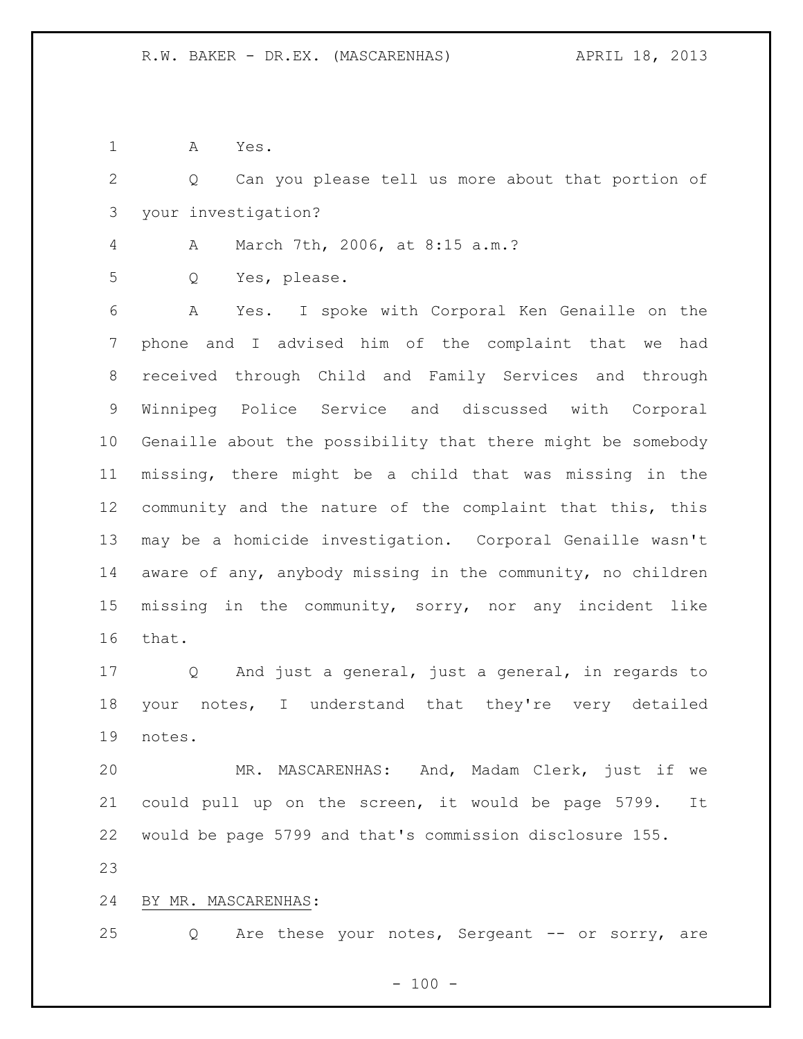A Yes.

Q Can you please tell us more about that portion of your investigation?

A March 7th, 2006, at 8:15 a.m.?

Q Yes, please.

A Yes. I spoke with Corporal Ken Genaille on the phone and I advised him of the complaint that we had received through Child and Family Services and through Winnipeg Police Service and discussed with Corporal Genaille about the possibility that there might be somebody missing, there might be a child that was missing in the community and the nature of the complaint that this, this may be a homicide investigation. Corporal Genaille wasn't aware of any, anybody missing in the community, no children missing in the community, sorry, nor any incident like that.

Q And just a general, just a general, in regards to your notes, I understand that they're very detailed notes.

MR. MASCARENHAS: And, Madam Clerk, just if we could pull up on the screen, it would be page 5799. It would be page 5799 and that's commission disclosure 155.

BY MR. MASCARENHAS:

Q Are these your notes, Sergeant -- or sorry, are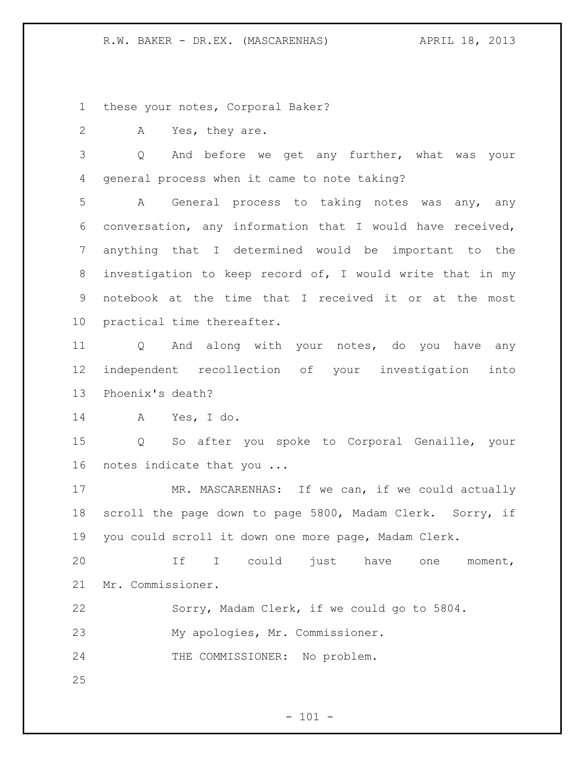these your notes, Corporal Baker?

A Yes, they are.

Q And before we get any further, what was your general process when it came to note taking?

A General process to taking notes was any, any conversation, any information that I would have received, anything that I determined would be important to the investigation to keep record of, I would write that in my notebook at the time that I received it or at the most practical time thereafter.

Q And along with your notes, do you have any independent recollection of your investigation into Phoenix's death?

A Yes, I do.

Q So after you spoke to Corporal Genaille, your notes indicate that you ...

MR. MASCARENHAS: If we can, if we could actually scroll the page down to page 5800, Madam Clerk. Sorry, if you could scroll it down one more page, Madam Clerk.

If I could just have one moment, Mr. Commissioner.

Sorry, Madam Clerk, if we could go to 5804.

My apologies, Mr. Commissioner.

THE COMMISSIONER: No problem.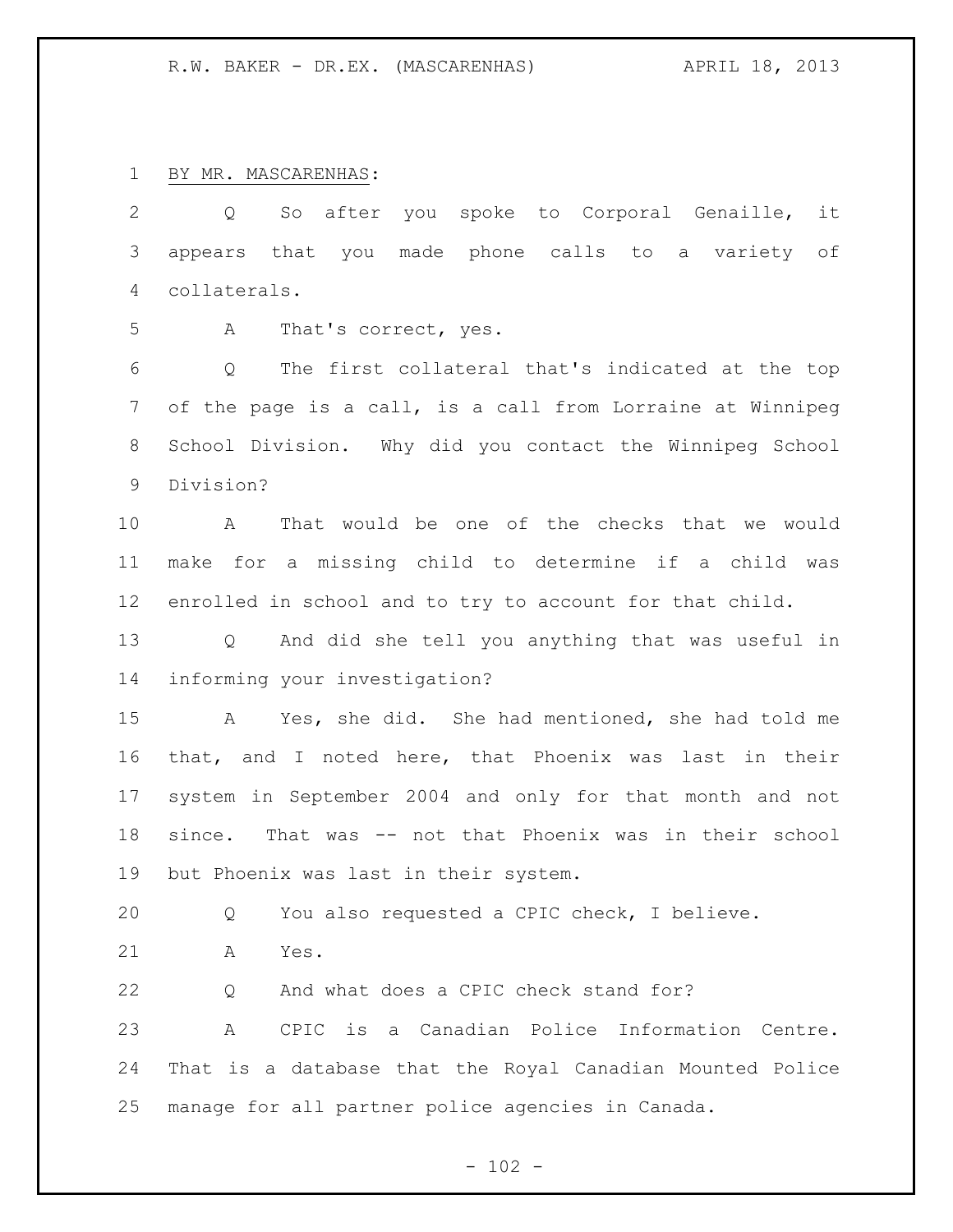BY MR. MASCARENHAS:

Q So after you spoke to Corporal Genaille, it appears that you made phone calls to a variety of collaterals.

A That's correct, yes.

Q The first collateral that's indicated at the top of the page is a call, is a call from Lorraine at Winnipeg School Division. Why did you contact the Winnipeg School Division?

A That would be one of the checks that we would make for a missing child to determine if a child was enrolled in school and to try to account for that child.

Q And did she tell you anything that was useful in informing your investigation?

A Yes, she did. She had mentioned, she had told me that, and I noted here, that Phoenix was last in their system in September 2004 and only for that month and not since. That was -- not that Phoenix was in their school but Phoenix was last in their system.

Q You also requested a CPIC check, I believe.

A Yes.

Q And what does a CPIC check stand for?

A CPIC is a Canadian Police Information Centre. That is a database that the Royal Canadian Mounted Police manage for all partner police agencies in Canada.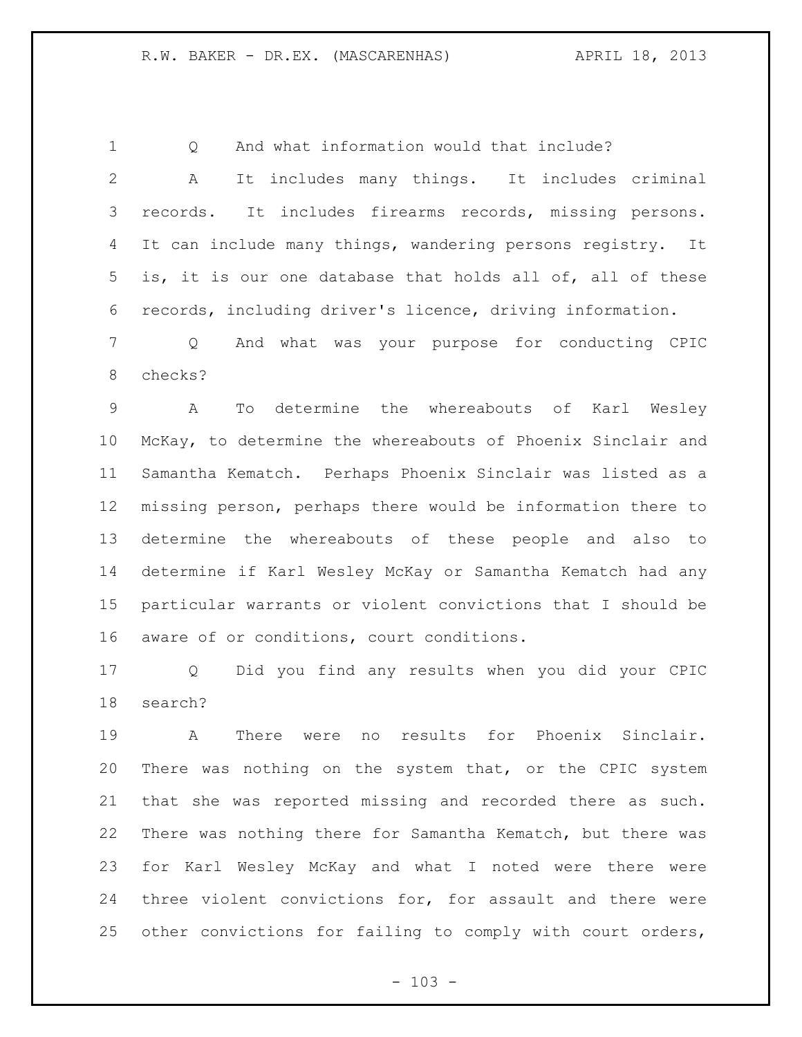Q And what information would that include?

A It includes many things. It includes criminal records. It includes firearms records, missing persons. It can include many things, wandering persons registry. It is, it is our one database that holds all of, all of these records, including driver's licence, driving information.

Q And what was your purpose for conducting CPIC checks?

A To determine the whereabouts of Karl Wesley McKay, to determine the whereabouts of Phoenix Sinclair and Samantha Kematch. Perhaps Phoenix Sinclair was listed as a missing person, perhaps there would be information there to determine the whereabouts of these people and also to determine if Karl Wesley McKay or Samantha Kematch had any particular warrants or violent convictions that I should be aware of or conditions, court conditions.

Q Did you find any results when you did your CPIC search?

A There were no results for Phoenix Sinclair. There was nothing on the system that, or the CPIC system that she was reported missing and recorded there as such. There was nothing there for Samantha Kematch, but there was for Karl Wesley McKay and what I noted were there were three violent convictions for, for assault and there were other convictions for failing to comply with court orders,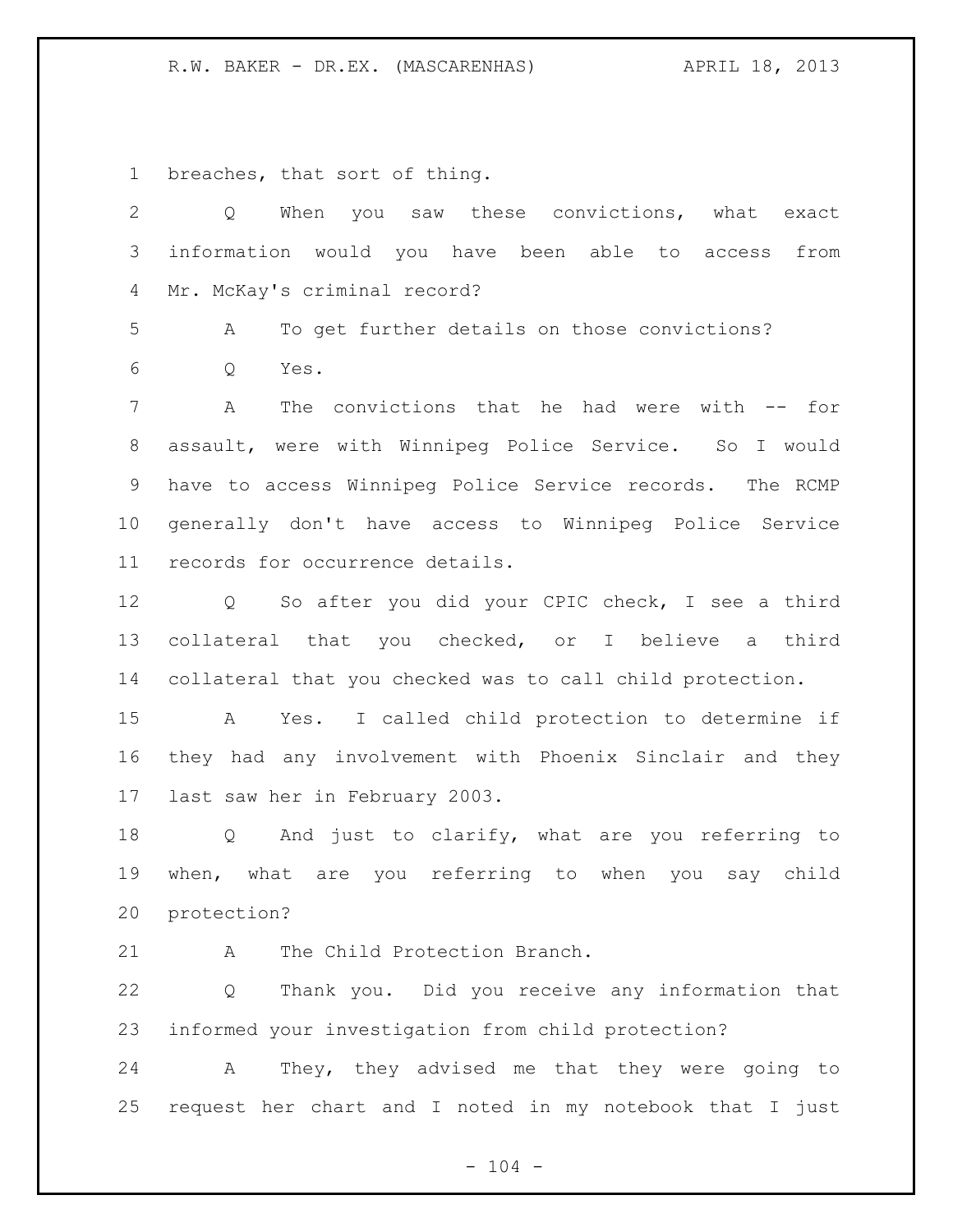breaches, that sort of thing.

Q When you saw these convictions, what exact information would you have been able to access from Mr. McKay's criminal record?

A To get further details on those convictions?

Q Yes.

A The convictions that he had were with -- for assault, were with Winnipeg Police Service. So I would have to access Winnipeg Police Service records. The RCMP generally don't have access to Winnipeg Police Service records for occurrence details.

Q So after you did your CPIC check, I see a third collateral that you checked, or I believe a third collateral that you checked was to call child protection.

A Yes. I called child protection to determine if they had any involvement with Phoenix Sinclair and they last saw her in February 2003.

Q And just to clarify, what are you referring to when, what are you referring to when you say child protection?

A The Child Protection Branch.

Q Thank you. Did you receive any information that informed your investigation from child protection?

A They, they advised me that they were going to request her chart and I noted in my notebook that I just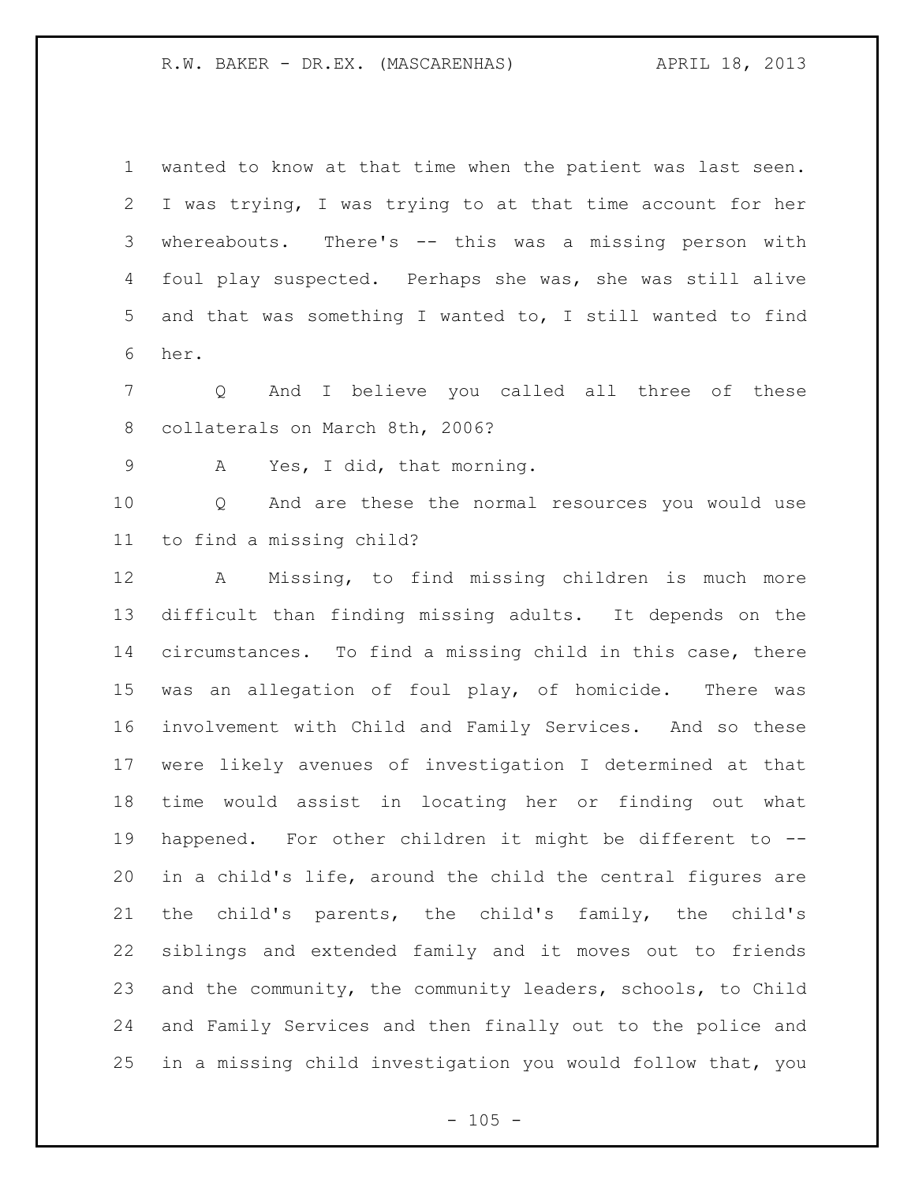wanted to know at that time when the patient was last seen. I was trying, I was trying to at that time account for her whereabouts. There's -- this was a missing person with foul play suspected. Perhaps she was, she was still alive and that was something I wanted to, I still wanted to find her.

Q And I believe you called all three of these collaterals on March 8th, 2006?

A Yes, I did, that morning.

Q And are these the normal resources you would use to find a missing child?

A Missing, to find missing children is much more difficult than finding missing adults. It depends on the circumstances. To find a missing child in this case, there was an allegation of foul play, of homicide. There was involvement with Child and Family Services. And so these were likely avenues of investigation I determined at that time would assist in locating her or finding out what happened. For other children it might be different to -- in a child's life, around the child the central figures are the child's parents, the child's family, the child's siblings and extended family and it moves out to friends and the community, the community leaders, schools, to Child and Family Services and then finally out to the police and in a missing child investigation you would follow that, you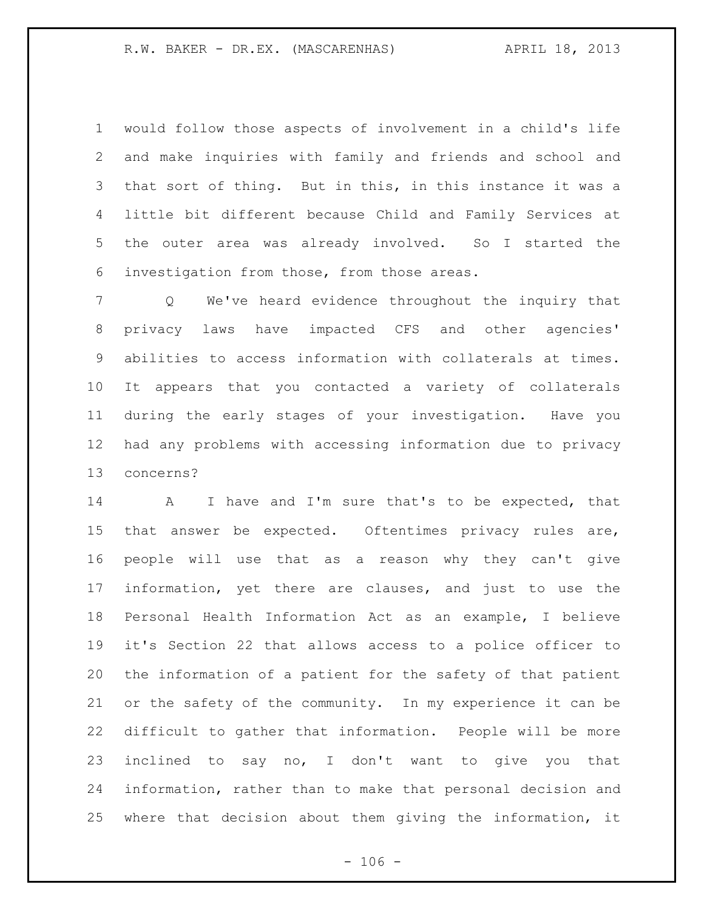would follow those aspects of involvement in a child's life and make inquiries with family and friends and school and that sort of thing. But in this, in this instance it was a little bit different because Child and Family Services at the outer area was already involved. So I started the investigation from those, from those areas.

Q We've heard evidence throughout the inquiry that privacy laws have impacted CFS and other agencies' abilities to access information with collaterals at times. It appears that you contacted a variety of collaterals during the early stages of your investigation. Have you had any problems with accessing information due to privacy concerns?

A I have and I'm sure that's to be expected, that that answer be expected. Oftentimes privacy rules are, people will use that as a reason why they can't give information, yet there are clauses, and just to use the Personal Health Information Act as an example, I believe it's Section 22 that allows access to a police officer to the information of a patient for the safety of that patient or the safety of the community. In my experience it can be difficult to gather that information. People will be more inclined to say no, I don't want to give you that information, rather than to make that personal decision and where that decision about them giving the information, it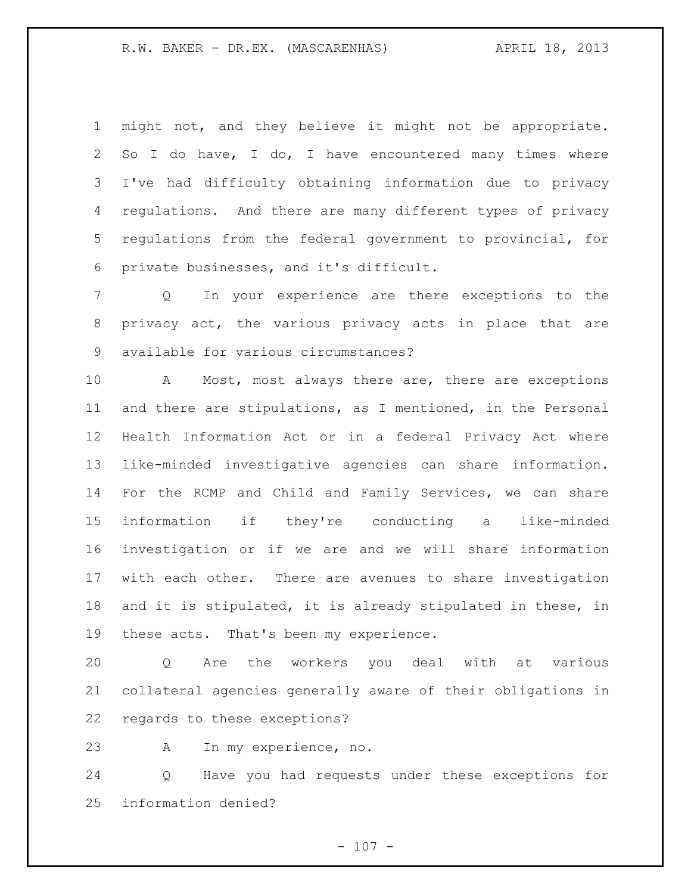might not, and they believe it might not be appropriate. So I do have, I do, I have encountered many times where I've had difficulty obtaining information due to privacy regulations. And there are many different types of privacy regulations from the federal government to provincial, for private businesses, and it's difficult.

Q In your experience are there exceptions to the privacy act, the various privacy acts in place that are available for various circumstances?

A Most, most always there are, there are exceptions and there are stipulations, as I mentioned, in the Personal Health Information Act or in a federal Privacy Act where like-minded investigative agencies can share information. For the RCMP and Child and Family Services, we can share information if they're conducting a like-minded investigation or if we are and we will share information with each other. There are avenues to share investigation and it is stipulated, it is already stipulated in these, in these acts. That's been my experience.

Q Are the workers you deal with at various collateral agencies generally aware of their obligations in regards to these exceptions?

A In my experience, no.

Q Have you had requests under these exceptions for information denied?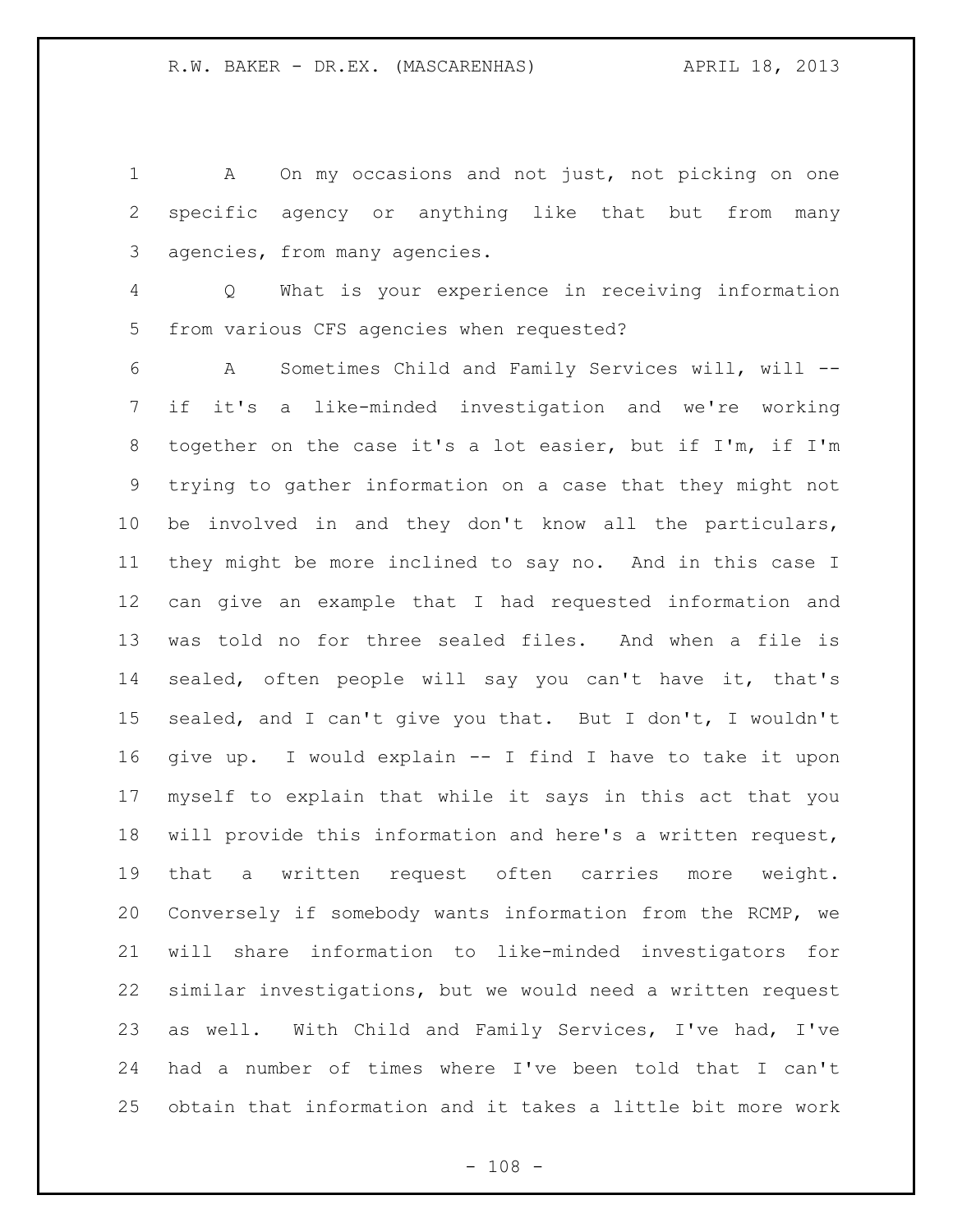A On my occasions and not just, not picking on one specific agency or anything like that but from many agencies, from many agencies.

Q What is your experience in receiving information from various CFS agencies when requested?

A Sometimes Child and Family Services will, will -- if it's a like-minded investigation and we're working together on the case it's a lot easier, but if I'm, if I'm trying to gather information on a case that they might not be involved in and they don't know all the particulars, they might be more inclined to say no. And in this case I can give an example that I had requested information and was told no for three sealed files. And when a file is sealed, often people will say you can't have it, that's sealed, and I can't give you that. But I don't, I wouldn't give up. I would explain -- I find I have to take it upon myself to explain that while it says in this act that you will provide this information and here's a written request, that a written request often carries more weight. Conversely if somebody wants information from the RCMP, we will share information to like-minded investigators for similar investigations, but we would need a written request as well. With Child and Family Services, I've had, I've had a number of times where I've been told that I can't obtain that information and it takes a little bit more work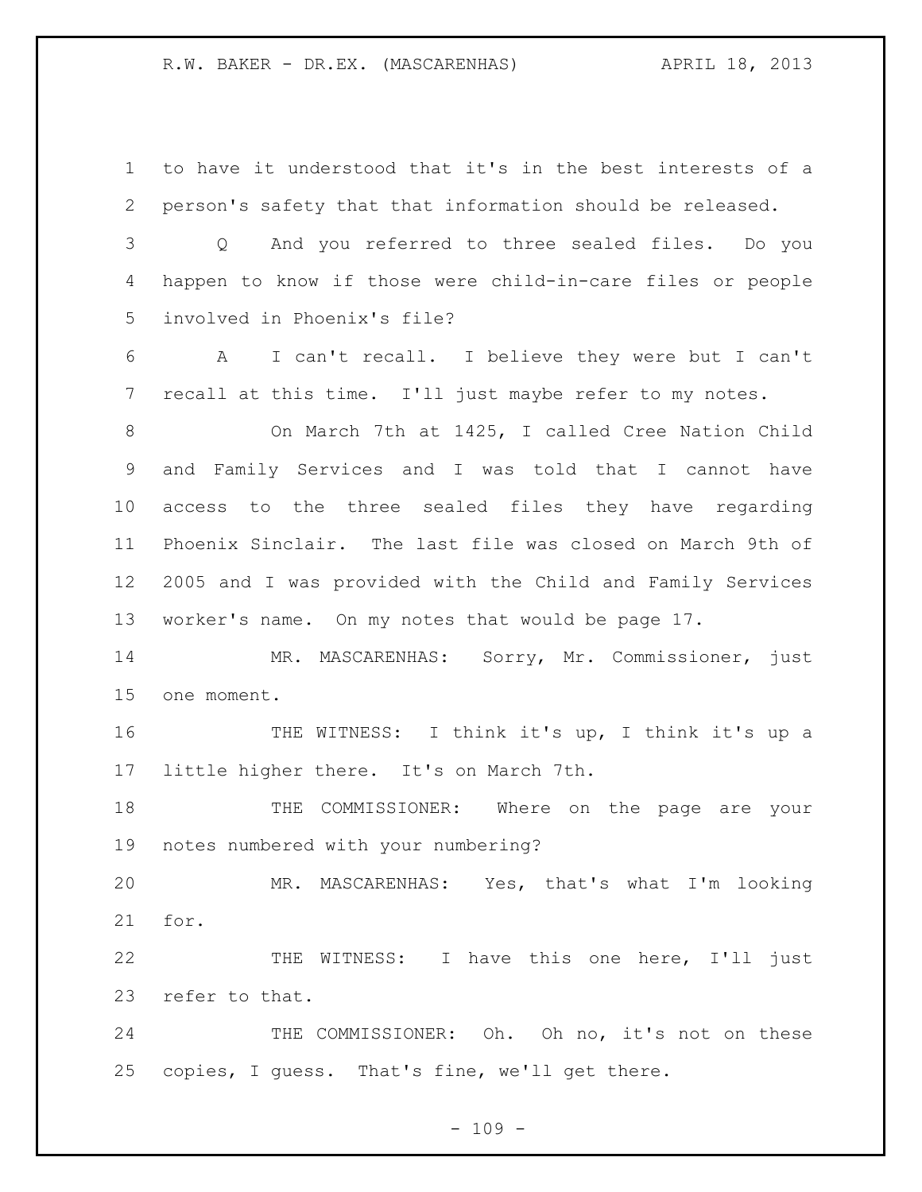to have it understood that it's in the best interests of a person's safety that that information should be released.

Q And you referred to three sealed files. Do you happen to know if those were child-in-care files or people involved in Phoenix's file?

A I can't recall. I believe they were but I can't recall at this time. I'll just maybe refer to my notes.

On March 7th at 1425, I called Cree Nation Child and Family Services and I was told that I cannot have access to the three sealed files they have regarding Phoenix Sinclair. The last file was closed on March 9th of 2005 and I was provided with the Child and Family Services worker's name. On my notes that would be page 17.

MR. MASCARENHAS: Sorry, Mr. Commissioner, just one moment.

THE WITNESS: I think it's up, I think it's up a little higher there. It's on March 7th.

THE COMMISSIONER: Where on the page are your notes numbered with your numbering?

MR. MASCARENHAS: Yes, that's what I'm looking for.

THE WITNESS: I have this one here, I'll just refer to that.

THE COMMISSIONER: Oh. Oh no, it's not on these copies, I guess. That's fine, we'll get there.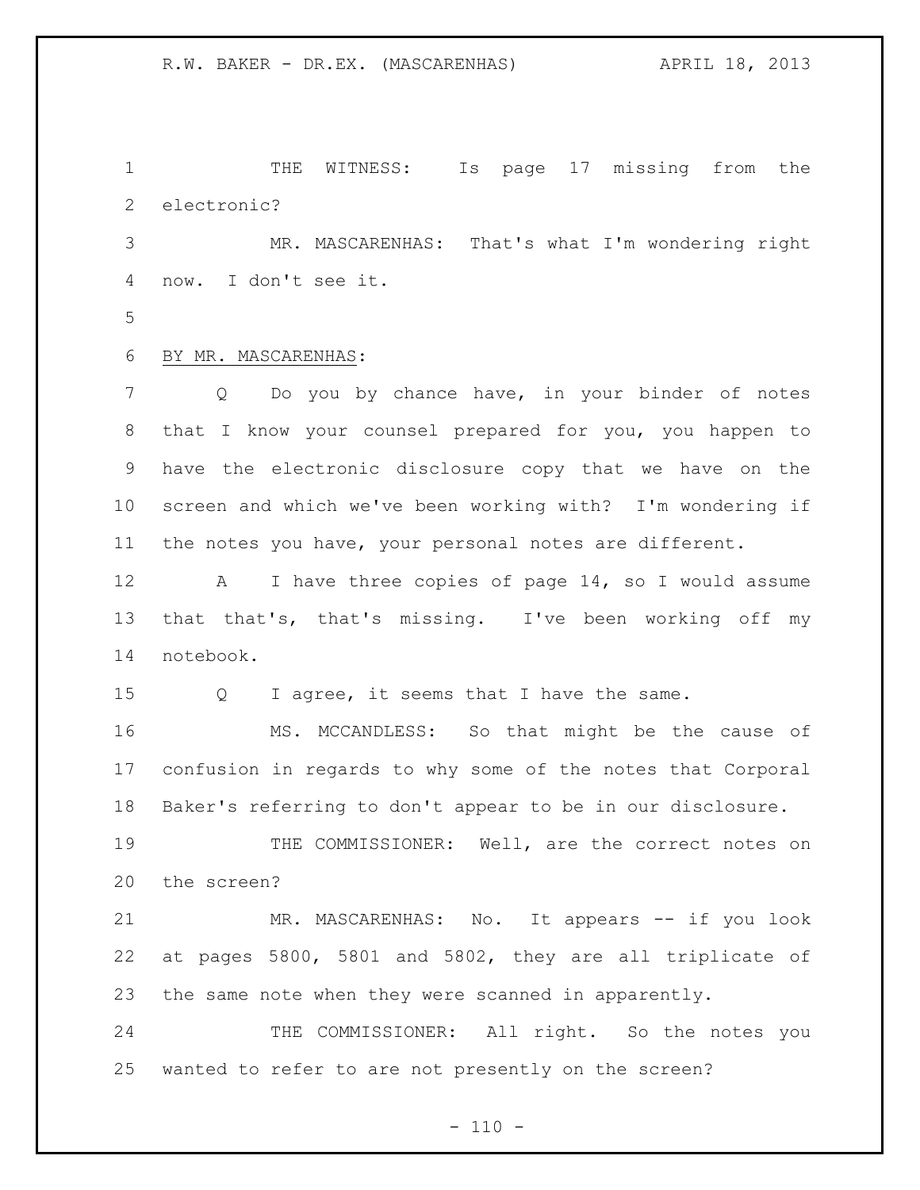THE WITNESS: Is page 17 missing from the electronic?

MR. MASCARENHAS: That's what I'm wondering right now. I don't see it.

BY MR. MASCARENHAS:

Q Do you by chance have, in your binder of notes that I know your counsel prepared for you, you happen to have the electronic disclosure copy that we have on the screen and which we've been working with? I'm wondering if the notes you have, your personal notes are different.

A I have three copies of page 14, so I would assume that that's, that's missing. I've been working off my notebook.

Q I agree, it seems that I have the same.

MS. MCCANDLESS: So that might be the cause of confusion in regards to why some of the notes that Corporal Baker's referring to don't appear to be in our disclosure.

THE COMMISSIONER: Well, are the correct notes on the screen?

MR. MASCARENHAS: No. It appears -- if you look at pages 5800, 5801 and 5802, they are all triplicate of the same note when they were scanned in apparently.

THE COMMISSIONER: All right. So the notes you wanted to refer to are not presently on the screen?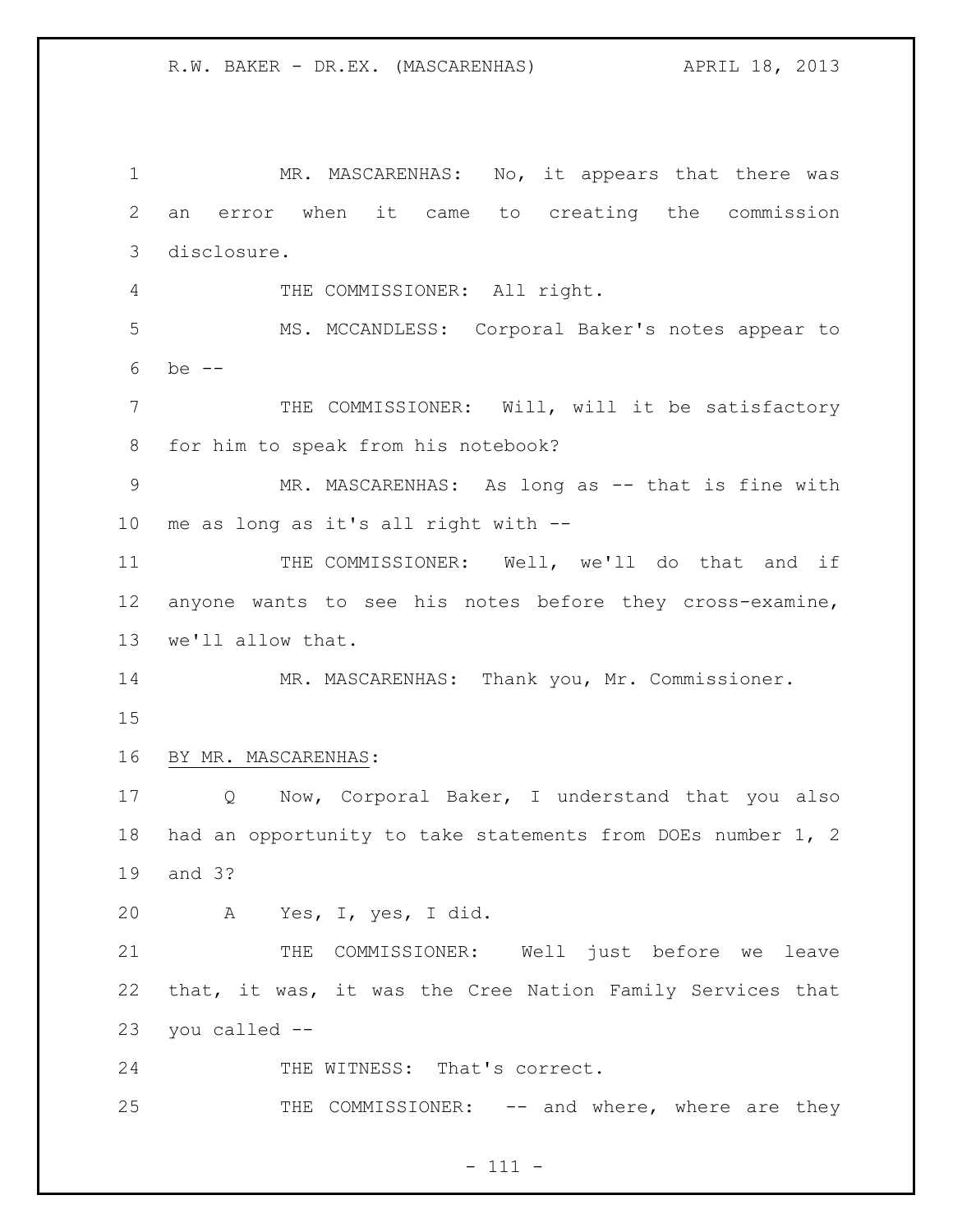MR. MASCARENHAS: No, it appears that there was an error when it came to creating the commission disclosure.

THE COMMISSIONER: All right.

MS. MCCANDLESS: Corporal Baker's notes appear to be --

THE COMMISSIONER: Will, will it be satisfactory for him to speak from his notebook?

MR. MASCARENHAS: As long as -- that is fine with me as long as it's all right with --

THE COMMISSIONER: Well, we'll do that and if anyone wants to see his notes before they cross-examine, we'll allow that.

MR. MASCARENHAS: Thank you, Mr. Commissioner.

BY MR. MASCARENHAS:

Q Now, Corporal Baker, I understand that you also had an opportunity to take statements from DOEs number 1, 2 and 3?

A Yes, I, yes, I did.

THE COMMISSIONER: Well just before we leave that, it was, it was the Cree Nation Family Services that you called --

THE WITNESS: That's correct.

THE COMMISSIONER: -- and where, where are they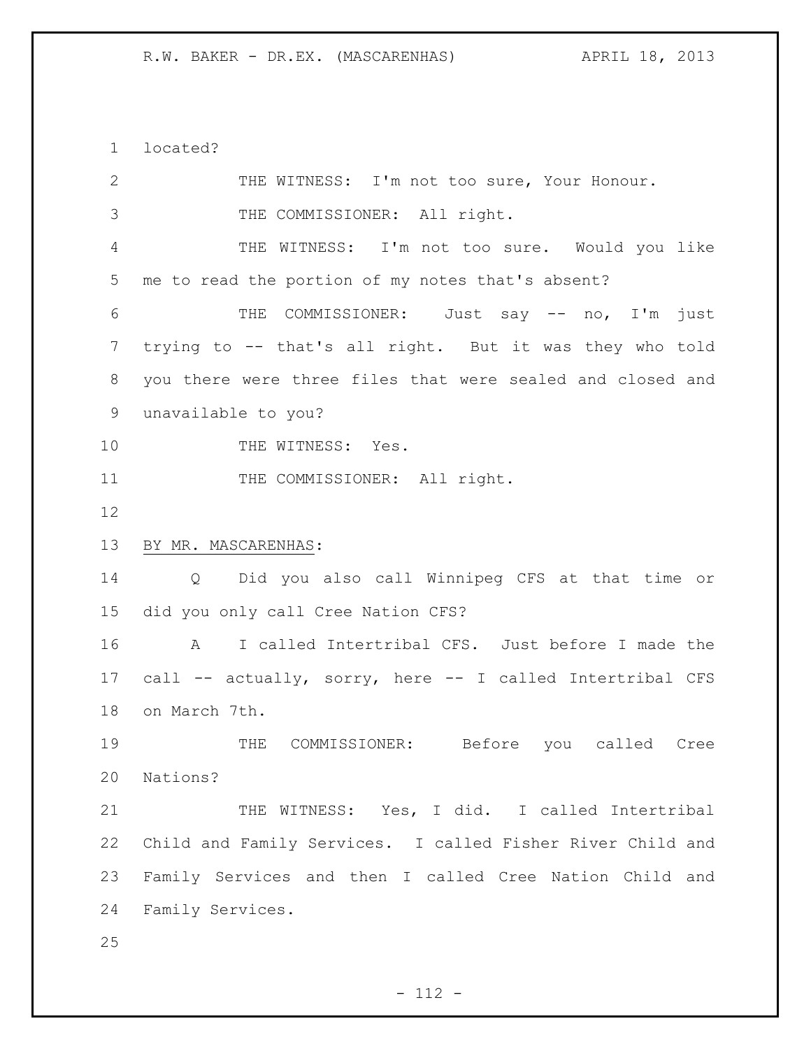located?

THE WITNESS: I'm not too sure, Your Honour.

THE COMMISSIONER: All right.

THE WITNESS: I'm not too sure. Would you like me to read the portion of my notes that's absent?

THE COMMISSIONER: Just say -- no, I'm just trying to -- that's all right. But it was they who told you there were three files that were sealed and closed and unavailable to you?

THE WITNESS: Yes.

THE COMMISSIONER: All right.

BY MR. MASCARENHAS:

Q Did you also call Winnipeg CFS at that time or did you only call Cree Nation CFS?

A I called Intertribal CFS. Just before I made the call -- actually, sorry, here -- I called Intertribal CFS on March 7th.

THE COMMISSIONER: Before you called Cree Nations?

THE WITNESS: Yes, I did. I called Intertribal Child and Family Services. I called Fisher River Child and Family Services and then I called Cree Nation Child and Family Services.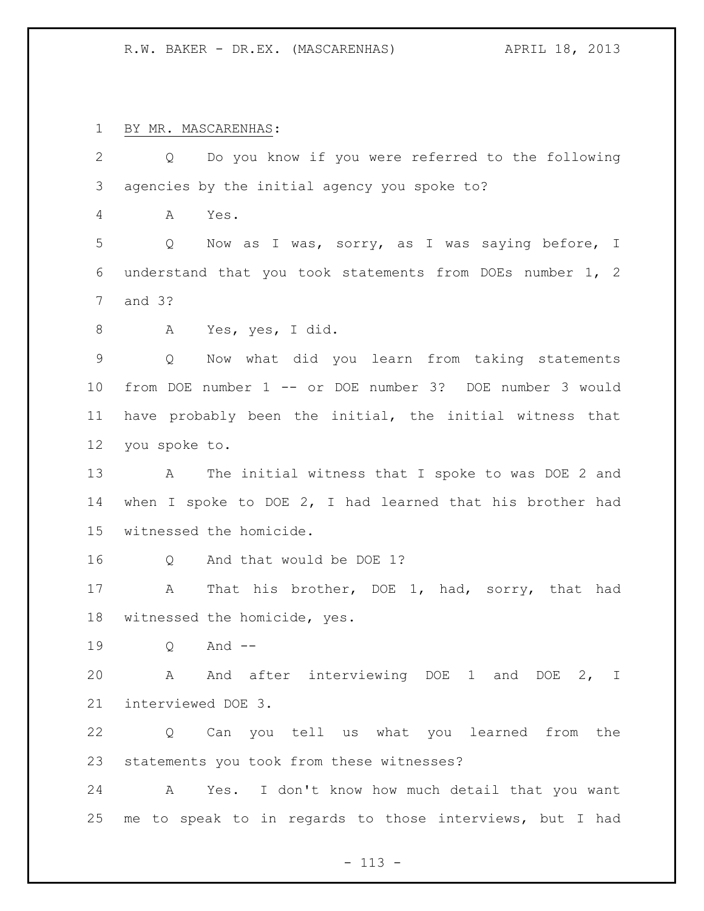BY MR. MASCARENHAS:

Q Do you know if you were referred to the following agencies by the initial agency you spoke to?

A Yes.

Q Now as I was, sorry, as I was saying before, I understand that you took statements from DOEs number 1, 2 and 3?

A Yes, yes, I did.

Q Now what did you learn from taking statements from DOE number 1 -- or DOE number 3? DOE number 3 would have probably been the initial, the initial witness that you spoke to.

A The initial witness that I spoke to was DOE 2 and when I spoke to DOE 2, I had learned that his brother had witnessed the homicide.

Q And that would be DOE 1?

A That his brother, DOE 1, had, sorry, that had witnessed the homicide, yes.

Q And --

A And after interviewing DOE 1 and DOE 2, I interviewed DOE 3.

Q Can you tell us what you learned from the statements you took from these witnesses?

A Yes. I don't know how much detail that you want me to speak to in regards to those interviews, but I had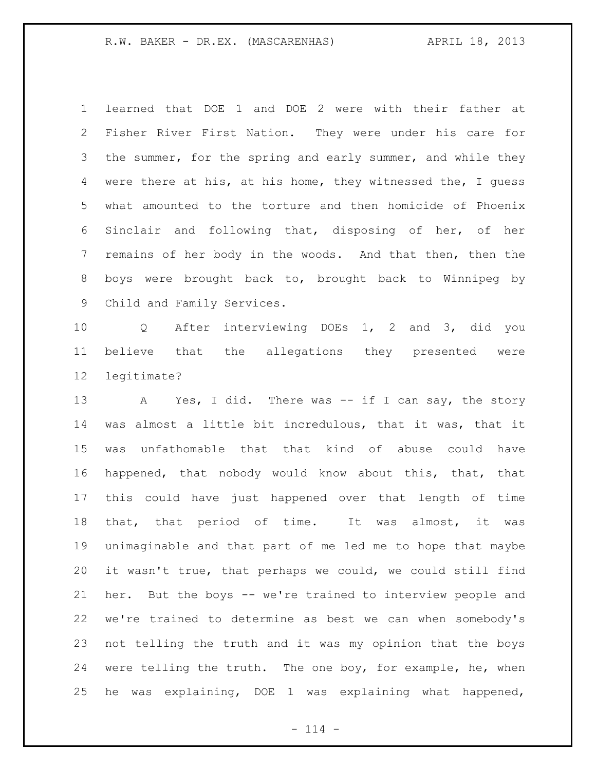learned that DOE 1 and DOE 2 were with their father at Fisher River First Nation. They were under his care for the summer, for the spring and early summer, and while they were there at his, at his home, they witnessed the, I guess what amounted to the torture and then homicide of Phoenix Sinclair and following that, disposing of her, of her remains of her body in the woods. And that then, then the boys were brought back to, brought back to Winnipeg by Child and Family Services.

Q After interviewing DOEs 1, 2 and 3, did you believe that the allegations they presented were legitimate?

A Yes, I did. There was -- if I can say, the story was almost a little bit incredulous, that it was, that it was unfathomable that that kind of abuse could have happened, that nobody would know about this, that, that this could have just happened over that length of time that, that period of time. It was almost, it was unimaginable and that part of me led me to hope that maybe it wasn't true, that perhaps we could, we could still find her. But the boys -- we're trained to interview people and we're trained to determine as best we can when somebody's not telling the truth and it was my opinion that the boys were telling the truth. The one boy, for example, he, when he was explaining, DOE 1 was explaining what happened,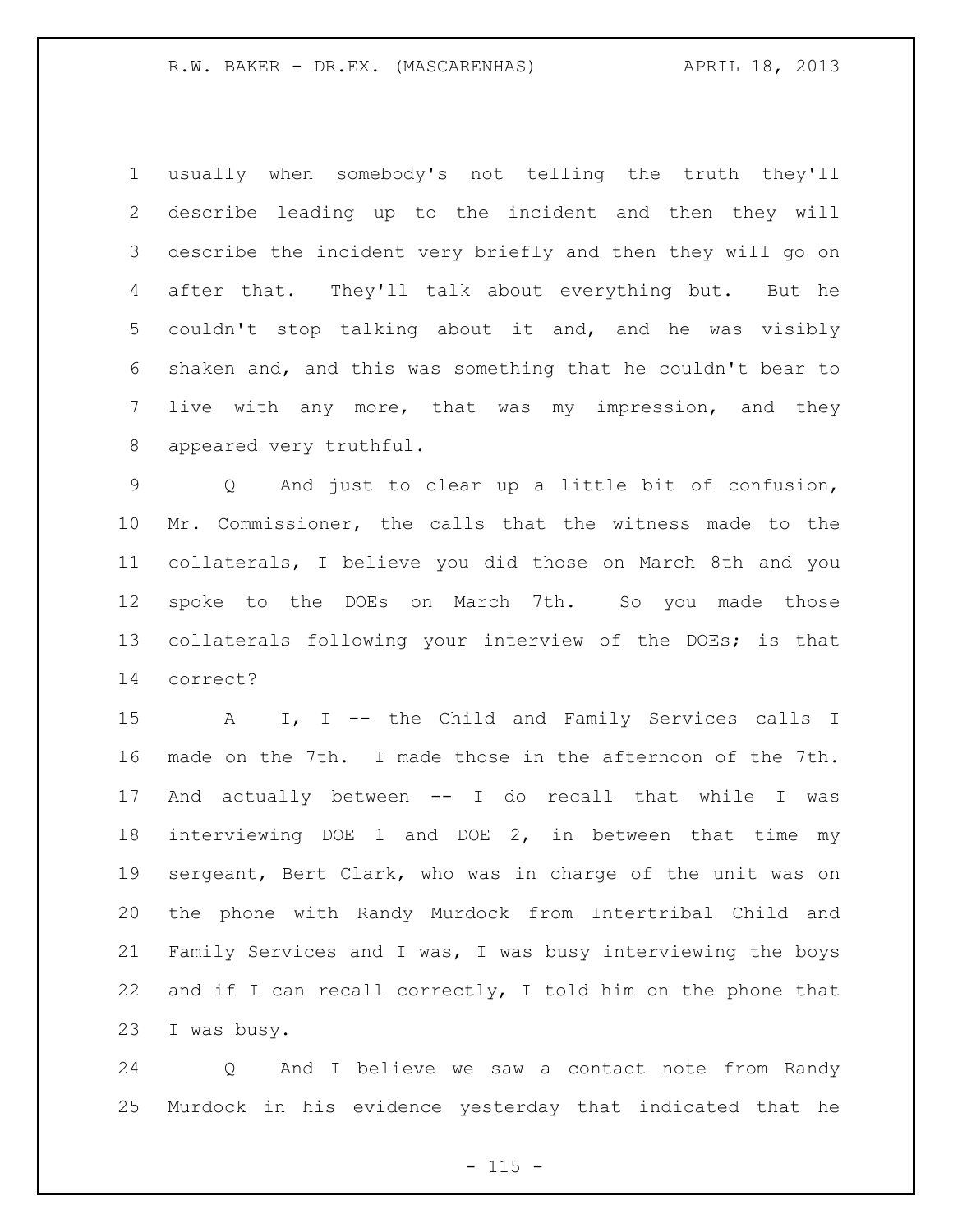usually when somebody's not telling the truth they'll describe leading up to the incident and then they will describe the incident very briefly and then they will go on after that. They'll talk about everything but. But he couldn't stop talking about it and, and he was visibly shaken and, and this was something that he couldn't bear to live with any more, that was my impression, and they appeared very truthful.

Q And just to clear up a little bit of confusion, Mr. Commissioner, the calls that the witness made to the collaterals, I believe you did those on March 8th and you spoke to the DOEs on March 7th. So you made those collaterals following your interview of the DOEs; is that correct?

A I, I -- the Child and Family Services calls I made on the 7th. I made those in the afternoon of the 7th. And actually between -- I do recall that while I was interviewing DOE 1 and DOE 2, in between that time my sergeant, Bert Clark, who was in charge of the unit was on the phone with Randy Murdock from Intertribal Child and Family Services and I was, I was busy interviewing the boys and if I can recall correctly, I told him on the phone that I was busy.

Q And I believe we saw a contact note from Randy Murdock in his evidence yesterday that indicated that he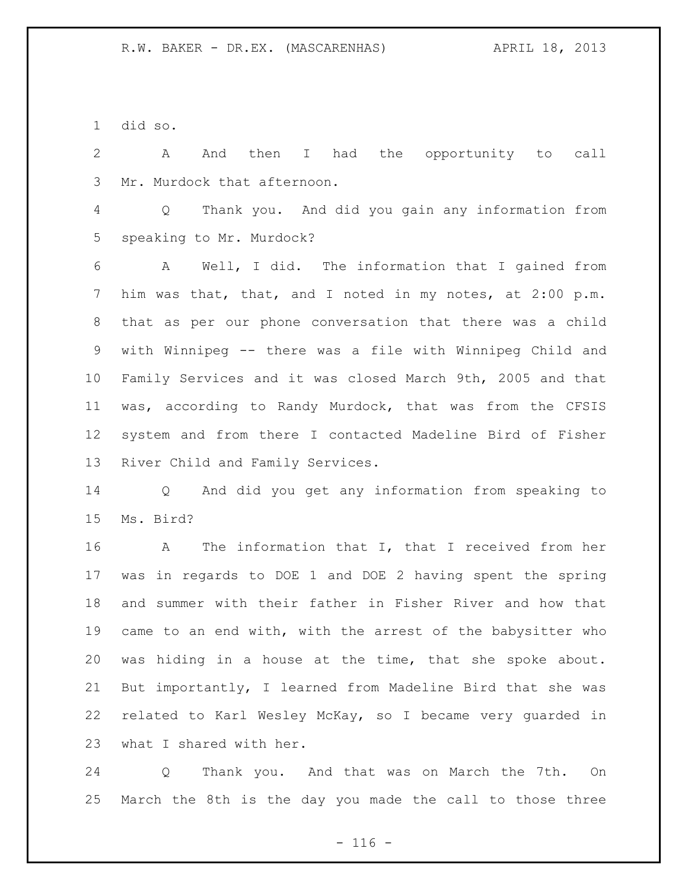did so.

A And then I had the opportunity to call Mr. Murdock that afternoon.

Q Thank you. And did you gain any information from speaking to Mr. Murdock?

A Well, I did. The information that I gained from him was that, that, and I noted in my notes, at 2:00 p.m. that as per our phone conversation that there was a child with Winnipeg -- there was a file with Winnipeg Child and Family Services and it was closed March 9th, 2005 and that was, according to Randy Murdock, that was from the CFSIS system and from there I contacted Madeline Bird of Fisher River Child and Family Services.

Q And did you get any information from speaking to Ms. Bird?

A The information that I, that I received from her was in regards to DOE 1 and DOE 2 having spent the spring and summer with their father in Fisher River and how that came to an end with, with the arrest of the babysitter who was hiding in a house at the time, that she spoke about. But importantly, I learned from Madeline Bird that she was related to Karl Wesley McKay, so I became very guarded in what I shared with her.

Q Thank you. And that was on March the 7th. On March the 8th is the day you made the call to those three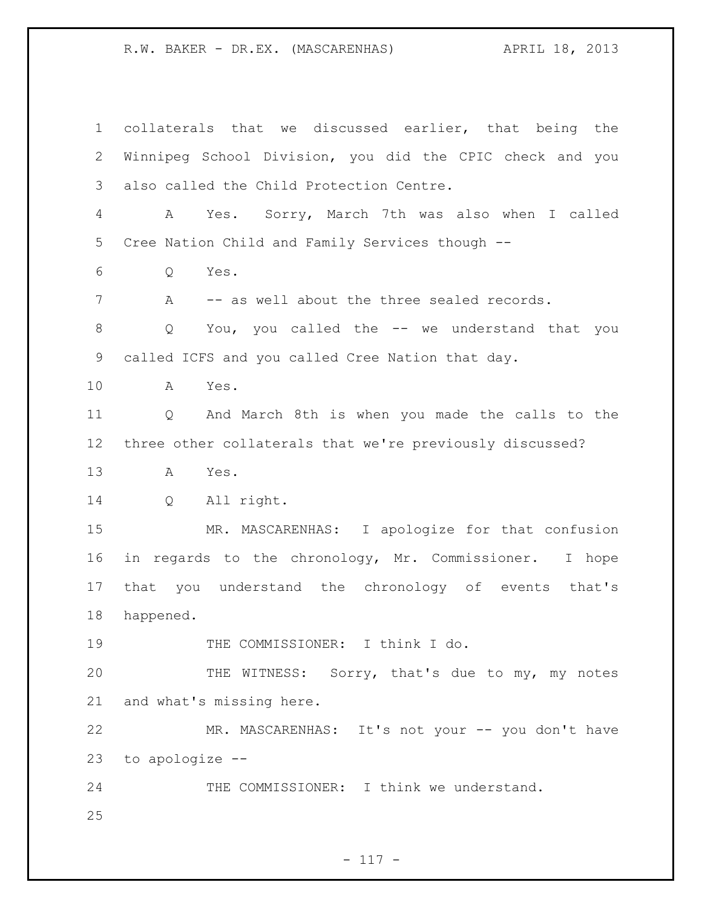collaterals that we discussed earlier, that being the Winnipeg School Division, you did the CPIC check and you also called the Child Protection Centre.

A Yes. Sorry, March 7th was also when I called Cree Nation Child and Family Services though --

Q Yes.

A -- as well about the three sealed records.

Q You, you called the -- we understand that you called ICFS and you called Cree Nation that day.

A Yes.

Q And March 8th is when you made the calls to the three other collaterals that we're previously discussed?

A Yes.

Q All right.

MR. MASCARENHAS: I apologize for that confusion in regards to the chronology, Mr. Commissioner. I hope that you understand the chronology of events that's happened.

THE COMMISSIONER: I think I do.

THE WITNESS: Sorry, that's due to my, my notes and what's missing here.

MR. MASCARENHAS: It's not your -- you don't have to apologize --

THE COMMISSIONER: I think we understand.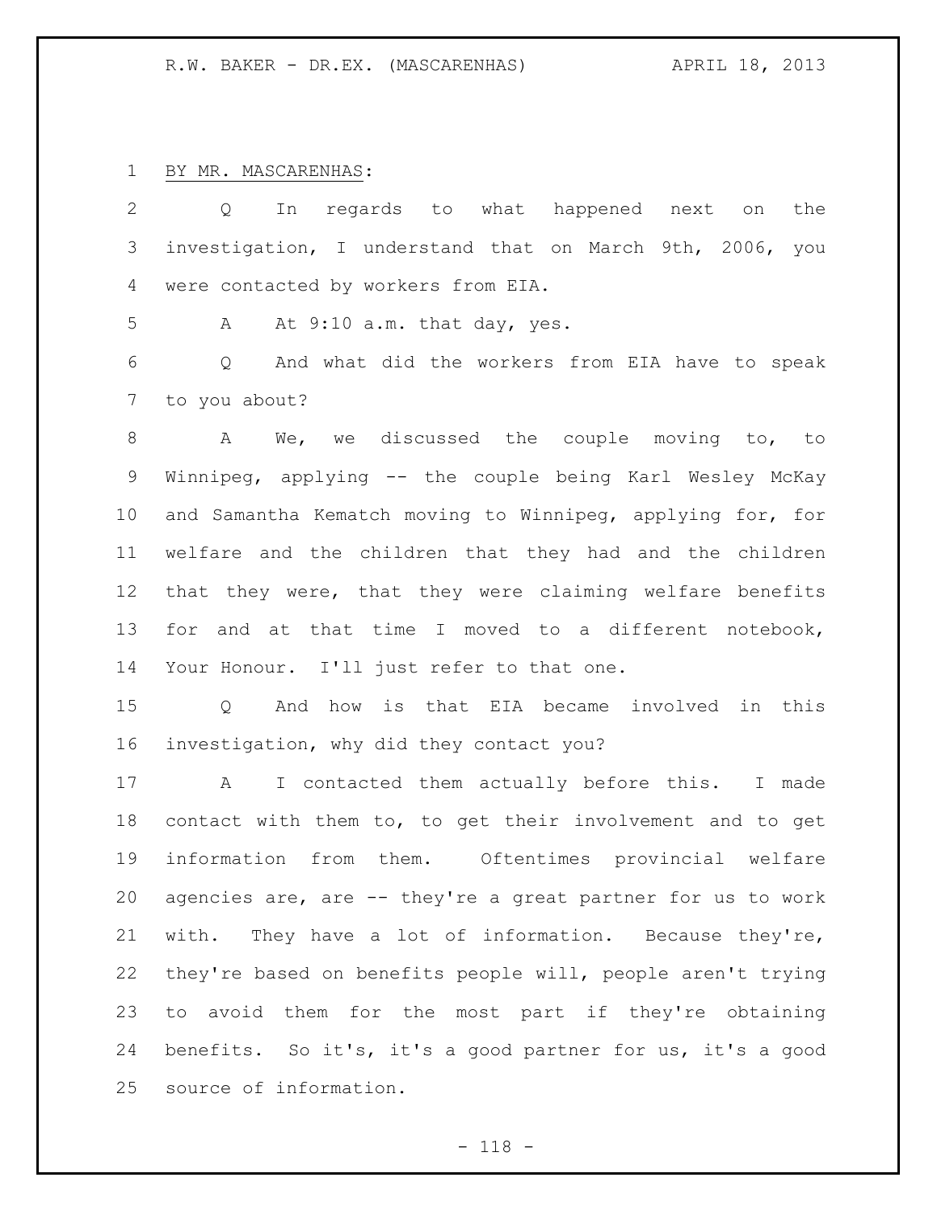BY MR. MASCARENHAS:

Q In regards to what happened next on the investigation, I understand that on March 9th, 2006, you were contacted by workers from EIA.

A At 9:10 a.m. that day, yes.

Q And what did the workers from EIA have to speak to you about?

A We, we discussed the couple moving to, to Winnipeg, applying -- the couple being Karl Wesley McKay and Samantha Kematch moving to Winnipeg, applying for, for welfare and the children that they had and the children that they were, that they were claiming welfare benefits for and at that time I moved to a different notebook, Your Honour. I'll just refer to that one.

Q And how is that EIA became involved in this investigation, why did they contact you?

A I contacted them actually before this. I made contact with them to, to get their involvement and to get information from them. Oftentimes provincial welfare agencies are, are -- they're a great partner for us to work with. They have a lot of information. Because they're, they're based on benefits people will, people aren't trying to avoid them for the most part if they're obtaining benefits. So it's, it's a good partner for us, it's a good source of information.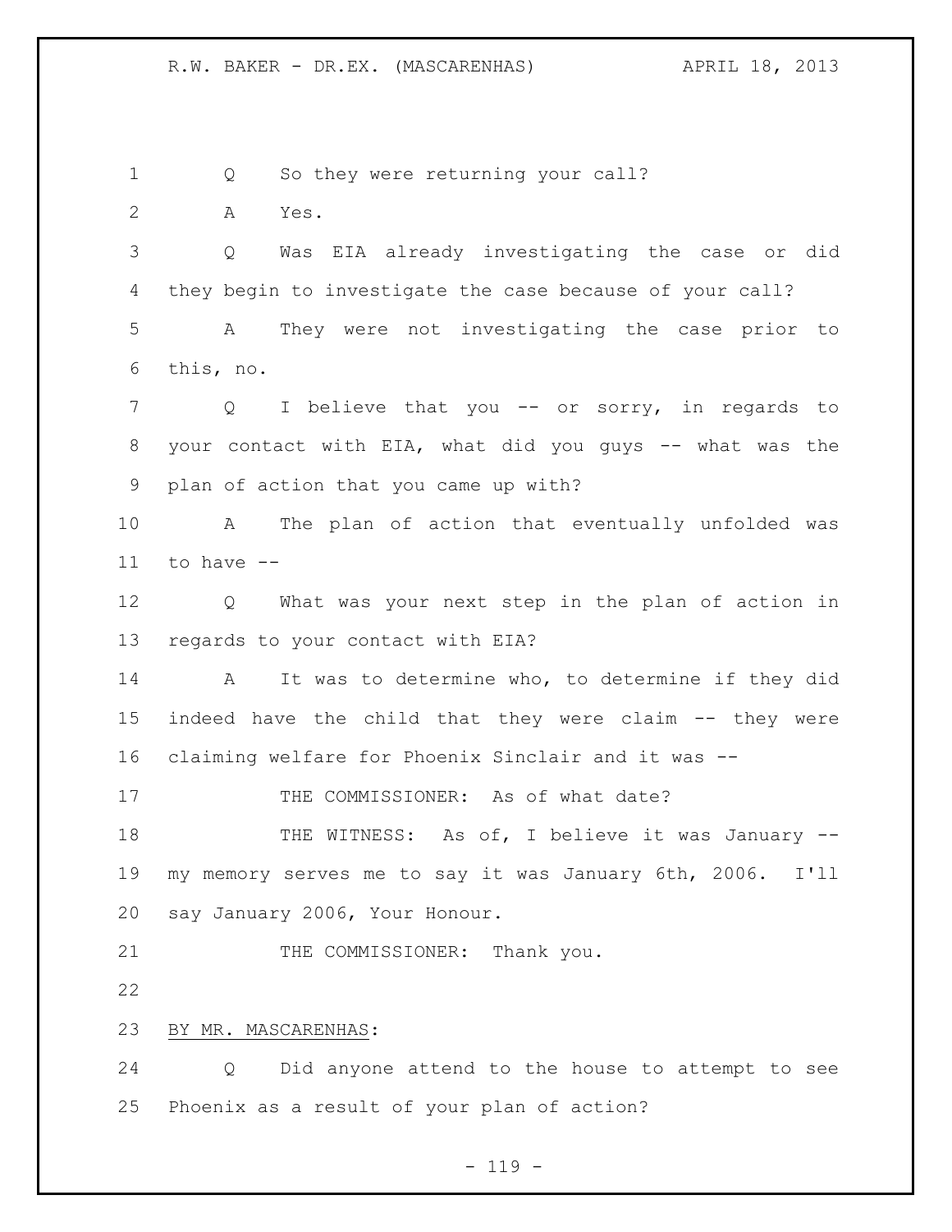1 Q So they were returning your call?

2 A Yes.

3 Q Was EIA already investigating the case or did

4 they begin to investigate the case because of your call?

5 A They were not investigating the case prior to

6 this, no.

7 Q I believe that you -- or sorry, in regards to

8 your contact with EIA, what did you guys -- what was the

9 plan of action that you came up with?

10 A The plan of action that eventually unfolded was

11 to have --

12 Q What was your next step in the plan of action in

13 regards to your contact with EIA?

14 A It was to determine who, to determine if they did

15 indeed have the child that they were claim -- they were

16 claiming welfare for Phoenix Sinclair and it was --

17 THE COMMISSIONER: As of what date?

18 THE WITNESS: As of, I believe it was January --

19 my memory serves me to say it was January 6th, 2006. I'll

20 say January 2006, Your Honour.

21 THE COMMISSIONER: Thank you.

22

23 BY MR. MASCARENHAS:

24 Q Did anyone attend to the house to attempt to see

25 Phoenix as a result of your plan of action?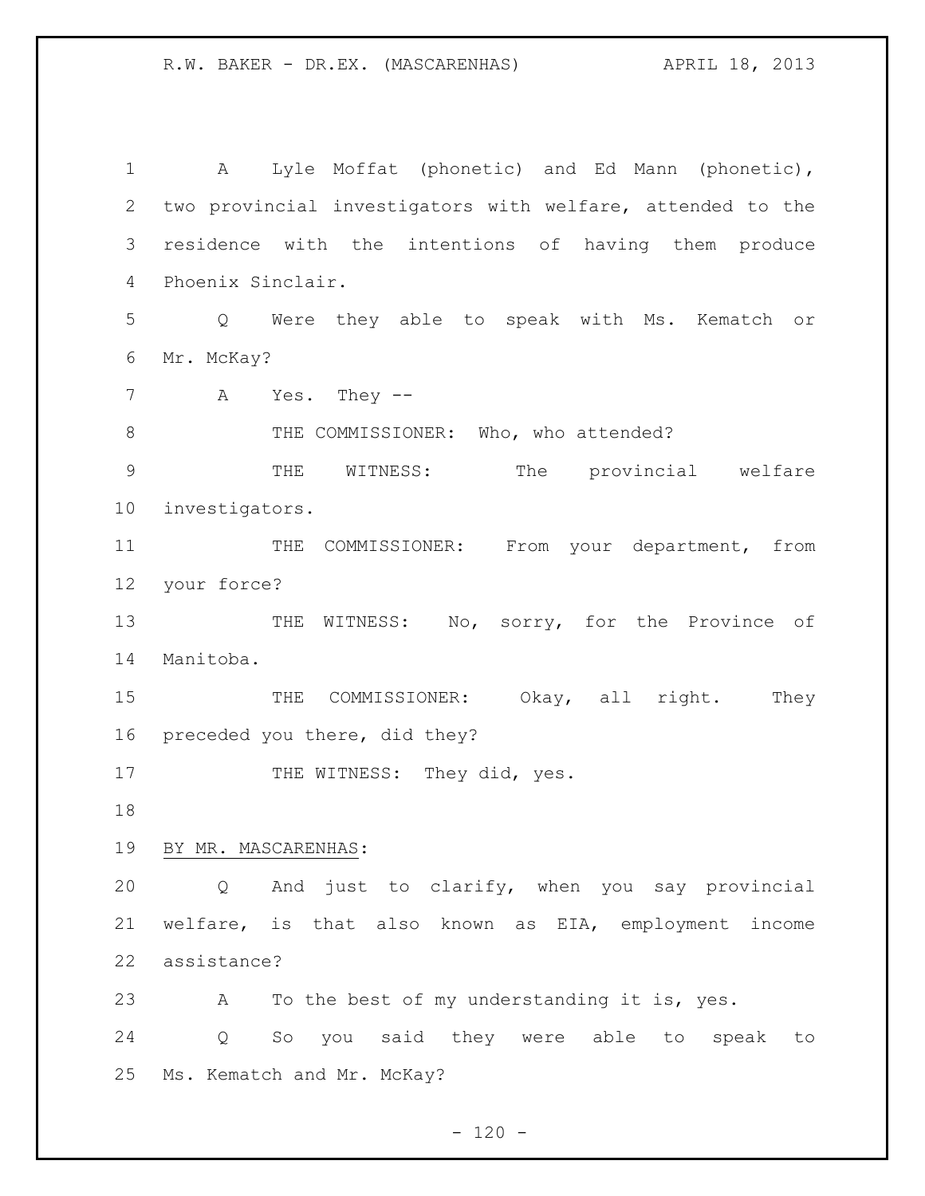A Lyle Moffat (phonetic) and Ed Mann (phonetic), two provincial investigators with welfare, attended to the residence with the intentions of having them produce Phoenix Sinclair.

Q Were they able to speak with Ms. Kematch or Mr. McKay?

A Yes. They --

THE COMMISSIONER: Who, who attended?

THE WITNESS: The provincial welfare investigators.

THE COMMISSIONER: From your department, from your force?

THE WITNESS: No, sorry, for the Province of Manitoba.

THE COMMISSIONER: Okay, all right. They preceded you there, did they?

THE WITNESS: They did, yes.

BY MR. MASCARENHAS:

Q And just to clarify, when you say provincial welfare, is that also known as EIA, employment income assistance?

A To the best of my understanding it is, yes.

Q So you said they were able to speak to Ms. Kematch and Mr. McKay?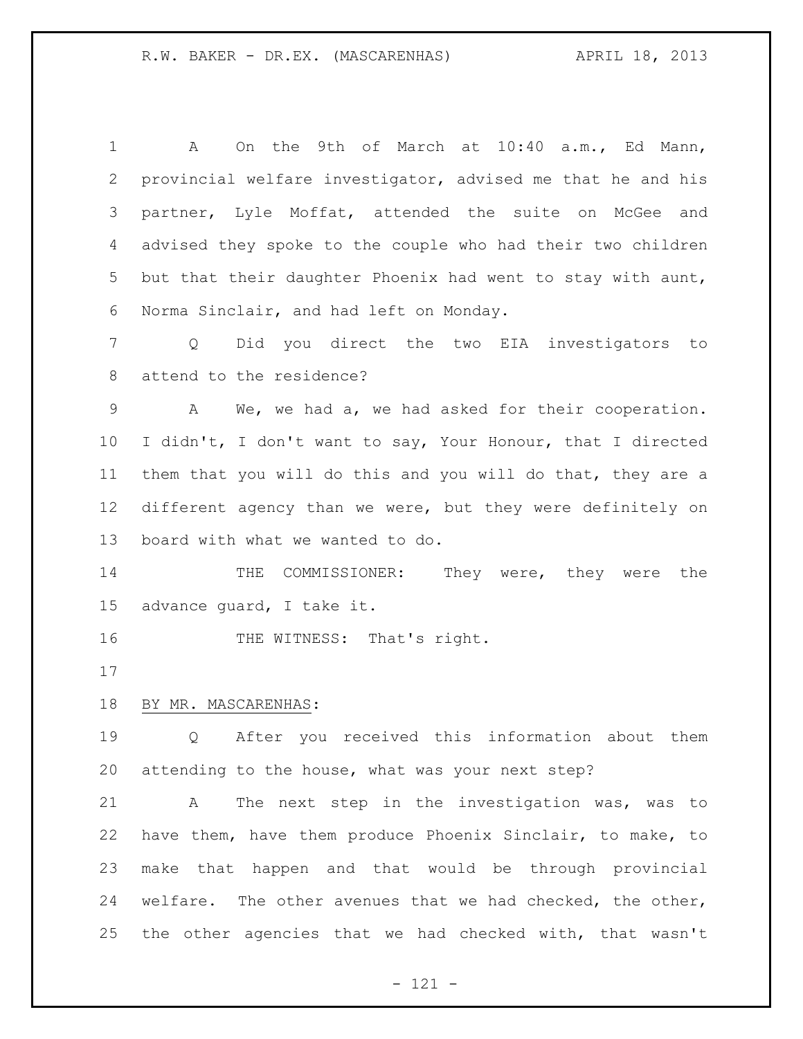A On the 9th of March at 10:40 a.m., Ed Mann, provincial welfare investigator, advised me that he and his partner, Lyle Moffat, attended the suite on McGee and advised they spoke to the couple who had their two children but that their daughter Phoenix had went to stay with aunt, Norma Sinclair, and had left on Monday.

Q Did you direct the two EIA investigators to attend to the residence?

A We, we had a, we had asked for their cooperation. I didn't, I don't want to say, Your Honour, that I directed them that you will do this and you will do that, they are a different agency than we were, but they were definitely on board with what we wanted to do.

THE COMMISSIONER: They were, they were the advance guard, I take it.

THE WITNESS: That's right.

BY MR. MASCARENHAS:

Q After you received this information about them attending to the house, what was your next step?

A The next step in the investigation was, was to have them, have them produce Phoenix Sinclair, to make, to make that happen and that would be through provincial welfare. The other avenues that we had checked, the other, the other agencies that we had checked with, that wasn't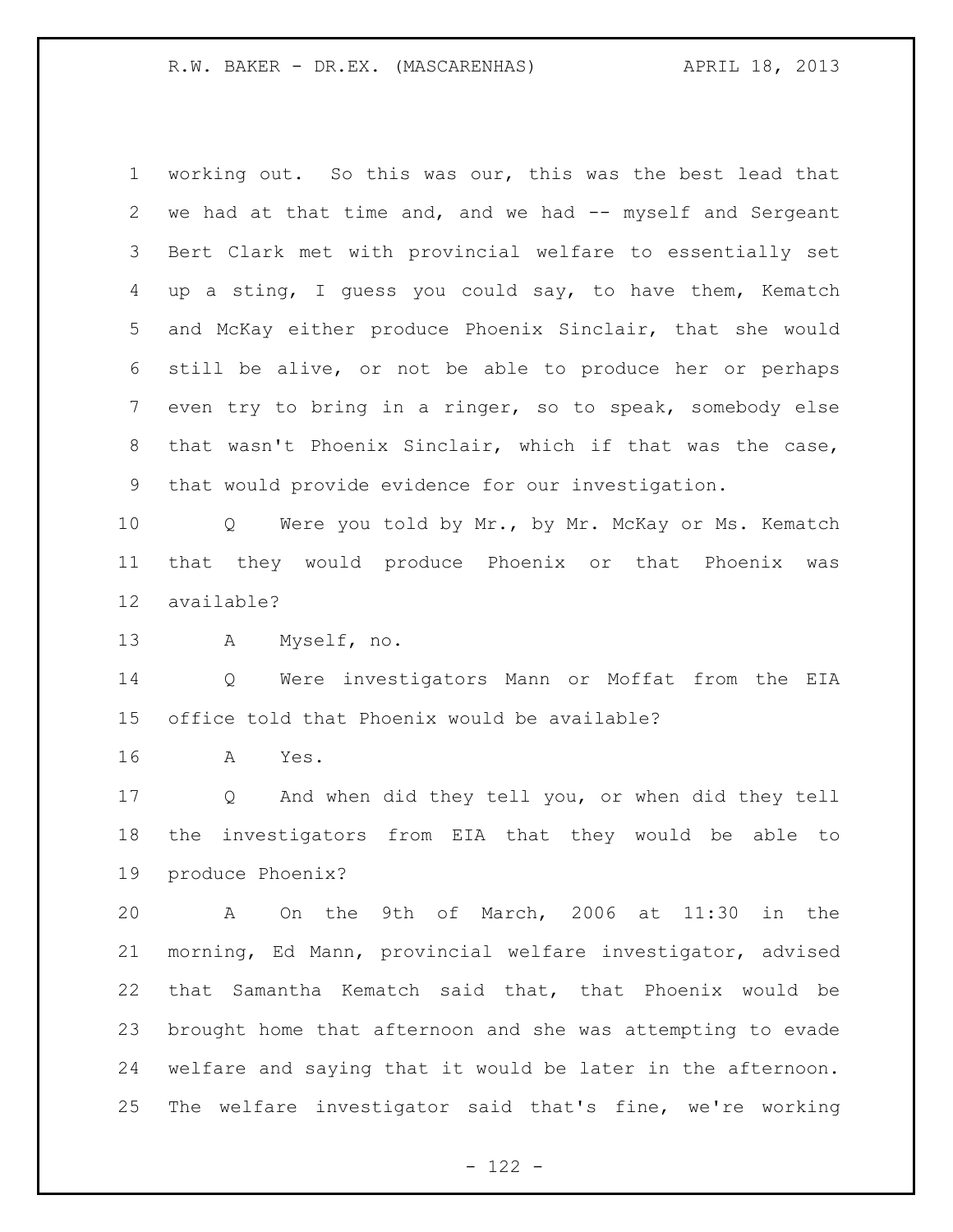working out. So this was our, this was the best lead that we had at that time and, and we had -- myself and Sergeant Bert Clark met with provincial welfare to essentially set up a sting, I guess you could say, to have them, Kematch and McKay either produce Phoenix Sinclair, that she would still be alive, or not be able to produce her or perhaps even try to bring in a ringer, so to speak, somebody else that wasn't Phoenix Sinclair, which if that was the case, that would provide evidence for our investigation.

Q Were you told by Mr., by Mr. McKay or Ms. Kematch that they would produce Phoenix or that Phoenix was available?

A Myself, no.

Q Were investigators Mann or Moffat from the EIA office told that Phoenix would be available?

A Yes.

Q And when did they tell you, or when did they tell the investigators from EIA that they would be able to produce Phoenix?

A On the 9th of March, 2006 at 11:30 in the morning, Ed Mann, provincial welfare investigator, advised that Samantha Kematch said that, that Phoenix would be brought home that afternoon and she was attempting to evade welfare and saying that it would be later in the afternoon. The welfare investigator said that's fine, we're working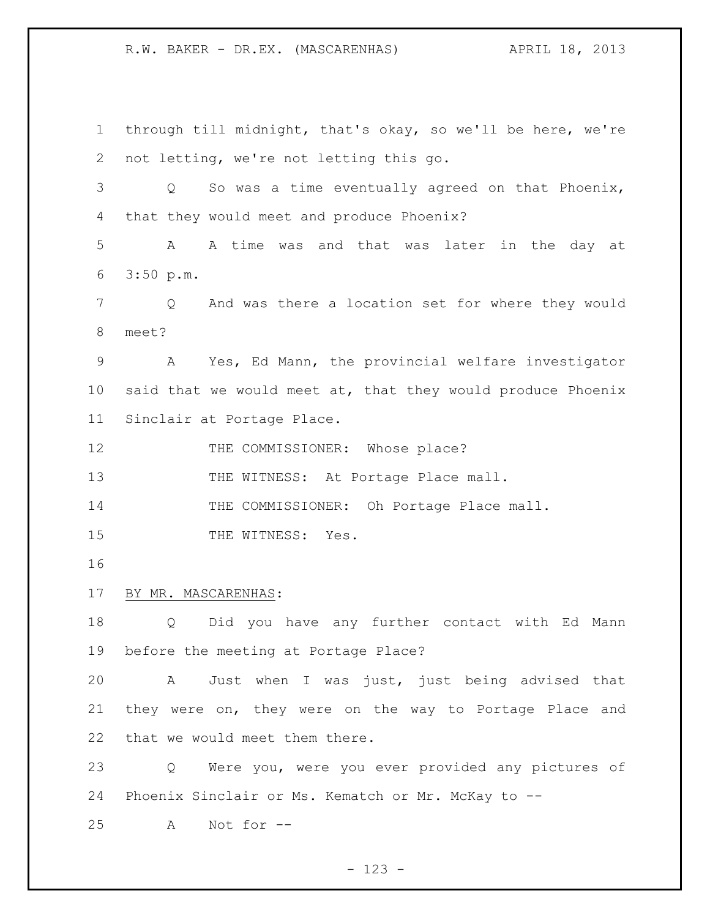through till midnight, that's okay, so we'll be here, we're not letting, we're not letting this go.

Q So was a time eventually agreed on that Phoenix, that they would meet and produce Phoenix?

A A time was and that was later in the day at 3:50 p.m.

Q And was there a location set for where they would meet?

A Yes, Ed Mann, the provincial welfare investigator said that we would meet at, that they would produce Phoenix Sinclair at Portage Place.

THE COMMISSIONER: Whose place?

THE WITNESS: At Portage Place mall.

THE COMMISSIONER: Oh Portage Place mall.

THE WITNESS: Yes.

BY MR. MASCARENHAS:

Q Did you have any further contact with Ed Mann before the meeting at Portage Place?

A Just when I was just, just being advised that they were on, they were on the way to Portage Place and that we would meet them there.

Q Were you, were you ever provided any pictures of Phoenix Sinclair or Ms. Kematch or Mr. McKay to --

A Not for --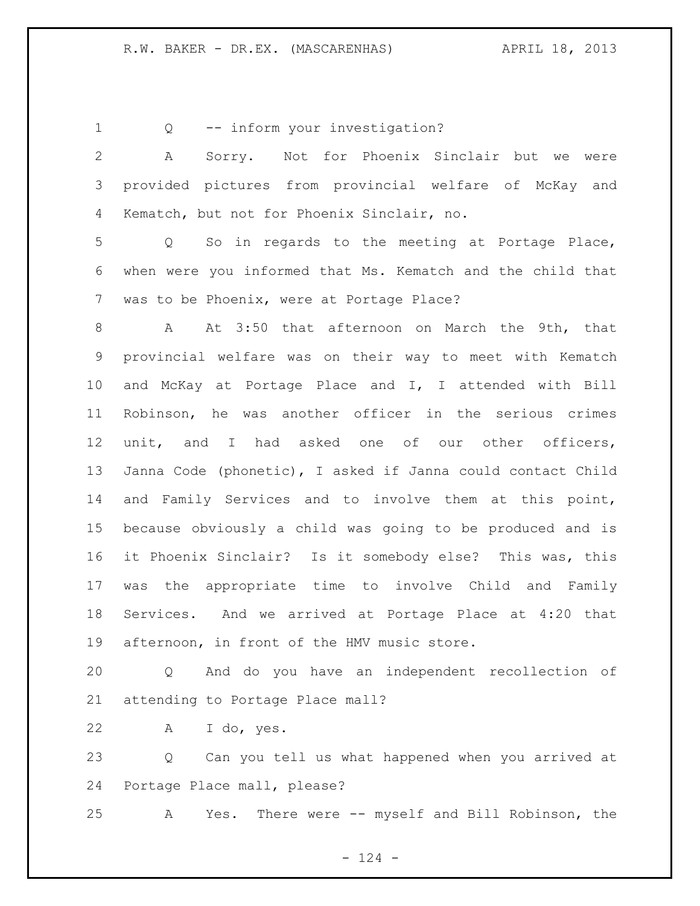Q -- inform your investigation?

A Sorry. Not for Phoenix Sinclair but we were provided pictures from provincial welfare of McKay and Kematch, but not for Phoenix Sinclair, no.

Q So in regards to the meeting at Portage Place, when were you informed that Ms. Kematch and the child that was to be Phoenix, were at Portage Place?

A At 3:50 that afternoon on March the 9th, that provincial welfare was on their way to meet with Kematch and McKay at Portage Place and I, I attended with Bill Robinson, he was another officer in the serious crimes unit, and I had asked one of our other officers, Janna Code (phonetic), I asked if Janna could contact Child and Family Services and to involve them at this point, because obviously a child was going to be produced and is it Phoenix Sinclair? Is it somebody else? This was, this was the appropriate time to involve Child and Family Services. And we arrived at Portage Place at 4:20 that afternoon, in front of the HMV music store.

Q And do you have an independent recollection of attending to Portage Place mall?

A I do, yes.

Q Can you tell us what happened when you arrived at Portage Place mall, please?

A Yes. There were -- myself and Bill Robinson, the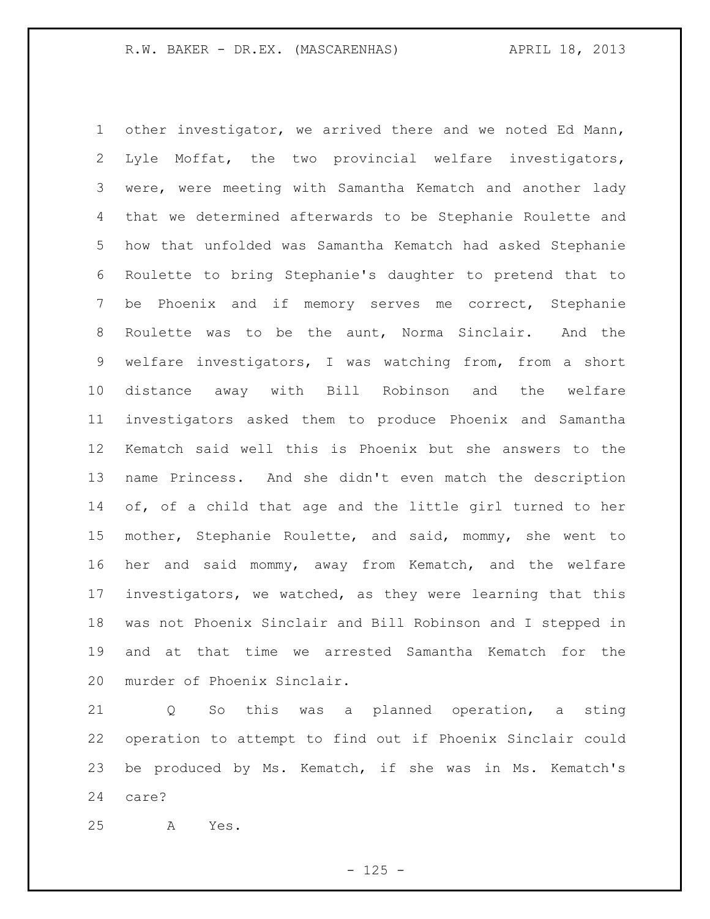other investigator, we arrived there and we noted Ed Mann, Lyle Moffat, the two provincial welfare investigators, were, were meeting with Samantha Kematch and another lady that we determined afterwards to be Stephanie Roulette and how that unfolded was Samantha Kematch had asked Stephanie Roulette to bring Stephanie's daughter to pretend that to be Phoenix and if memory serves me correct, Stephanie Roulette was to be the aunt, Norma Sinclair. And the welfare investigators, I was watching from, from a short distance away with Bill Robinson and the welfare investigators asked them to produce Phoenix and Samantha Kematch said well this is Phoenix but she answers to the name Princess. And she didn't even match the description of, of a child that age and the little girl turned to her mother, Stephanie Roulette, and said, mommy, she went to her and said mommy, away from Kematch, and the welfare investigators, we watched, as they were learning that this was not Phoenix Sinclair and Bill Robinson and I stepped in and at that time we arrested Samantha Kematch for the murder of Phoenix Sinclair.

Q So this was a planned operation, a sting operation to attempt to find out if Phoenix Sinclair could be produced by Ms. Kematch, if she was in Ms. Kematch's care?

A Yes.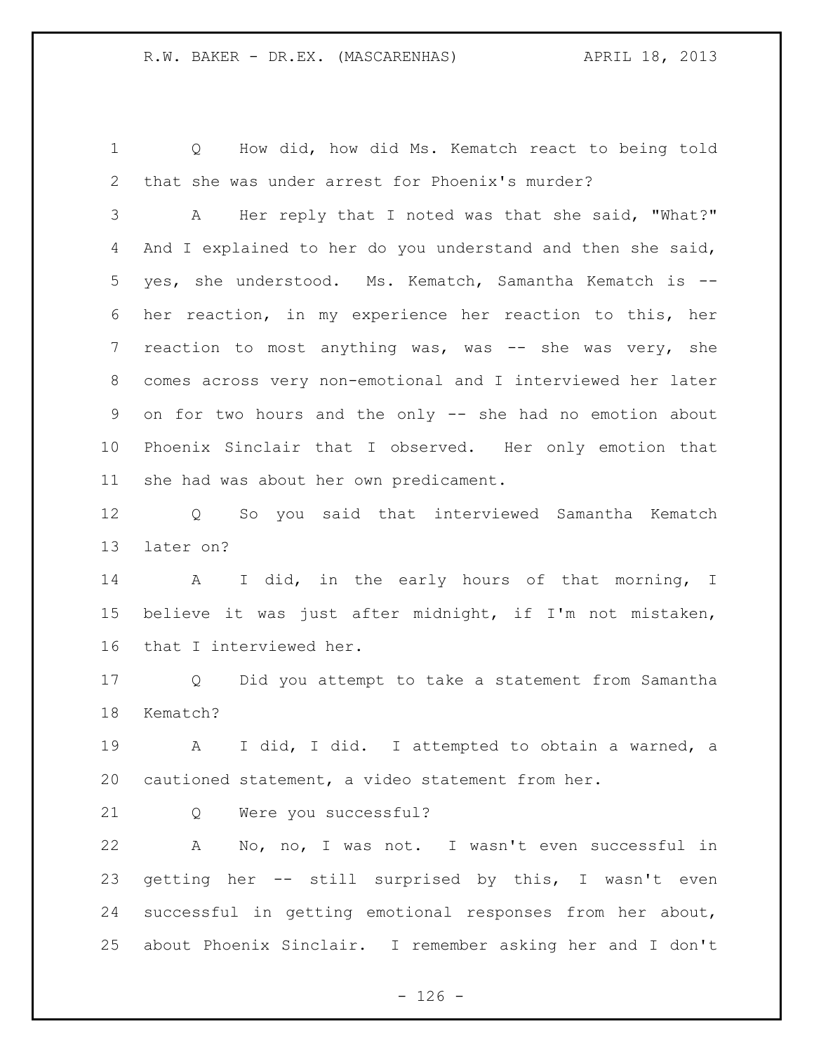Q How did, how did Ms. Kematch react to being told that she was under arrest for Phoenix's murder?

A Her reply that I noted was that she said, "What?" And I explained to her do you understand and then she said, yes, she understood. Ms. Kematch, Samantha Kematch is -- her reaction, in my experience her reaction to this, her reaction to most anything was, was -- she was very, she comes across very non-emotional and I interviewed her later on for two hours and the only -- she had no emotion about Phoenix Sinclair that I observed. Her only emotion that she had was about her own predicament.

Q So you said that interviewed Samantha Kematch later on?

A I did, in the early hours of that morning, I believe it was just after midnight, if I'm not mistaken, that I interviewed her.

Q Did you attempt to take a statement from Samantha Kematch?

A I did, I did. I attempted to obtain a warned, a cautioned statement, a video statement from her.

Q Were you successful?

A No, no, I was not. I wasn't even successful in getting her -- still surprised by this, I wasn't even successful in getting emotional responses from her about, about Phoenix Sinclair. I remember asking her and I don't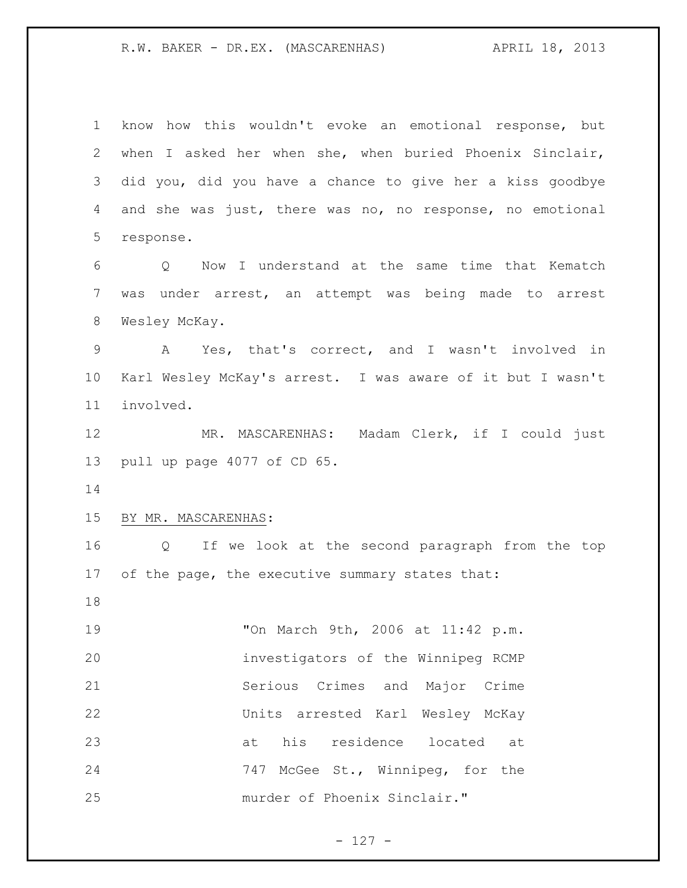know how this wouldn't evoke an emotional response, but when I asked her when she, when buried Phoenix Sinclair, did you, did you have a chance to give her a kiss goodbye and she was just, there was no, no response, no emotional response.

Q Now I understand at the same time that Kematch was under arrest, an attempt was being made to arrest Wesley McKay.

A Yes, that's correct, and I wasn't involved in Karl Wesley McKay's arrest. I was aware of it but I wasn't involved.

MR. MASCARENHAS: Madam Clerk, if I could just pull up page 4077 of CD 65.

BY MR. MASCARENHAS:

Q If we look at the second paragraph from the top of the page, the executive summary states that:

> "On March 9th, 2006 at 11:42 p.m. investigators of the Winnipeg RCMP Serious Crimes and Major Crime Units arrested Karl Wesley McKay at his residence located at 747 McGee St., Winnipeg, for the murder of Phoenix Sinclair."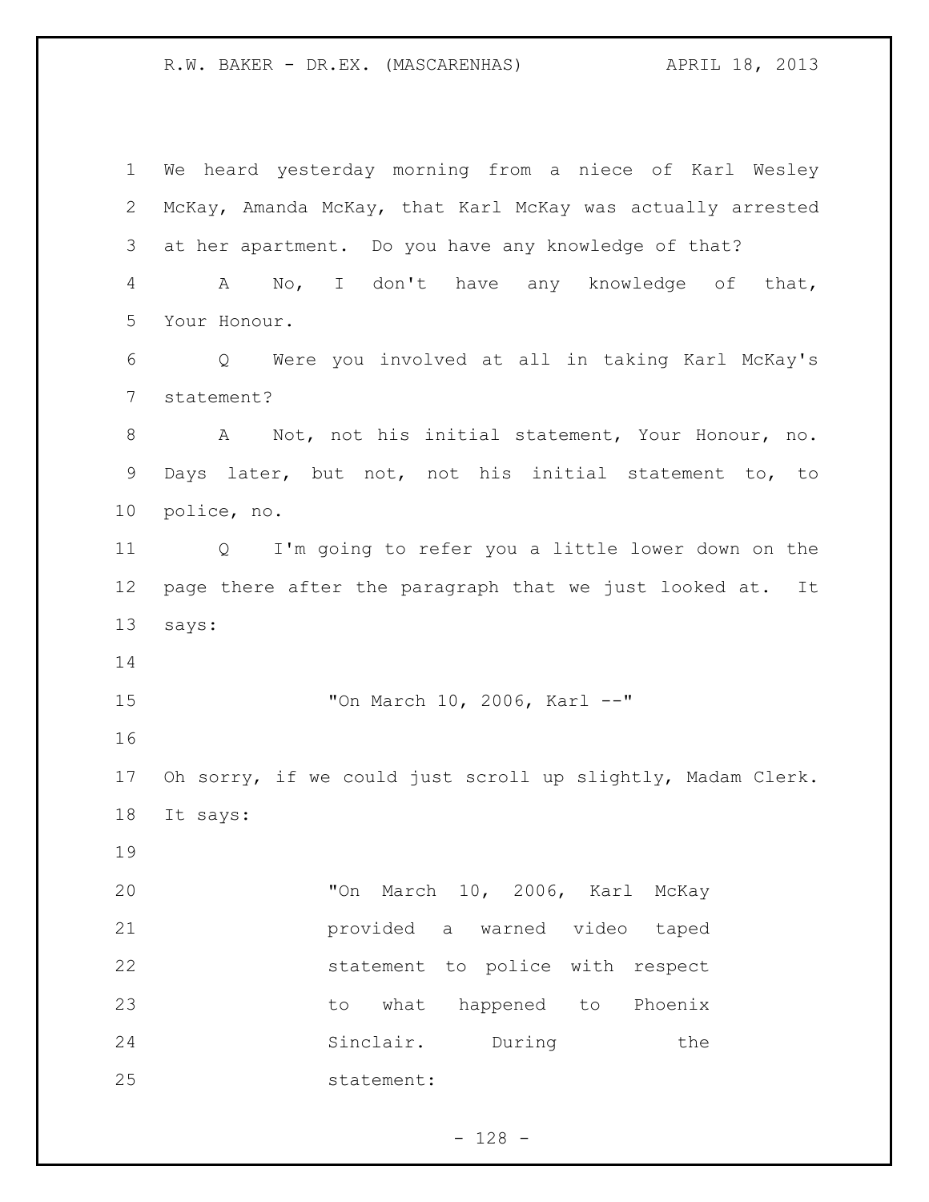We heard yesterday morning from a niece of Karl Wesley McKay, Amanda McKay, that Karl McKay was actually arrested at her apartment. Do you have any knowledge of that?

A No, I don't have any knowledge of that, Your Honour.

Q Were you involved at all in taking Karl McKay's statement?

A Not, not his initial statement, Your Honour, no. Days later, but not, not his initial statement to, to police, no.

Q I'm going to refer you a little lower down on the page there after the paragraph that we just looked at. It says:

> "On March 10, 2006, Karl --"

Oh sorry, if we could just scroll up slightly, Madam Clerk. It says:

> "On March 10, 2006, Karl McKay provided a warned video taped statement to police with respect to what happened to Phoenix Sinclair. During the statement: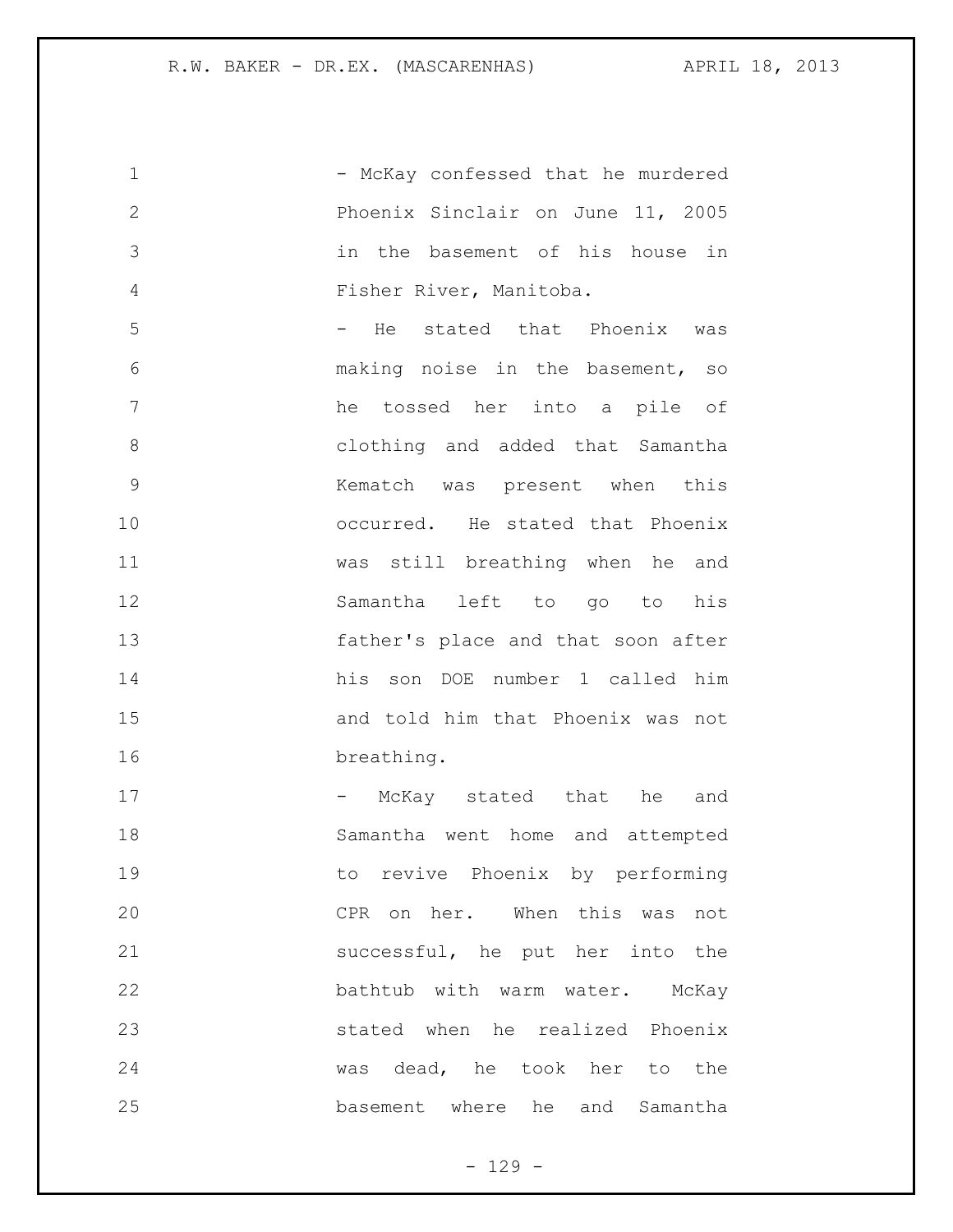- McKay confessed that he murdered Phoenix Sinclair on June 11, 2005 in the basement of his house in Fisher River, Manitoba.

- He stated that Phoenix was making noise in the basement, so he tossed her into a pile of clothing and added that Samantha Kematch was present when this occurred. He stated that Phoenix was still breathing when he and Samantha left to go to his father's place and that soon after his son DOE number 1 called him and told him that Phoenix was not breathing.

- McKay stated that he and Samantha went home and attempted to revive Phoenix by performing CPR on her. When this was not successful, he put her into the bathtub with warm water. McKay stated when he realized Phoenix was dead, he took her to the basement where he and Samantha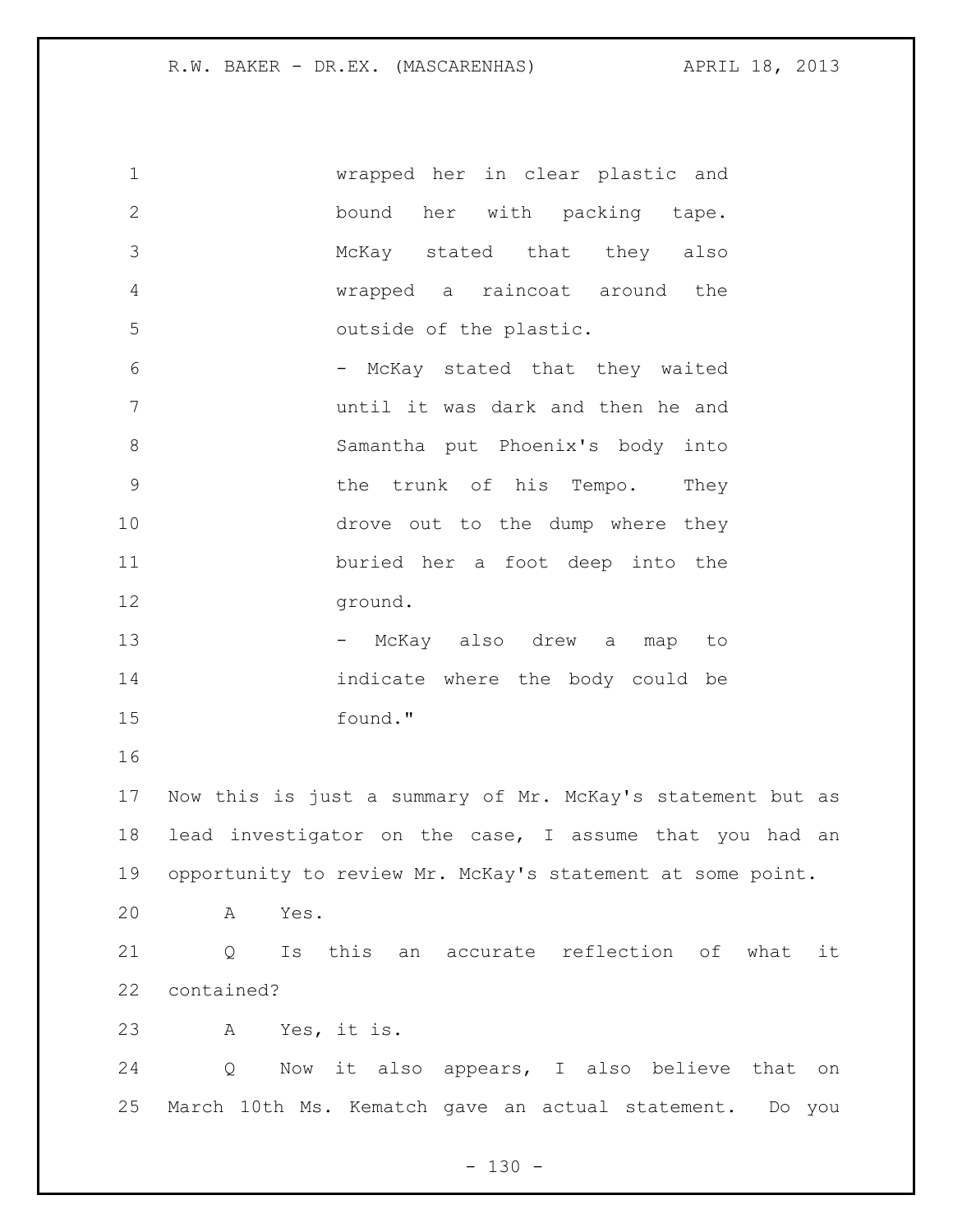wrapped her in clear plastic and bound her with packing tape. McKay stated that they also wrapped a raincoat around the outside of the plastic.

- McKay stated that they waited until it was dark and then he and Samantha put Phoenix's body into the trunk of his Tempo. They drove out to the dump where they buried her a foot deep into the ground.

- McKay also drew a map to indicate where the body could be found."

Now this is just a summary of Mr. McKay's statement but as lead investigator on the case, I assume that you had an opportunity to review Mr. McKay's statement at some point.

A Yes.

Q Is this an accurate reflection of what it contained?

A Yes, it is.

Q Now it also appears, I also believe that on March 10th Ms. Kematch gave an actual statement. Do you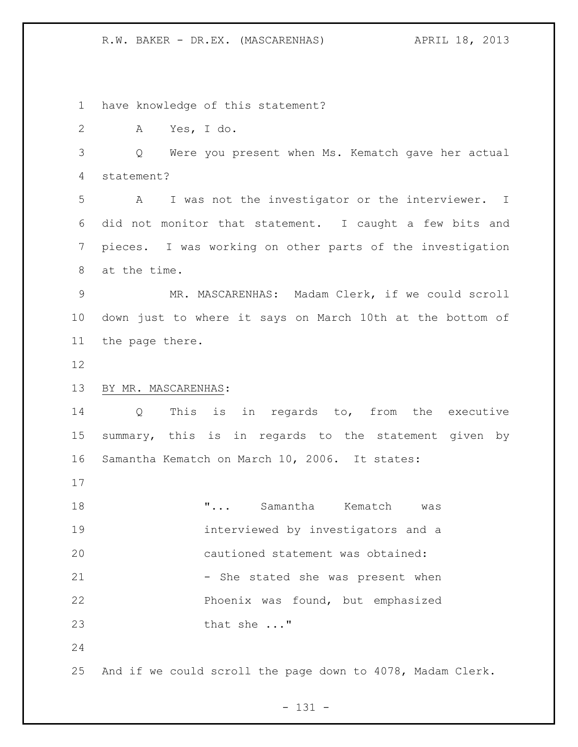have knowledge of this statement?

A Yes, I do.

Q Were you present when Ms. Kematch gave her actual statement?

A I was not the investigator or the interviewer. I did not monitor that statement. I caught a few bits and pieces. I was working on other parts of the investigation at the time.

MR. MASCARENHAS: Madam Clerk, if we could scroll down just to where it says on March 10th at the bottom of the page there.

BY MR. MASCARENHAS:

Q This is in regards to, from the executive summary, this is in regards to the statement given by Samantha Kematch on March 10, 2006. It states:

> "... Samantha Kematch was interviewed by investigators and a cautioned statement was obtained:
> - She stated she was present when Phoenix was found, but emphasized that she ..."

And if we could scroll the page down to 4078, Madam Clerk.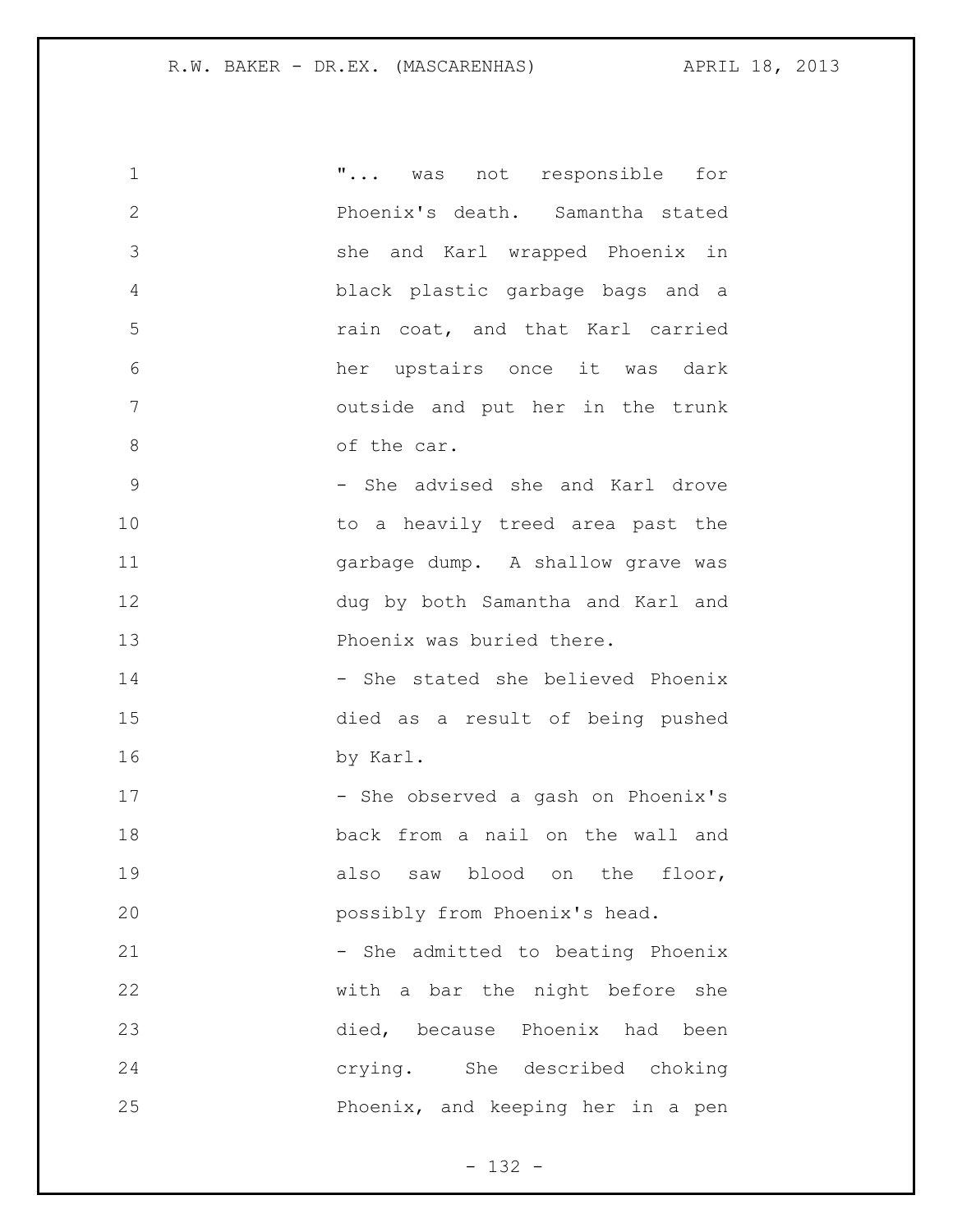"... was not responsible for Phoenix's death. Samantha stated she and Karl wrapped Phoenix in black plastic garbage bags and a rain coat, and that Karl carried her upstairs once it was dark outside and put her in the trunk of the car.

- She advised she and Karl drove to a heavily treed area past the garbage dump. A shallow grave was dug by both Samantha and Karl and Phoenix was buried there.
- She stated she believed Phoenix died as a result of being pushed by Karl.
- She observed a gash on Phoenix's back from a nail on the wall and also saw blood on the floor, possibly from Phoenix's head.
- She admitted to beating Phoenix with a bar the night before she died, because Phoenix had been crying. She described choking Phoenix, and keeping her in a pen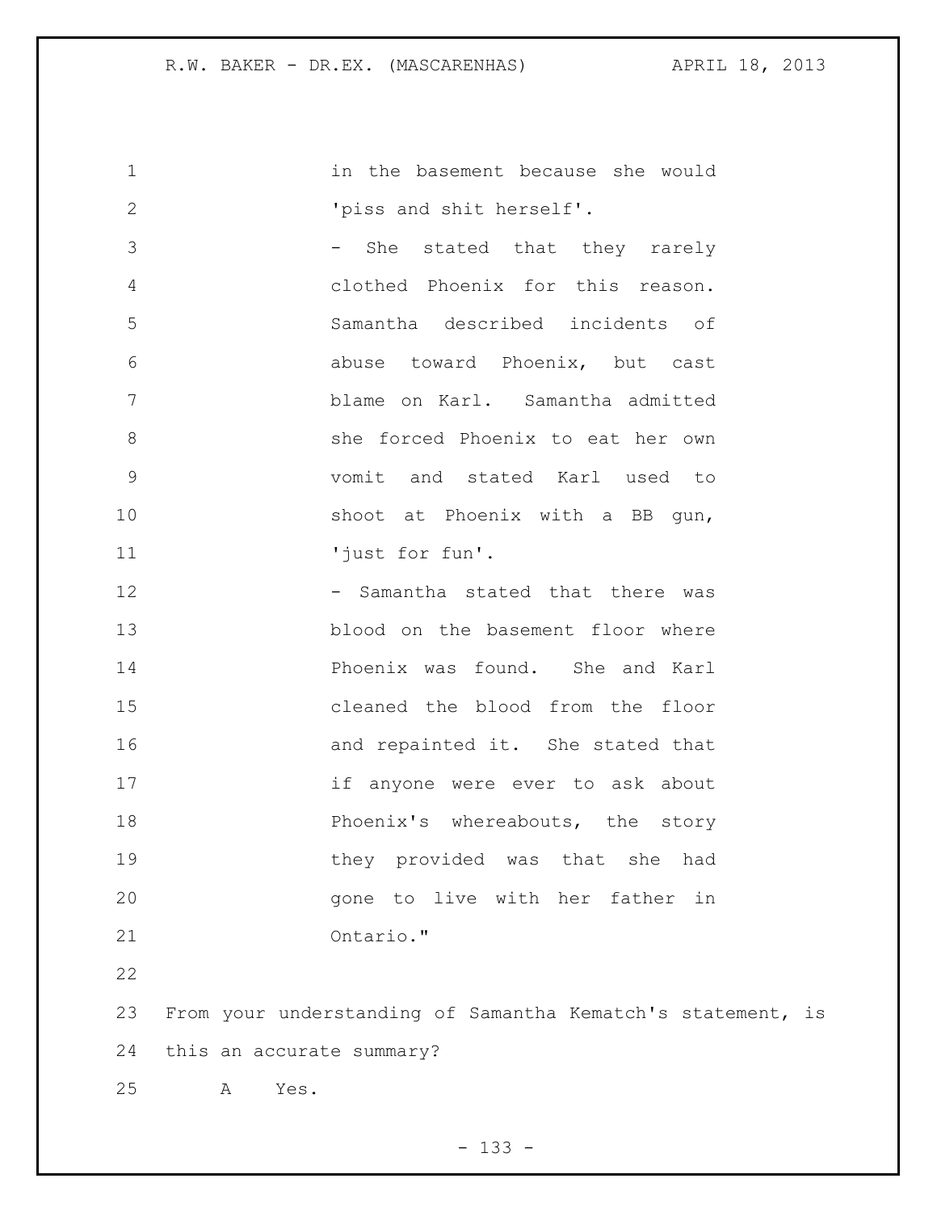in the basement because she would 'piss and shit herself'.

- She stated that they rarely clothed Phoenix for this reason. Samantha described incidents of abuse toward Phoenix, but cast blame on Karl. Samantha admitted she forced Phoenix to eat her own vomit and stated Karl used to shoot at Phoenix with a BB gun, 'just for fun'.
- Samantha stated that there was blood on the basement floor where Phoenix was found. She and Karl cleaned the blood from the floor and repainted it. She stated that if anyone were ever to ask about Phoenix's whereabouts, the story they provided was that she had gone to live with her father in Ontario."

From your understanding of Samantha Kematch's statement, is this an accurate summary?

A Yes.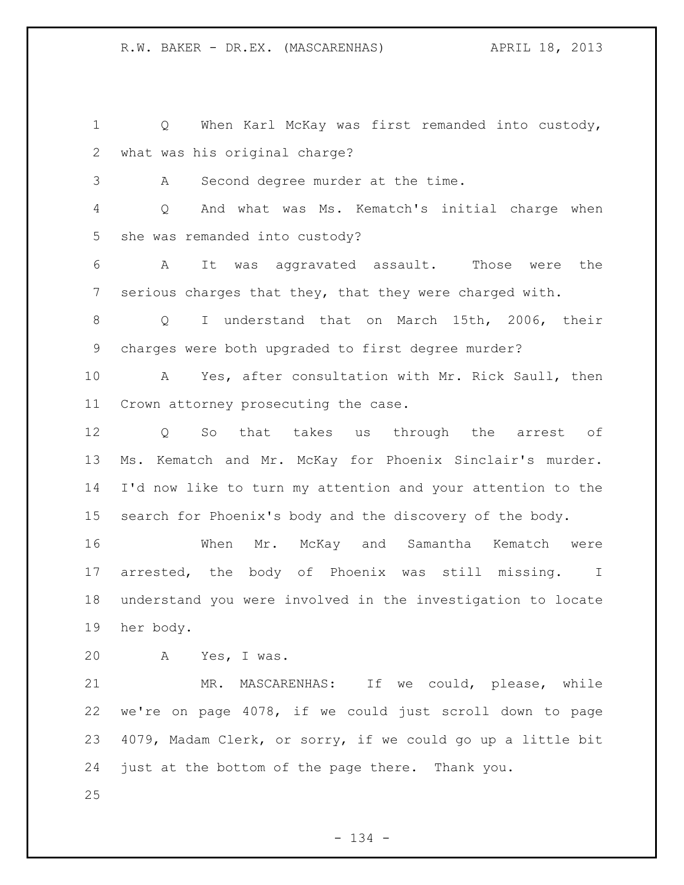Q When Karl McKay was first remanded into custody, what was his original charge?

A Second degree murder at the time.

Q And what was Ms. Kematch's initial charge when she was remanded into custody?

A It was aggravated assault. Those were the serious charges that they, that they were charged with.

Q I understand that on March 15th, 2006, their charges were both upgraded to first degree murder?

A Yes, after consultation with Mr. Rick Saull, then Crown attorney prosecuting the case.

Q So that takes us through the arrest of Ms. Kematch and Mr. McKay for Phoenix Sinclair's murder. I'd now like to turn my attention and your attention to the search for Phoenix's body and the discovery of the body.

When Mr. McKay and Samantha Kematch were arrested, the body of Phoenix was still missing. I understand you were involved in the investigation to locate her body.

A Yes, I was.

MR. MASCARENHAS: If we could, please, while we're on page 4078, if we could just scroll down to page 4079, Madam Clerk, or sorry, if we could go up a little bit just at the bottom of the page there. Thank you.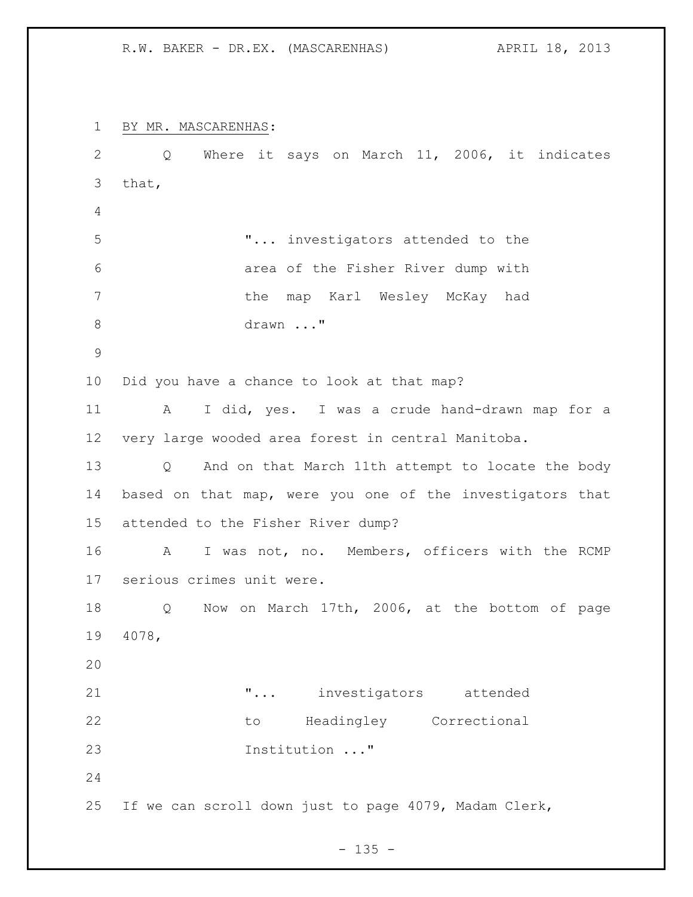BY MR. MASCARENHAS:

Q Where it says on March 11, 2006, it indicates that,

> "... investigators attended to the area of the Fisher River dump with the map Karl Wesley McKay had drawn ..."

Did you have a chance to look at that map?

A I did, yes. I was a crude hand-drawn map for a very large wooded area forest in central Manitoba.

Q And on that March 11th attempt to locate the body based on that map, were you one of the investigators that attended to the Fisher River dump?

A I was not, no. Members, officers with the RCMP serious crimes unit were.

Q Now on March 17th, 2006, at the bottom of page 4078,

> "... investigators attended to Headingley Correctional Institution ..."

If we can scroll down just to page 4079, Madam Clerk,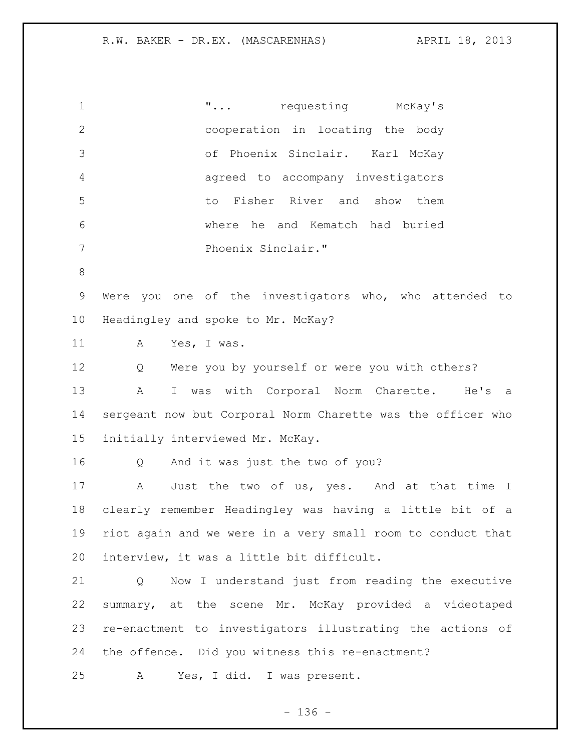"... requesting McKay's cooperation in locating the body of Phoenix Sinclair. Karl McKay agreed to accompany investigators to Fisher River and show them where he and Kematch had buried Phoenix Sinclair."

Were you one of the investigators who, who attended to Headingley and spoke to Mr. McKay?

A Yes, I was.

Q Were you by yourself or were you with others?

A I was with Corporal Norm Charette. He's a sergeant now but Corporal Norm Charette was the officer who initially interviewed Mr. McKay.

Q And it was just the two of you?

A Just the two of us, yes. And at that time I clearly remember Headingley was having a little bit of a riot again and we were in a very small room to conduct that interview, it was a little bit difficult.

Q Now I understand just from reading the executive summary, at the scene Mr. McKay provided a videotaped re-enactment to investigators illustrating the actions of the offence. Did you witness this re-enactment?

A Yes, I did. I was present.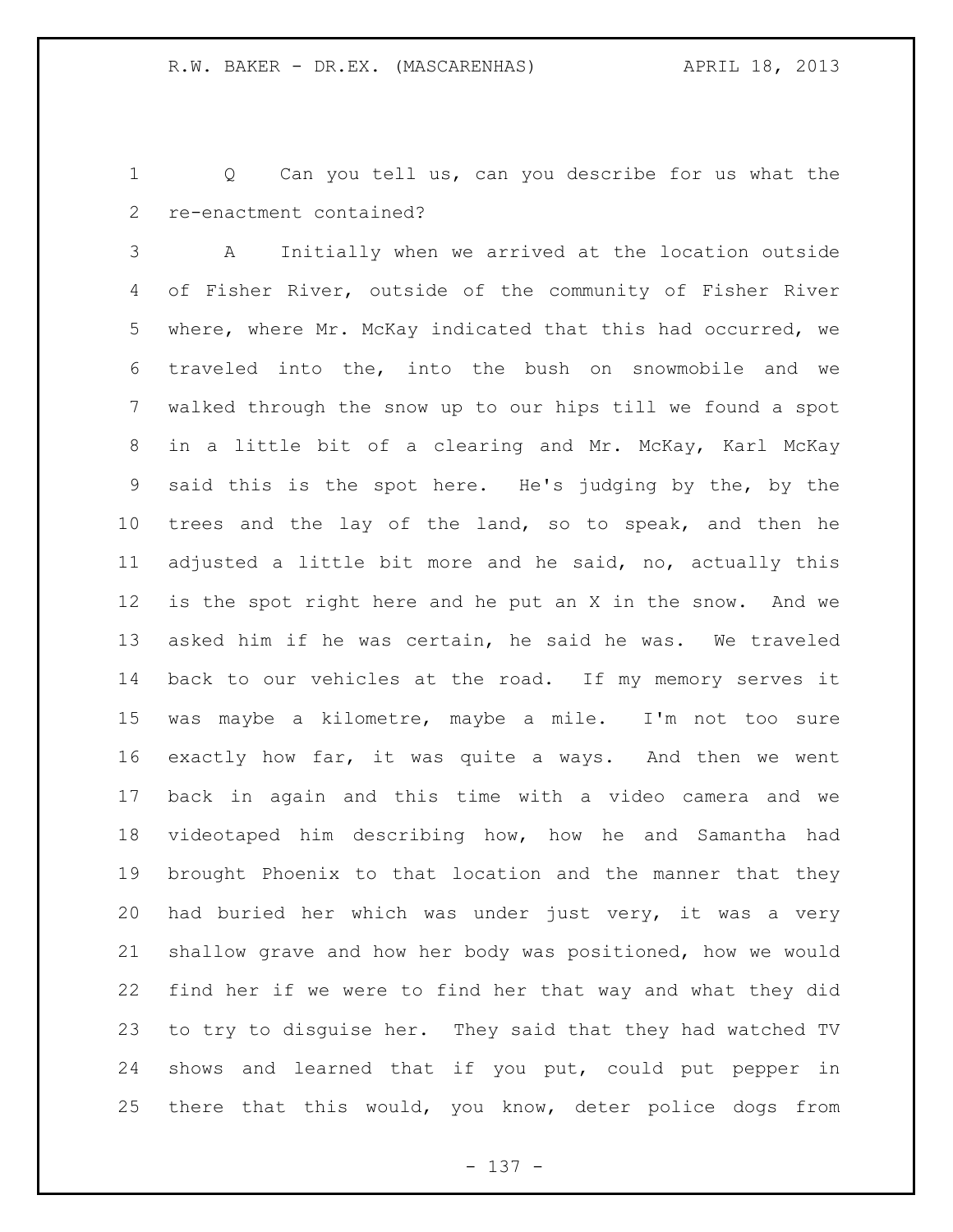Q Can you tell us, can you describe for us what the re-enactment contained?

A Initially when we arrived at the location outside of Fisher River, outside of the community of Fisher River where, where Mr. McKay indicated that this had occurred, we traveled into the, into the bush on snowmobile and we walked through the snow up to our hips till we found a spot in a little bit of a clearing and Mr. McKay, Karl McKay said this is the spot here. He's judging by the, by the trees and the lay of the land, so to speak, and then he adjusted a little bit more and he said, no, actually this is the spot right here and he put an X in the snow. And we asked him if he was certain, he said he was. We traveled back to our vehicles at the road. If my memory serves it was maybe a kilometre, maybe a mile. I'm not too sure exactly how far, it was quite a ways. And then we went back in again and this time with a video camera and we videotaped him describing how, how he and Samantha had brought Phoenix to that location and the manner that they had buried her which was under just very, it was a very shallow grave and how her body was positioned, how we would find her if we were to find her that way and what they did to try to disguise her. They said that they had watched TV shows and learned that if you put, could put pepper in there that this would, you know, deter police dogs from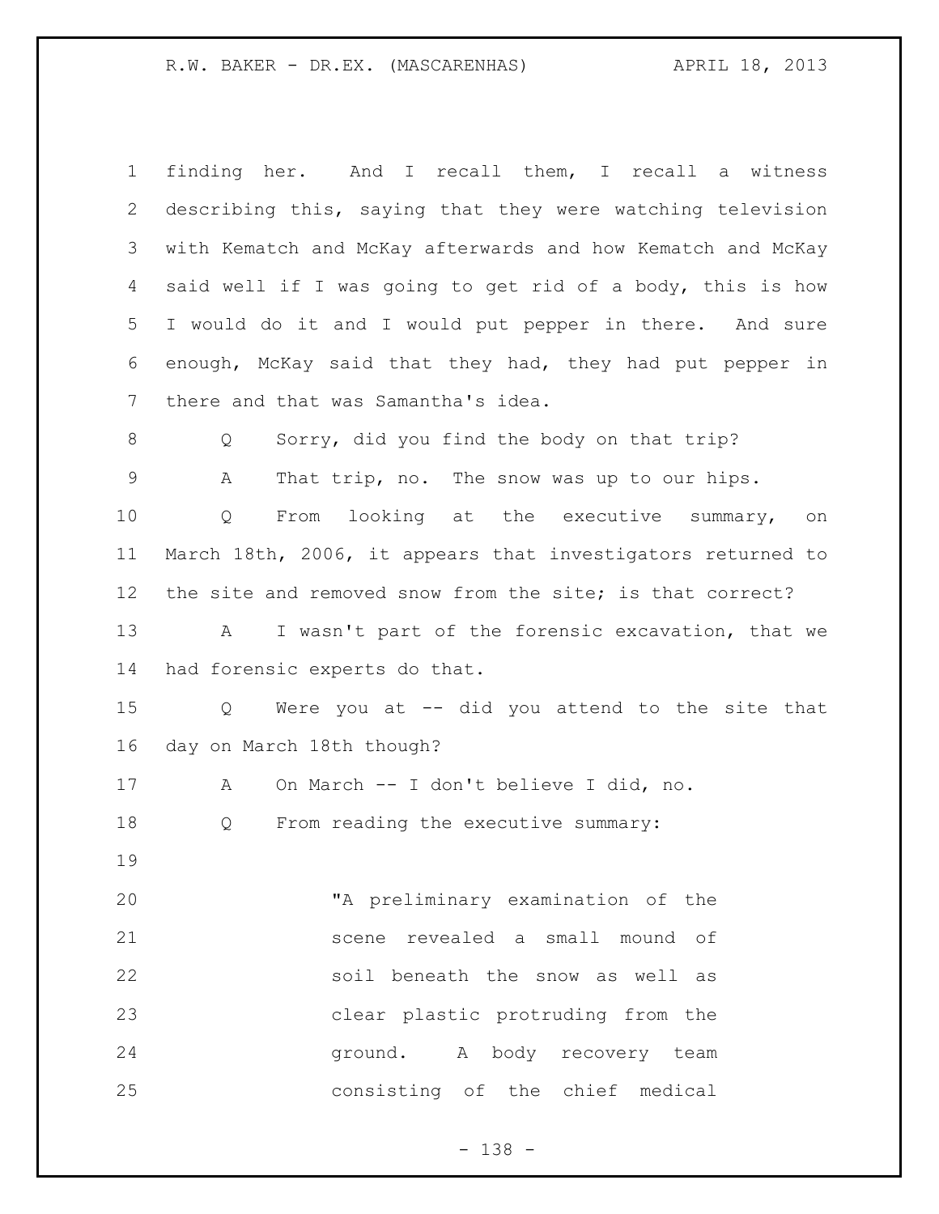finding her. And I recall them, I recall a witness describing this, saying that they were watching television with Kematch and McKay afterwards and how Kematch and McKay said well if I was going to get rid of a body, this is how I would do it and I would put pepper in there. And sure enough, McKay said that they had, they had put pepper in there and that was Samantha's idea.

Q Sorry, did you find the body on that trip?

A That trip, no. The snow was up to our hips.

Q From looking at the executive summary, on March 18th, 2006, it appears that investigators returned to the site and removed snow from the site; is that correct?

A I wasn't part of the forensic excavation, that we had forensic experts do that.

Q Were you at -- did you attend to the site that day on March 18th though?

A On March -- I don't believe I did, no.

Q From reading the executive summary:

> "A preliminary examination of the scene revealed a small mound of soil beneath the snow as well as clear plastic protruding from the ground. A body recovery team consisting of the chief medical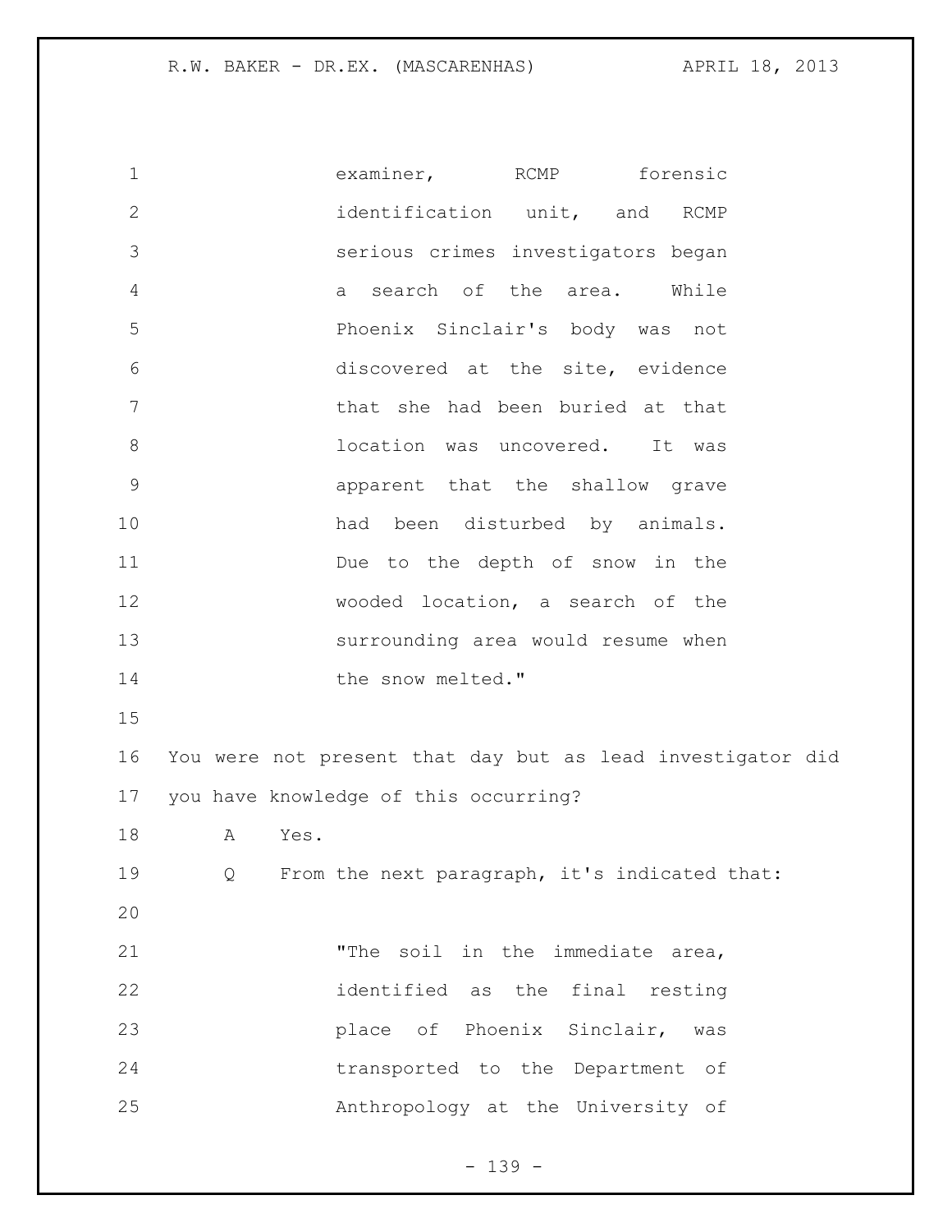examiner, RCMP forensic identification unit, and RCMP serious crimes investigators began a search of the area. While Phoenix Sinclair's body was not discovered at the site, evidence that she had been buried at that location was uncovered. It was apparent that the shallow grave had been disturbed by animals. Due to the depth of snow in the wooded location, a search of the surrounding area would resume when the snow melted."

You were not present that day but as lead investigator did you have knowledge of this occurring?

A Yes.

Q From the next paragraph, it's indicated that:

"The soil in the immediate area, identified as the final resting place of Phoenix Sinclair, was transported to the Department of Anthropology at the University of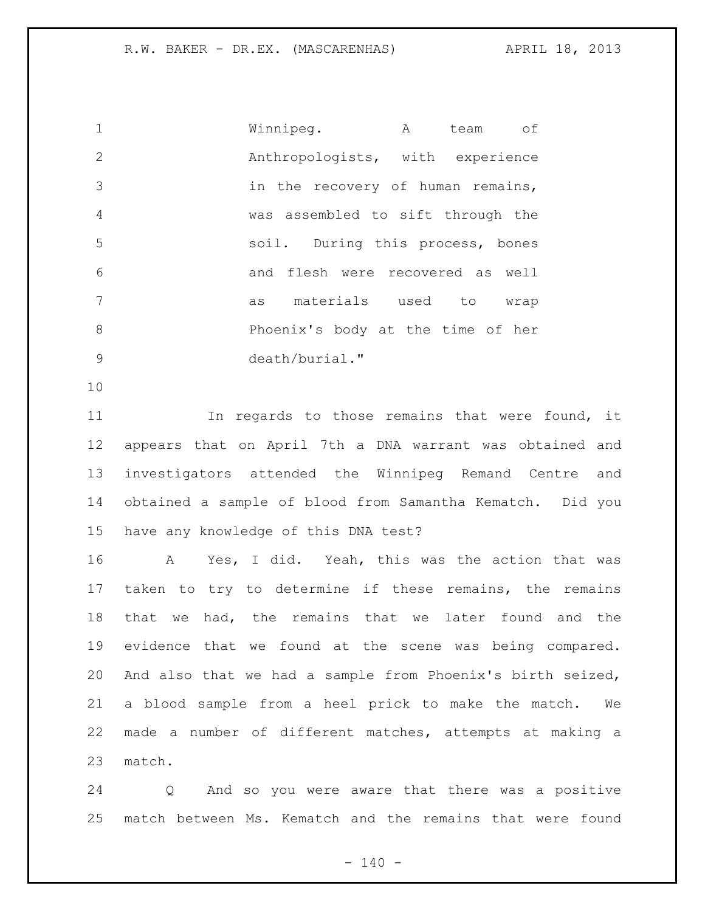> Winnipeg. A team of Anthropologists, with experience in the recovery of human remains, was assembled to sift through the soil. During this process, bones and flesh were recovered as well as materials used to wrap Phoenix's body at the time of her death/burial."

In regards to those remains that were found, it appears that on April 7th a DNA warrant was obtained and investigators attended the Winnipeg Remand Centre and obtained a sample of blood from Samantha Kematch. Did you have any knowledge of this DNA test?

A Yes, I did. Yeah, this was the action that was taken to try to determine if these remains, the remains that we had, the remains that we later found and the evidence that we found at the scene was being compared. And also that we had a sample from Phoenix's birth seized, a blood sample from a heel prick to make the match. We made a number of different matches, attempts at making a match.

Q And so you were aware that there was a positive match between Ms. Kematch and the remains that were found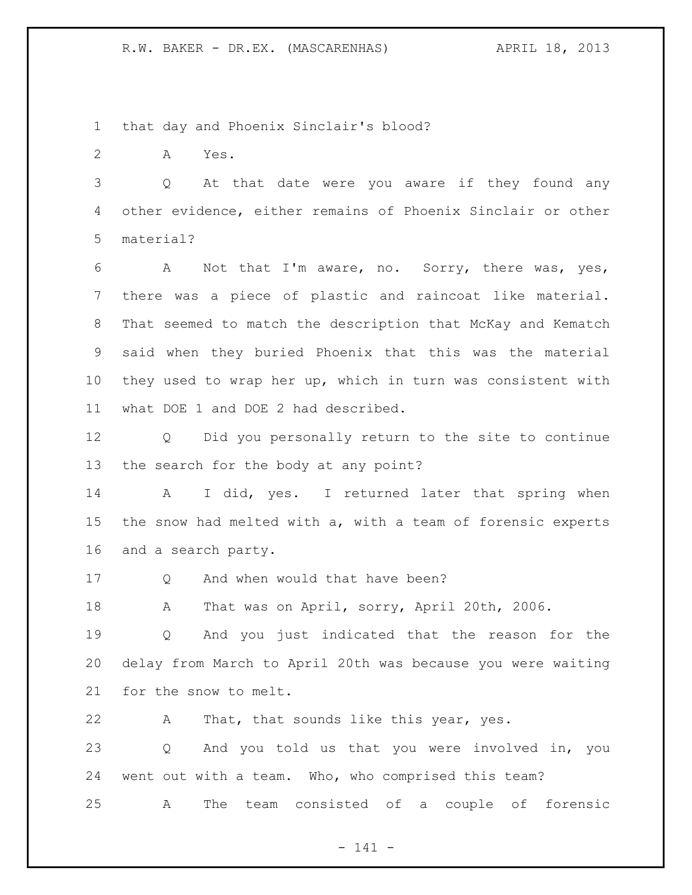that day and Phoenix Sinclair's blood?

A Yes.

Q At that date were you aware if they found any other evidence, either remains of Phoenix Sinclair or other material?

A Not that I'm aware, no. Sorry, there was, yes, there was a piece of plastic and raincoat like material. That seemed to match the description that McKay and Kematch said when they buried Phoenix that this was the material they used to wrap her up, which in turn was consistent with what DOE 1 and DOE 2 had described.

Q Did you personally return to the site to continue the search for the body at any point?

A I did, yes. I returned later that spring when the snow had melted with a, with a team of forensic experts and a search party.

Q And when would that have been?

A That was on April, sorry, April 20th, 2006.

Q And you just indicated that the reason for the delay from March to April 20th was because you were waiting for the snow to melt.

A That, that sounds like this year, yes.

Q And you told us that you were involved in, you went out with a team. Who, who comprised this team?

A The team consisted of a couple of forensic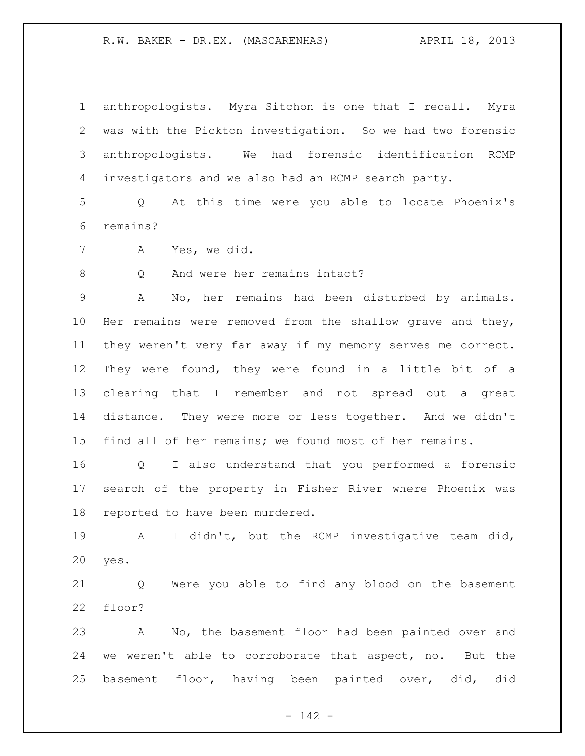anthropologists. Myra Sitchon is one that I recall. Myra was with the Pickton investigation. So we had two forensic anthropologists. We had forensic identification RCMP investigators and we also had an RCMP search party.

Q At this time were you able to locate Phoenix's remains?

A Yes, we did.

Q And were her remains intact?

A No, her remains had been disturbed by animals. Her remains were removed from the shallow grave and they, they weren't very far away if my memory serves me correct. They were found, they were found in a little bit of a clearing that I remember and not spread out a great distance. They were more or less together. And we didn't find all of her remains; we found most of her remains.

Q I also understand that you performed a forensic search of the property in Fisher River where Phoenix was reported to have been murdered.

A I didn't, but the RCMP investigative team did, yes.

Q Were you able to find any blood on the basement floor?

A No, the basement floor had been painted over and we weren't able to corroborate that aspect, no. But the basement floor, having been painted over, did, did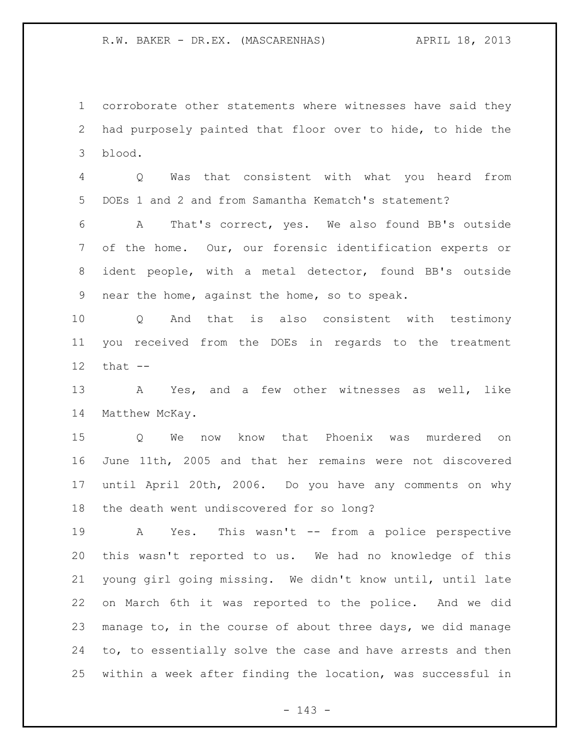corroborate other statements where witnesses have said they had purposely painted that floor over to hide, to hide the blood.

Q Was that consistent with what you heard from DOEs 1 and 2 and from Samantha Kematch's statement?

A That's correct, yes. We also found BB's outside of the home. Our, our forensic identification experts or ident people, with a metal detector, found BB's outside near the home, against the home, so to speak.

Q And that is also consistent with testimony you received from the DOEs in regards to the treatment that --

A Yes, and a few other witnesses as well, like Matthew McKay.

Q We now know that Phoenix was murdered on June 11th, 2005 and that her remains were not discovered until April 20th, 2006. Do you have any comments on why the death went undiscovered for so long?

A Yes. This wasn't -- from a police perspective this wasn't reported to us. We had no knowledge of this young girl going missing. We didn't know until, until late on March 6th it was reported to the police. And we did manage to, in the course of about three days, we did manage to, to essentially solve the case and have arrests and then within a week after finding the location, was successful in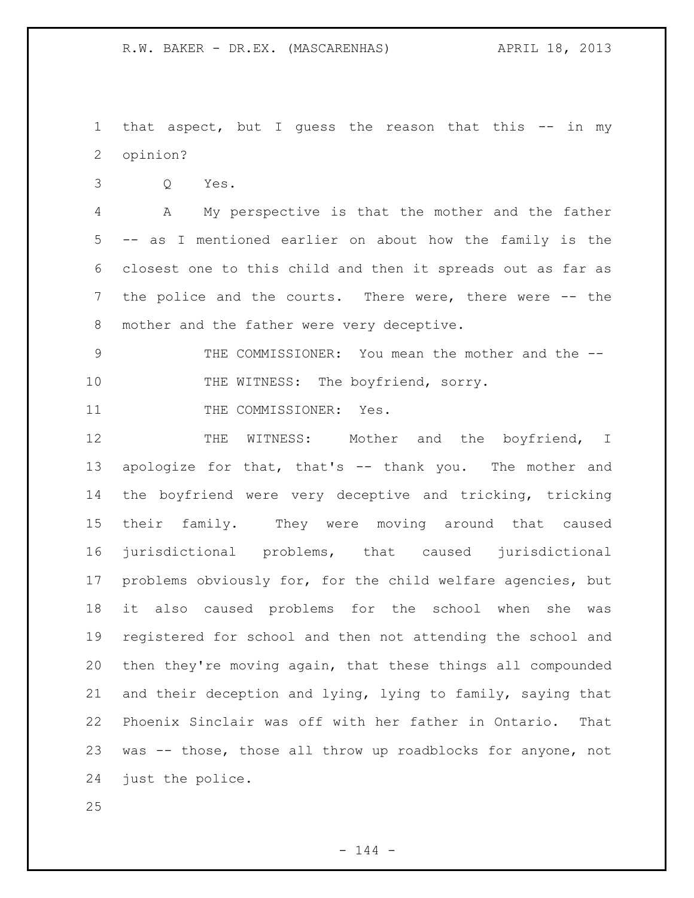that aspect, but I guess the reason that this -- in my opinion?

Q Yes.

A My perspective is that the mother and the father -- as I mentioned earlier on about how the family is the closest one to this child and then it spreads out as far as the police and the courts. There were, there were -- the mother and the father were very deceptive.

THE COMMISSIONER: You mean the mother and the --

THE WITNESS: The boyfriend, sorry.

THE COMMISSIONER: Yes.

THE WITNESS: Mother and the boyfriend, I apologize for that, that's -- thank you. The mother and the boyfriend were very deceptive and tricking, tricking their family. They were moving around that caused jurisdictional problems, that caused jurisdictional problems obviously for, for the child welfare agencies, but it also caused problems for the school when she was registered for school and then not attending the school and then they're moving again, that these things all compounded and their deception and lying, lying to family, saying that Phoenix Sinclair was off with her father in Ontario. That was -- those, those all throw up roadblocks for anyone, not just the police.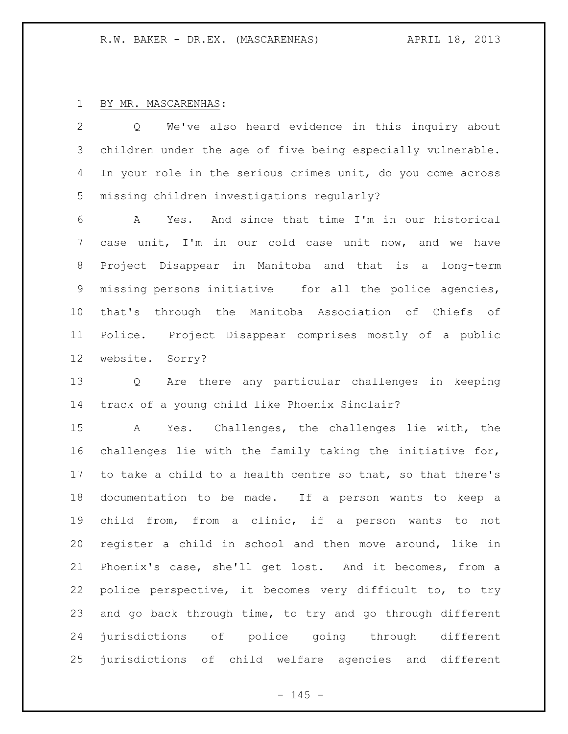BY MR. MASCARENHAS:

Q We've also heard evidence in this inquiry about children under the age of five being especially vulnerable. In your role in the serious crimes unit, do you come across missing children investigations regularly?

A Yes. And since that time I'm in our historical case unit, I'm in our cold case unit now, and we have Project Disappear in Manitoba and that is a long-term missing persons initiative for all the police agencies, that's through the Manitoba Association of Chiefs of Police. Project Disappear comprises mostly of a public website. Sorry?

Q Are there any particular challenges in keeping track of a young child like Phoenix Sinclair?

A Yes. Challenges, the challenges lie with, the challenges lie with the family taking the initiative for, to take a child to a health centre so that, so that there's documentation to be made. If a person wants to keep a child from, from a clinic, if a person wants to not register a child in school and then move around, like in Phoenix's case, she'll get lost. And it becomes, from a police perspective, it becomes very difficult to, to try and go back through time, to try and go through different jurisdictions of police going through different jurisdictions of child welfare agencies and different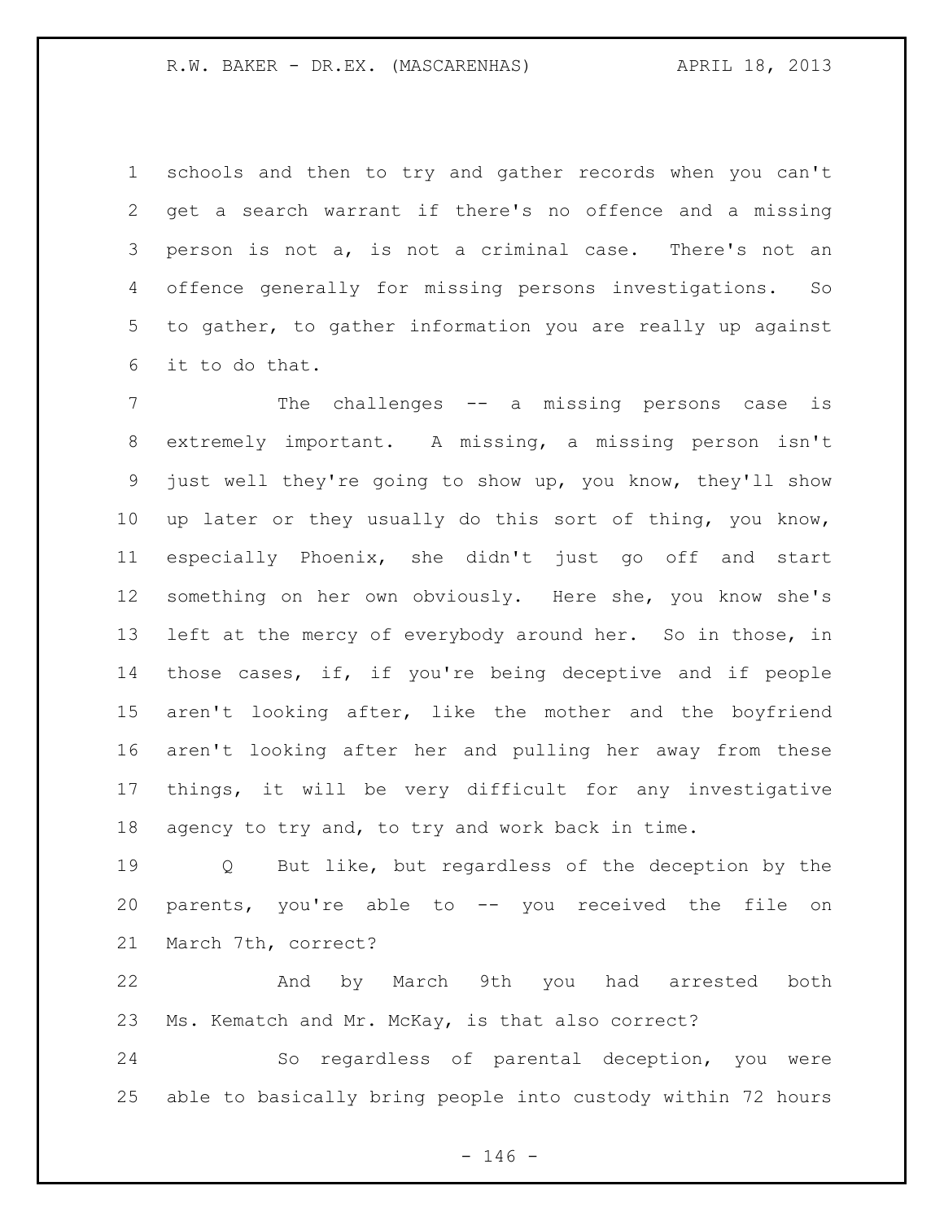schools and then to try and gather records when you can't get a search warrant if there's no offence and a missing person is not a, is not a criminal case. There's not an offence generally for missing persons investigations. So to gather, to gather information you are really up against it to do that.

The challenges -- a missing persons case is extremely important. A missing, a missing person isn't just well they're going to show up, you know, they'll show up later or they usually do this sort of thing, you know, especially Phoenix, she didn't just go off and start something on her own obviously. Here she, you know she's left at the mercy of everybody around her. So in those, in those cases, if, if you're being deceptive and if people aren't looking after, like the mother and the boyfriend aren't looking after her and pulling her away from these things, it will be very difficult for any investigative agency to try and, to try and work back in time.

Q But like, but regardless of the deception by the parents, you're able to -- you received the file on March 7th, correct?

And by March 9th you had arrested both Ms. Kematch and Mr. McKay, is that also correct?

So regardless of parental deception, you were able to basically bring people into custody within 72 hours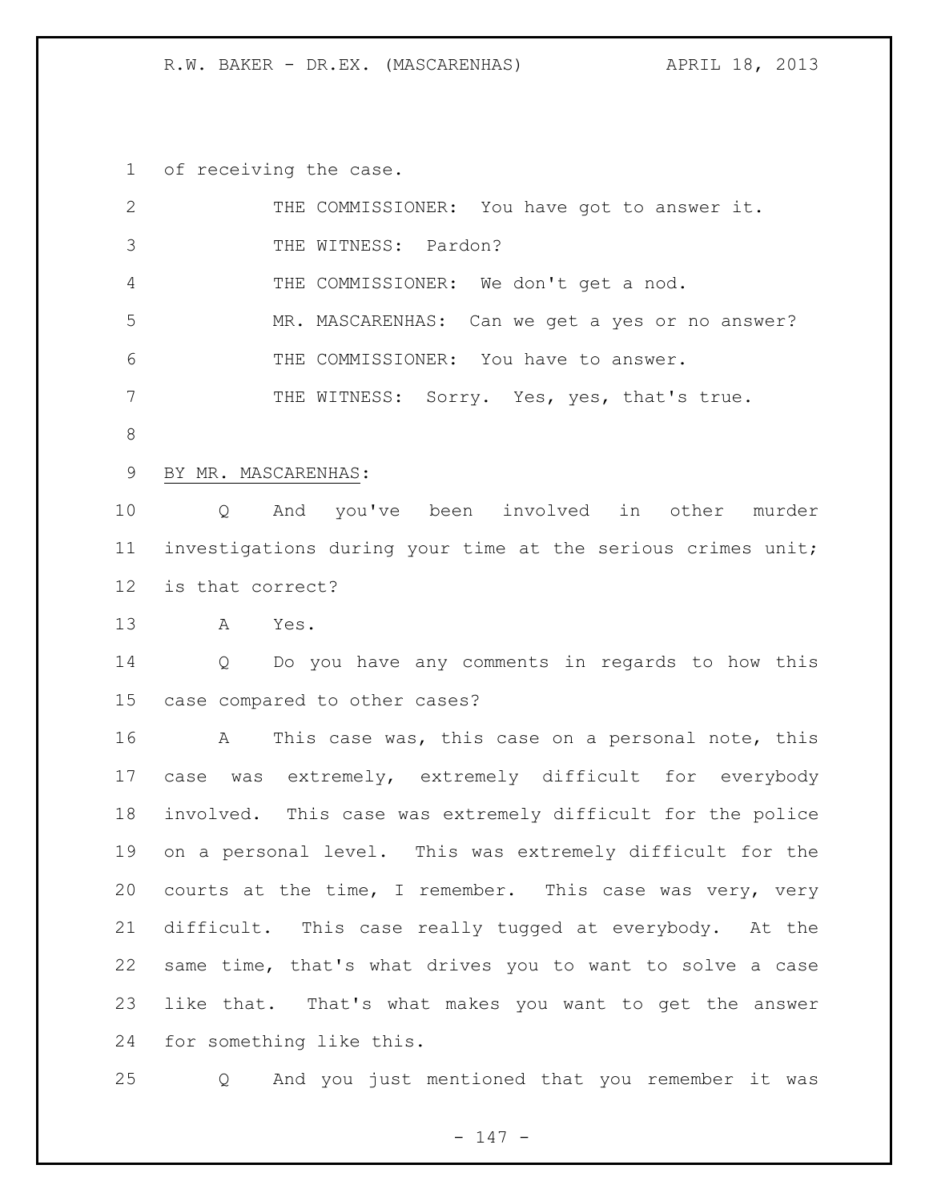of receiving the case.

THE COMMISSIONER: You have got to answer it.

THE WITNESS: Pardon?

THE COMMISSIONER: We don't get a nod.

MR. MASCARENHAS: Can we get a yes or no answer?

THE COMMISSIONER: You have to answer.

THE WITNESS: Sorry. Yes, yes, that's true.

BY MR. MASCARENHAS:

Q And you've been involved in other murder investigations during your time at the serious crimes unit; is that correct?

A Yes.

Q Do you have any comments in regards to how this case compared to other cases?

A This case was, this case on a personal note, this case was extremely, extremely difficult for everybody involved. This case was extremely difficult for the police on a personal level. This was extremely difficult for the courts at the time, I remember. This case was very, very difficult. This case really tugged at everybody. At the same time, that's what drives you to want to solve a case like that. That's what makes you want to get the answer for something like this.

Q And you just mentioned that you remember it was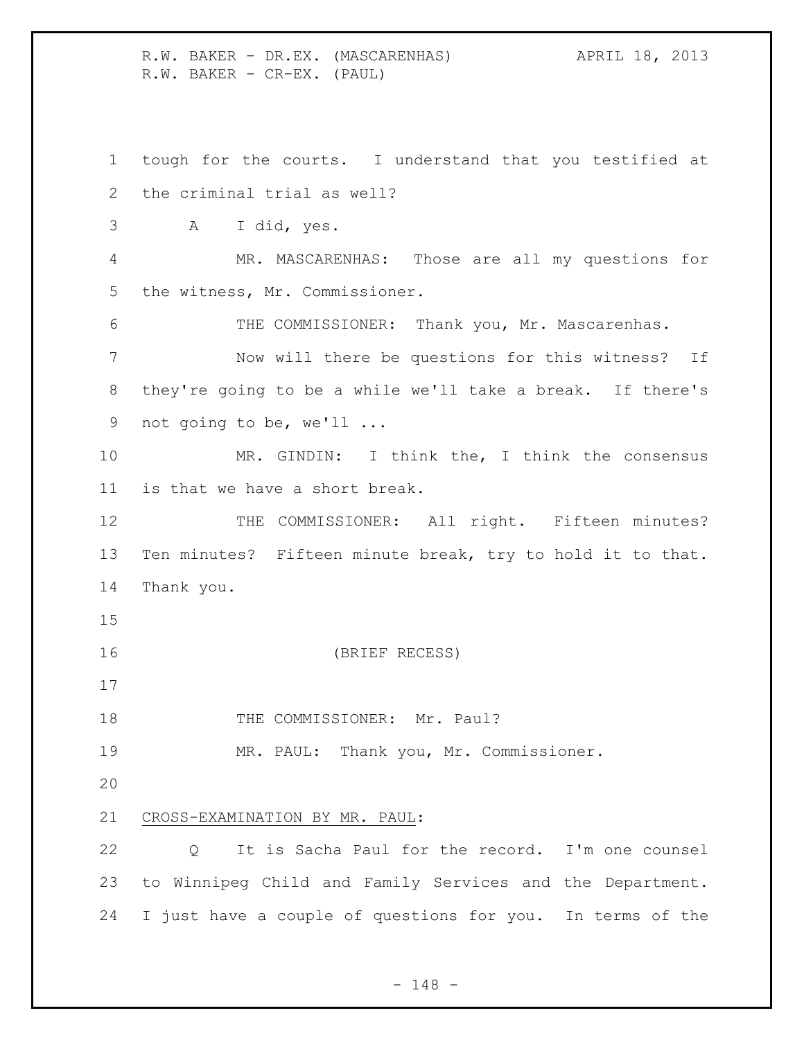tough for the courts. I understand that you testified at the criminal trial as well?

A I did, yes.

MR. MASCARENHAS: Those are all my questions for the witness, Mr. Commissioner.

THE COMMISSIONER: Thank you, Mr. Mascarenhas.

Now will there be questions for this witness? If they're going to be a while we'll take a break. If there's not going to be, we'll ...

MR. GINDIN: I think the, I think the consensus is that we have a short break.

THE COMMISSIONER: All right. Fifteen minutes? Ten minutes? Fifteen minute break, try to hold it to that. Thank you.

(BRIEF RECESS)

THE COMMISSIONER: Mr. Paul?

MR. PAUL: Thank you, Mr. Commissioner.

CROSS-EXAMINATION BY MR. PAUL:

Q It is Sacha Paul for the record. I'm one counsel to Winnipeg Child and Family Services and the Department. I just have a couple of questions for you. In terms of the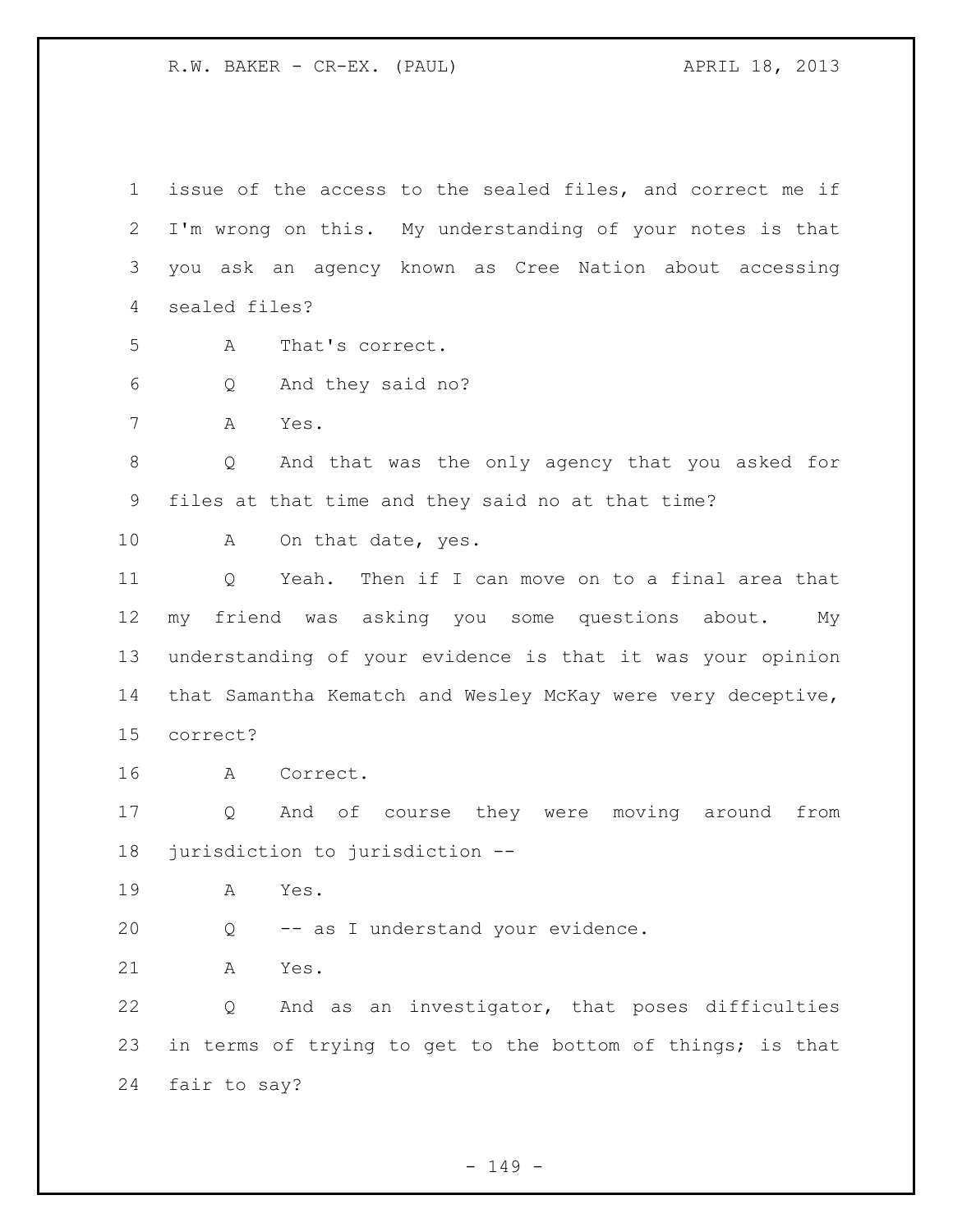issue of the access to the sealed files, and correct me if I'm wrong on this. My understanding of your notes is that you ask an agency known as Cree Nation about accessing sealed files?

A That's correct.

Q And they said no?

A Yes.

Q And that was the only agency that you asked for files at that time and they said no at that time?

A On that date, yes.

Q Yeah. Then if I can move on to a final area that my friend was asking you some questions about. My understanding of your evidence is that it was your opinion that Samantha Kematch and Wesley McKay were very deceptive, correct?

A Correct.

Q And of course they were moving around from jurisdiction to jurisdiction --

A Yes.

Q -- as I understand your evidence.

A Yes.

Q And as an investigator, that poses difficulties in terms of trying to get to the bottom of things; is that fair to say?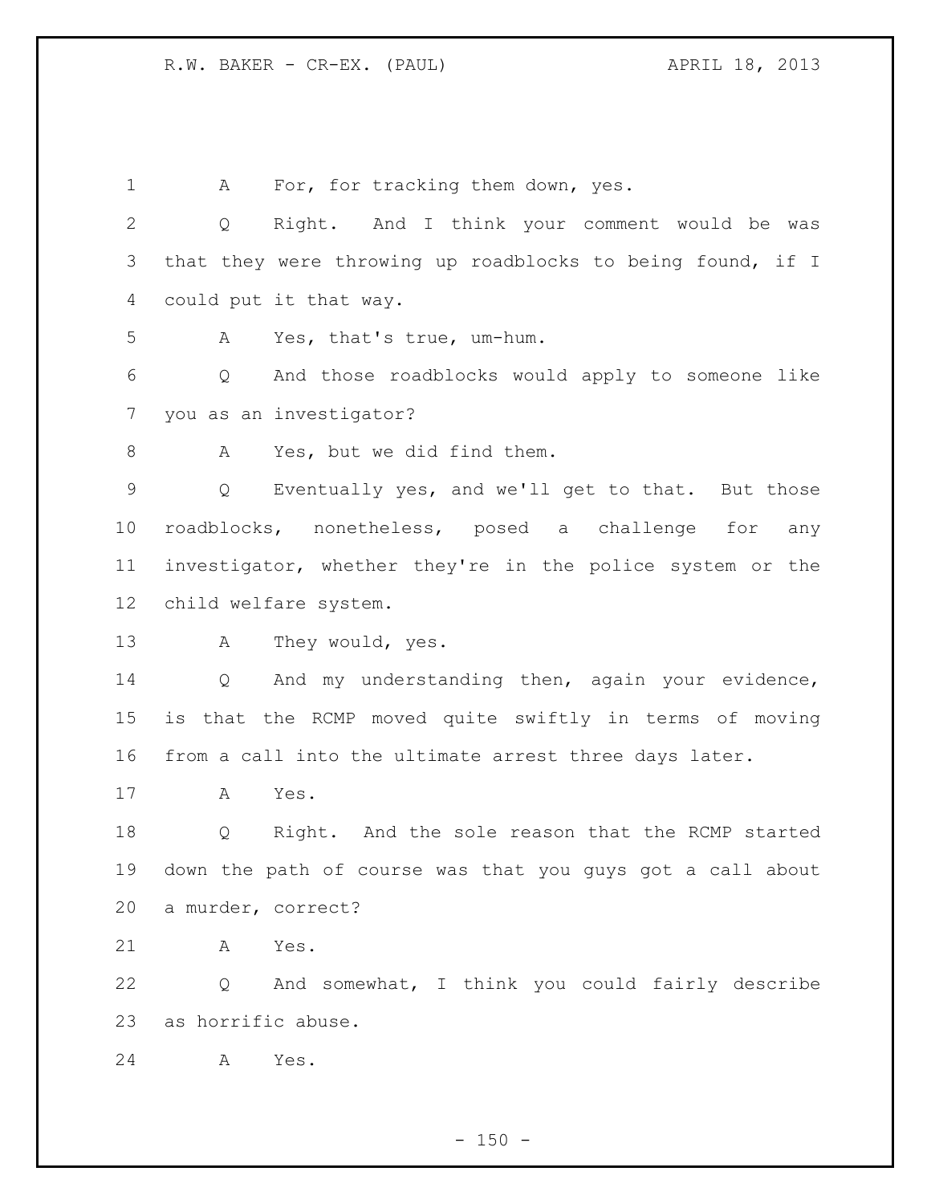1 A For, for tracking them down, yes.

2 Q Right. And I think your comment would be was

3 that they were throwing up roadblocks to being found, if I

4 could put it that way.

5 A Yes, that's true, um-hum.

6 Q And those roadblocks would apply to someone like

7 you as an investigator?

8 A Yes, but we did find them.

9 Q Eventually yes, and we'll get to that. But those

10 roadblocks, nonetheless, posed a challenge for any

11 investigator, whether they're in the police system or the

12 child welfare system.

13 A They would, yes.

14 Q And my understanding then, again your evidence,

15 is that the RCMP moved quite swiftly in terms of moving

16 from a call into the ultimate arrest three days later.

17 A Yes.

18 Q Right. And the sole reason that the RCMP started

19 down the path of course was that you guys got a call about

20 a murder, correct?

21 A Yes.

22 Q And somewhat, I think you could fairly describe

23 as horrific abuse.

24 A Yes.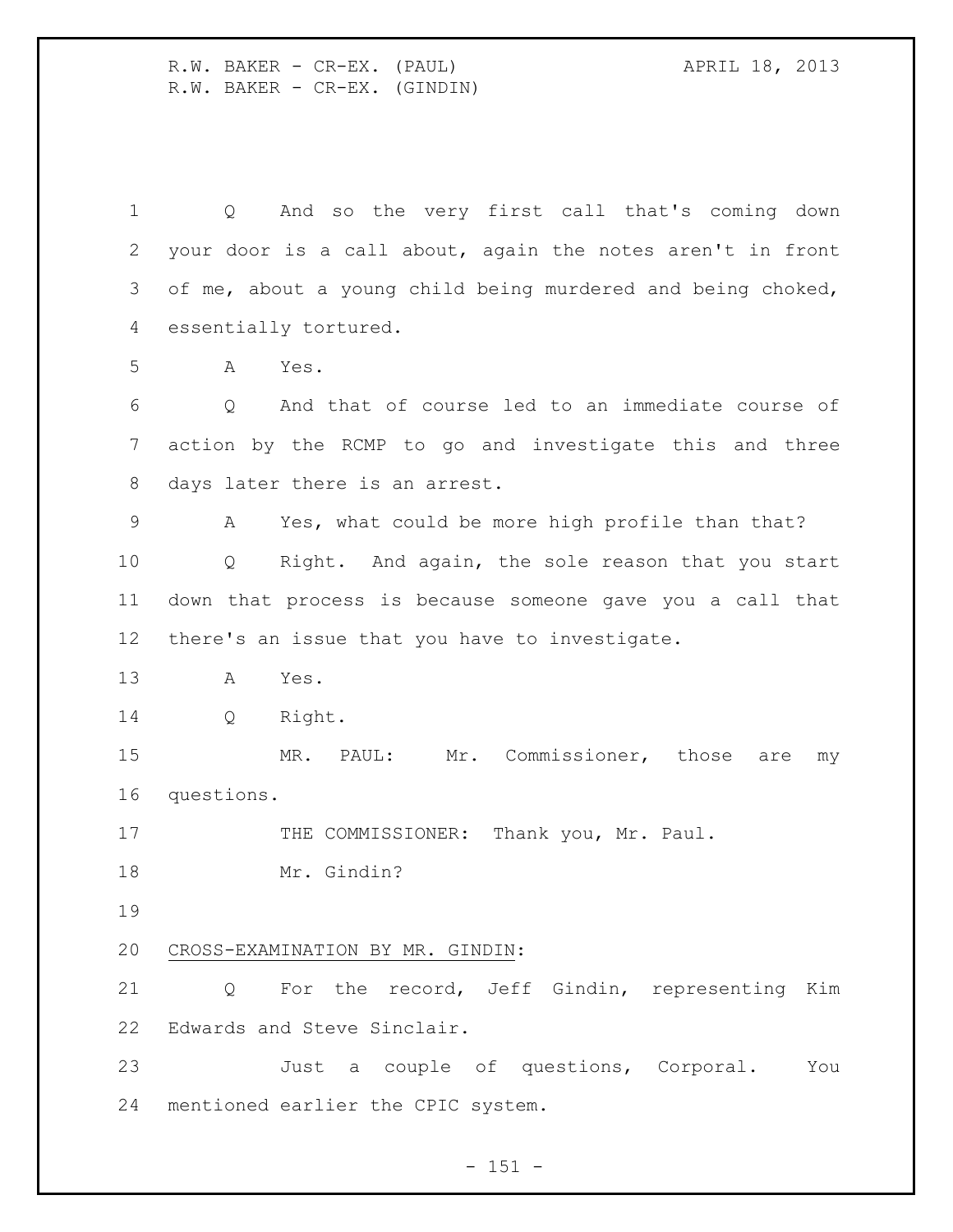Q And so the very first call that's coming down your door is a call about, again the notes aren't in front of me, about a young child being murdered and being choked, essentially tortured.

A Yes.

Q And that of course led to an immediate course of action by the RCMP to go and investigate this and three days later there is an arrest.

A Yes, what could be more high profile than that?

Q Right. And again, the sole reason that you start down that process is because someone gave you a call that there's an issue that you have to investigate.

A Yes.

Q Right.

MR. PAUL: Mr. Commissioner, those are my questions.

THE COMMISSIONER: Thank you, Mr. Paul.

Mr. Gindin?

CROSS-EXAMINATION BY MR. GINDIN:

Q For the record, Jeff Gindin, representing Kim Edwards and Steve Sinclair.

Just a couple of questions, Corporal. You mentioned earlier the CPIC system.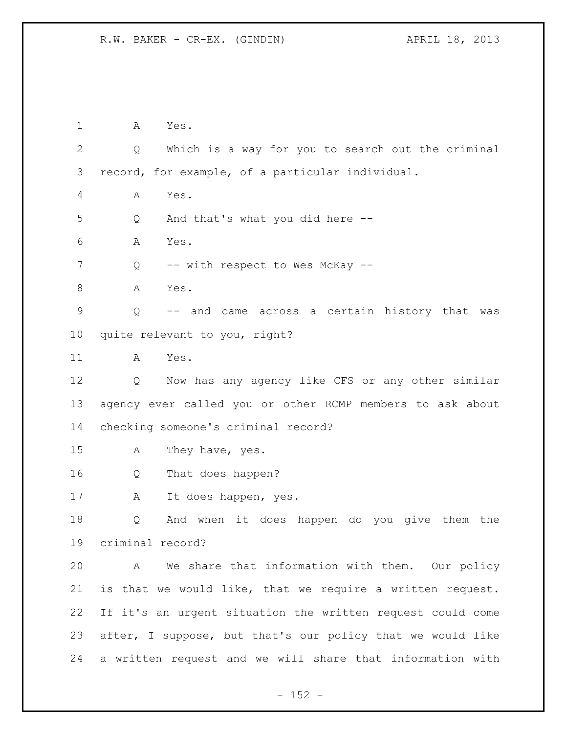1 A Yes.

2 Q Which is a way for you to search out the criminal

3 record, for example, of a particular individual.

4 A Yes.

5 Q And that's what you did here --

6 A Yes.

7 Q -- with respect to Wes McKay --

8 A Yes.

9 Q -- and came across a certain history that was

10 quite relevant to you, right?

11 A Yes.

12 Q Now has any agency like CFS or any other similar

13 agency ever called you or other RCMP members to ask about

14 checking someone's criminal record?

15 A They have, yes.

16 Q That does happen?

17 A It does happen, yes.

18 Q And when it does happen do you give them the

19 criminal record?

20 A We share that information with them. Our policy

21 is that we would like, that we require a written request.

22 If it's an urgent situation the written request could come

23 after, I suppose, but that's our policy that we would like

24 a written request and we will share that information with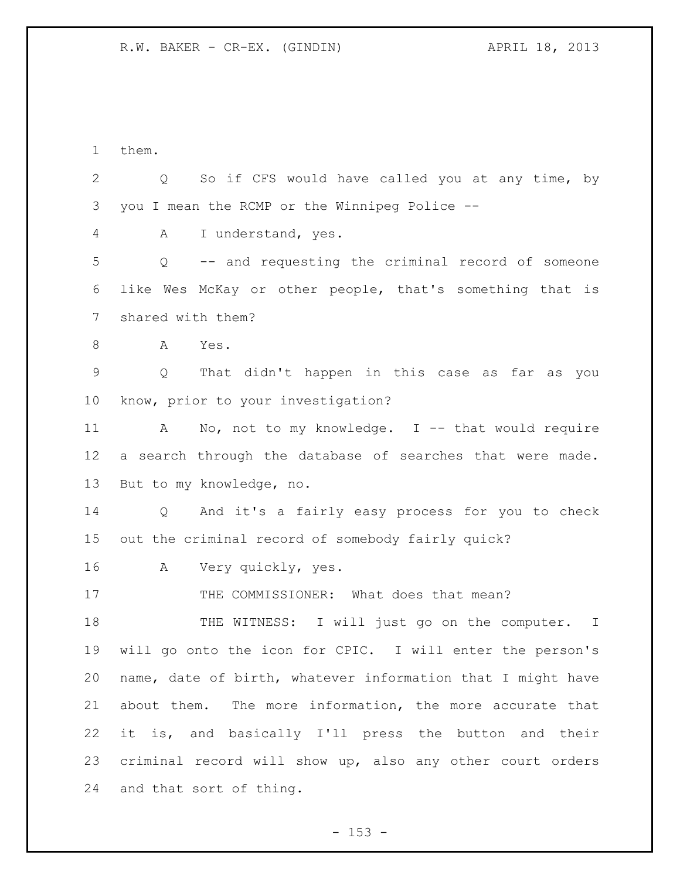them.

Q So if CFS would have called you at any time, by you I mean the RCMP or the Winnipeg Police --

A I understand, yes.

Q -- and requesting the criminal record of someone like Wes McKay or other people, that's something that is shared with them?

A Yes.

Q That didn't happen in this case as far as you know, prior to your investigation?

A No, not to my knowledge. I -- that would require a search through the database of searches that were made. But to my knowledge, no.

Q And it's a fairly easy process for you to check out the criminal record of somebody fairly quick?

A Very quickly, yes.

THE COMMISSIONER: What does that mean?

THE WITNESS: I will just go on the computer. I will go onto the icon for CPIC. I will enter the person's name, date of birth, whatever information that I might have about them. The more information, the more accurate that it is, and basically I'll press the button and their criminal record will show up, also any other court orders and that sort of thing.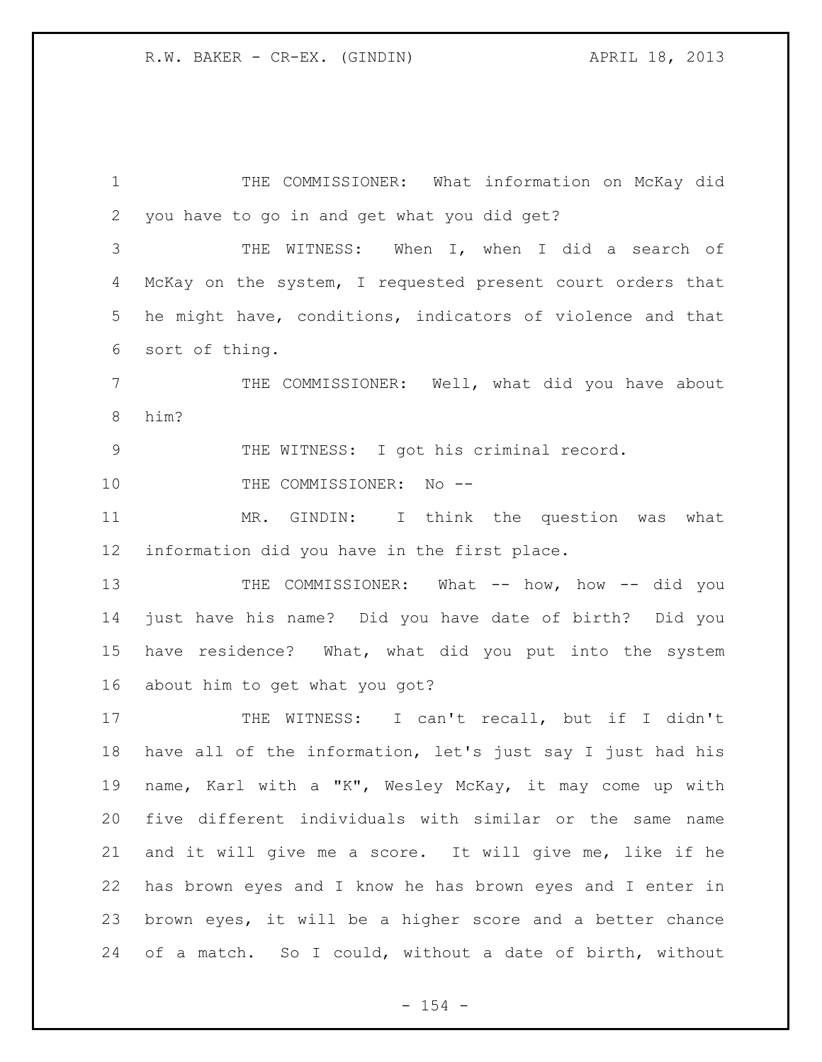THE COMMISSIONER: What information on McKay did you have to go in and get what you did get?

THE WITNESS: When I, when I did a search of McKay on the system, I requested present court orders that he might have, conditions, indicators of violence and that sort of thing.

THE COMMISSIONER: Well, what did you have about him?

THE WITNESS: I got his criminal record.

THE COMMISSIONER: No --

MR. GINDIN: I think the question was what information did you have in the first place.

THE COMMISSIONER: What -- how, how -- did you just have his name? Did you have date of birth? Did you have residence? What, what did you put into the system about him to get what you got?

THE WITNESS: I can't recall, but if I didn't have all of the information, let's just say I just had his name, Karl with a "K", Wesley McKay, it may come up with five different individuals with similar or the same name and it will give me a score. It will give me, like if he has brown eyes and I know he has brown eyes and I enter in brown eyes, it will be a higher score and a better chance of a match. So I could, without a date of birth, without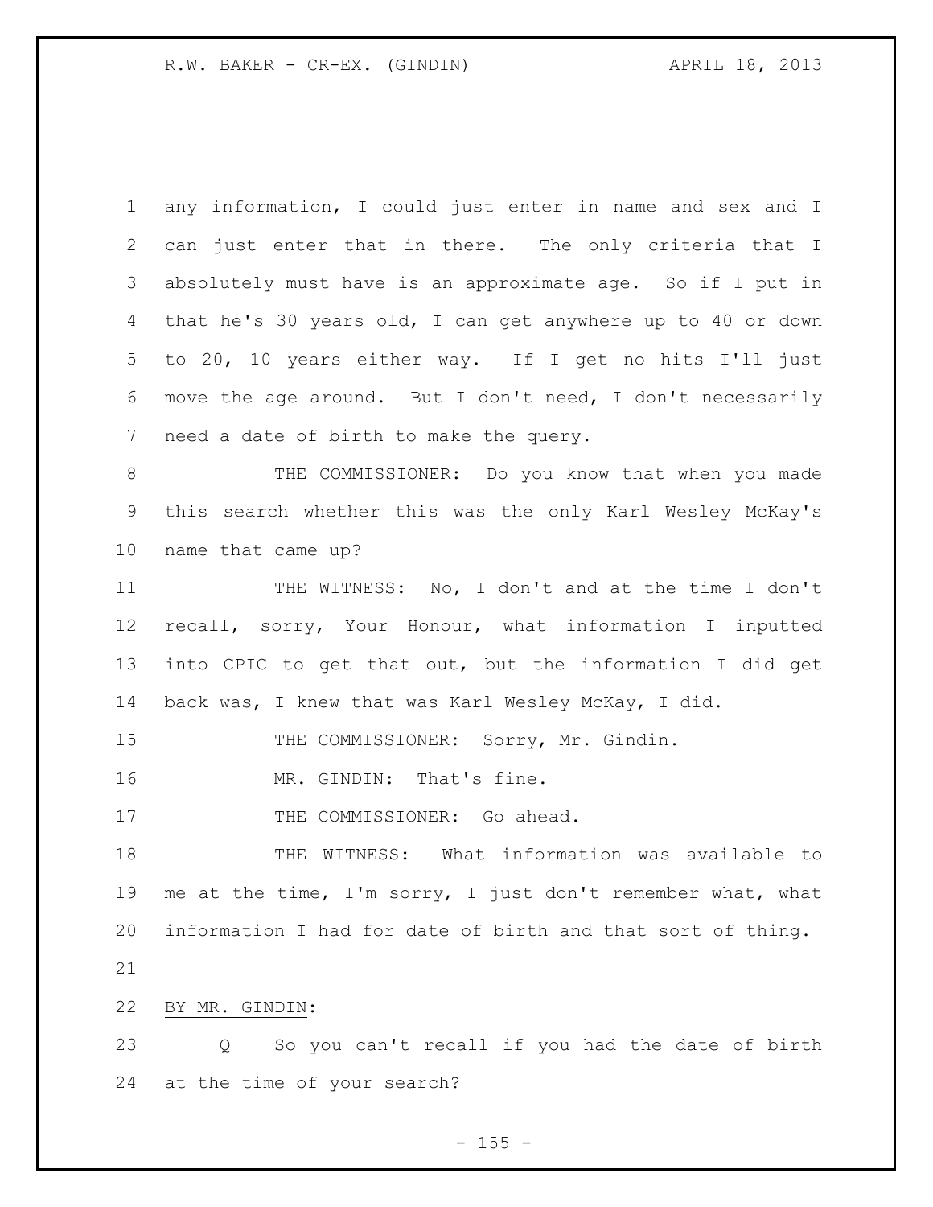any information, I could just enter in name and sex and I can just enter that in there. The only criteria that I absolutely must have is an approximate age. So if I put in that he's 30 years old, I can get anywhere up to 40 or down to 20, 10 years either way. If I get no hits I'll just move the age around. But I don't need, I don't necessarily need a date of birth to make the query.

THE COMMISSIONER: Do you know that when you made this search whether this was the only Karl Wesley McKay's name that came up?

THE WITNESS: No, I don't and at the time I don't recall, sorry, Your Honour, what information I inputted into CPIC to get that out, but the information I did get back was, I knew that was Karl Wesley McKay, I did.

THE COMMISSIONER: Sorry, Mr. Gindin.

MR. GINDIN: That's fine.

THE COMMISSIONER: Go ahead.

THE WITNESS: What information was available to me at the time, I'm sorry, I just don't remember what, what information I had for date of birth and that sort of thing.

BY MR. GINDIN:

Q So you can't recall if you had the date of birth at the time of your search?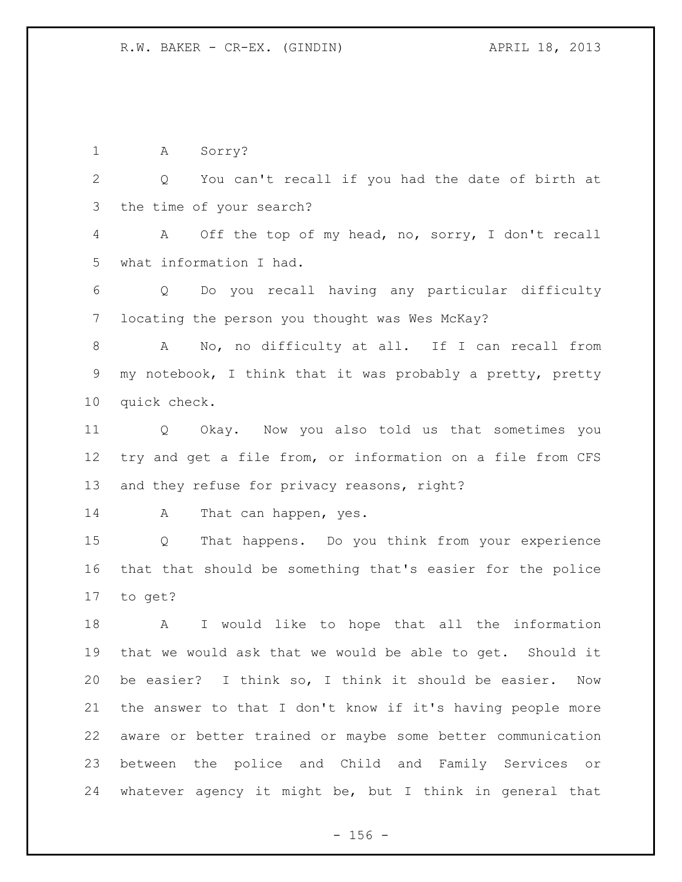A Sorry?

Q You can't recall if you had the date of birth at the time of your search?

A Off the top of my head, no, sorry, I don't recall what information I had.

Q Do you recall having any particular difficulty locating the person you thought was Wes McKay?

A No, no difficulty at all. If I can recall from my notebook, I think that it was probably a pretty, pretty quick check.

Q Okay. Now you also told us that sometimes you try and get a file from, or information on a file from CFS and they refuse for privacy reasons, right?

A That can happen, yes.

Q That happens. Do you think from your experience that that should be something that's easier for the police to get?

A I would like to hope that all the information that we would ask that we would be able to get. Should it be easier? I think so, I think it should be easier. Now the answer to that I don't know if it's having people more aware or better trained or maybe some better communication between the police and Child and Family Services or whatever agency it might be, but I think in general that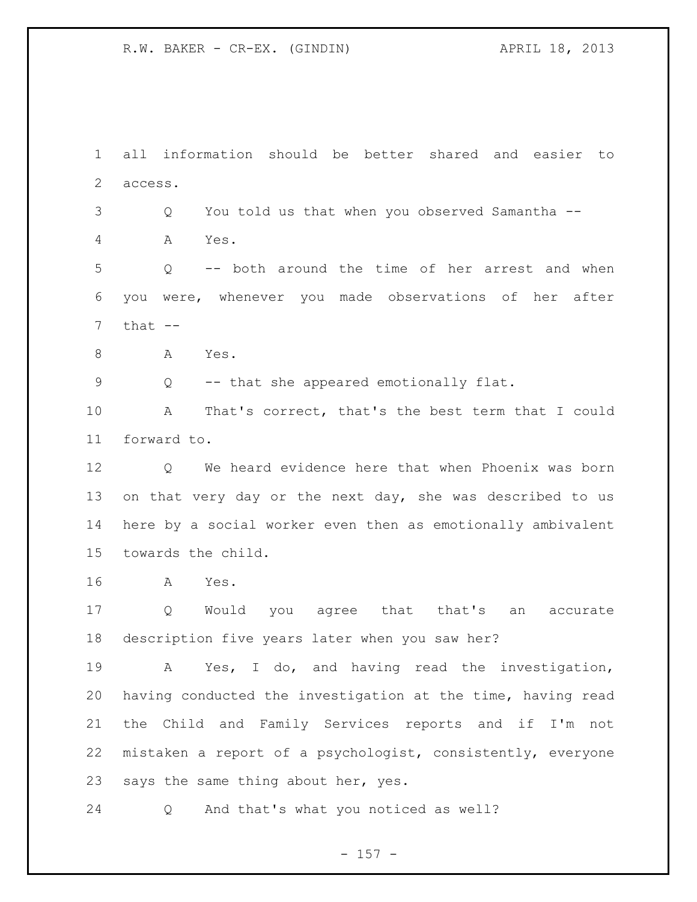all information should be better shared and easier to access.

Q You told us that when you observed Samantha --

A Yes.

Q -- both around the time of her arrest and when you were, whenever you made observations of her after that --

A Yes.

Q -- that she appeared emotionally flat.

A That's correct, that's the best term that I could forward to.

Q We heard evidence here that when Phoenix was born on that very day or the next day, she was described to us here by a social worker even then as emotionally ambivalent towards the child.

A Yes.

Q Would you agree that that's an accurate description five years later when you saw her?

A Yes, I do, and having read the investigation, having conducted the investigation at the time, having read the Child and Family Services reports and if I'm not mistaken a report of a psychologist, consistently, everyone says the same thing about her, yes.

Q And that's what you noticed as well?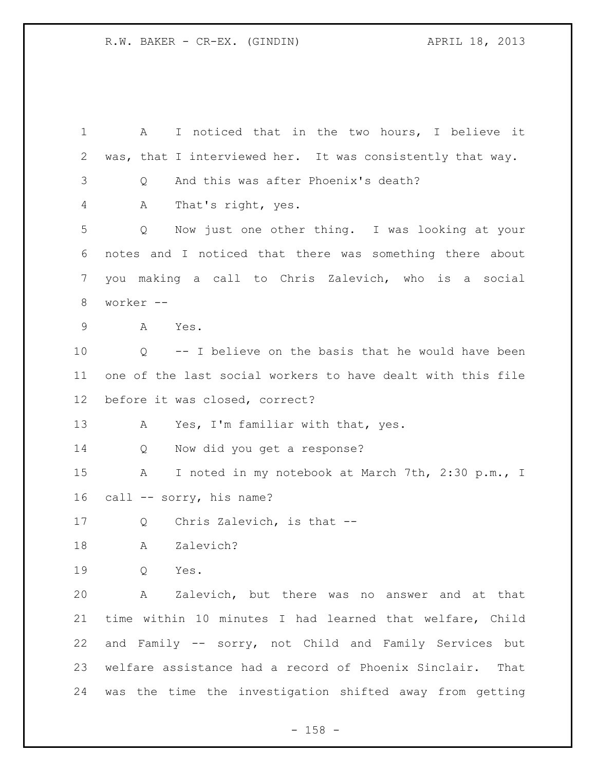A I noticed that in the two hours, I believe it was, that I interviewed her. It was consistently that way.

Q And this was after Phoenix's death?

A That's right, yes.

Q Now just one other thing. I was looking at your notes and I noticed that there was something there about you making a call to Chris Zalevich, who is a social worker --

A Yes.

Q -- I believe on the basis that he would have been one of the last social workers to have dealt with this file before it was closed, correct?

A Yes, I'm familiar with that, yes.

Q Now did you get a response?

A I noted in my notebook at March 7th, 2:30 p.m., I call -- sorry, his name?

Q Chris Zalevich, is that --

A Zalevich?

Q Yes.

A Zalevich, but there was no answer and at that time within 10 minutes I had learned that welfare, Child and Family -- sorry, not Child and Family Services but welfare assistance had a record of Phoenix Sinclair. That was the time the investigation shifted away from getting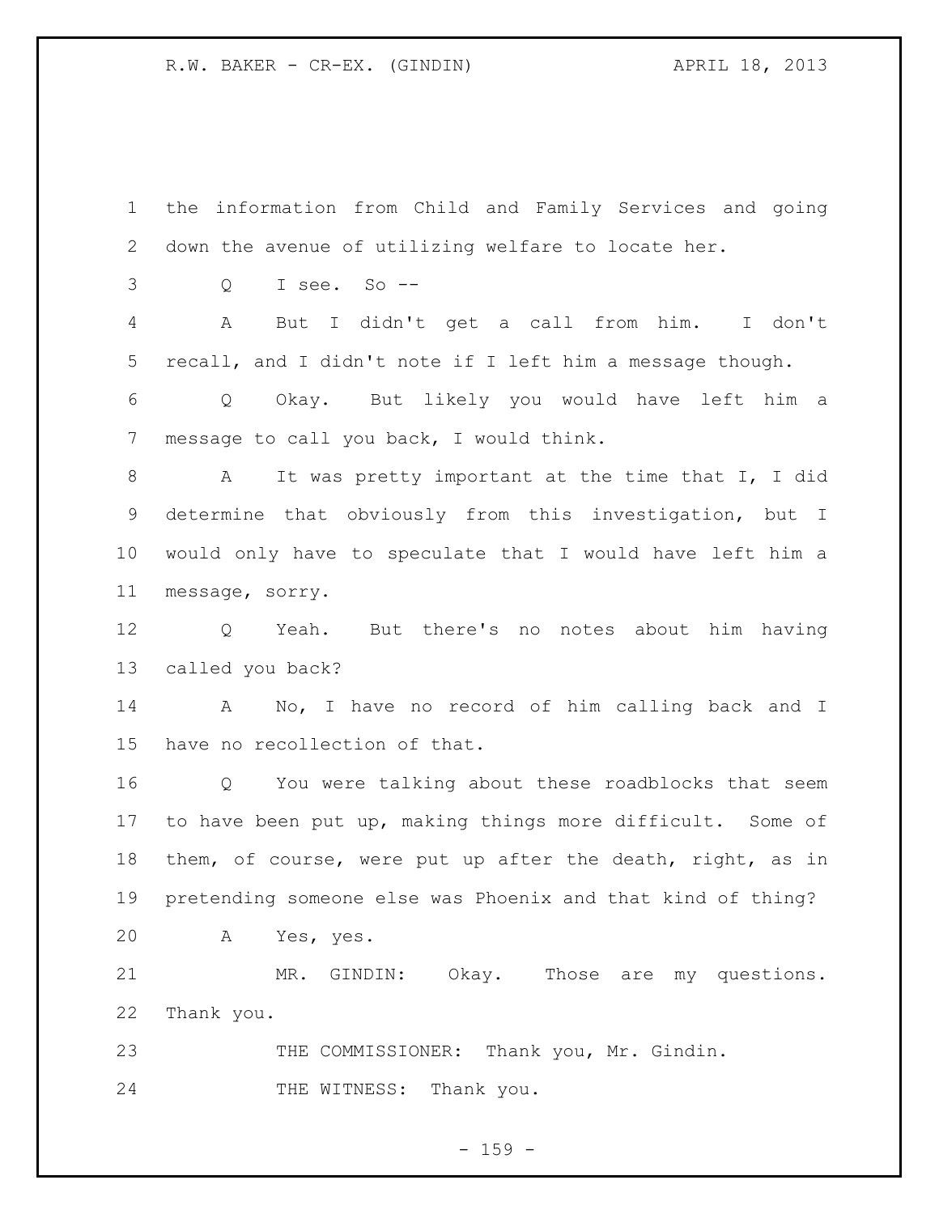the information from Child and Family Services and going down the avenue of utilizing welfare to locate her.

Q I see. So --

A But I didn't get a call from him. I don't recall, and I didn't note if I left him a message though.

Q Okay. But likely you would have left him a message to call you back, I would think.

A It was pretty important at the time that I, I did determine that obviously from this investigation, but I would only have to speculate that I would have left him a message, sorry.

Q Yeah. But there's no notes about him having called you back?

A No, I have no record of him calling back and I have no recollection of that.

Q You were talking about these roadblocks that seem to have been put up, making things more difficult. Some of them, of course, were put up after the death, right, as in pretending someone else was Phoenix and that kind of thing?

A Yes, yes.

MR. GINDIN: Okay. Those are my questions. Thank you.

THE COMMISSIONER: Thank you, Mr. Gindin.

THE WITNESS: Thank you.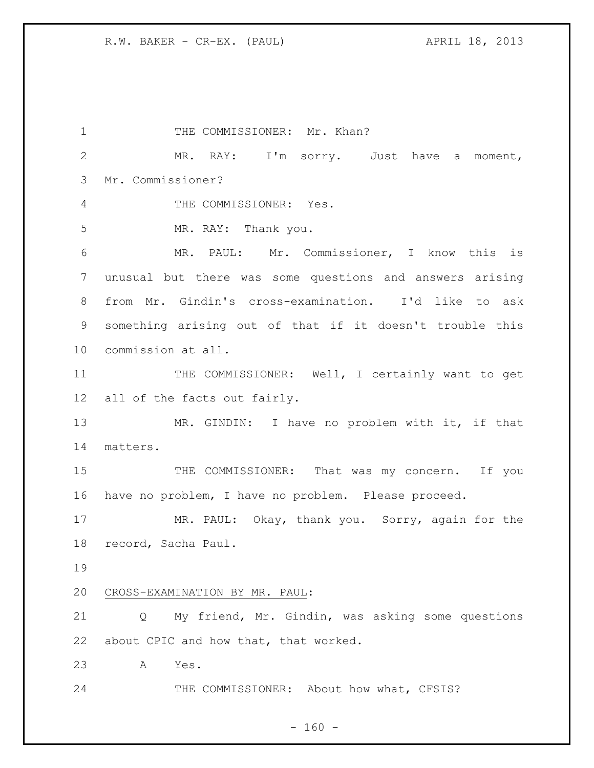THE COMMISSIONER: Mr. Khan?

MR. RAY: I'm sorry. Just have a moment, Mr. Commissioner?

THE COMMISSIONER: Yes.

MR. RAY: Thank you.

MR. PAUL: Mr. Commissioner, I know this is unusual but there was some questions and answers arising from Mr. Gindin's cross-examination. I'd like to ask something arising out of that if it doesn't trouble this commission at all.

THE COMMISSIONER: Well, I certainly want to get all of the facts out fairly.

MR. GINDIN: I have no problem with it, if that matters.

THE COMMISSIONER: That was my concern. If you have no problem, I have no problem. Please proceed.

MR. PAUL: Okay, thank you. Sorry, again for the record, Sacha Paul.

CROSS-EXAMINATION BY MR. PAUL:

Q My friend, Mr. Gindin, was asking some questions about CPIC and how that, that worked.

A Yes.

THE COMMISSIONER: About how what, CFSIS?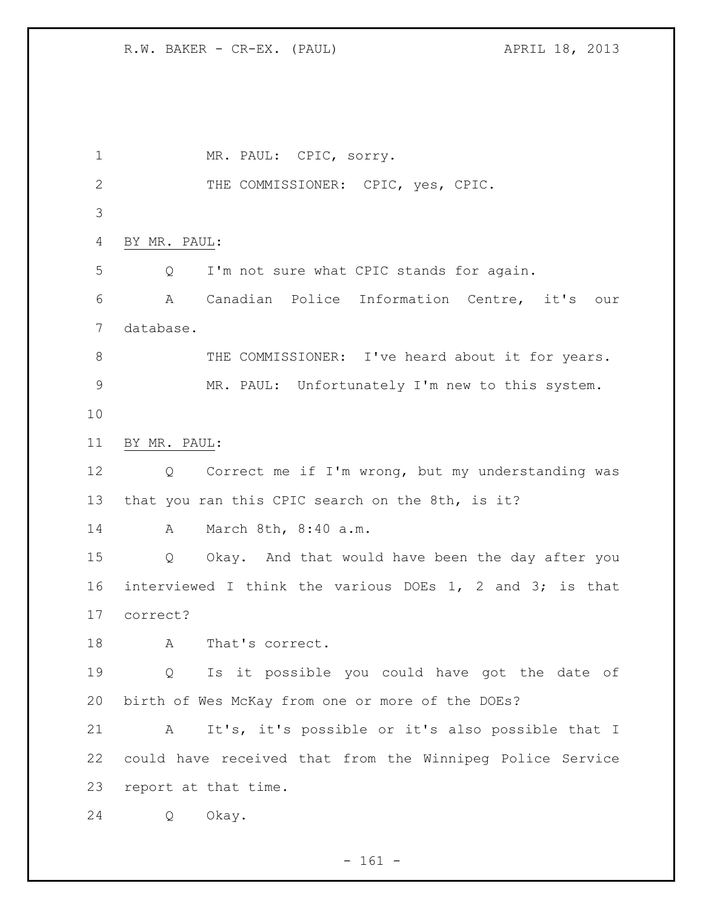MR. PAUL: CPIC, sorry.

THE COMMISSIONER: CPIC, yes, CPIC.

BY MR. PAUL:

Q I'm not sure what CPIC stands for again.

A Canadian Police Information Centre, it's our database.

THE COMMISSIONER: I've heard about it for years.

MR. PAUL: Unfortunately I'm new to this system.

BY MR. PAUL:

Q Correct me if I'm wrong, but my understanding was that you ran this CPIC search on the 8th, is it?

A March 8th, 8:40 a.m.

Q Okay. And that would have been the day after you interviewed I think the various DOEs 1, 2 and 3; is that correct?

A That's correct.

Q Is it possible you could have got the date of birth of Wes McKay from one or more of the DOEs?

A It's, it's possible or it's also possible that I could have received that from the Winnipeg Police Service report at that time.

Q Okay.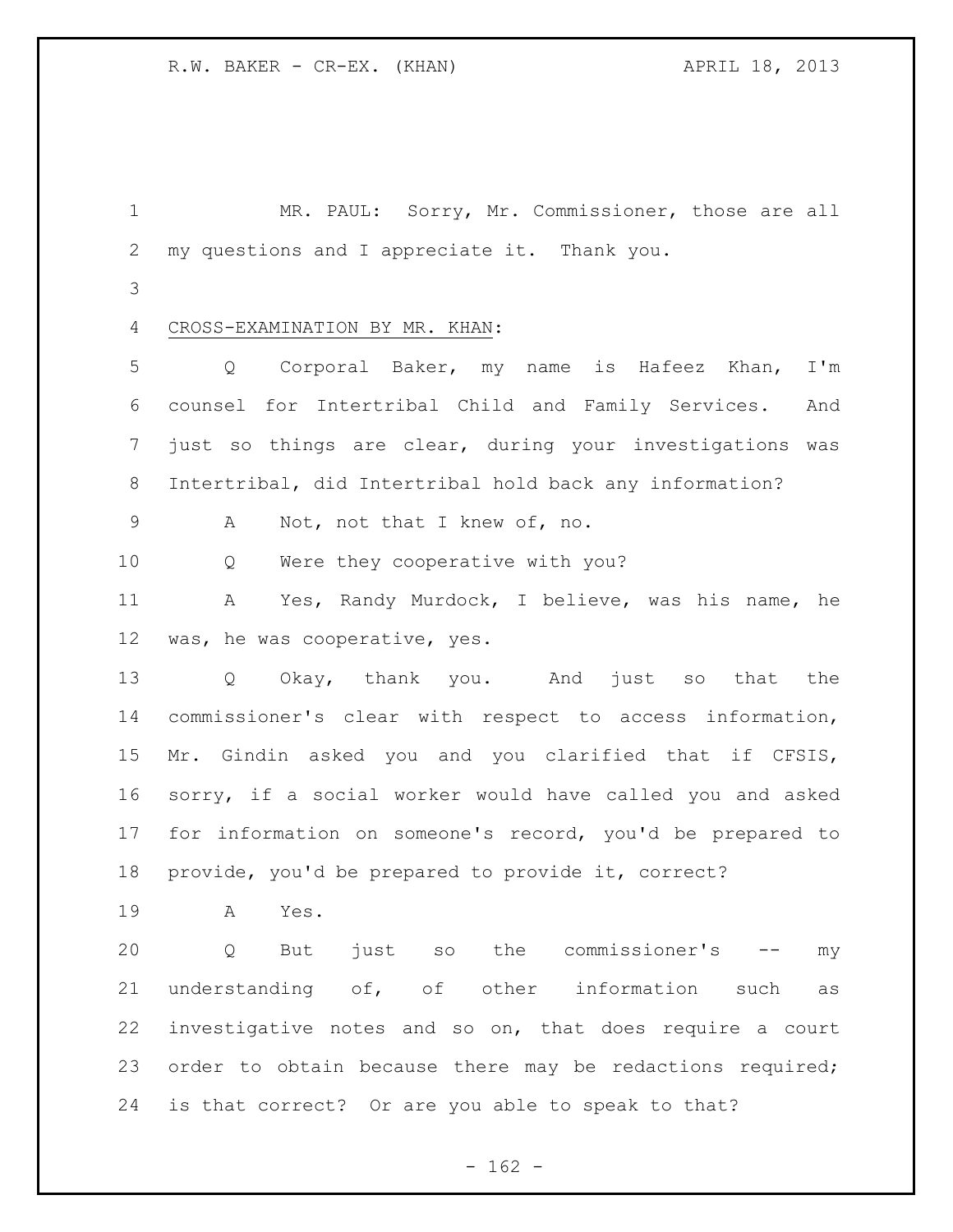MR. PAUL: Sorry, Mr. Commissioner, those are all my questions and I appreciate it. Thank you.

CROSS-EXAMINATION BY MR. KHAN:

Q Corporal Baker, my name is Hafeez Khan, I'm counsel for Intertribal Child and Family Services. And just so things are clear, during your investigations was Intertribal, did Intertribal hold back any information?

A Not, not that I knew of, no.

Q Were they cooperative with you?

A Yes, Randy Murdock, I believe, was his name, he was, he was cooperative, yes.

Q Okay, thank you. And just so that the commissioner's clear with respect to access information, Mr. Gindin asked you and you clarified that if CFSIS, sorry, if a social worker would have called you and asked for information on someone's record, you'd be prepared to provide, you'd be prepared to provide it, correct?

A Yes.

Q But just so the commissioner's -- my understanding of, of other information such as investigative notes and so on, that does require a court order to obtain because there may be redactions required; is that correct? Or are you able to speak to that?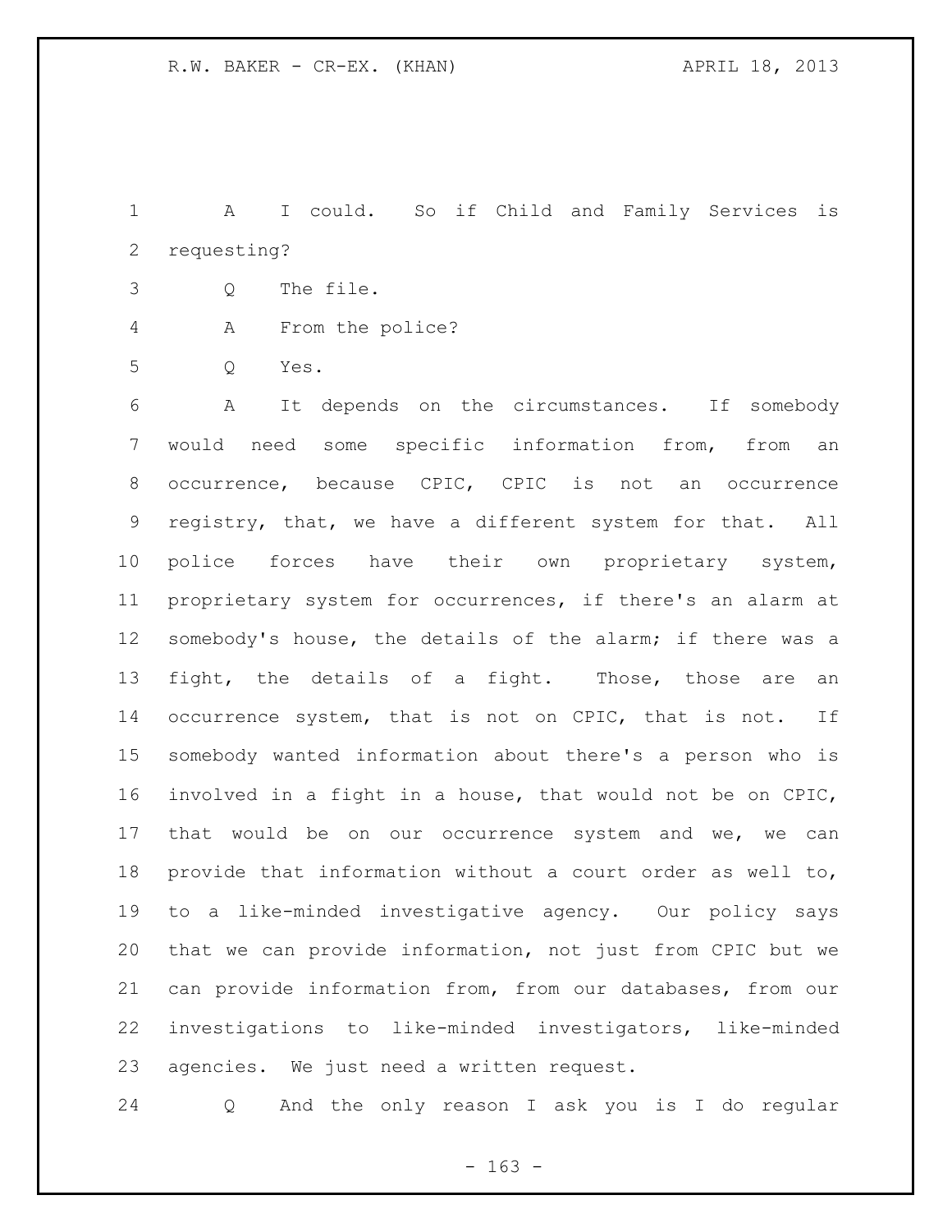A I could. So if Child and Family Services is requesting?

Q The file.

A From the police?

Q Yes.

A It depends on the circumstances. If somebody would need some specific information from, from an occurrence, because CPIC, CPIC is not an occurrence registry, that, we have a different system for that. All police forces have their own proprietary system, proprietary system for occurrences, if there's an alarm at somebody's house, the details of the alarm; if there was a fight, the details of a fight. Those, those are an occurrence system, that is not on CPIC, that is not. If somebody wanted information about there's a person who is involved in a fight in a house, that would not be on CPIC, that would be on our occurrence system and we, we can provide that information without a court order as well to, to a like-minded investigative agency. Our policy says that we can provide information, not just from CPIC but we can provide information from, from our databases, from our investigations to like-minded investigators, like-minded agencies. We just need a written request.

Q And the only reason I ask you is I do regular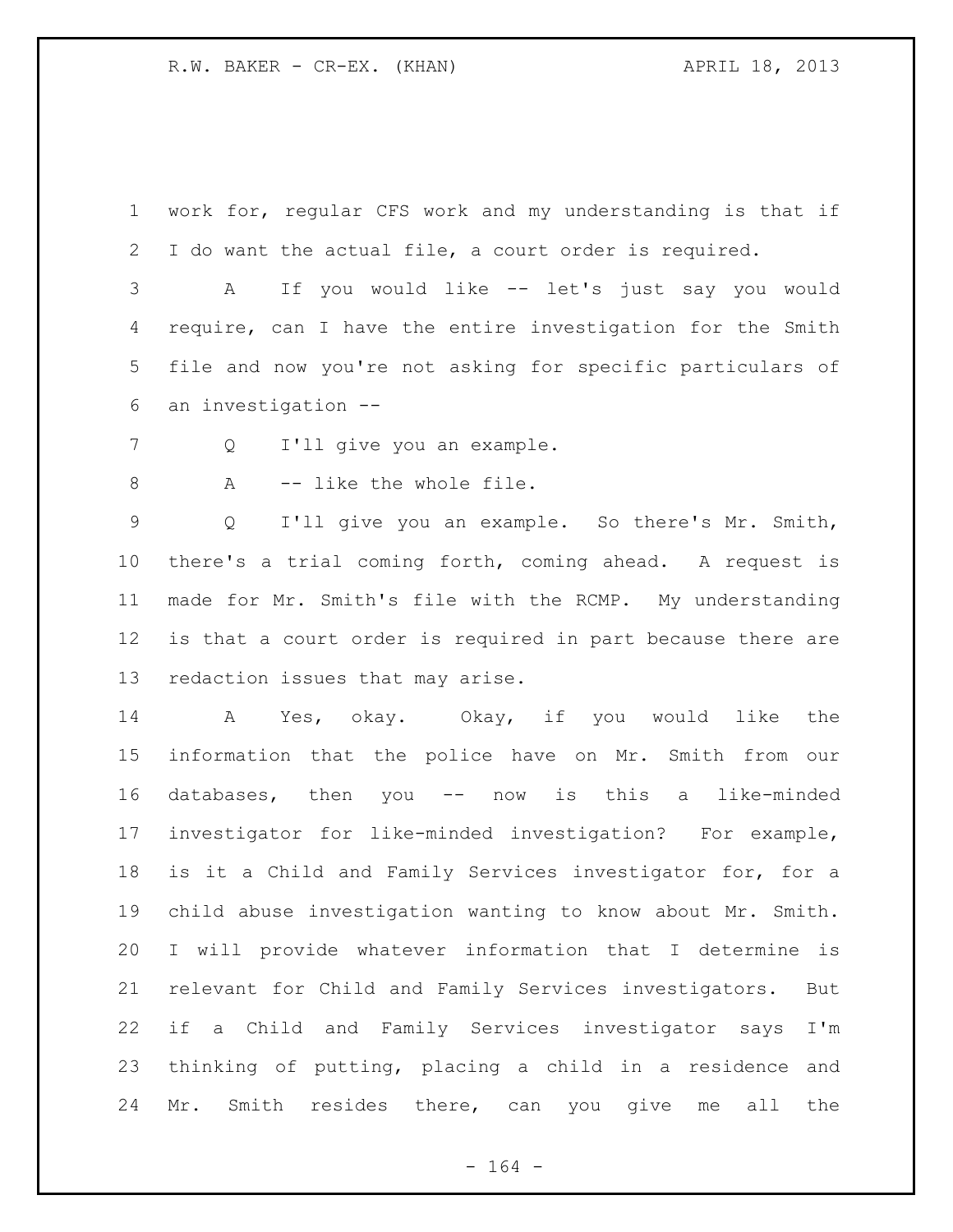work for, regular CFS work and my understanding is that if I do want the actual file, a court order is required.

A If you would like -- let's just say you would require, can I have the entire investigation for the Smith file and now you're not asking for specific particulars of an investigation --

Q I'll give you an example.

A -- like the whole file.

Q I'll give you an example. So there's Mr. Smith, there's a trial coming forth, coming ahead. A request is made for Mr. Smith's file with the RCMP. My understanding is that a court order is required in part because there are redaction issues that may arise.

A Yes, okay. Okay, if you would like the information that the police have on Mr. Smith from our databases, then you -- now is this a like-minded investigator for like-minded investigation? For example, is it a Child and Family Services investigator for, for a child abuse investigation wanting to know about Mr. Smith. I will provide whatever information that I determine is relevant for Child and Family Services investigators. But if a Child and Family Services investigator says I'm thinking of putting, placing a child in a residence and Mr. Smith resides there, can you give me all the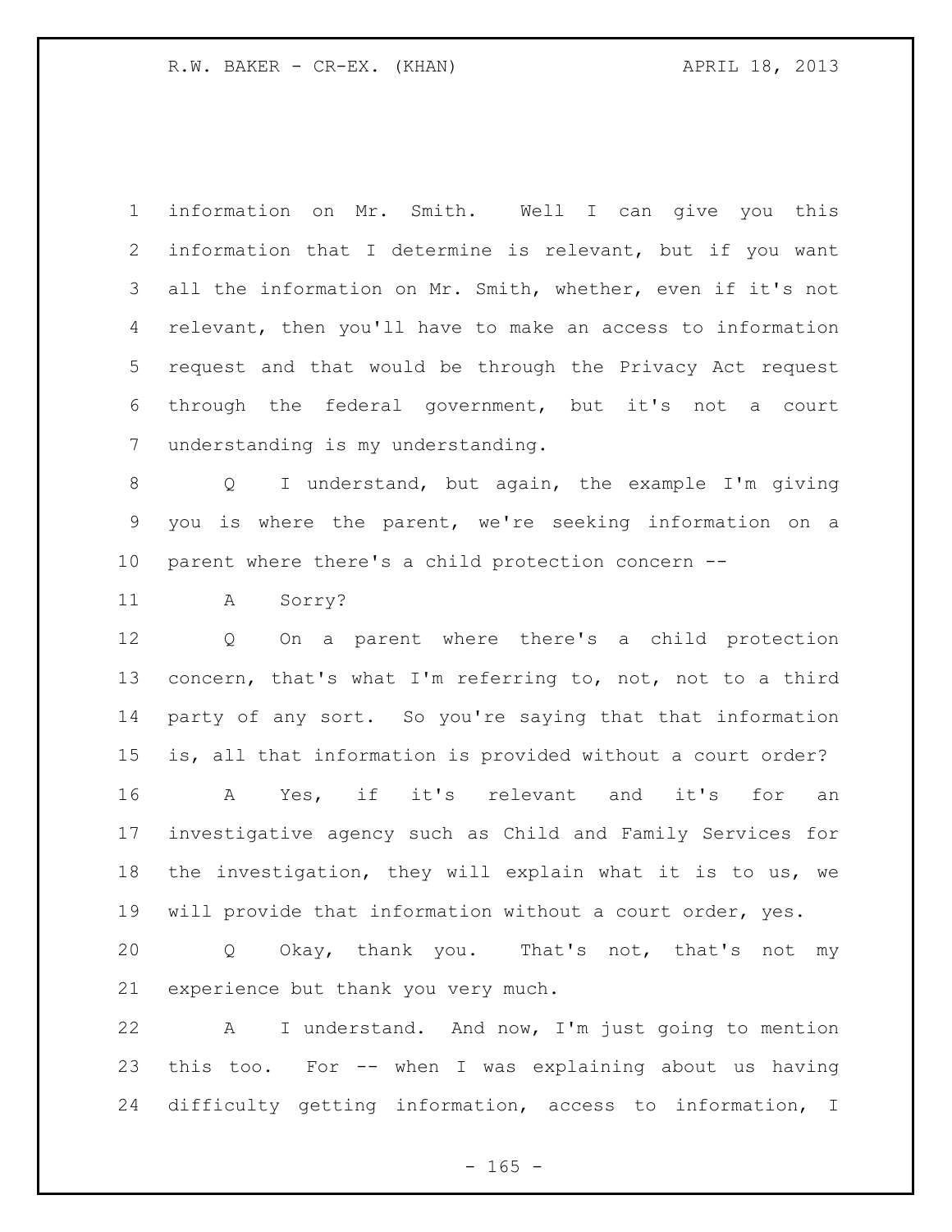information on Mr. Smith. Well I can give you this information that I determine is relevant, but if you want all the information on Mr. Smith, whether, even if it's not relevant, then you'll have to make an access to information request and that would be through the Privacy Act request through the federal government, but it's not a court understanding is my understanding.

Q I understand, but again, the example I'm giving you is where the parent, we're seeking information on a parent where there's a child protection concern --

A Sorry?

Q On a parent where there's a child protection concern, that's what I'm referring to, not, not to a third party of any sort. So you're saying that that information is, all that information is provided without a court order?

A Yes, if it's relevant and it's for an investigative agency such as Child and Family Services for the investigation, they will explain what it is to us, we will provide that information without a court order, yes.

Q Okay, thank you. That's not, that's not my experience but thank you very much.

A I understand. And now, I'm just going to mention this too. For -- when I was explaining about us having difficulty getting information, access to information, I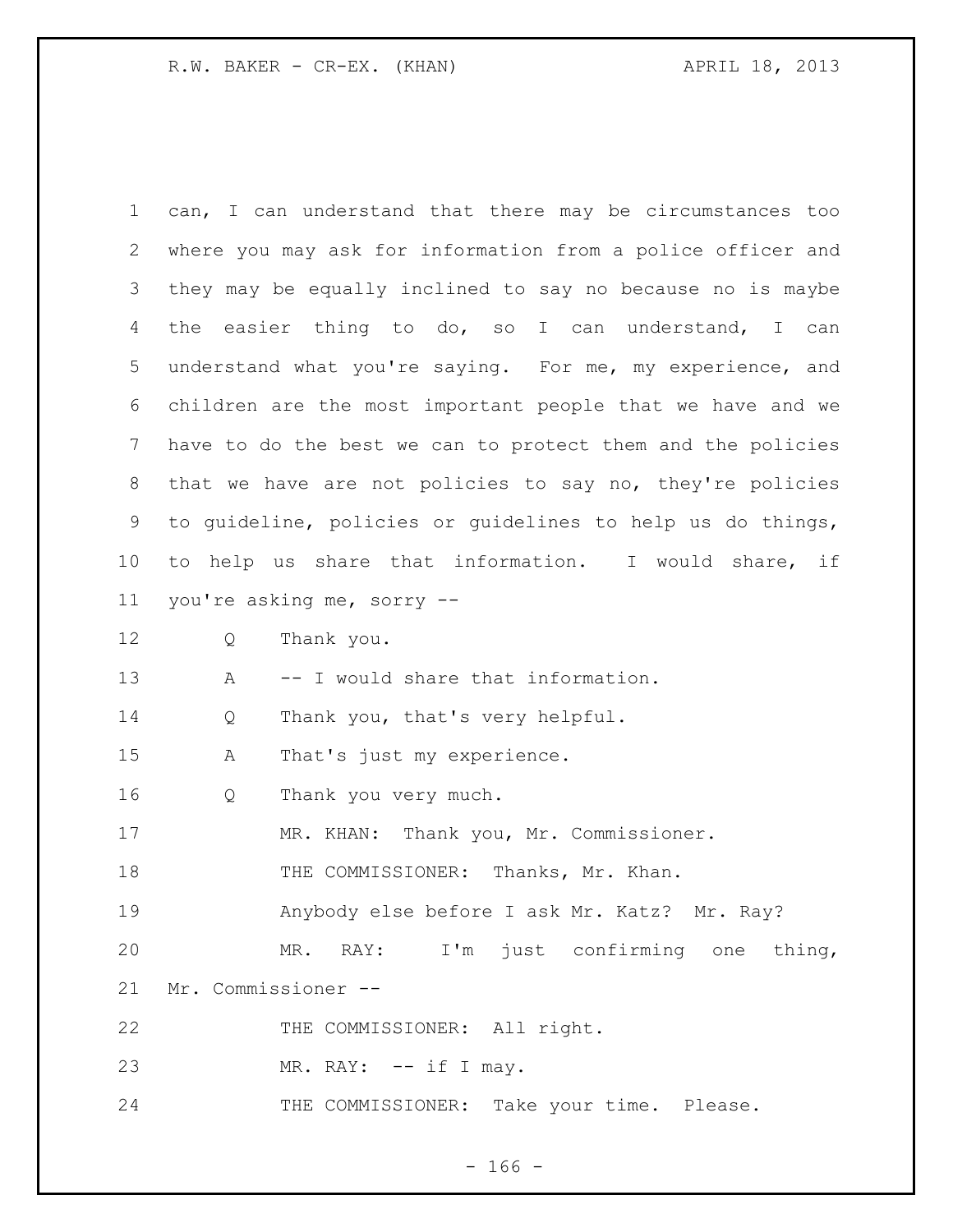can, I can understand that there may be circumstances too where you may ask for information from a police officer and they may be equally inclined to say no because no is maybe the easier thing to do, so I can understand, I can understand what you're saying. For me, my experience, and children are the most important people that we have and we have to do the best we can to protect them and the policies that we have are not policies to say no, they're policies to guideline, policies or guidelines to help us do things, to help us share that information. I would share, if you're asking me, sorry --

Q Thank you.

A -- I would share that information.

Q Thank you, that's very helpful.

A That's just my experience.

Q Thank you very much.

MR. KHAN: Thank you, Mr. Commissioner.

THE COMMISSIONER: Thanks, Mr. Khan.

Anybody else before I ask Mr. Katz? Mr. Ray?

MR. RAY: I'm just confirming one thing, Mr. Commissioner --

THE COMMISSIONER: All right.

MR. RAY: -- if I may.

THE COMMISSIONER: Take your time. Please.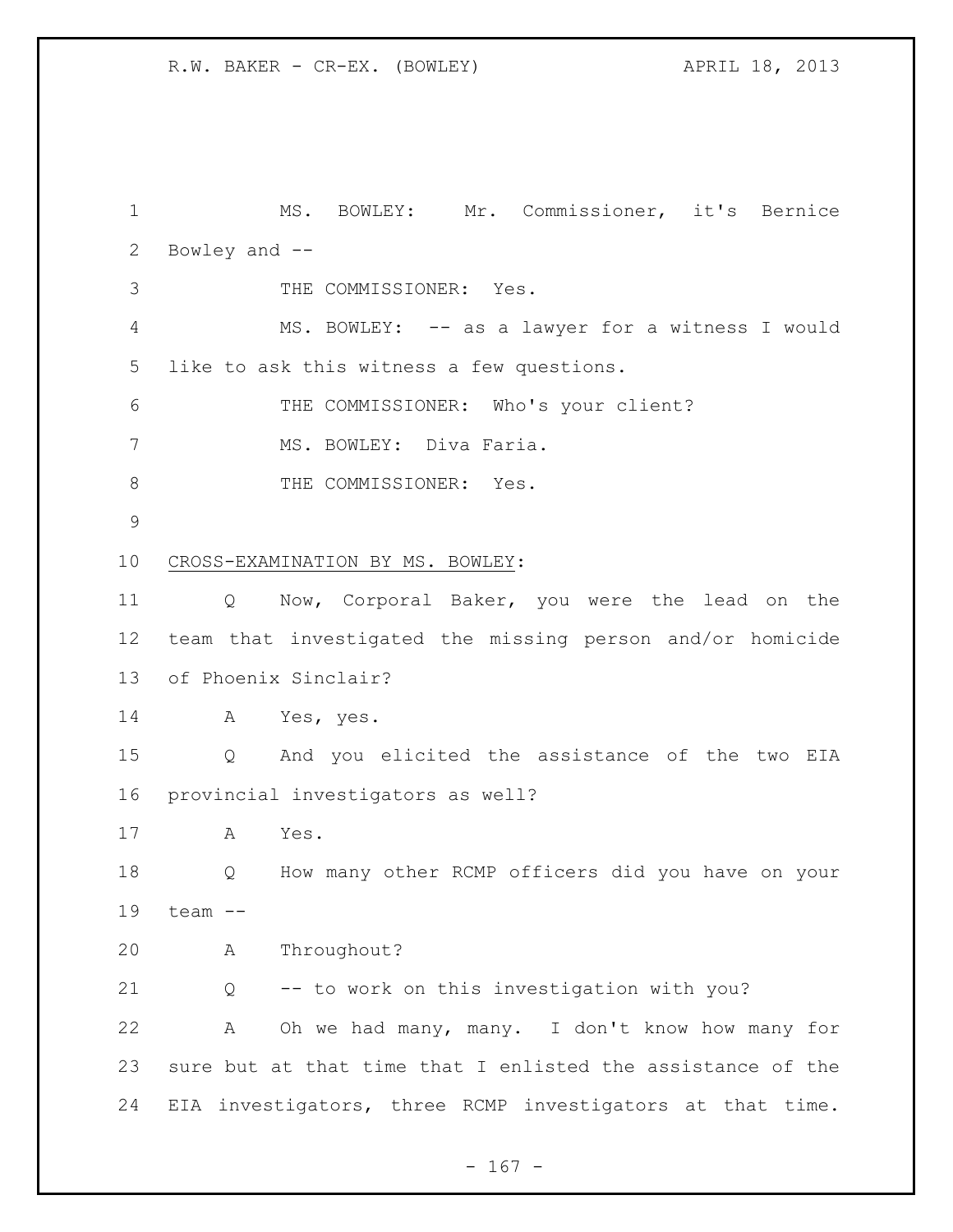MS. BOWLEY: Mr. Commissioner, it's Bernice Bowley and --

THE COMMISSIONER: Yes.

MS. BOWLEY: -- as a lawyer for a witness I would like to ask this witness a few questions.

THE COMMISSIONER: Who's your client?

MS. BOWLEY: Diva Faria.

THE COMMISSIONER: Yes.

CROSS-EXAMINATION BY MS. BOWLEY:

Q Now, Corporal Baker, you were the lead on the team that investigated the missing person and/or homicide of Phoenix Sinclair?

A Yes, yes.

Q And you elicited the assistance of the two EIA provincial investigators as well?

A Yes.

Q How many other RCMP officers did you have on your team --

A Throughout?

Q -- to work on this investigation with you?

A Oh we had many, many. I don't know how many for sure but at that time that I enlisted the assistance of the EIA investigators, three RCMP investigators at that time.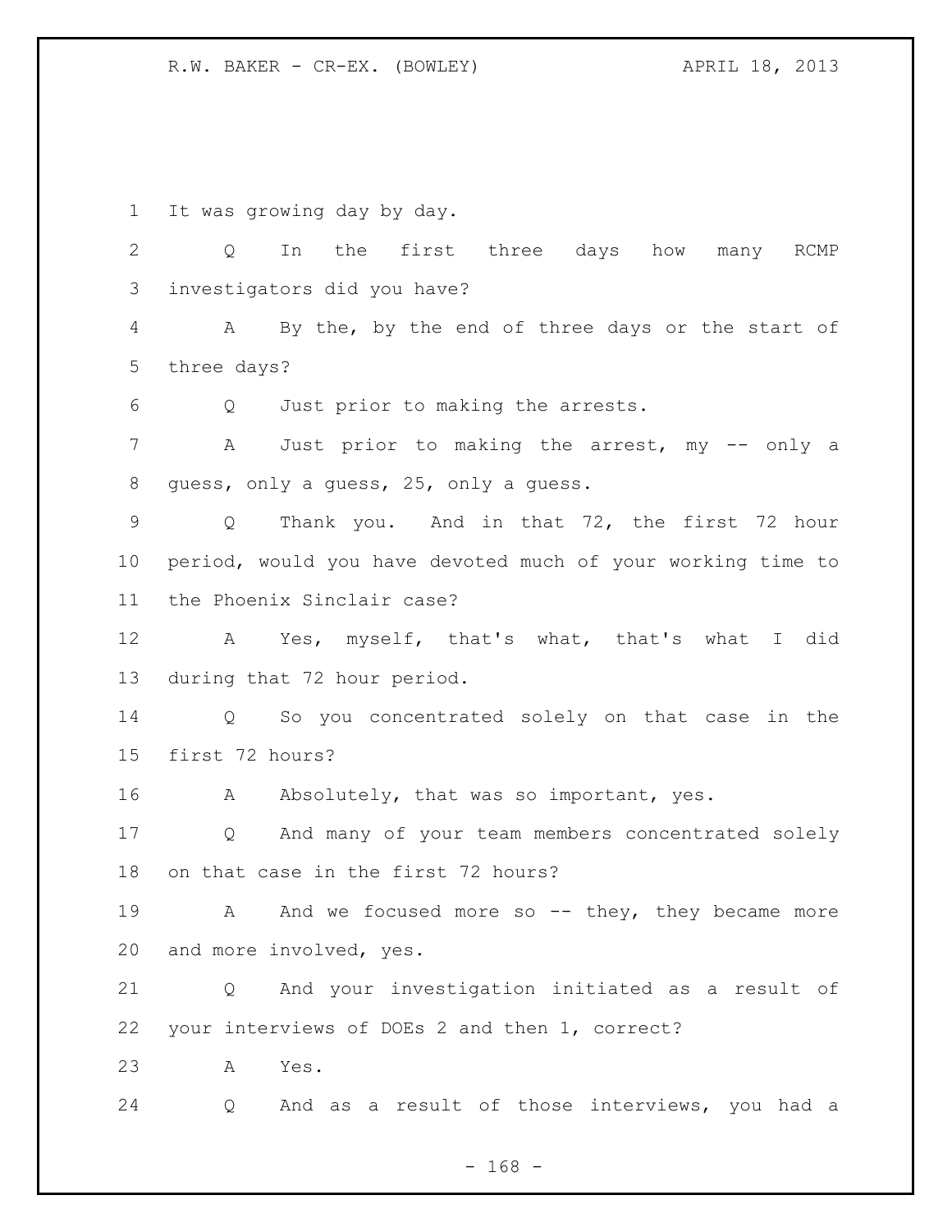It was growing day by day.

Q In the first three days how many RCMP investigators did you have?

A By the, by the end of three days or the start of three days?

Q Just prior to making the arrests.

A Just prior to making the arrest, my -- only a guess, only a guess, 25, only a guess.

Q Thank you. And in that 72, the first 72 hour period, would you have devoted much of your working time to the Phoenix Sinclair case?

A Yes, myself, that's what, that's what I did during that 72 hour period.

Q So you concentrated solely on that case in the first 72 hours?

A Absolutely, that was so important, yes.

Q And many of your team members concentrated solely on that case in the first 72 hours?

A And we focused more so -- they, they became more and more involved, yes.

Q And your investigation initiated as a result of your interviews of DOEs 2 and then 1, correct?

A Yes.

Q And as a result of those interviews, you had a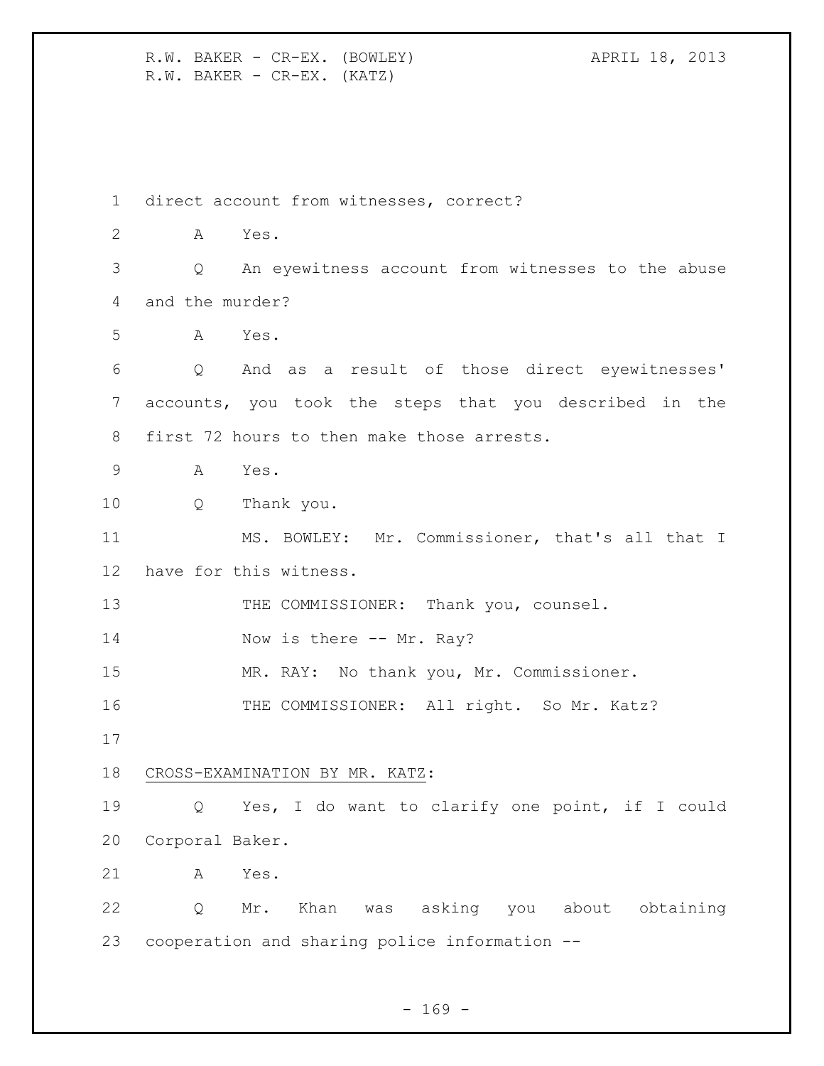direct account from witnesses, correct?

A Yes.

Q An eyewitness account from witnesses to the abuse and the murder?

A Yes.

Q And as a result of those direct eyewitnesses' accounts, you took the steps that you described in the first 72 hours to then make those arrests.

A Yes.

Q Thank you.

MS. BOWLEY: Mr. Commissioner, that's all that I have for this witness.

THE COMMISSIONER: Thank you, counsel.

Now is there -- Mr. Ray?

MR. RAY: No thank you, Mr. Commissioner.

THE COMMISSIONER: All right. So Mr. Katz?

CROSS-EXAMINATION BY MR. KATZ:

Q Yes, I do want to clarify one point, if I could Corporal Baker.

A Yes.

Q Mr. Khan was asking you about obtaining cooperation and sharing police information --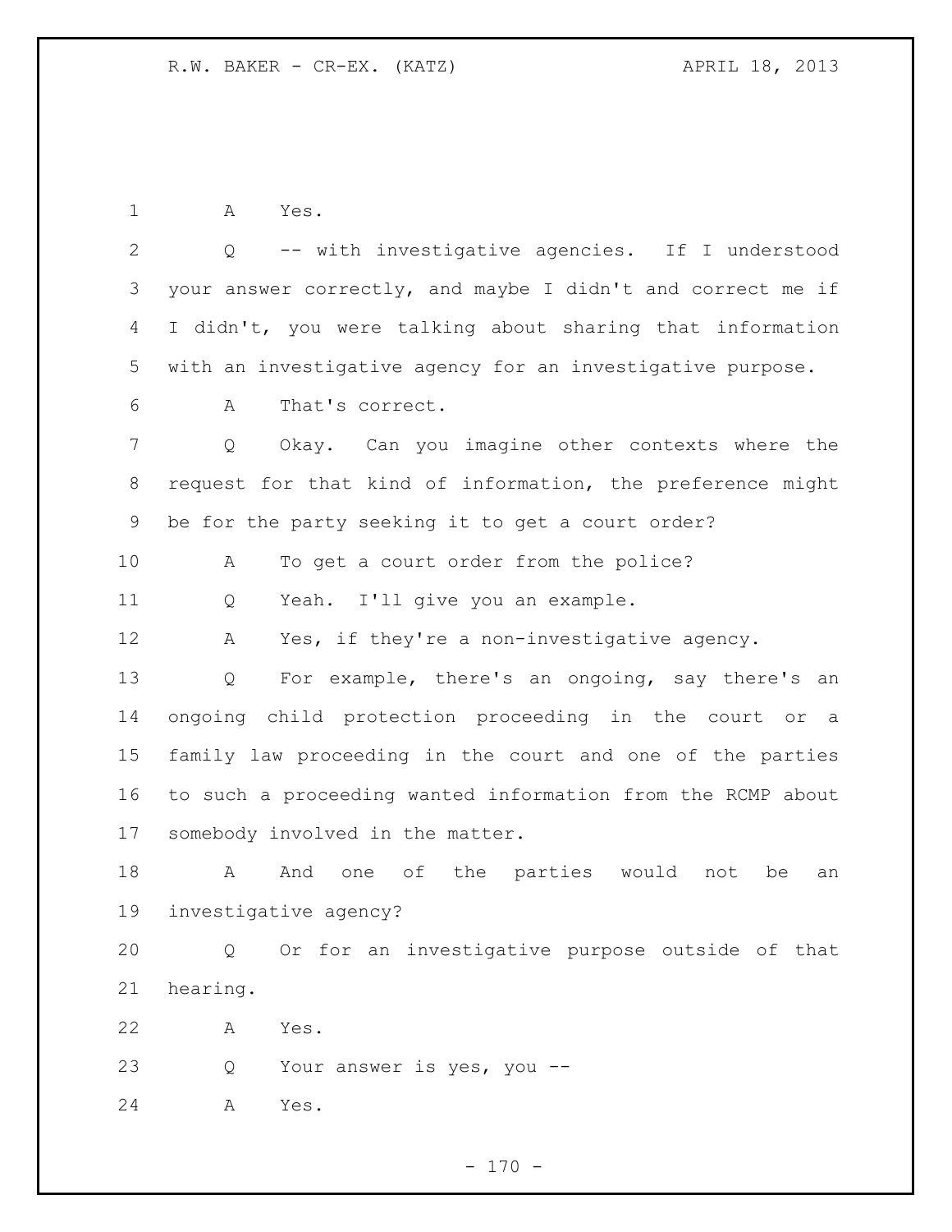1 A Yes.

2 Q -- with investigative agencies. If I understood
3 your answer correctly, and maybe I didn't and correct me if
4 I didn't, you were talking about sharing that information
5 with an investigative agency for an investigative purpose.

6 A That's correct.

7 Q Okay. Can you imagine other contexts where the
8 request for that kind of information, the preference might
9 be for the party seeking it to get a court order?

10 A To get a court order from the police?

11 Q Yeah. I'll give you an example.

12 A Yes, if they're a non-investigative agency.

13 Q For example, there's an ongoing, say there's an
14 ongoing child protection proceeding in the court or a
15 family law proceeding in the court and one of the parties
16 to such a proceeding wanted information from the RCMP about
17 somebody involved in the matter.

18 A And one of the parties would not be an
19 investigative agency?

20 Q Or for an investigative purpose outside of that
21 hearing.

22 A Yes.

23 Q Your answer is yes, you --

24 A Yes.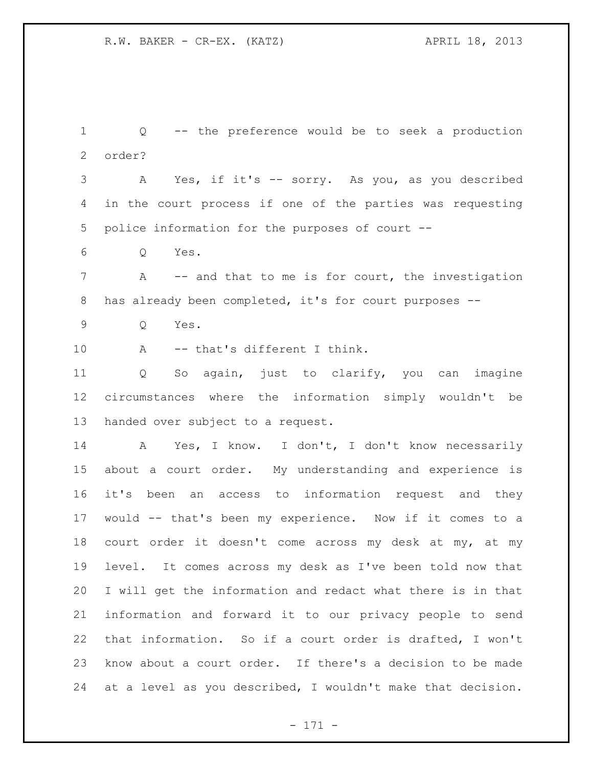Q -- the preference would be to seek a production order?

A Yes, if it's -- sorry. As you, as you described in the court process if one of the parties was requesting police information for the purposes of court --

Q Yes.

A -- and that to me is for court, the investigation has already been completed, it's for court purposes --

Q Yes.

A -- that's different I think.

Q So again, just to clarify, you can imagine circumstances where the information simply wouldn't be handed over subject to a request.

A Yes, I know. I don't, I don't know necessarily about a court order. My understanding and experience is it's been an access to information request and they would -- that's been my experience. Now if it comes to a court order it doesn't come across my desk at my, at my level. It comes across my desk as I've been told now that I will get the information and redact what there is in that information and forward it to our privacy people to send that information. So if a court order is drafted, I won't know about a court order. If there's a decision to be made at a level as you described, I wouldn't make that decision.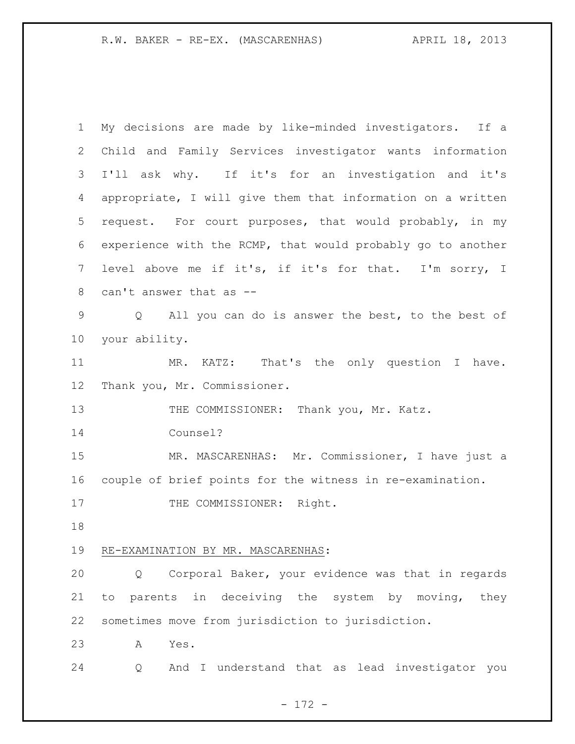My decisions are made by like-minded investigators. If a Child and Family Services investigator wants information I'll ask why. If it's for an investigation and it's appropriate, I will give them that information on a written request. For court purposes, that would probably, in my experience with the RCMP, that would probably go to another level above me if it's, if it's for that. I'm sorry, I can't answer that as --

Q All you can do is answer the best, to the best of your ability.

MR. KATZ: That's the only question I have. Thank you, Mr. Commissioner.

THE COMMISSIONER: Thank you, Mr. Katz.

Counsel?

MR. MASCARENHAS: Mr. Commissioner, I have just a couple of brief points for the witness in re-examination.

THE COMMISSIONER: Right.

RE-EXAMINATION BY MR. MASCARENHAS:

Q Corporal Baker, your evidence was that in regards to parents in deceiving the system by moving, they sometimes move from jurisdiction to jurisdiction.

A Yes.

Q And I understand that as lead investigator you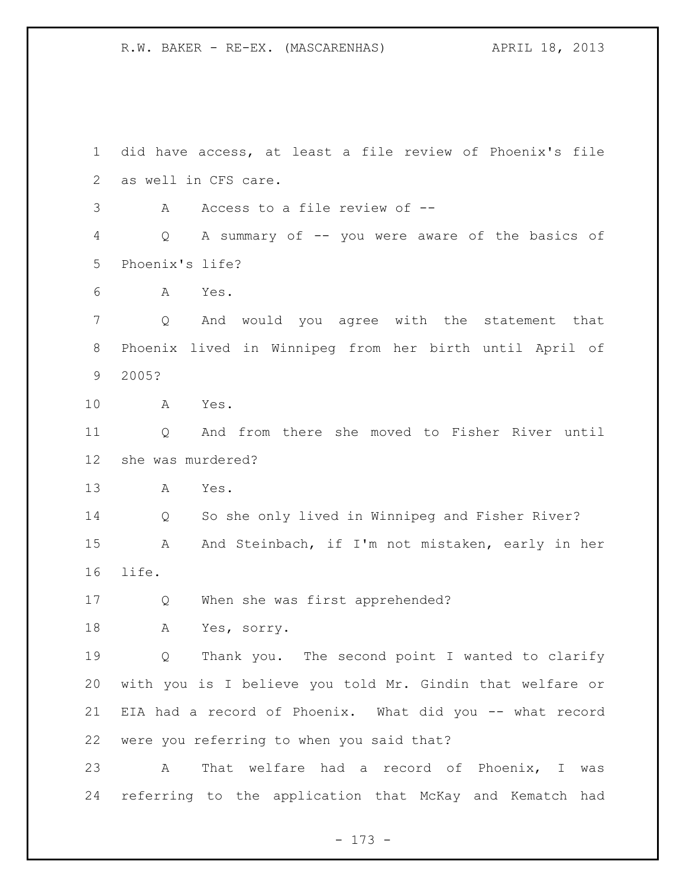did have access, at least a file review of Phoenix's file as well in CFS care.

A Access to a file review of --

Q A summary of -- you were aware of the basics of Phoenix's life?

A Yes.

Q And would you agree with the statement that Phoenix lived in Winnipeg from her birth until April of 2005?

A Yes.

Q And from there she moved to Fisher River until she was murdered?

A Yes.

Q So she only lived in Winnipeg and Fisher River?

A And Steinbach, if I'm not mistaken, early in her life.

Q When she was first apprehended?

A Yes, sorry.

Q Thank you. The second point I wanted to clarify with you is I believe you told Mr. Gindin that welfare or EIA had a record of Phoenix. What did you -- what record were you referring to when you said that?

A That welfare had a record of Phoenix, I was referring to the application that McKay and Kematch had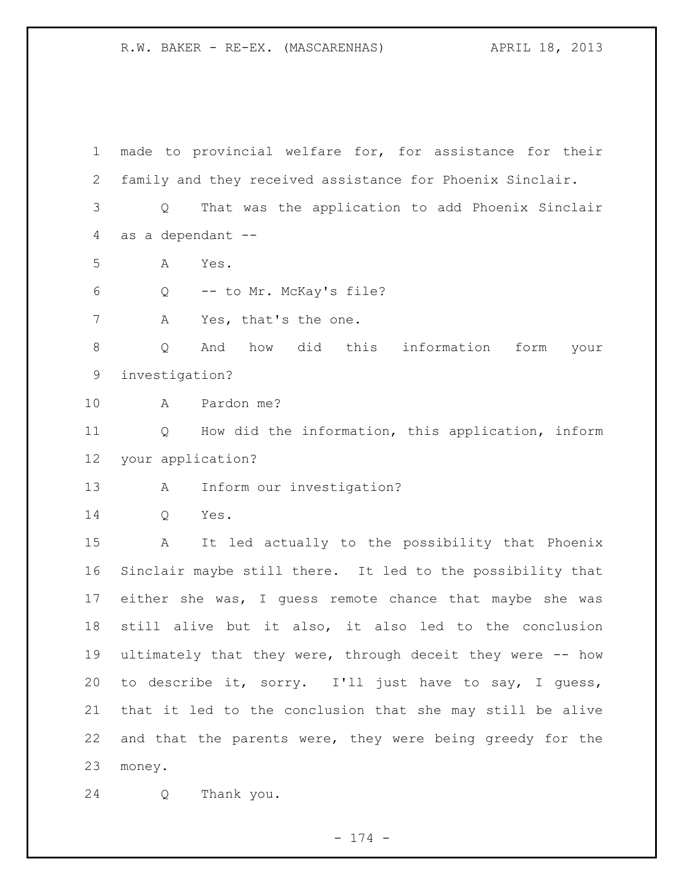made to provincial welfare for, for assistance for their family and they received assistance for Phoenix Sinclair.

Q That was the application to add Phoenix Sinclair as a dependant --

A Yes.

Q -- to Mr. McKay's file?

A Yes, that's the one.

Q And how did this information form your investigation?

A Pardon me?

Q How did the information, this application, inform your application?

A Inform our investigation?

Q Yes.

A It led actually to the possibility that Phoenix Sinclair maybe still there. It led to the possibility that either she was, I guess remote chance that maybe she was still alive but it also, it also led to the conclusion ultimately that they were, through deceit they were -- how to describe it, sorry. I'll just have to say, I guess, that it led to the conclusion that she may still be alive and that the parents were, they were being greedy for the money.

Q Thank you.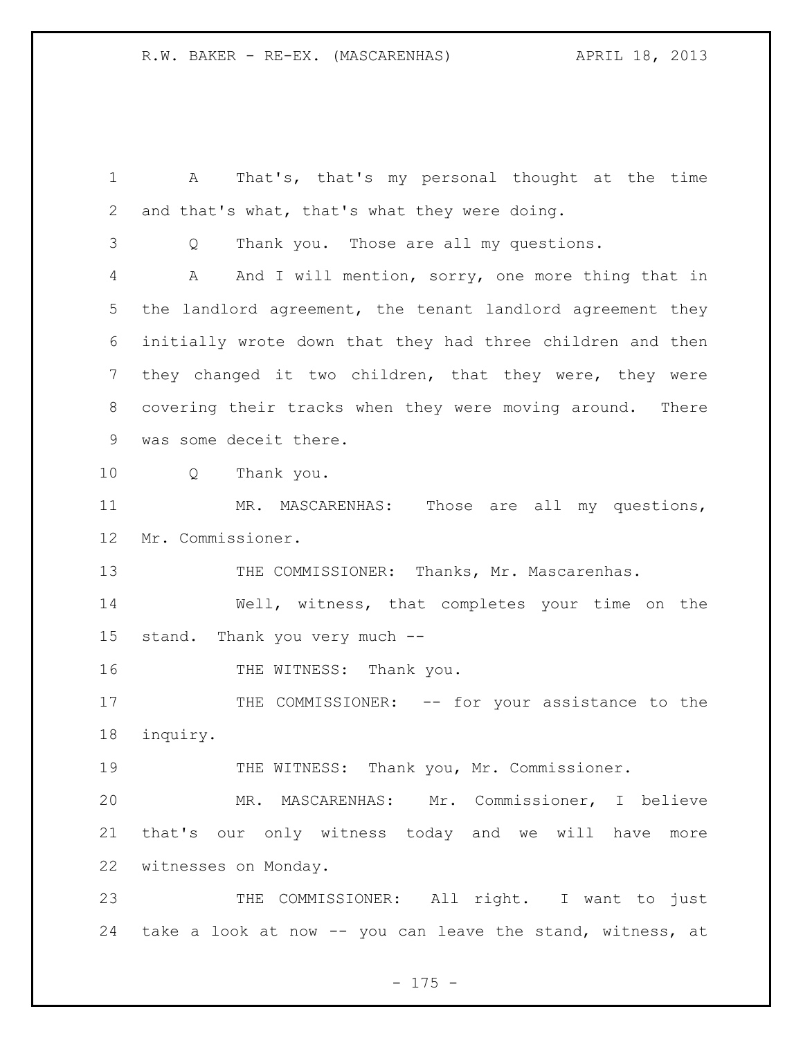A That's, that's my personal thought at the time and that's what, that's what they were doing.

Q Thank you. Those are all my questions.

A And I will mention, sorry, one more thing that in the landlord agreement, the tenant landlord agreement they initially wrote down that they had three children and then they changed it two children, that they were, they were covering their tracks when they were moving around. There was some deceit there.

Q Thank you.

MR. MASCARENHAS: Those are all my questions, Mr. Commissioner.

THE COMMISSIONER: Thanks, Mr. Mascarenhas.

Well, witness, that completes your time on the stand. Thank you very much --

THE WITNESS: Thank you.

THE COMMISSIONER: -- for your assistance to the inquiry.

THE WITNESS: Thank you, Mr. Commissioner.

MR. MASCARENHAS: Mr. Commissioner, I believe that's our only witness today and we will have more witnesses on Monday.

THE COMMISSIONER: All right. I want to just take a look at now -- you can leave the stand, witness, at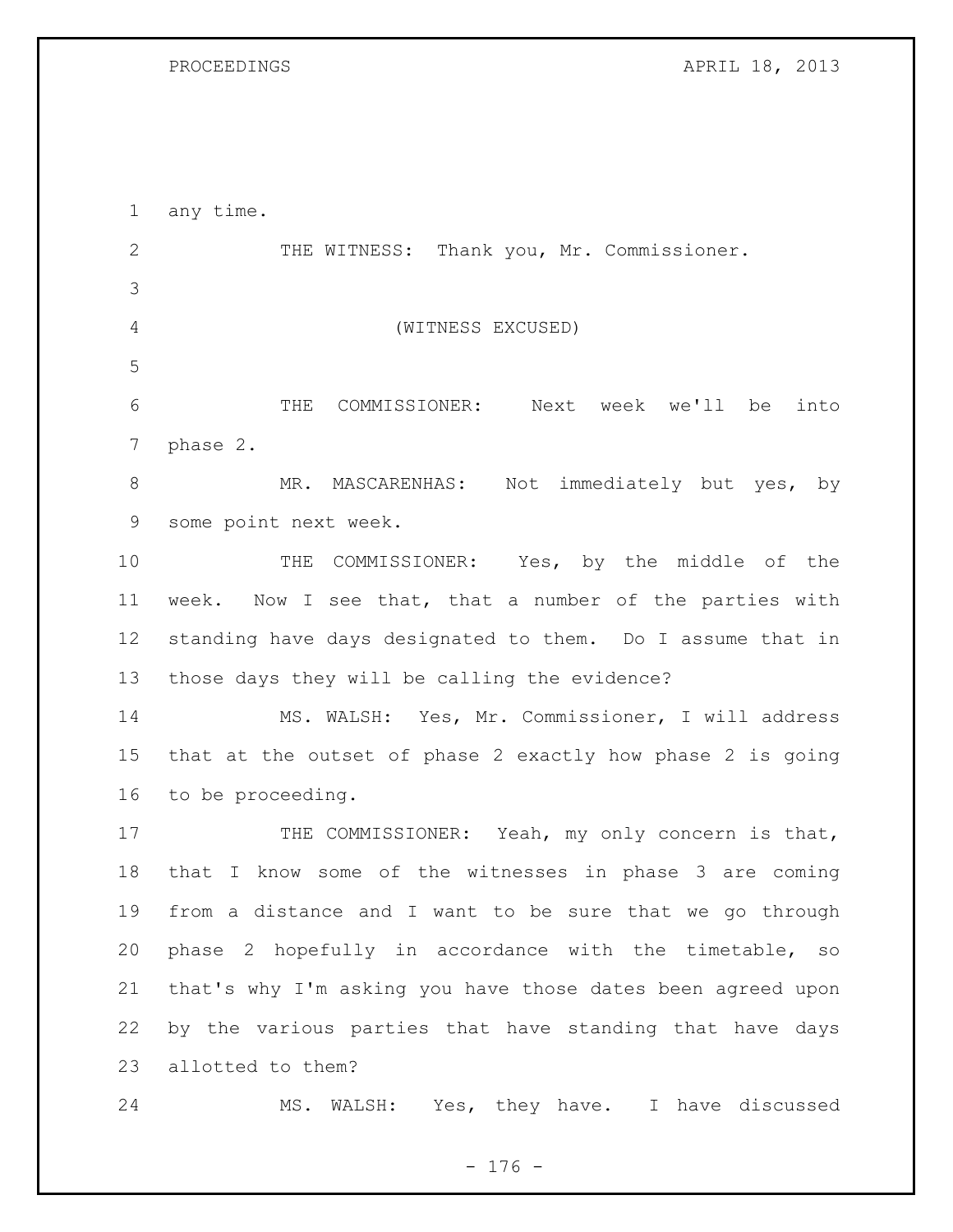any time.

THE WITNESS: Thank you, Mr. Commissioner.

(WITNESS EXCUSED)

THE COMMISSIONER: Next week we'll be into phase 2.

MR. MASCARENHAS: Not immediately but yes, by some point next week.

THE COMMISSIONER: Yes, by the middle of the week. Now I see that, that a number of the parties with standing have days designated to them. Do I assume that in those days they will be calling the evidence?

MS. WALSH: Yes, Mr. Commissioner, I will address that at the outset of phase 2 exactly how phase 2 is going to be proceeding.

THE COMMISSIONER: Yeah, my only concern is that, that I know some of the witnesses in phase 3 are coming from a distance and I want to be sure that we go through phase 2 hopefully in accordance with the timetable, so that's why I'm asking you have those dates been agreed upon by the various parties that have standing that have days allotted to them?

MS. WALSH: Yes, they have. I have discussed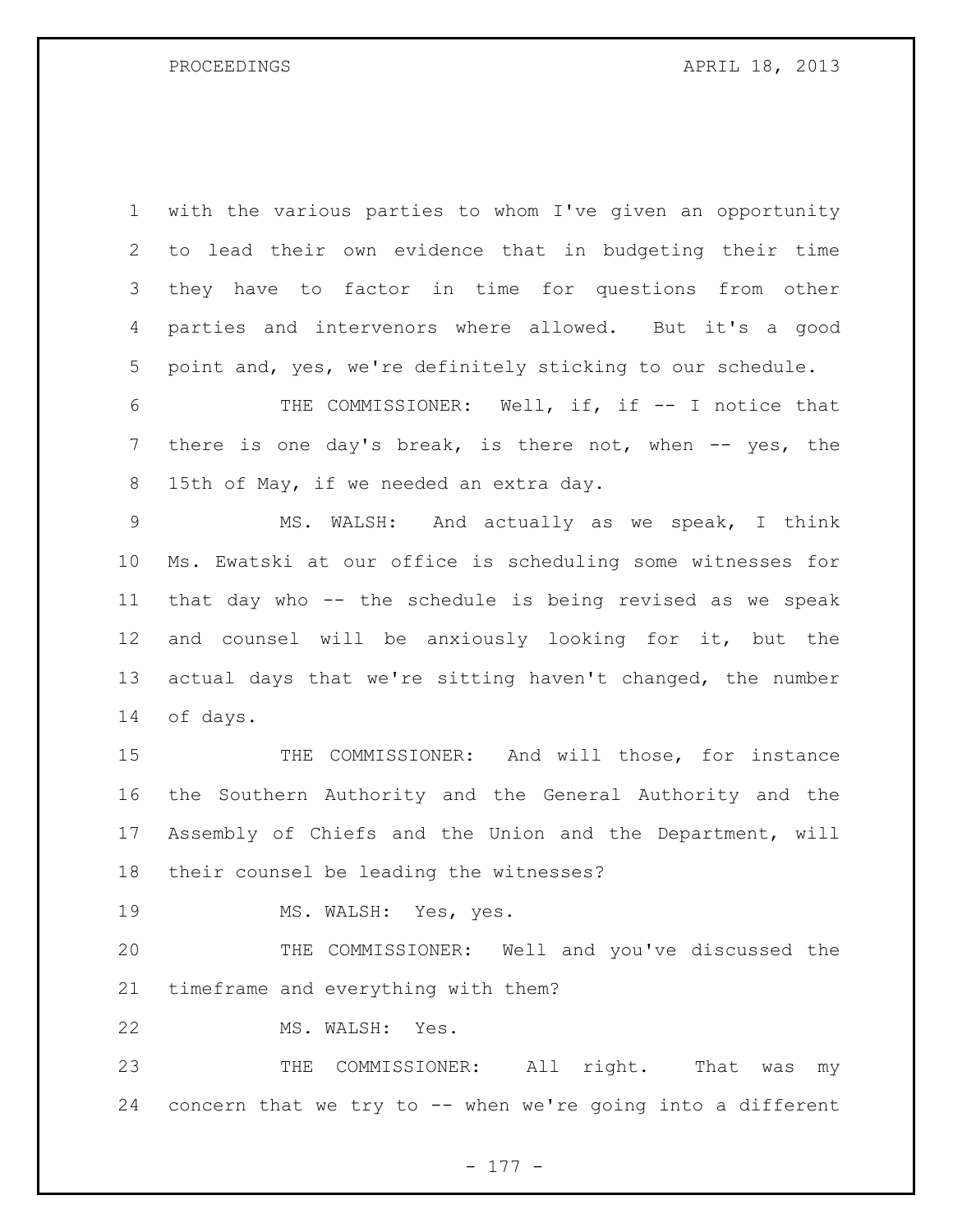with the various parties to whom I've given an opportunity to lead their own evidence that in budgeting their time they have to factor in time for questions from other parties and intervenors where allowed. But it's a good point and, yes, we're definitely sticking to our schedule.

THE COMMISSIONER: Well, if, if -- I notice that there is one day's break, is there not, when -- yes, the 15th of May, if we needed an extra day.

MS. WALSH: And actually as we speak, I think Ms. Ewatski at our office is scheduling some witnesses for that day who -- the schedule is being revised as we speak and counsel will be anxiously looking for it, but the actual days that we're sitting haven't changed, the number of days.

THE COMMISSIONER: And will those, for instance the Southern Authority and the General Authority and the Assembly of Chiefs and the Union and the Department, will their counsel be leading the witnesses?

MS. WALSH: Yes, yes.

THE COMMISSIONER: Well and you've discussed the timeframe and everything with them?

MS. WALSH: Yes.

THE COMMISSIONER: All right. That was my concern that we try to -- when we're going into a different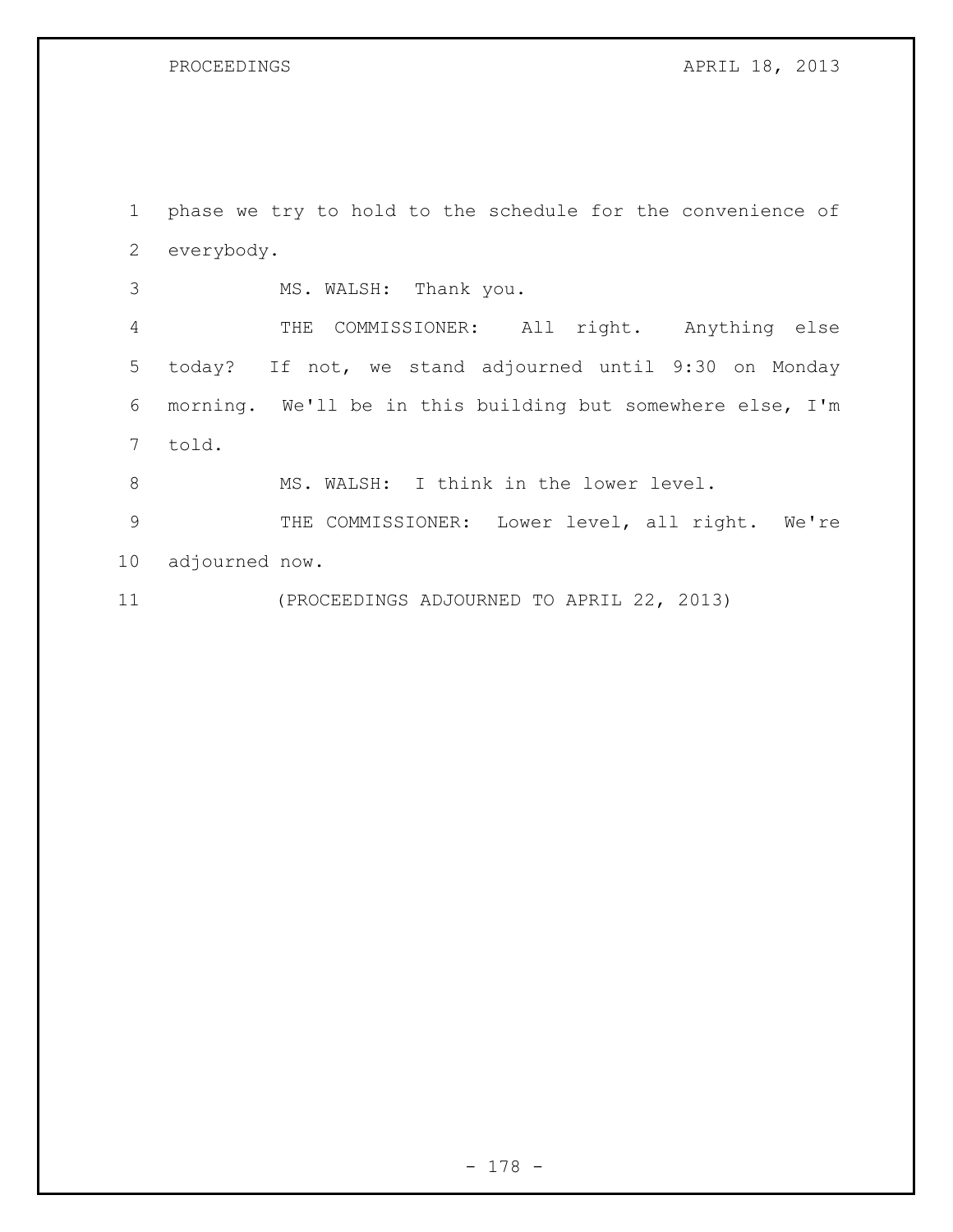phase we try to hold to the schedule for the convenience of everybody.

MS. WALSH: Thank you.

THE COMMISSIONER: All right. Anything else today? If not, we stand adjourned until 9:30 on Monday morning. We'll be in this building but somewhere else, I'm told.

MS. WALSH: I think in the lower level.

THE COMMISSIONER: Lower level, all right. We're adjourned now.

(PROCEEDINGS ADJOURNED TO APRIL 22, 2013)